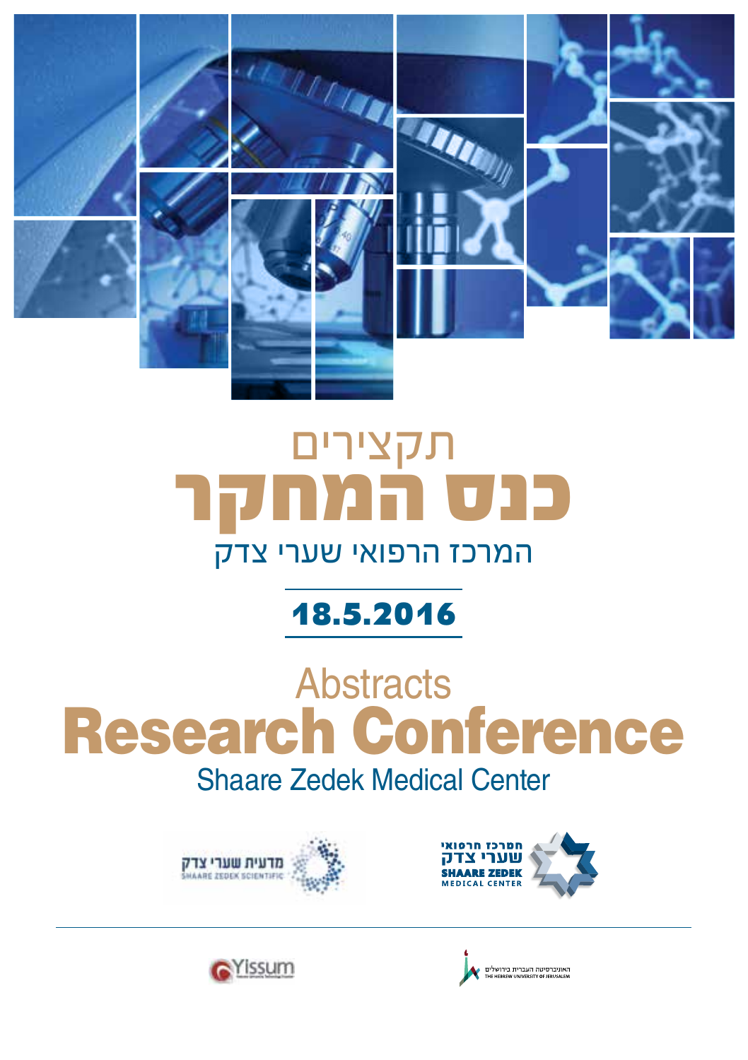# תקצירים
# כנס המחקר
## המרכז הרפואי שערי צדק

**18.5.2016**

# Abstracts
# Research Conference
## Shaare Zedek Medical Center

מדעית שערי צדק
SHAARE ZEDEK SCIENTIFIC

המרכז הרפואי
שערי צדק
SHAARE ZEDEK
MEDICAL CENTER

Yissum

האוניברסיטה העברית בירושלים
THE HEBREW UNIVERSITY OF JERUSALEM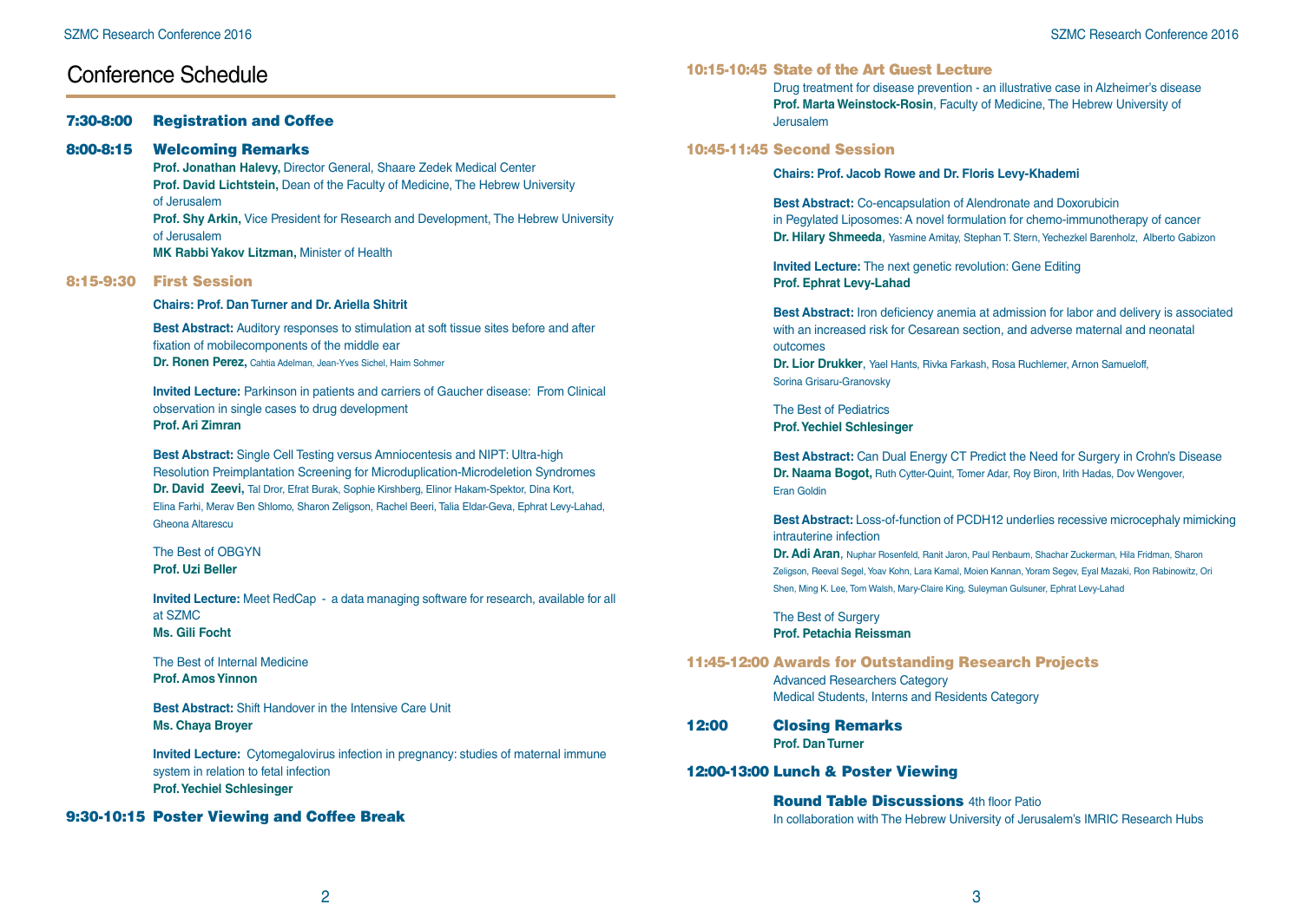# Conference Schedule

## 7:30-8:00 Registration and Coffee

## 8:00-8:15 Welcoming Remarks

**Prof. Jonathan Halevy,** Director General, Shaare Zedek Medical Center
**Prof. David Lichtstein,** Dean of the Faculty of Medicine, The Hebrew University of Jerusalem
**Prof. Shy Arkin,** Vice President for Research and Development, The Hebrew University of Jerusalem
**MK Rabbi Yakov Litzman,** Minister of Health

## 8:15-9:30 First Session

**Chairs: Prof. Dan Turner and Dr. Ariella Shitrit**

**Best Abstract:** Auditory responses to stimulation at soft tissue sites before and after fixation of mobilecomponents of the middle ear
**Dr. Ronen Perez,** Cahtia Adelman, Jean-Yves Sichel, Haim Sohmer

**Invited Lecture:** Parkinson in patients and carriers of Gaucher disease: From Clinical observation in single cases to drug development
**Prof. Ari Zimran**

**Best Abstract:** Single Cell Testing versus Amniocentesis and NIPT: Ultra-high Resolution Preimplantation Screening for Microduplication-Microdeletion Syndromes
**Dr. David Zeevi,** Tal Dror, Efrat Burak, Sophie Kirshberg, Elinor Hakam-Spektor, Dina Kort, Elina Farhi, Merav Ben Shlomo, Sharon Zeligson, Rachel Beeri, Talia Eldar-Geva, Ephrat Levy-Lahad, Gheona Altarescu

The Best of OBGYN
**Prof. Uzi Beller**

**Invited Lecture:** Meet RedCap - a data managing software for research, available for all at SZMC
**Ms. Gili Focht**

The Best of Internal Medicine
**Prof. Amos Yinnon**

**Best Abstract:** Shift Handover in the Intensive Care Unit
**Ms. Chaya Broyer**

**Invited Lecture:** Cytomegalovirus infection in pregnancy: studies of maternal immune system in relation to fetal infection
**Prof. Yechiel Schlesinger**

## 9:30-10:15 Poster Viewing and Coffee Break

## 10:15-10:45 State of the Art Guest Lecture

Drug treatment for disease prevention - an illustrative case in Alzheimer's disease
**Prof. Marta Weinstock-Rosin**, Faculty of Medicine, The Hebrew University of Jerusalem

## 10:45-11:45 Second Session

**Chairs: Prof. Jacob Rowe and Dr. Floris Levy-Khademi**

**Best Abstract:** Co-encapsulation of Alendronate and Doxorubicin in Pegylated Liposomes: A novel formulation for chemo-immunotherapy of cancer
**Dr. Hilary Shmeeda**, Yasmine Amitay, Stephan T. Stern, Yechezkel Barenholz, Alberto Gabizon

**Invited Lecture:** The next genetic revolution: Gene Editing
**Prof. Ephrat Levy-Lahad**

**Best Abstract:** Iron deficiency anemia at admission for labor and delivery is associated with an increased risk for Cesarean section, and adverse maternal and neonatal outcomes
**Dr. Lior Drukker**, Yael Hants, Rivka Farkash, Rosa Ruchlemer, Arnon Samueloff, Sorina Grisaru-Granovsky

The Best of Pediatrics
**Prof. Yechiel Schlesinger**

**Best Abstract:** Can Dual Energy CT Predict the Need for Surgery in Crohn's Disease
**Dr. Naama Bogot,** Ruth Cytter-Quint, Tomer Adar, Roy Biron, Irith Hadas, Dov Wengover, Eran Goldin

**Best Abstract:** Loss-of-function of PCDH12 underlies recessive microcephaly mimicking intrauterine infection
**Dr. Adi Aran**, Nuphar Rosenfeld, Ranit Jaron, Paul Renbaum, Shachar Zuckerman, Hila Fridman, Sharon Zeligson, Reeval Segel, Yoav Kohn, Lara Kamal, Moien Kannan, Yoram Segev, Eyal Mazaki, Ron Rabinowitz, Ori Shen, Ming K. Lee, Tom Walsh, Mary-Claire King, Suleyman Gulsuner, Ephrat Levy-Lahad

The Best of Surgery
**Prof. Petachia Reissman**

## 11:45-12:00 Awards for Outstanding Research Projects

Advanced Researchers Category
Medical Students, Interns and Residents Category

## 12:00 Closing Remarks

**Prof. Dan Turner**

## 12:00-13:00 Lunch & Poster Viewing

**Round Table Discussions** 4th floor Patio
In collaboration with The Hebrew University of Jerusalem's IMRIC Research Hubs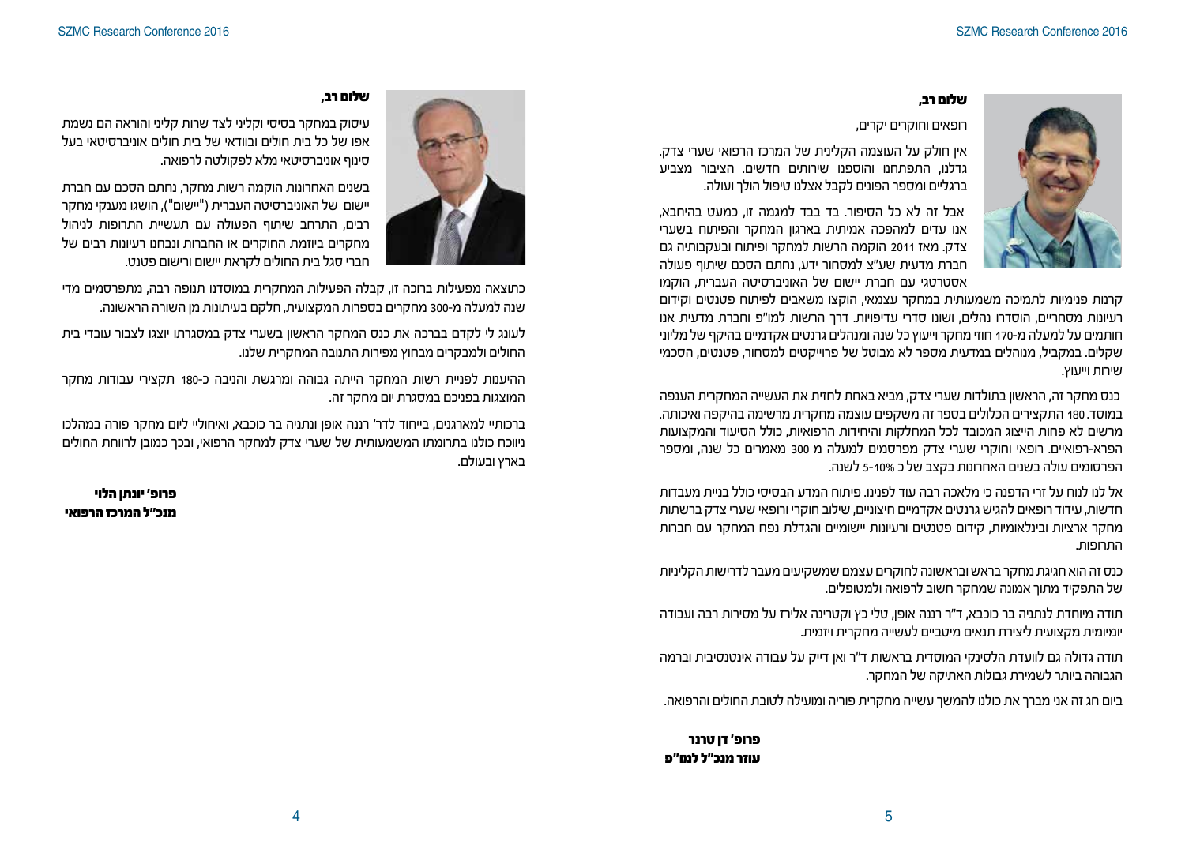**שלום רב,**

עיסוק במחקר בסיסי וקליני לצד שרות קליני והוראה הם נשמת אפו של כל בית חולים ובוודאי של בית חולים אוניברסיטאי בעל סינוף אוניברסיטאי מלא לפקולטה לרפואה.

בשנים האחרונות הוקמה רשות מחקר, נחתם הסכם עם חברת יישום של האוניברסיטה העברית ("יישום"), הושגו מענקי מחקר רבים, התרחב שיתוף הפעולה עם תעשיית התרופות לניהול מחקרים ביוזמת החוקרים או החברות ונבחנו רעיונות רבים של חברי סגל בית החולים לקראת יישום ורישום פטנט.

כתוצאה מפעילות ברוכה זו, קבלה הפעילות המחקרית במוסדנו תנופה רבה, מתפרסמים מדי שנה למעלה מ-300 מחקרים בספרות המקצועית, חלקם בעיתונות מן השורה הראשונה.

לעונג לי לקדם בברכה את כנס המחקר הראשון בשערי צדק במסגרתו יוצגו לצבור עובדי בית החולים ולמבקרים מבחוץ מפירות התנובה המחקרית שלנו.

ההיענות לפניית רשות המחקר הייתה גבוהה ומרגשת והניבה כ-180 תקצירי עבודות מחקר המוצגות בפניכם במסגרת יום מחקר זה.

ברכותיי למארגנים, בייחוד לדר' רננה אופן ונתניה בר כוכבא, ואיחוליי ליום מחקר פורה במהלכו ניווכח כולנו בתרומתו המשמעותית של שערי צדק למחקר הרפואי, ובכך כמובן לרווחת החולים בארץ ובעולם.

**פרופ' יונתן הלוי**
**מנכ"ל המרכז הרפואי**

**שלום רב,**

רופאים וחוקרים יקרים,

אין חולק על העוצמה הקלינית של המרכז הרפואי שערי צדק. גדלנו, התפתחנו והוספנו שירותים חדשים. הציבור מצביע ברגליים ומספר הפונים לקבל אצלנו טיפול הולך ועולה.

אבל זה לא כל הסיפור. בד בבד למגמה זו, כמעט בהיחבא, אנו עדים למהפכה אמיתית בארגון המחקר והפיתוח בשערי צדק. מאז 2011 הוקמה הרשות למחקר ופיתוח ובעקבותיה גם חברת מדעית שע"צ למסחור ידע, נחתם הסכם שיתוף פעולה אסטרטגי עם חברת יישום של האוניברסיטה העברית, הוקמו קרנות פנימיות לתמיכה משמעותית במחקר עצמאי, הוקצו משאבים לפיתוח פטנטים וקידום רעיונות מסחריים, הוסדרו נהלים, ושונו סדרי עדיפויות. דרך הרשות למו"פ וחברת מדעית אנו חותמים על למעלה מ-170 חוזי מחקר וייעוץ כל שנה ומנהלים גרנטים אקדמיים בהיקף של מליוני שקלים. במקביל, מנוהלים במדעית מספר לא מבוטל של פרוייקטים למסחור, פטנטים, הסכמי שירות וייעוץ.

כנס מחקר זה, הראשון בתולדות שערי צדק, מביא באחת לחזית את העשייה המחקרית הענפה במוסד. 180 התקצירים הכלולים בספר זה משקפים עוצמה מחקרית מרשימה בהיקפה ואיכותה. מרשים לא פחות הייצוג המכובד לכל המחלקות והיחידות הרפואיות, כולל הסיעוד והמקצועות הפרא-רפואיים. רופאי וחוקרי שערי צדק מפרסמים למעלה מ 300 מאמרים כל שנה, ומספר הפרסומים עולה בשנים האחרונות בקצב של כ 10%-5 לשנה.

אל לנו לנוח על זרי הדפנה כי מלאכה רבה עוד לפנינו. פיתוח המדע הבסיסי כולל בניית מעבדות חדשות, עידוד רופאים להגיש גרנטים אקדמיים חיצוניים, שילוב חוקרי ורופאי שערי צדק ברשתות מחקר ארציות ובינלאומיות, קידום פטנטים ורעיונות יישומיים והגדלת נפח המחקר עם חברות התרופות.

כנס זה הוא חגיגת מחקר בראש ובראשונה לחוקרים עצמם שמשקיעים מעבר לדרישות הקליניות של התפקיד מתוך אמונה שמחקר חשוב לרפואה ולמטופלים.

תודה מיוחדת לנתניה בר כוכבא, ד"ר רננה אופן, טלי כץ וקטרינה אלירז על מסירות רבה ועבודה יומיומית מקצועית ליצירת תנאים מיטביים לעשייה מחקרית ויזמית.

תודה גדולה גם לוועדת הלסינקי המוסדית בראשות ד"ר ואן דייק על עבודה אינטנסיבית וברמה הגבוהה ביותר לשמירת גבולות האתיקה של המחקר.

ביום חג זה אני מברך את כולנו להמשך עשייה מחקרית פוריה ומועילה לטובת החולים והרפואה.

**פרופ' דן טרנר**
**עוזר מנכ"ל למו"פ**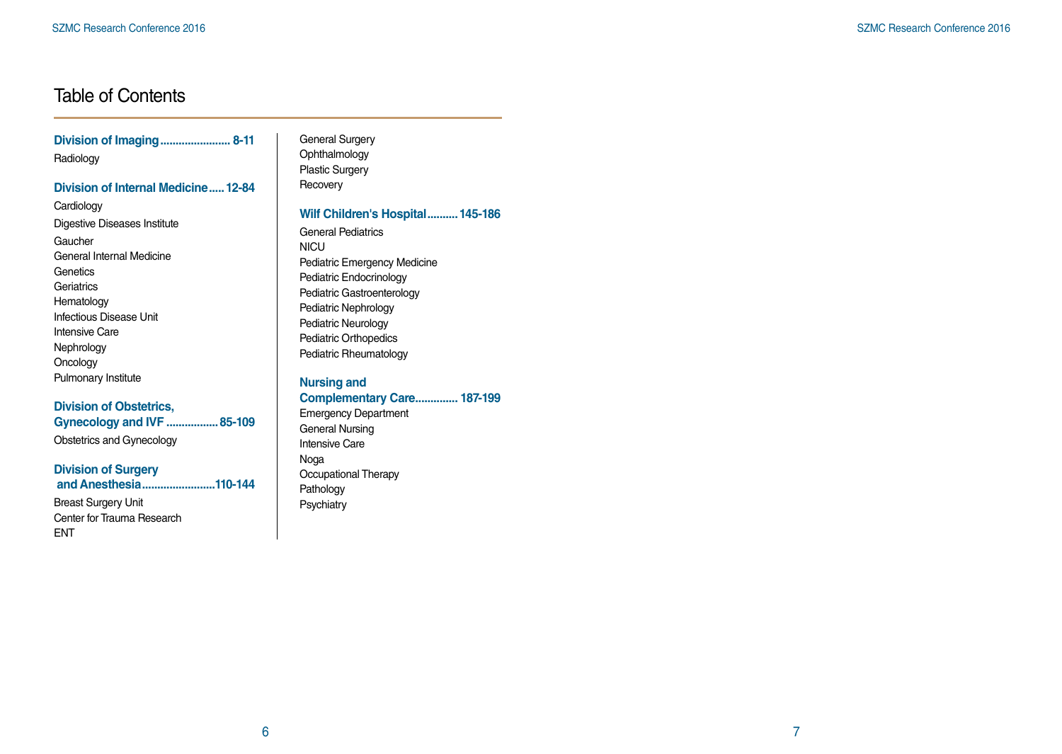# Table of Contents

**Division of Imaging....................... 8-11**

Radiology

**Division of Internal Medicine..... 12-84**

Cardiology
Digestive Diseases Institute
Gaucher
General Internal Medicine
Genetics
Geriatrics
Hematology
Infectious Disease Unit
Intensive Care
Nephrology
Oncology
Pulmonary Institute

**Division of Obstetrics, Gynecology and IVF ................. 85-109**

Obstetrics and Gynecology

**Division of Surgery and Anesthesia........................110-144**

Breast Surgery Unit
Center for Trauma Research
ENT
General Surgery
Ophthalmology
Plastic Surgery
Recovery

**Wilf Children's Hospital.......... 145-186**

General Pediatrics
NICU
Pediatric Emergency Medicine
Pediatric Endocrinology
Pediatric Gastroenterology
Pediatric Nephrology
Pediatric Neurology
Pediatric Orthopedics
Pediatric Rheumatology

**Nursing and Complementary Care............. 187-199**

Emergency Department
General Nursing
Intensive Care
Noga
Occupational Therapy
Pathology
Psychiatry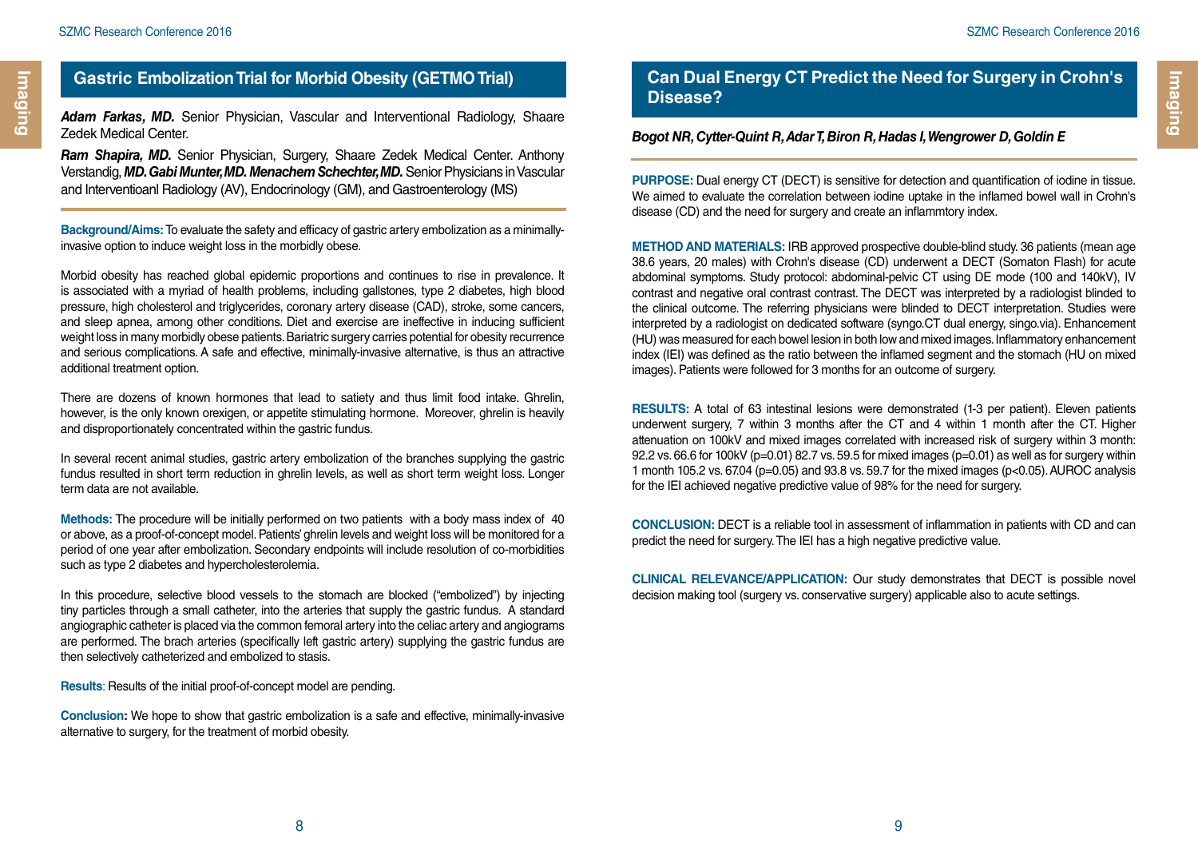## Gastric Embolization Trial for Morbid Obesity (GETMO Trial)

***Adam Farkas, MD.*** Senior Physician, Vascular and Interventional Radiology, Shaare Zedek Medical Center.

***Ram Shapira, MD.*** Senior Physician, Surgery, Shaare Zedek Medical Center. Anthony Verstandig, ***MD. Gabi Munter, MD. Menachem Schechter, MD.*** Senior Physicians in Vascular and Interventioanl Radiology (AV), Endocrinology (GM), and Gastroenterology (MS)

**Background/Aims:** To evaluate the safety and efficacy of gastric artery embolization as a minimally-invasive option to induce weight loss in the morbidly obese.

Morbid obesity has reached global epidemic proportions and continues to rise in prevalence. It is associated with a myriad of health problems, including gallstones, type 2 diabetes, high blood pressure, high cholesterol and triglycerides, coronary artery disease (CAD), stroke, some cancers, and sleep apnea, among other conditions. Diet and exercise are ineffective in inducing sufficient weight loss in many morbidly obese patients. Bariatric surgery carries potential for obesity recurrence and serious complications. A safe and effective, minimally-invasive alternative, is thus an attractive additional treatment option.

There are dozens of known hormones that lead to satiety and thus limit food intake. Ghrelin, however, is the only known orexigen, or appetite stimulating hormone. Moreover, ghrelin is heavily and disproportionately concentrated within the gastric fundus.

In several recent animal studies, gastric artery embolization of the branches supplying the gastric fundus resulted in short term reduction in ghrelin levels, as well as short term weight loss. Longer term data are not available.

**Methods:** The procedure will be initially performed on two patients with a body mass index of 40 or above, as a proof-of-concept model. Patients' ghrelin levels and weight loss will be monitored for a period of one year after embolization. Secondary endpoints will include resolution of co-morbidities such as type 2 diabetes and hypercholesterolemia.

In this procedure, selective blood vessels to the stomach are blocked ("embolized") by injecting tiny particles through a small catheter, into the arteries that supply the gastric fundus. A standard angiographic catheter is placed via the common femoral artery into the celiac artery and angiograms are performed. The brach arteries (specifically left gastric artery) supplying the gastric fundus are then selectively catheterized and embolized to stasis.

**Results**: Results of the initial proof-of-concept model are pending.

**Conclusion:** We hope to show that gastric embolization is a safe and effective, minimally-invasive alternative to surgery, for the treatment of morbid obesity.

## Can Dual Energy CT Predict the Need for Surgery in Crohn's Disease?

***Bogot NR, Cytter-Quint R, Adar T, Biron R, Hadas I, Wengrower D, Goldin E***

**PURPOSE:** Dual energy CT (DECT) is sensitive for detection and quantification of iodine in tissue. We aimed to evaluate the correlation between iodine uptake in the inflamed bowel wall in Crohn's disease (CD) and the need for surgery and create an inflammtory index.

**METHOD AND MATERIALS:** IRB approved prospective double-blind study. 36 patients (mean age 38.6 years, 20 males) with Crohn's disease (CD) underwent a DECT (Somaton Flash) for acute abdominal symptoms. Study protocol: abdominal-pelvic CT using DE mode (100 and 140kV), IV contrast and negative oral contrast contrast. The DECT was interpreted by a radiologist blinded to the clinical outcome. The referring physicians were blinded to DECT interpretation. Studies were interpreted by a radiologist on dedicated software (syngo.CT dual energy, singo.via). Enhancement (HU) was measured for each bowel lesion in both low and mixed images. Inflammatory enhancement index (IEI) was defined as the ratio between the inflamed segment and the stomach (HU on mixed images). Patients were followed for 3 months for an outcome of surgery.

**RESULTS:** A total of 63 intestinal lesions were demonstrated (1-3 per patient). Eleven patients underwent surgery, 7 within 3 months after the CT and 4 within 1 month after the CT. Higher attenuation on 100kV and mixed images correlated with increased risk of surgery within 3 month: 92.2 vs. 66.6 for 100kV ($p=0.01$) 82.7 vs. 59.5 for mixed images ($p=0.01$) as well as for surgery within 1 month 105.2 vs. 67.04 ($p=0.05$) and 93.8 vs. 59.7 for the mixed images ($p<0.05$). AUROC analysis for the IEI achieved negative predictive value of 98% for the need for surgery.

**CONCLUSION:** DECT is a reliable tool in assessment of inflammation in patients with CD and can predict the need for surgery. The IEI has a high negative predictive value.

**CLINICAL RELEVANCE/APPLICATION:** Our study demonstrates that DECT is possible novel decision making tool (surgery vs. conservative surgery) applicable also to acute settings.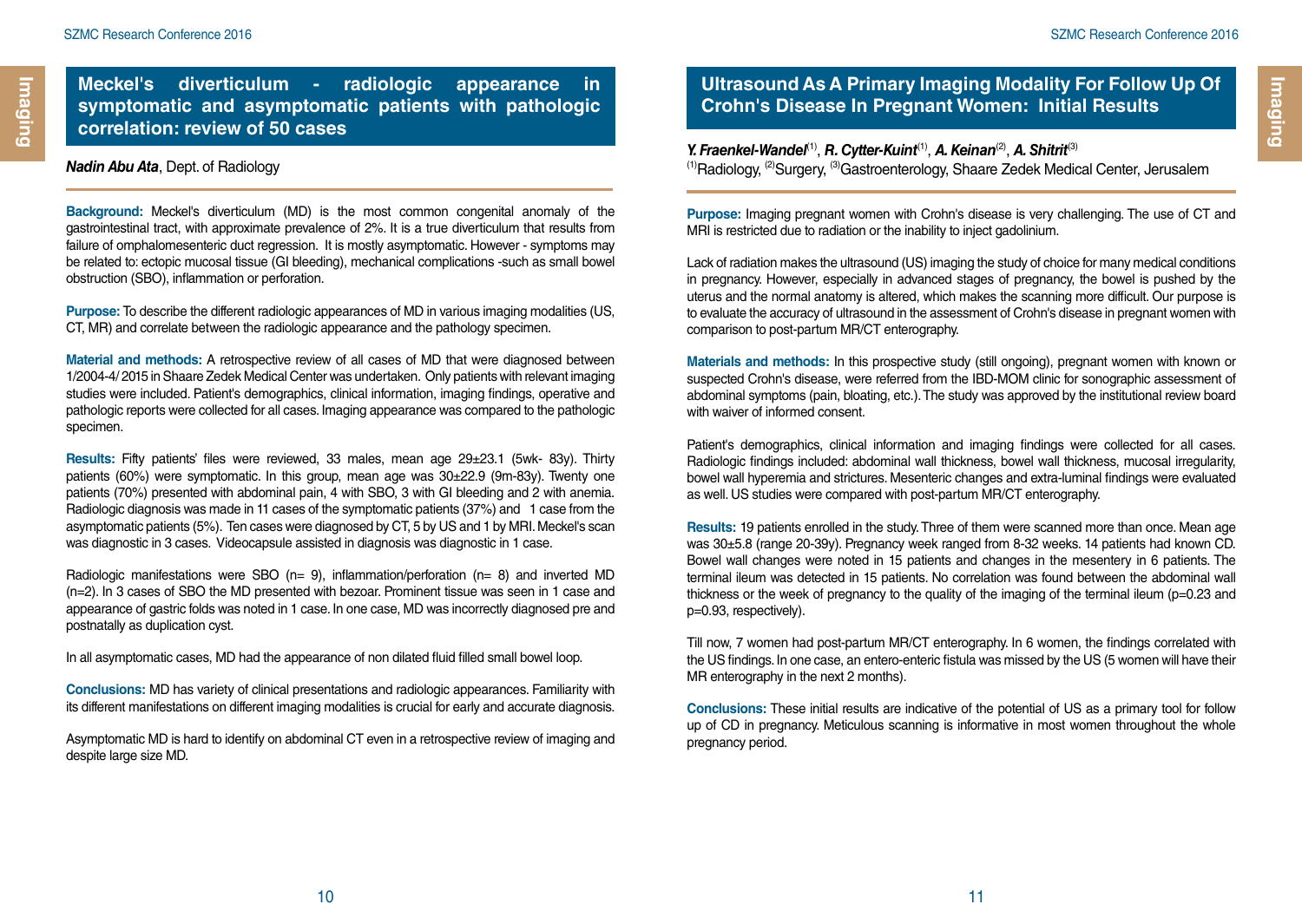## Meckel's diverticulum - radiologic appearance in symptomatic and asymptomatic patients with pathologic correlation: review of 50 cases

***Nadin Abu Ata***, Dept. of Radiology

**Background:** Meckel's diverticulum (MD) is the most common congenital anomaly of the gastrointestinal tract, with approximate prevalence of 2%. It is a true diverticulum that results from failure of omphalomesenteric duct regression. It is mostly asymptomatic. However - symptoms may be related to: ectopic mucosal tissue (GI bleeding), mechanical complications -such as small bowel obstruction (SBO), inflammation or perforation.

**Purpose:** To describe the different radiologic appearances of MD in various imaging modalities (US, CT, MR) and correlate between the radiologic appearance and the pathology specimen.

**Material and methods:** A retrospective review of all cases of MD that were diagnosed between 1/2004-4/ 2015 in Shaare Zedek Medical Center was undertaken. Only patients with relevant imaging studies were included. Patient's demographics, clinical information, imaging findings, operative and pathologic reports were collected for all cases. Imaging appearance was compared to the pathologic specimen.

**Results:** Fifty patients' files were reviewed, 33 males, mean age 29±23.1 (5wk- 83y). Thirty patients (60%) were symptomatic. In this group, mean age was 30±22.9 (9m-83y). Twenty one patients (70%) presented with abdominal pain, 4 with SBO, 3 with GI bleeding and 2 with anemia. Radiologic diagnosis was made in 11 cases of the symptomatic patients (37%) and 1 case from the asymptomatic patients (5%). Ten cases were diagnosed by CT, 5 by US and 1 by MRI. Meckel's scan was diagnostic in 3 cases. Videocapsule assisted in diagnosis was diagnostic in 1 case.

Radiologic manifestations were SBO (n= 9), inflammation/perforation (n= 8) and inverted MD (n=2). In 3 cases of SBO the MD presented with bezoar. Prominent tissue was seen in 1 case and appearance of gastric folds was noted in 1 case. In one case, MD was incorrectly diagnosed pre and postnatally as duplication cyst.

In all asymptomatic cases, MD had the appearance of non dilated fluid filled small bowel loop.

**Conclusions:** MD has variety of clinical presentations and radiologic appearances. Familiarity with its different manifestations on different imaging modalities is crucial for early and accurate diagnosis.

Asymptomatic MD is hard to identify on abdominal CT even in a retrospective review of imaging and despite large size MD.

## Ultrasound As A Primary Imaging Modality For Follow Up Of Crohn's Disease In Pregnant Women: Initial Results

***Y. Fraenkel-Wandel***[1], ***R. Cytter-Kuint***[1], ***A. Keinan***[2], ***A. Shitrit***[3]
[1]Radiology, [2]Surgery, [3]Gastroenterology, Shaare Zedek Medical Center, Jerusalem

**Purpose:** Imaging pregnant women with Crohn's disease is very challenging. The use of CT and MRI is restricted due to radiation or the inability to inject gadolinium.

Lack of radiation makes the ultrasound (US) imaging the study of choice for many medical conditions in pregnancy. However, especially in advanced stages of pregnancy, the bowel is pushed by the uterus and the normal anatomy is altered, which makes the scanning more difficult. Our purpose is to evaluate the accuracy of ultrasound in the assessment of Crohn's disease in pregnant women with comparison to post-partum MR/CT enterography.

**Materials and methods:** In this prospective study (still ongoing), pregnant women with known or suspected Crohn's disease, were referred from the IBD-MOM clinic for sonographic assessment of abdominal symptoms (pain, bloating, etc.). The study was approved by the institutional review board with waiver of informed consent.

Patient's demographics, clinical information and imaging findings were collected for all cases. Radiologic findings included: abdominal wall thickness, bowel wall thickness, mucosal irregularity, bowel wall hyperemia and strictures. Mesenteric changes and extra-luminal findings were evaluated as well. US studies were compared with post-partum MR/CT enterography.

**Results:** 19 patients enrolled in the study. Three of them were scanned more than once. Mean age was 30±5.8 (range 20-39y). Pregnancy week ranged from 8-32 weeks. 14 patients had known CD. Bowel wall changes were noted in 15 patients and changes in the mesentery in 6 patients. The terminal ileum was detected in 15 patients. No correlation was found between the abdominal wall thickness or the week of pregnancy to the quality of the imaging of the terminal ileum ($p$=0.23 and $p$=0.93, respectively).

Till now, 7 women had post-partum MR/CT enterography. In 6 women, the findings correlated with the US findings. In one case, an entero-enteric fistula was missed by the US (5 women will have their MR enterography in the next 2 months).

**Conclusions:** These initial results are indicative of the potential of US as a primary tool for follow up of CD in pregnancy. Meticulous scanning is informative in most women throughout the whole pregnancy period.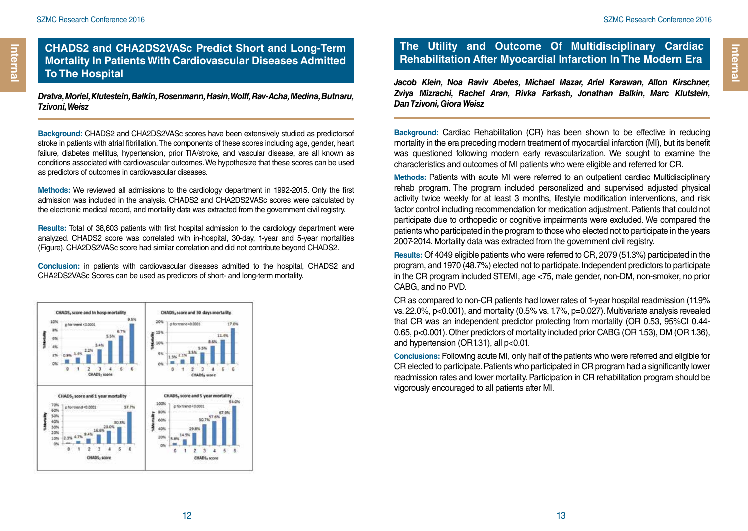## CHADS2 and CHA2DS2VASc Predict Short and Long-Term Mortality In Patients With Cardiovascular Diseases Admitted To The Hospital

***Dratva, Moriel, Klutestein, Balkin, Rosenmann, Hasin, Wolff, Rav-Acha, Medina, Butnaru, Tzivoni, Weisz***

**Background:** CHADS2 and CHA2DS2VASc scores have been extensively studied as predictorsof stroke in patients with atrial fibrillation. The components of these scores including age, gender, heart failure, diabetes mellitus, hypertension, prior TIA/stroke, and vascular disease, are all known as conditions associated with cardiovascular outcomes. We hypothesize that these scores can be used as predictors of outcomes in cardiovascular diseases.

**Methods:** We reviewed all admissions to the cardiology department in 1992-2015. Only the first admission was included in the analysis. CHADS2 and CHA2DS2VASc scores were calculated by the electronic medical record, and mortality data was extracted from the government civil registry.

**Results:** Total of 38,603 patients with first hospital admission to the cardiology department were analyzed. CHADS2 score was correlated with in-hospital, 30-day, 1-year and 5-year mortalities (Figure). CHA2DS2VASc score had similar correlation and did not contribute beyond CHADS2.

**Conclusion:** in patients with cardiovascular diseases admitted to the hospital, CHADS2 and CHA2DS2VASc Scores can be used as predictors of short- and long-term mortality.

| CHADS2 score | In hosp mortality | 30 days mortality | 1 year mortality | 5 year mortality |
|---|---|---|---|---|
| 0 | 0.9% | 1.5% | 2.3% | 5.8% |
| 1 | 1.4% | 2.1% | 4.7% | 14.5% |
| 2 | 2.2% | 3.5% | 9.4% | 29.8% |
| 3 | 3.4% | 5.5% | 16.6% | 50.7% |
| 4 | 5.5% | 8.6% | 23.0% | 57.6% |
| 5 | 6.7% | 11.4% | 30.3% | 67.9% |
| 6 | 9.5% | 17.0% | 57.7% | 94.0% |

p for trend <0.0001 (all panels)

## The Utility and Outcome Of Multidisciplinary Cardiac Rehabilitation After Myocardial Infarction In The Modern Era

***Jacob Klein, Noa Raviv Abeles, Michael Mazar, Ariel Karawan, Allon Kirschner, Zviya Mizrachi, Rachel Aran, Rivka Farkash, Jonathan Balkin, Marc Klutstein, Dan Tzivoni, Giora Weisz***

**Background:** Cardiac Rehabilitation (CR) has been shown to be effective in reducing mortality in the era preceding modern treatment of myocardial infarction (MI), but its benefit was questioned following modern early revascularization. We sought to examine the characteristics and outcomes of MI patients who were eligible and referred for CR.

**Methods:** Patients with acute MI were referred to an outpatient cardiac Multidisciplinary rehab program. The program included personalized and supervised adjusted physical activity twice weekly for at least 3 months, lifestyle modification interventions, and risk factor control including recommendation for medication adjustment. Patients that could not participate due to orthopedic or cognitive impairments were excluded. We compared the patients who participated in the program to those who elected not to participate in the years 2007-2014. Mortality data was extracted from the government civil registry.

**Results:** Of 4049 eligible patients who were referred to CR, 2079 (51.3%) participated in the program, and 1970 (48.7%) elected not to participate. Independent predictors to participate in the CR program included STEMI, age <75, male gender, non-DM, non-smoker, no prior CABG, and no PVD.

CR as compared to non-CR patients had lower rates of 1-year hospital readmission (11.9% vs. 22.0%, $p<0.001$), and mortality (0.5% vs. 1.7%, $p=0.027$). Multivariate analysis revealed that CR was an independent predictor protecting from mortality (OR 0.53, 95%CI 0.44-0.65, $p<0.001$). Other predictors of mortality included prior CABG (OR 1.53), DM (OR 1.36), and hypertension (OR1.31), all $p<0.01$.

**Conclusions:** Following acute MI, only half of the patients who were referred and eligible for CR elected to participate. Patients who participated in CR program had a significantly lower readmission rates and lower mortality. Participation in CR rehabilitation program should be vigorously encouraged to all patients after MI.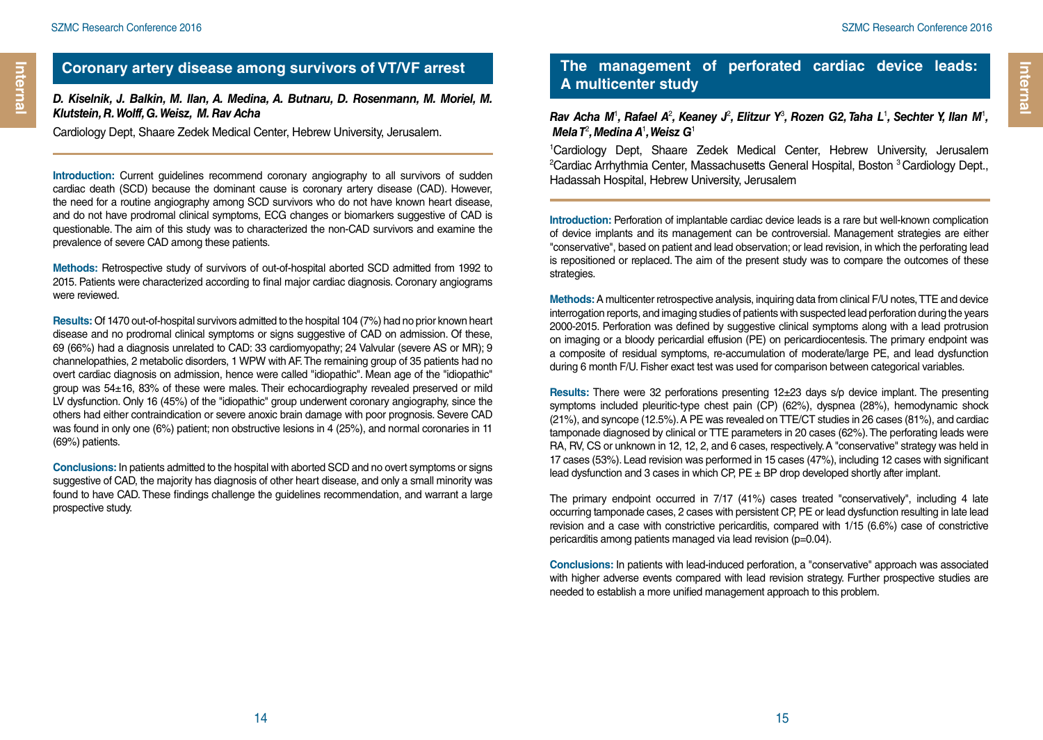## Coronary artery disease among survivors of VT/VF arrest

***D. Kiselnik, J. Balkin, M. Ilan, A. Medina, A. Butnaru, D. Rosenmann, M. Moriel, M. Klutstein, R. Wolff, G. Weisz, M. Rav Acha***

Cardiology Dept, Shaare Zedek Medical Center, Hebrew University, Jerusalem.

**Introduction:** Current guidelines recommend coronary angiography to all survivors of sudden cardiac death (SCD) because the dominant cause is coronary artery disease (CAD). However, the need for a routine angiography among SCD survivors who do not have known heart disease, and do not have prodromal clinical symptoms, ECG changes or biomarkers suggestive of CAD is questionable. The aim of this study was to characterized the non-CAD survivors and examine the prevalence of severe CAD among these patients.

**Methods:** Retrospective study of survivors of out-of-hospital aborted SCD admitted from 1992 to 2015. Patients were characterized according to final major cardiac diagnosis. Coronary angiograms were reviewed.

**Results:** Of 1470 out-of-hospital survivors admitted to the hospital 104 (7%) had no prior known heart disease and no prodromal clinical symptoms or signs suggestive of CAD on admission. Of these, 69 (66%) had a diagnosis unrelated to CAD: 33 cardiomyopathy; 24 Valvular (severe AS or MR); 9 channelopathies, 2 metabolic disorders, 1 WPW with AF. The remaining group of 35 patients had no overt cardiac diagnosis on admission, hence were called "idiopathic". Mean age of the "idiopathic" group was 54±16, 83% of these were males. Their echocardiography revealed preserved or mild LV dysfunction. Only 16 (45%) of the "idiopathic" group underwent coronary angiography, since the others had either contraindication or severe anoxic brain damage with poor prognosis. Severe CAD was found in only one (6%) patient; non obstructive lesions in 4 (25%), and normal coronaries in 11 (69%) patients.

**Conclusions:** In patients admitted to the hospital with aborted SCD and no overt symptoms or signs suggestive of CAD, the majority has diagnosis of other heart disease, and only a small minority was found to have CAD. These findings challenge the guidelines recommendation, and warrant a large prospective study.

## The management of perforated cardiac device leads: A multicenter study

***Rav Acha M[1], Rafael A[2], Keaney J[2], Elitzur Y[3], Rozen G2, Taha L[1], Sechter Y, Ilan M[1], Mela T[2], Medina A[1], Weisz G[1]***

[1]Cardiology Dept, Shaare Zedek Medical Center, Hebrew University, Jerusalem [2]Cardiac Arrhythmia Center, Massachusetts General Hospital, Boston [3]Cardiology Dept., Hadassah Hospital, Hebrew University, Jerusalem

**Introduction:** Perforation of implantable cardiac device leads is a rare but well-known complication of device implants and its management can be controversial. Management strategies are either "conservative", based on patient and lead observation; or lead revision, in which the perforating lead is repositioned or replaced. The aim of the present study was to compare the outcomes of these strategies.

**Methods:** A multicenter retrospective analysis, inquiring data from clinical F/U notes, TTE and device interrogation reports, and imaging studies of patients with suspected lead perforation during the years 2000-2015. Perforation was defined by suggestive clinical symptoms along with a lead protrusion on imaging or a bloody pericardial effusion (PE) on pericardiocentesis. The primary endpoint was a composite of residual symptoms, re-accumulation of moderate/large PE, and lead dysfunction during 6 month F/U. Fisher exact test was used for comparison between categorical variables.

**Results:** There were 32 perforations presenting 12±23 days s/p device implant. The presenting symptoms included pleuritic-type chest pain (CP) (62%), dyspnea (28%), hemodynamic shock (21%), and syncope (12.5%). A PE was revealed on TTE/CT studies in 26 cases (81%), and cardiac tamponade diagnosed by clinical or TTE parameters in 20 cases (62%). The perforating leads were RA, RV, CS or unknown in 12, 12, 2, and 6 cases, respectively. A "conservative" strategy was held in 17 cases (53%). Lead revision was performed in 15 cases (47%), including 12 cases with significant lead dysfunction and 3 cases in which CP, PE ± BP drop developed shortly after implant.

The primary endpoint occurred in 7/17 (41%) cases treated "conservatively", including 4 late occurring tamponade cases, 2 cases with persistent CP, PE or lead dysfunction resulting in late lead revision and a case with constrictive pericarditis, compared with 1/15 (6.6%) case of constrictive pericarditis among patients managed via lead revision ($p=0.04$).

**Conclusions:** In patients with lead-induced perforation, a "conservative" approach was associated with higher adverse events compared with lead revision strategy. Further prospective studies are needed to establish a more unified management approach to this problem.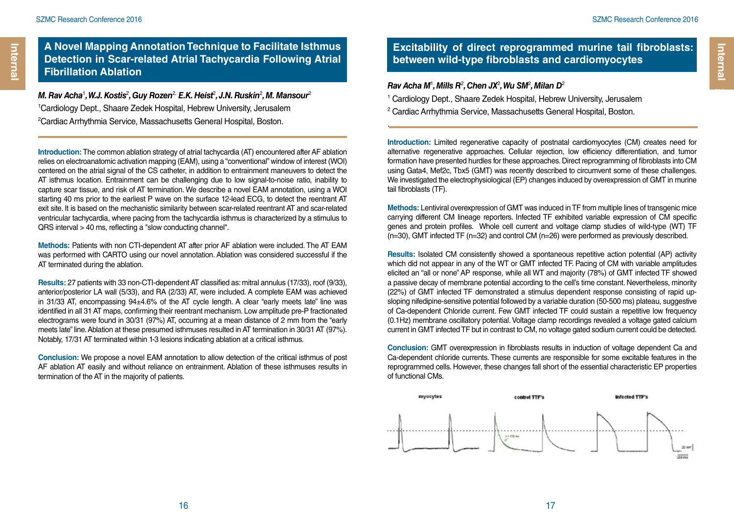# A Novel Mapping Annotation Technique to Facilitate Isthmus Detection in Scar-related Atrial Tachycardia Following Atrial Fibrillation Ablation

***M. Rav Acha[1], W.J. Kostis[2], Guy Rozen[2], E.K. Heist[2], J.N. Ruskin[2], M. Mansour[2]***

[1]Cardiology Dept., Shaare Zedek Hospital, Hebrew University, Jerusalem

[2]Cardiac Arrhythmia Service, Massachusetts General Hospital, Boston.

**Introduction:** The common ablation strategy of atrial tachycardia (AT) encountered after AF ablation relies on electroanatomic activation mapping (EAM), using a "conventional" window of interest (WOI) centered on the atrial signal of the CS catheter, in addition to entrainment maneuvers to detect the AT isthmus location. Entrainment can be challenging due to low signal-to-noise ratio, inability to capture scar tissue, and risk of AT termination. We describe a novel EAM annotation, using a WOI starting 40 ms prior to the earliest P wave on the surface 12-lead ECG, to detect the reentrant AT exit site. It is based on the mechanistic similarity between scar-related reentrant AT and scar-related ventricular tachycardia, where pacing from the tachycardia isthmus is characterized by a stimulus to QRS interval > 40 ms, reflecting a "slow conducting channel".

**Methods:** Patients with non CTI-dependent AT after prior AF ablation were included. The AT EAM was performed with CARTO using our novel annotation. Ablation was considered successful if the AT terminated during the ablation.

**Results:** 27 patients with 33 non-CTI-dependent AT classified as: mitral annulus (17/33), roof (9/33), anterior/posterior LA wall (5/33), and RA (2/33) AT, were included. A complete EAM was achieved in 31/33 AT, encompassing 94±4.6% of the AT cycle length. A clear "early meets late" line was identified in all 31 AT maps, confirming their reentrant mechanism. Low amplitude pre-P fractionated electrograms were found in 30/31 (97%) AT, occurring at a mean distance of 2 mm from the "early meets late" line. Ablation at these presumed isthmuses resulted in AT termination in 30/31 AT (97%). Notably, 17/31 AT terminated within 1-3 lesions indicating ablation at a critical isthmus.

**Conclusion:** We propose a novel EAM annotation to allow detection of the critical isthmus of post AF ablation AT easily and without reliance on entrainment. Ablation of these isthmuses results in termination of the AT in the majority of patients.

# Excitability of direct reprogrammed murine tail fibroblasts: between wild-type fibroblasts and cardiomyocytes

***Rav Acha M[1], Mills R[2], Chen JX[2], Wu SM[2], Milan D[2]***

[1] Cardiology Dept., Shaare Zedek Hospital, Hebrew University, Jerusalem

[2] Cardiac Arrhythmia Service, Massachusetts General Hospital, Boston.

**Introduction:** Limited regenerative capacity of postnatal cardiomyocytes (CM) creates need for alternative regenerative approaches. Cellular rejection, low efficiency differentiation, and tumor formation have presented hurdles for these approaches. Direct reprogramming of fibroblasts into CM using Gata4, Mef2c, Tbx5 (GMT) was recently described to circumvent some of these challenges. We investigated the electrophysiological (EP) changes induced by overexpression of GMT in murine tail fibroblasts (TF).

**Methods:** Lentiviral overexpression of GMT was induced in TF from multiple lines of transgenic mice carrying different CM lineage reporters. Infected TF exhibited variable expression of CM specific genes and protein profiles. Whole cell current and voltage clamp studies of wild-type (WT) TF (n=30), GMT infected TF (n=32) and control CM (n=26) were performed as previously described.

**Results:** Isolated CM consistently showed a spontaneous repetitive action potential (AP) activity which did not appear in any of the WT or GMT infected TF. Pacing of CM with variable amplitudes elicited an "all or none" AP response, while all WT and majority (78%) of GMT infected TF showed a passive decay of membrane potential according to the cell's time constant. Nevertheless, minority (22%) of GMT infected TF demonstrated a stimulus dependent response consisting of rapid up-sloping nifedipine-sensitive potential followed by a variable duration (50-500 ms) plateau, suggestive of Ca-dependent Chloride current. Few GMT infected TF could sustain a repetitive low frequency (0.1Hz) membrane oscillatory potential. Voltage clamp recordings revealed a voltage gated calcium current in GMT infected TF but in contrast to CM, no voltage gated sodium current could be detected.

**Conclusion:** GMT overexpression in fibroblasts results in induction of voltage dependent Ca and Ca-dependent chloride currents. These currents are responsible for some excitable features in the reprogrammed cells. However, these changes fall short of the essential characteristic EP properties of functional CMs.

myocytes — control TTF's — Infected TTF's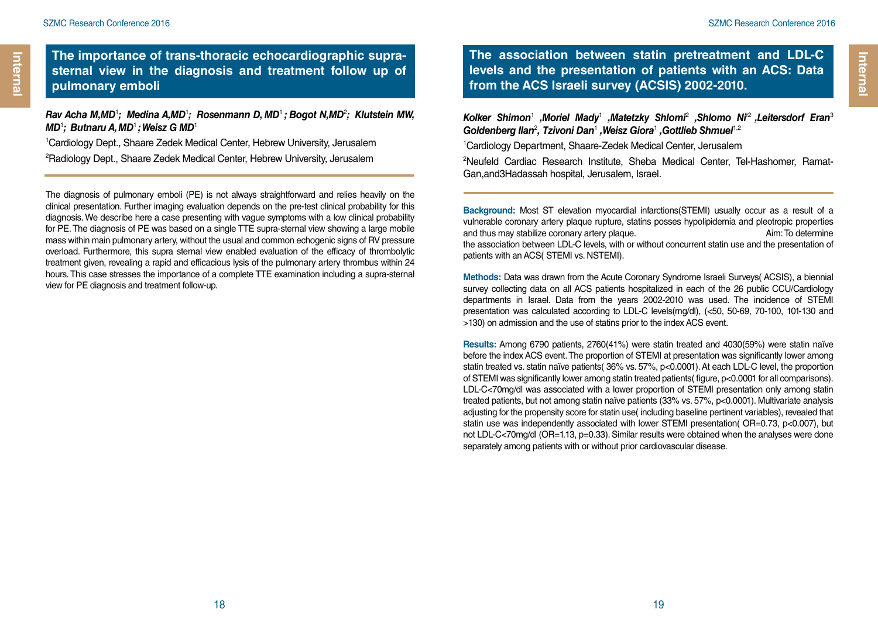## The importance of trans-thoracic echocardiographic supra-sternal view in the diagnosis and treatment follow up of pulmonary emboli

***Rav Acha M,MD[1]; Medina A,MD[1]; Rosenmann D, MD[1] ; Bogot N,MD[2]; Klutstein MW, MD[1]; Butnaru A, MD[1] ; Weisz G MD[1]***

[1]Cardiology Dept., Shaare Zedek Medical Center, Hebrew University, Jerusalem

[2]Radiology Dept., Shaare Zedek Medical Center, Hebrew University, Jerusalem

The diagnosis of pulmonary emboli (PE) is not always straightforward and relies heavily on the clinical presentation. Further imaging evaluation depends on the pre-test clinical probability for this diagnosis. We describe here a case presenting with vague symptoms with a low clinical probability for PE. The diagnosis of PE was based on a single TTE supra-sternal view showing a large mobile mass within main pulmonary artery, without the usual and common echogenic signs of RV pressure overload. Furthermore, this supra sternal view enabled evaluation of the efficacy of thrombolytic treatment given, revealing a rapid and efficacious lysis of the pulmonary artery thrombus within 24 hours. This case stresses the importance of a complete TTE examination including a supra-sternal view for PE diagnosis and treatment follow-up.

## The association between statin pretreatment and LDL-C levels and the presentation of patients with an ACS: Data from the ACS Israeli survey (ACSIS) 2002-2010.

***Kolker Shimon[1] ,Moriel Mady[1] ,Matetzky Shlomi[2] ,Shlomo Ni[2] ,Leitersdorf Eran[3] Goldenberg Ilan[2], Tzivoni Dan[1] ,Weisz Giora[1] ,Gottlieb Shmuel[1,2]***

[1]Cardiology Department, Shaare-Zedek Medical Center, Jerusalem

[2]Neufeld Cardiac Research Institute, Sheba Medical Center, Tel-Hashomer, Ramat-Gan,and3Hadassah hospital, Jerusalem, Israel.

**Background:** Most ST elevation myocardial infarctions(STEMI) usually occur as a result of a vulnerable coronary artery plaque rupture, statins posses hypolipidemia and pleotropic properties and thus may stabilize coronary artery plaque. Aim: To determine the association between LDL-C levels, with or without concurrent statin use and the presentation of patients with an ACS( STEMI vs. NSTEMI).

**Methods:** Data was drawn from the Acute Coronary Syndrome Israeli Surveys( ACSIS), a biennial survey collecting data on all ACS patients hospitalized in each of the 26 public CCU/Cardiology departments in Israel. Data from the years 2002-2010 was used. The incidence of STEMI presentation was calculated according to LDL-C levels(mg/dl), (<50, 50-69, 70-100, 101-130 and >130) on admission and the use of statins prior to the index ACS event.

**Results:** Among 6790 patients, 2760(41%) were statin treated and 4030(59%) were statin naïve before the index ACS event. The proportion of STEMI at presentation was significantly lower among statin treated vs. statin naïve patients( 36% vs. 57%, $p<0.0001$). At each LDL-C level, the proportion of STEMI was significantly lower among statin treated patients( figure, $p<0.0001$ for all comparisons). LDL-C<70mg/dl was associated with a lower proportion of STEMI presentation only among statin treated patients, but not among statin naïve patients (33% vs. 57%, $p<0.0001$). Multivariate analysis adjusting for the propensity score for statin use( including baseline pertinent variables), revealed that statin use was independently associated with lower STEMI presentation( OR=0.73, $p<0.007$), but not LDL-C<70mg/dl (OR=1.13, $p=0.33$). Similar results were obtained when the analyses were done separately among patients with or without prior cardiovascular disease.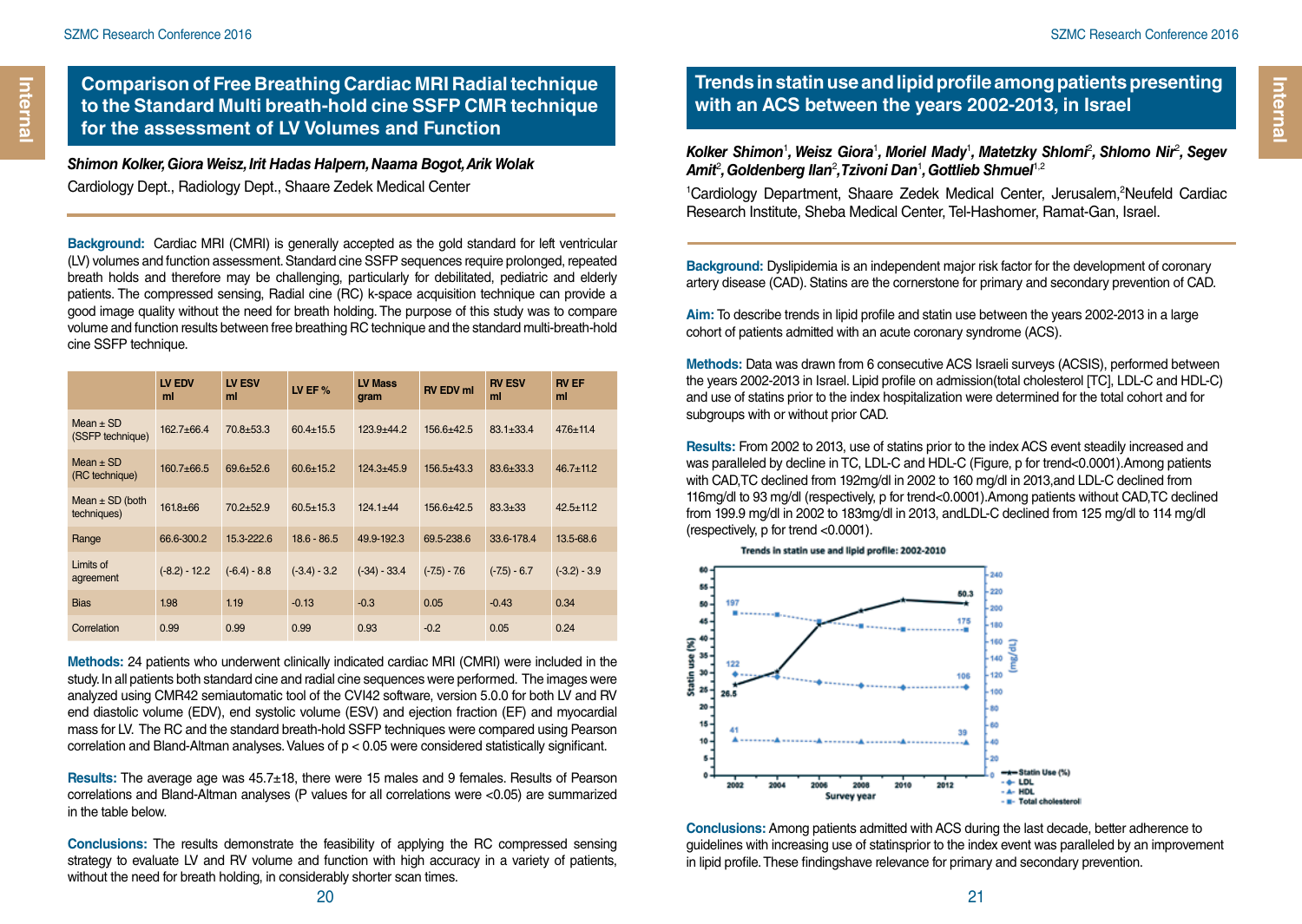# Comparison of Free Breathing Cardiac MRI Radial technique to the Standard Multi breath-hold cine SSFP CMR technique for the assessment of LV Volumes and Function

***Shimon Kolker, Giora Weisz, Irit Hadas Halpern, Naama Bogot, Arik Wolak***

Cardiology Dept., Radiology Dept., Shaare Zedek Medical Center

**Background:** Cardiac MRI (CMRI) is generally accepted as the gold standard for left ventricular (LV) volumes and function assessment. Standard cine SSFP sequences require prolonged, repeated breath holds and therefore may be challenging, particularly for debilitated, pediatric and elderly patients. The compressed sensing, Radial cine (RC) k-space acquisition technique can provide a good image quality without the need for breath holding. The purpose of this study was to compare volume and function results between free breathing RC technique and the standard multi-breath-hold cine SSFP technique.

| | LV EDV ml | LV ESV ml | LV EF % | LV Mass gram | RV EDV ml | RV ESV ml | RV EF ml |
|---|---|---|---|---|---|---|---|
| Mean ± SD (SSFP technique) | 162.7±66.4 | 70.8±53.3 | 60.4±15.5 | 123.9±44.2 | 156.6±42.5 | 83.1±33.4 | 47.6±11.4 |
| Mean ± SD (RC technique) | 160.7±66.5 | 69.6±52.6 | 60.6±15.2 | 124.3±45.9 | 156.5±43.3 | 83.6±33.3 | 46.7±11.2 |
| Mean ± SD (both techniques) | 161.8±66 | 70.2±52.9 | 60.5±15.3 | 124.1±44 | 156.6±42.5 | 83.3±33 | 42.5±11.2 |
| Range | 66.6-300.2 | 15.3-222.6 | 18.6 - 86.5 | 49.9-192.3 | 69.5-238.6 | 33.6-178.4 | 13.5-68.6 |
| Limits of agreement | (-8.2) - 12.2 | (-6.4) - 8.8 | (-3.4) - 3.2 | (-34) - 33.4 | (-7.5) - 7.6 | (-7.5) - 6.7 | (-3.2) - 3.9 |
| Bias | 1.98 | 1.19 | -0.13 | -0.3 | 0.05 | -0.43 | 0.34 |
| Correlation | 0.99 | 0.99 | 0.99 | 0.93 | -0.2 | 0.05 | 0.24 |

**Methods:** 24 patients who underwent clinically indicated cardiac MRI (CMRI) were included in the study. In all patients both standard cine and radial cine sequences were performed. The images were analyzed using CMR42 semiautomatic tool of the CVI42 software, version 5.0.0 for both LV and RV end diastolic volume (EDV), end systolic volume (ESV) and ejection fraction (EF) and myocardial mass for LV. The RC and the standard breath-hold SSFP techniques were compared using Pearson correlation and Bland-Altman analyses. Values of $p < 0.05$ were considered statistically significant.

**Results:** The average age was 45.7±18, there were 15 males and 9 females. Results of Pearson correlations and Bland-Altman analyses (P values for all correlations were <0.05) are summarized in the table below.

**Conclusions:** The results demonstrate the feasibility of applying the RC compressed sensing strategy to evaluate LV and RV volume and function with high accuracy in a variety of patients, without the need for breath holding, in considerably shorter scan times.

# Trends in statin use and lipid profile among patients presenting with an ACS between the years 2002-2013, in Israel

***Kolker Shimon[1], Weisz Giora[1], Moriel Mady[1], Matetzky Shlomi[2], Shlomo Nir[2], Segev Amit[2], Goldenberg Ilan[2], Tzivoni Dan[1], Gottlieb Shmuel[1,2]***

[1]Cardiology Department, Shaare Zedek Medical Center, Jerusalem,[2]Neufeld Cardiac Research Institute, Sheba Medical Center, Tel-Hashomer, Ramat-Gan, Israel.

**Background:** Dyslipidemia is an independent major risk factor for the development of coronary artery disease (CAD). Statins are the cornerstone for primary and secondary prevention of CAD.

**Aim:** To describe trends in lipid profile and statin use between the years 2002-2013 in a large cohort of patients admitted with an acute coronary syndrome (ACS).

**Methods:** Data was drawn from 6 consecutive ACS Israeli surveys (ACSIS), performed between the years 2002-2013 in Israel. Lipid profile on admission(total cholesterol [TC], LDL-C and HDL-C) and use of statins prior to the index hospitalization were determined for the total cohort and for subgroups with or without prior CAD.

**Results:** From 2002 to 2013, use of statins prior to the index ACS event steadily increased and was paralleled by decline in TC, LDL-C and HDL-C (Figure, p for trend<0.0001).Among patients with CAD,TC declined from 192mg/dl in 2002 to 160 mg/dl in 2013,and LDL-C declined from 116mg/dl to 93 mg/dl (respectively, p for trend<0.0001).Among patients without CAD,TC declined from 199.9 mg/dl in 2002 to 183mg/dl in 2013, andLDL-C declined from 125 mg/dl to 114 mg/dl (respectively, p for trend <0.0001).

**Conclusions:** Among patients admitted with ACS during the last decade, better adherence to guidelines with increasing use of statinsprior to the index event was paralleled by an improvement in lipid profile. These findingshave relevance for primary and secondary prevention.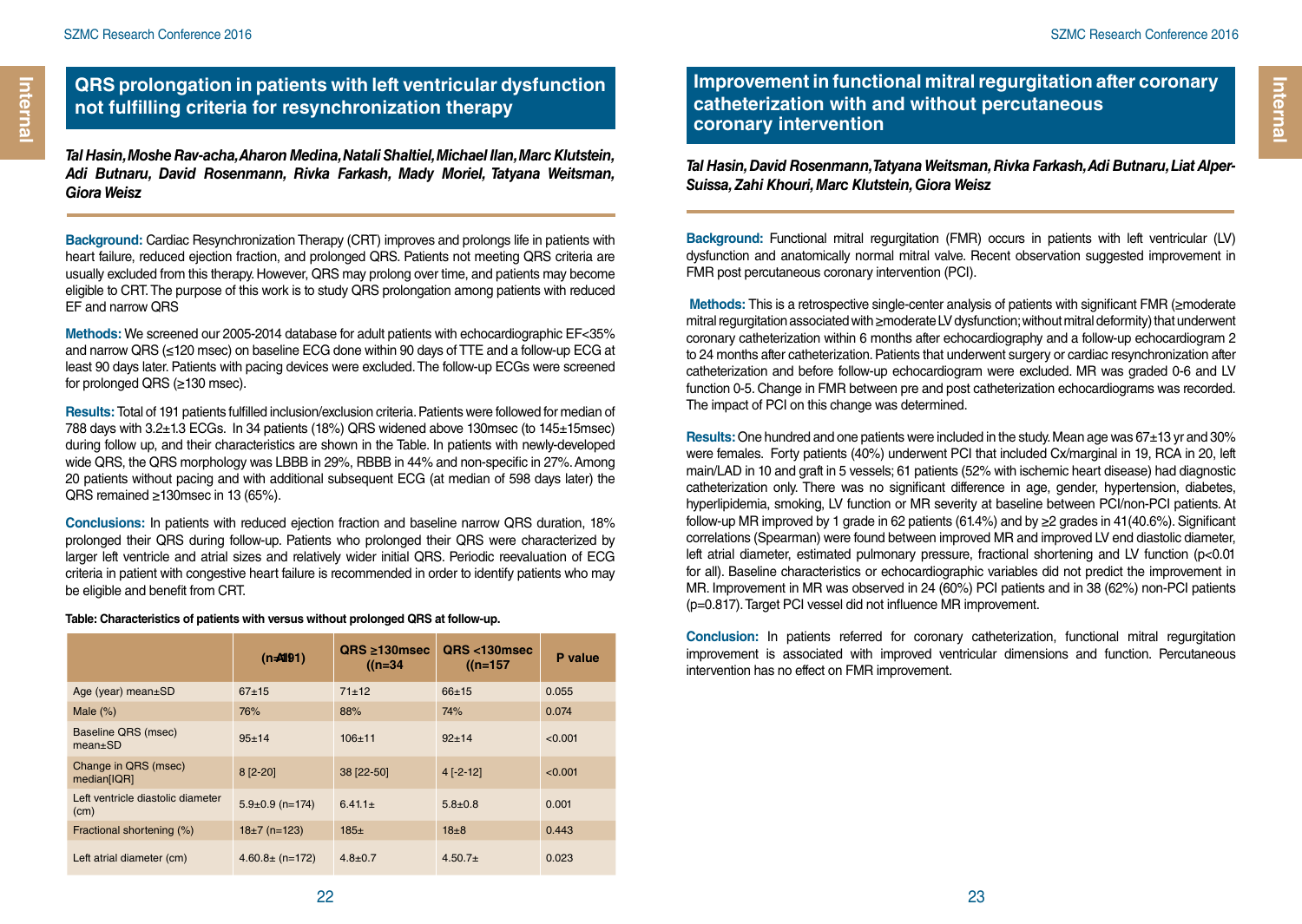## QRS prolongation in patients with left ventricular dysfunction not fulfilling criteria for resynchronization therapy

***Tal Hasin, Moshe Rav-acha, Aharon Medina, Natali Shaltiel, Michael Ilan, Marc Klutstein, Adi Butnaru, David Rosenmann, Rivka Farkash, Mady Moriel, Tatyana Weitsman, Giora Weisz***

**Background:** Cardiac Resynchronization Therapy (CRT) improves and prolongs life in patients with heart failure, reduced ejection fraction, and prolonged QRS. Patients not meeting QRS criteria are usually excluded from this therapy. However, QRS may prolong over time, and patients may become eligible to CRT. The purpose of this work is to study QRS prolongation among patients with reduced EF and narrow QRS

**Methods:** We screened our 2005-2014 database for adult patients with echocardiographic EF<35% and narrow QRS (≤120 msec) on baseline ECG done within 90 days of TTE and a follow-up ECG at least 90 days later. Patients with pacing devices were excluded. The follow-up ECGs were screened for prolonged QRS (≥130 msec).

**Results:** Total of 191 patients fulfilled inclusion/exclusion criteria. Patients were followed for median of 788 days with 3.2±1.3 ECGs. In 34 patients (18%) QRS widened above 130msec (to 145±15msec) during follow up, and their characteristics are shown in the Table. In patients with newly-developed wide QRS, the QRS morphology was LBBB in 29%, RBBB in 44% and non-specific in 27%. Among 20 patients without pacing and with additional subsequent ECG (at median of 598 days later) the QRS remained ≥130msec in 13 (65%).

**Conclusions:** In patients with reduced ejection fraction and baseline narrow QRS duration, 18% prolonged their QRS during follow-up. Patients who prolonged their QRS were characterized by larger left ventricle and atrial sizes and relatively wider initial QRS. Periodic reevaluation of ECG criteria in patient with congestive heart failure is recommended in order to identify patients who may be eligible and benefit from CRT.

**Table: Characteristics of patients with versus without prolonged QRS at follow-up.**

| | (n=191) All | QRS ≥130msec ((n=34 | QRS <130msec ((n=157 | P value |
|---|---|---|---|---|
| Age (year) mean±SD | 67±15 | 71±12 | 66±15 | 0.055 |
| Male (%) | 76% | 88% | 74% | 0.074 |
| Baseline QRS (msec) mean±SD | 95±14 | 106±11 | 92±14 | <0.001 |
| Change in QRS (msec) median[IQR] | 8 [2-20] | 38 [22-50] | 4 [-2-12] | <0.001 |
| Left ventricle diastolic diameter (cm) | 5.9±0.9 (n=174) | 6.41.1± | 5.8±0.8 | 0.001 |
| Fractional shortening (%) | 18±7 (n=123) | 185± | 18±8 | 0.443 |
| Left atrial diameter (cm) | 4.60.8± (n=172) | 4.8±0.7 | 4.50.7± | 0.023 |

## Improvement in functional mitral regurgitation after coronary catheterization with and without percutaneous coronary intervention

***Tal Hasin, David Rosenmann, Tatyana Weitsman, Rivka Farkash, Adi Butnaru, Liat Alper-Suissa, Zahi Khouri, Marc Klutstein, Giora Weisz***

**Background:** Functional mitral regurgitation (FMR) occurs in patients with left ventricular (LV) dysfunction and anatomically normal mitral valve. Recent observation suggested improvement in FMR post percutaneous coronary intervention (PCI).

**Methods:** This is a retrospective single-center analysis of patients with significant FMR (≥moderate mitral regurgitation associated with ≥moderate LV dysfunction; without mitral deformity) that underwent coronary catheterization within 6 months after echocardiography and a follow-up echocardiogram 2 to 24 months after catheterization. Patients that underwent surgery or cardiac resynchronization after catheterization and before follow-up echocardiogram were excluded. MR was graded 0-6 and LV function 0-5. Change in FMR between pre and post catheterization echocardiograms was recorded. The impact of PCI on this change was determined.

**Results:** One hundred and one patients were included in the study. Mean age was 67±13 yr and 30% were females. Forty patients (40%) underwent PCI that included Cx/marginal in 19, RCA in 20, left main/LAD in 10 and graft in 5 vessels; 61 patients (52% with ischemic heart disease) had diagnostic catheterization only. There was no significant difference in age, gender, hypertension, diabetes, hyperlipidemia, smoking, LV function or MR severity at baseline between PCI/non-PCI patients. At follow-up MR improved by 1 grade in 62 patients (61.4%) and by ≥2 grades in 41(40.6%). Significant correlations (Spearman) were found between improved MR and improved LV end diastolic diameter, left atrial diameter, estimated pulmonary pressure, fractional shortening and LV function (p<0.01 for all). Baseline characteristics or echocardiographic variables did not predict the improvement in MR. Improvement in MR was observed in 24 (60%) PCI patients and in 38 (62%) non-PCI patients (p=0.817). Target PCI vessel did not influence MR improvement.

**Conclusion:** In patients referred for coronary catheterization, functional mitral regurgitation improvement is associated with improved ventricular dimensions and function. Percutaneous intervention has no effect on FMR improvement.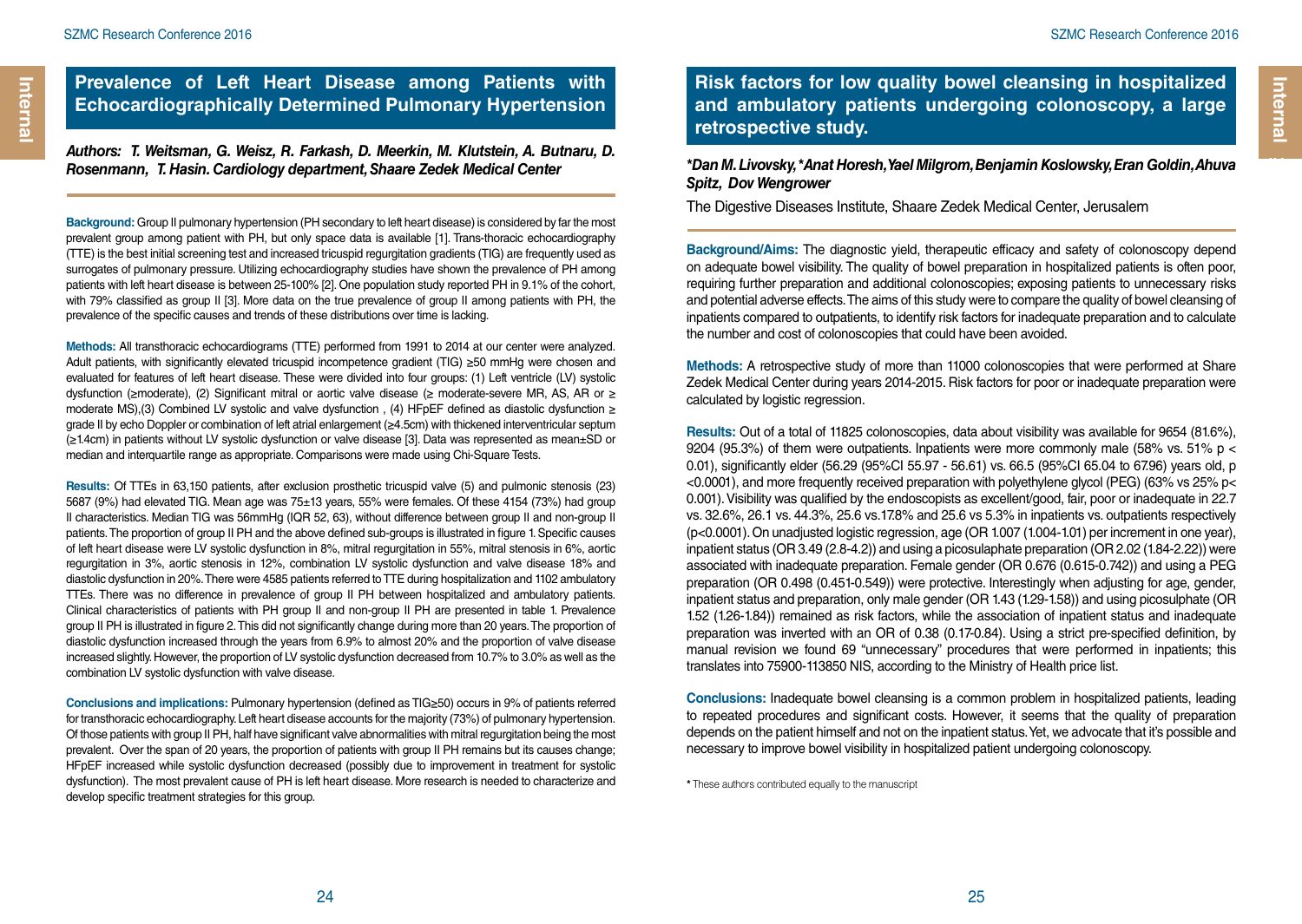## Prevalence of Left Heart Disease among Patients with Echocardiographically Determined Pulmonary Hypertension

***Authors: T. Weitsman, G. Weisz, R. Farkash, D. Meerkin, M. Klutstein, A. Butnaru, D. Rosenmann, T. Hasin. Cardiology department, Shaare Zedek Medical Center***

**Background:** Group II pulmonary hypertension (PH secondary to left heart disease) is considered by far the most prevalent group among patient with PH, but only space data is available [1]. Trans-thoracic echocardiography (TTE) is the best initial screening test and increased tricuspid regurgitation gradients (TIG) are frequently used as surrogates of pulmonary pressure. Utilizing echocardiography studies have shown the prevalence of PH among patients with left heart disease is between 25-100% [2]. One population study reported PH in 9.1% of the cohort, with 79% classified as group II [3]. More data on the true prevalence of group II among patients with PH, the prevalence of the specific causes and trends of these distributions over time is lacking.

**Methods:** All transthoracic echocardiograms (TTE) performed from 1991 to 2014 at our center were analyzed. Adult patients, with significantly elevated tricuspid incompetence gradient (TIG) ≥50 mmHg were chosen and evaluated for features of left heart disease. These were divided into four groups: (1) Left ventricle (LV) systolic dysfunction (≥moderate), (2) Significant mitral or aortic valve disease (≥ moderate-severe MR, AS, AR or ≥ moderate MS),(3) Combined LV systolic and valve dysfunction , (4) HFpEF defined as diastolic dysfunction ≥ grade II by echo Doppler or combination of left atrial enlargement (≥4.5cm) with thickened interventricular septum (≥1.4cm) in patients without LV systolic dysfunction or valve disease [3]. Data was represented as mean±SD or median and interquartile range as appropriate. Comparisons were made using Chi-Square Tests.

**Results:** Of TTEs in 63,150 patients, after exclusion prosthetic tricuspid valve (5) and pulmonic stenosis (23) 5687 (9%) had elevated TIG. Mean age was 75±13 years, 55% were females. Of these 4154 (73%) had group II characteristics. Median TIG was 56mmHg (IQR 52, 63), without difference between group II and non-group II patients. The proportion of group II PH and the above defined sub-groups is illustrated in figure 1. Specific causes of left heart disease were LV systolic dysfunction in 8%, mitral regurgitation in 55%, mitral stenosis in 6%, aortic regurgitation in 3%, aortic stenosis in 12%, combination LV systolic dysfunction and valve disease 18% and diastolic dysfunction in 20%. There were 4585 patients referred to TTE during hospitalization and 1102 ambulatory TTEs. There was no difference in prevalence of group II PH between hospitalized and ambulatory patients. Clinical characteristics of patients with PH group II and non-group II PH are presented in table 1. Prevalence group II PH is illustrated in figure 2. This did not significantly change during more than 20 years. The proportion of diastolic dysfunction increased through the years from 6.9% to almost 20% and the proportion of valve disease increased slightly. However, the proportion of LV systolic dysfunction decreased from 10.7% to 3.0% as well as the combination LV systolic dysfunction with valve disease.

**Conclusions and implications:** Pulmonary hypertension (defined as TIG≥50) occurs in 9% of patients referred for transthoracic echocardiography. Left heart disease accounts for the majority (73%) of pulmonary hypertension. Of those patients with group II PH, half have significant valve abnormalities with mitral regurgitation being the most prevalent. Over the span of 20 years, the proportion of patients with group II PH remains but its causes change; HFpEF increased while systolic dysfunction decreased (possibly due to improvement in treatment for systolic dysfunction). The most prevalent cause of PH is left heart disease. More research is needed to characterize and develop specific treatment strategies for this group.

## Risk factors for low quality bowel cleansing in hospitalized and ambulatory patients undergoing colonoscopy, a large retrospective study.

***\*Dan M. Livovsky, \*Anat Horesh, Yael Milgrom, Benjamin Koslowsky, Eran Goldin, Ahuva Spitz, Dov Wengrower***

The Digestive Diseases Institute, Shaare Zedek Medical Center, Jerusalem

**Background/Aims:** The diagnostic yield, therapeutic efficacy and safety of colonoscopy depend on adequate bowel visibility. The quality of bowel preparation in hospitalized patients is often poor, requiring further preparation and additional colonoscopies; exposing patients to unnecessary risks and potential adverse effects. The aims of this study were to compare the quality of bowel cleansing of inpatients compared to outpatients, to identify risk factors for inadequate preparation and to calculate the number and cost of colonoscopies that could have been avoided.

**Methods:** A retrospective study of more than 11000 colonoscopies that were performed at Share Zedek Medical Center during years 2014-2015. Risk factors for poor or inadequate preparation were calculated by logistic regression.

**Results:** Out of a total of 11825 colonoscopies, data about visibility was available for 9654 (81.6%), 9204 (95.3%) of them were outpatients. Inpatients were more commonly male (58% vs. 51% p < 0.01), significantly elder (56.29 (95%CI 55.97 - 56.61) vs. 66.5 (95%CI 65.04 to 67.96) years old, p <0.0001), and more frequently received preparation with polyethylene glycol (PEG) (63% vs 25% p< 0.001). Visibility was qualified by the endoscopists as excellent/good, fair, poor or inadequate in 22.7 vs. 32.6%, 26.1 vs. 44.3%, 25.6 vs.17.8% and 25.6 vs 5.3% in inpatients vs. outpatients respectively (p<0.0001). On unadjusted logistic regression, age (OR 1.007 (1.004-1.01) per increment in one year), inpatient status (OR 3.49 (2.8-4.2)) and using a picosulaphate preparation (OR 2.02 (1.84-2.22)) were associated with inadequate preparation. Female gender (OR 0.676 (0.615-0.742)) and using a PEG preparation (OR 0.498 (0.451-0.549)) were protective. Interestingly when adjusting for age, gender, inpatient status and preparation, only male gender (OR 1.43 (1.29-1.58)) and using picosulphate (OR 1.52 (1.26-1.84)) remained as risk factors, while the association of inpatient status and inadequate preparation was inverted with an OR of 0.38 (0.17-0.84). Using a strict pre-specified definition, by manual revision we found 69 "unnecessary" procedures that were performed in inpatients; this translates into 75900-113850 NIS, according to the Ministry of Health price list.

**Conclusions:** Inadequate bowel cleansing is a common problem in hospitalized patients, leading to repeated procedures and significant costs. However, it seems that the quality of preparation depends on the patient himself and not on the inpatient status. Yet, we advocate that it's possible and necessary to improve bowel visibility in hospitalized patient undergoing colonoscopy.

\* These authors contributed equally to the manuscript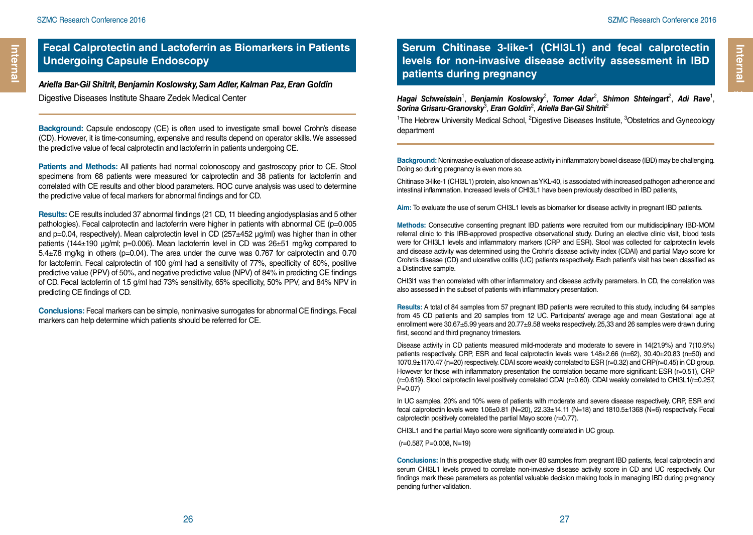## Fecal Calprotectin and Lactoferrin as Biomarkers in Patients Undergoing Capsule Endoscopy

***Ariella Bar-Gil Shitrit, Benjamin Koslowsky, Sam Adler, Kalman Paz, Eran Goldin***

Digestive Diseases Institute Shaare Zedek Medical Center

**Background:** Capsule endoscopy (CE) is often used to investigate small bowel Crohn's disease (CD). However, it is time-consuming, expensive and results depend on operator skills. We assessed the predictive value of fecal calprotectin and lactoferrin in patients undergoing CE.

**Patients and Methods:** All patients had normal colonoscopy and gastroscopy prior to CE. Stool specimens from 68 patients were measured for calprotectin and 38 patients for lactoferrin and correlated with CE results and other blood parameters. ROC curve analysis was used to determine the predictive value of fecal markers for abnormal findings and for CD.

**Results:** CE results included 37 abnormal findings (21 CD, 11 bleeding angiodysplasias and 5 other pathologies). Fecal calprotectin and lactoferrin were higher in patients with abnormal CE (p=0.005 and p=0.04, respectively). Mean calprotectin level in CD (257±452 µg/ml) was higher than in other patients (144±190 µg/ml; p=0.006). Mean lactoferrin level in CD was 26±51 mg/kg compared to 5.4±7.8 mg/kg in others (p=0.04). The area under the curve was 0.767 for calprotectin and 0.70 for lactoferrin. Fecal calprotectin of 100 g/ml had a sensitivity of 77%, specificity of 60%, positive predictive value (PPV) of 50%, and negative predictive value (NPV) of 84% in predicting CE findings of CD. Fecal lactoferrin of 1.5 g/ml had 73% sensitivity, 65% specificity, 50% PPV, and 84% NPV in predicting CE findings of CD.

**Conclusions:** Fecal markers can be simple, noninvasive surrogates for abnormal CE findings. Fecal markers can help determine which patients should be referred for CE.

## Serum Chitinase 3-like-1 (CHI3L1) and fecal calprotectin levels for non-invasive disease activity assessment in IBD patients during pregnancy

***Hagai Schweistein[1], Benjamin Koslowsky[2], Tomer Adar[2], Shimon Shteingart[2], Adi Rave[1], Sorina Grisaru-Granovsky[3], Eran Goldin[2], Ariella Bar-Gil Shitrit[2]***

[1]The Hebrew University Medical School, [2]Digestive Diseases Institute, [3]Obstetrics and Gynecology department

**Background:** Noninvasive evaluation of disease activity in inflammatory bowel disease (IBD) may be challenging. Doing so during pregnancy is even more so.

Chitinase 3-like-1 (CHI3L1) protein, also known as YKL-40, is associated with increased pathogen adherence and intestinal inflammation. Increased levels of CHI3L1 have been previously described in IBD patients,

**Aim:** To evaluate the use of serum CHI3L1 levels as biomarker for disease activity in pregnant IBD patients.

**Methods:** Consecutive consenting pregnant IBD patients were recruited from our multidisciplinary IBD-MOM referral clinic to this IRB-approved prospective observational study. During an elective clinic visit, blood tests were for CHI3L1 levels and inflammatory markers (CRP and ESR). Stool was collected for calprotectin levels and disease activity was determined using the Crohn's disease activity index (CDAI) and partial Mayo score for Crohn's disease (CD) and ulcerative colitis (UC) patients respectively. Each patient's visit has been classified as a Distinctive sample.

CHI3l1 was then correlated with other inflammatory and disease activity parameters. In CD, the correlation was also assessed in the subset of patients with inflammatory presentation.

**Results:** A total of 84 samples from 57 pregnant IBD patients were recruited to this study, including 64 samples from 45 CD patients and 20 samples from 12 UC. Participants' average age and mean Gestational age at enrollment were 30.67±5.99 years and 20.77±9.58 weeks respectively. 25,33 and 26 samples were drawn during first, second and third pregnancy trimesters.

Disease activity in CD patients measured mild-moderate and moderate to severe in 14(21.9%) and 7(10.9%) patients respectively. CRP, ESR and fecal calprotectin levels were 1.48±2.66 (n=62), 30.40±20.83 (n=50) and 1070.9±1170.47 (n=20) respectively. CDAI score weakly correlated to ESR (r=0.32) and CRP(r=0.45) in CD group. However for those with inflammatory presentation the correlation became more significant: ESR (r=0.51), CRP (r=0.619). Stool calprotectin level positively correlated CDAI (r=0.60). CDAI weakly correlated to CHI3L1(r=0.257, P=0.07)

In UC samples, 20% and 10% were of patients with moderate and severe disease respectively. CRP, ESR and fecal calprotectin levels were 1.06±0.81 (N=20), 22.33±14.11 (N=18) and 1810.5±1368 (N=6) respectively. Fecal calprotectin positively correlated the partial Mayo score (r=0.77).

CHI3L1 and the partial Mayo score were significantly correlated in UC group.

(r=0.587, P=0.008, N=19)

**Conclusions:** In this prospective study, with over 80 samples from pregnant IBD patients, fecal calprotectin and serum CHI3L1 levels proved to correlate non-invasive disease activity score in CD and UC respectively. Our findings mark these parameters as potential valuable decision making tools in managing IBD during pregnancy pending further validation.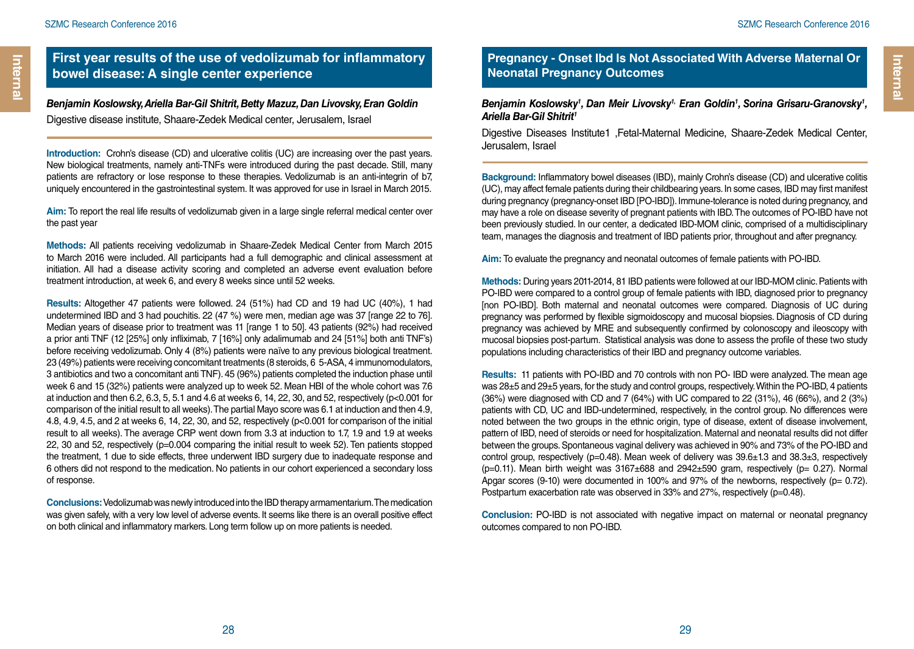## First year results of the use of vedolizumab for inflammatory bowel disease: A single center experience

***Benjamin Koslowsky, Ariella Bar-Gil Shitrit, Betty Mazuz, Dan Livovsky, Eran Goldin***

Digestive disease institute, Shaare-Zedek Medical center, Jerusalem, Israel

**Introduction:** Crohn's disease (CD) and ulcerative colitis (UC) are increasing over the past years. New biological treatments, namely anti-TNFs were introduced during the past decade. Still, many patients are refractory or lose response to these therapies. Vedolizumab is an anti-integrin of b7, uniquely encountered in the gastrointestinal system. It was approved for use in Israel in March 2015.

**Aim:** To report the real life results of vedolizumab given in a large single referral medical center over the past year

**Methods:** All patients receiving vedolizumab in Shaare-Zedek Medical Center from March 2015 to March 2016 were included. All participants had a full demographic and clinical assessment at initiation. All had a disease activity scoring and completed an adverse event evaluation before treatment introduction, at week 6, and every 8 weeks since until 52 weeks.

**Results:** Altogether 47 patients were followed. 24 (51%) had CD and 19 had UC (40%), 1 had undetermined IBD and 3 had pouchitis. 22 (47 %) were men, median age was 37 [range 22 to 76]. Median years of disease prior to treatment was 11 [range 1 to 50]. 43 patients (92%) had received a prior anti TNF (12 [25%] only infliximab, 7 [16%] only adalimumab and 24 [51%] both anti TNF's) before receiving vedolizumab. Only 4 (8%) patients were naïve to any previous biological treatment. 23 (49%) patients were receiving concomitant treatments (8 steroids, 6 5-ASA, 4 immunomodulators, 3 antibiotics and two a concomitant anti TNF). 45 (96%) patients completed the induction phase until week 6 and 15 (32%) patients were analyzed up to week 52. Mean HBI of the whole cohort was 7.6 at induction and then 6.2, 6.3, 5, 5.1 and 4.6 at weeks 6, 14, 22, 30, and 52, respectively ($p<0.001$ for comparison of the initial result to all weeks). The partial Mayo score was 6.1 at induction and then 4.9, 4.8, 4.9, 4.5, and 2 at weeks 6, 14, 22, 30, and 52, respectively ($p<0.001$ for comparison of the initial result to all weeks). The average CRP went down from 3.3 at induction to 1.7, 1.9 and 1.9 at weeks 22, 30 and 52, respectively ($p=0.004$ comparing the initial result to week 52). Ten patients stopped the treatment, 1 due to side effects, three underwent IBD surgery due to inadequate response and 6 others did not respond to the medication. No patients in our cohort experienced a secondary loss of response.

**Conclusions:** Vedolizumab was newly introduced into the IBD therapy armamentarium. The medication was given safely, with a very low level of adverse events. It seems like there is an overall positive effect on both clinical and inflammatory markers. Long term follow up on more patients is needed.

## Pregnancy - Onset Ibd Is Not Associated With Adverse Maternal Or Neonatal Pregnancy Outcomes

***Benjamin Koslowsky[1], Dan Meir Livovsky[1], Eran Goldin[1], Sorina Grisaru-Granovsky[1], Ariella Bar-Gil Shitrit[1]***

Digestive Diseases Institute1 ,Fetal-Maternal Medicine, Shaare-Zedek Medical Center, Jerusalem, Israel

**Background:** Inflammatory bowel diseases (IBD), mainly Crohn's disease (CD) and ulcerative colitis (UC), may affect female patients during their childbearing years. In some cases, IBD may first manifest during pregnancy (pregnancy-onset IBD [PO-IBD]). Immune-tolerance is noted during pregnancy, and may have a role on disease severity of pregnant patients with IBD. The outcomes of PO-IBD have not been previously studied. In our center, a dedicated IBD-MOM clinic, comprised of a multidisciplinary team, manages the diagnosis and treatment of IBD patients prior, throughout and after pregnancy.

**Aim:** To evaluate the pregnancy and neonatal outcomes of female patients with PO-IBD.

**Methods:** During years 2011-2014, 81 IBD patients were followed at our IBD-MOM clinic. Patients with PO-IBD were compared to a control group of female patients with IBD, diagnosed prior to pregnancy [non PO-IBD]. Both maternal and neonatal outcomes were compared. Diagnosis of UC during pregnancy was performed by flexible sigmoidoscopy and mucosal biopsies. Diagnosis of CD during pregnancy was achieved by MRE and subsequently confirmed by colonoscopy and ileoscopy with mucosal biopsies post-partum. Statistical analysis was done to assess the profile of these two study populations including characteristics of their IBD and pregnancy outcome variables.

**Results:** 11 patients with PO-IBD and 70 controls with non PO- IBD were analyzed. The mean age was 28±5 and 29±5 years, for the study and control groups, respectively. Within the PO-IBD, 4 patients (36%) were diagnosed with CD and 7 (64%) with UC compared to 22 (31%), 46 (66%), and 2 (3%) patients with CD, UC and IBD-undetermined, respectively, in the control group. No differences were noted between the two groups in the ethnic origin, type of disease, extent of disease involvement, pattern of IBD, need of steroids or need for hospitalization. Maternal and neonatal results did not differ between the groups. Spontaneous vaginal delivery was achieved in 90% and 73% of the PO-IBD and control group, respectively ($p=0.48$). Mean week of delivery was 39.6±1.3 and 38.3±3, respectively ($p=0.11$). Mean birth weight was 3167±688 and 2942±590 gram, respectively ($p= 0.27$). Normal Apgar scores (9-10) were documented in 100% and 97% of the newborns, respectively ($p= 0.72$). Postpartum exacerbation rate was observed in 33% and 27%, respectively ($p=0.48$).

**Conclusion:** PO-IBD is not associated with negative impact on maternal or neonatal pregnancy outcomes compared to non PO-IBD.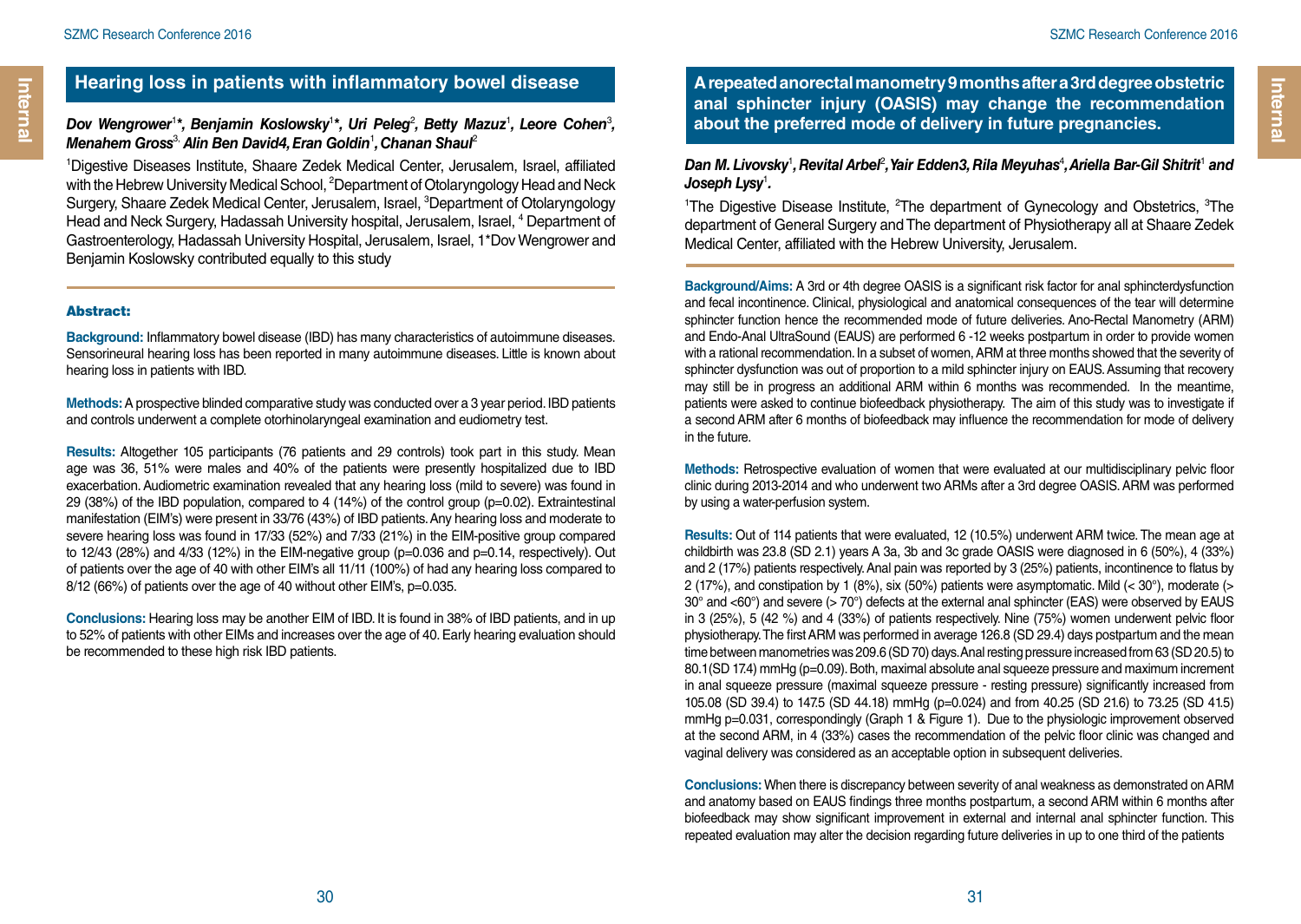## Hearing loss in patients with inflammatory bowel disease

***Dov Wengrower**[1]*, **Benjamin Koslowsky**[1]*, **Uri Peleg**[2], **Betty Mazuz**[1], **Leore Cohen**[3], **Menahem Gross**[3,] **Alin Ben David4, Eran Goldin**[1], **Chanan Shaul**[2]*

[1]Digestive Diseases Institute, Shaare Zedek Medical Center, Jerusalem, Israel, affiliated with the Hebrew University Medical School, [2]Department of Otolaryngology Head and Neck Surgery, Shaare Zedek Medical Center, Jerusalem, Israel, [3]Department of Otolaryngology Head and Neck Surgery, Hadassah University hospital, Jerusalem, Israel, [4] Department of Gastroenterology, Hadassah University Hospital, Jerusalem, Israel, 1*Dov Wengrower and Benjamin Koslowsky contributed equally to this study

### Abstract:

**Background:** Inflammatory bowel disease (IBD) has many characteristics of autoimmune diseases. Sensorineural hearing loss has been reported in many autoimmune diseases. Little is known about hearing loss in patients with IBD.

**Methods:** A prospective blinded comparative study was conducted over a 3 year period. IBD patients and controls underwent a complete otorhinolaryngeal examination and eudiometry test.

**Results:** Altogether 105 participants (76 patients and 29 controls) took part in this study. Mean age was 36, 51% were males and 40% of the patients were presently hospitalized due to IBD exacerbation. Audiometric examination revealed that any hearing loss (mild to severe) was found in 29 (38%) of the IBD population, compared to 4 (14%) of the control group (p=0.02). Extraintestinal manifestation (EIM's) were present in 33/76 (43%) of IBD patients. Any hearing loss and moderate to severe hearing loss was found in 17/33 (52%) and 7/33 (21%) in the EIM-positive group compared to 12/43 (28%) and 4/33 (12%) in the EIM-negative group (p=0.036 and p=0.14, respectively). Out of patients over the age of 40 with other EIM's all 11/11 (100%) of had any hearing loss compared to 8/12 (66%) of patients over the age of 40 without other EIM's, p=0.035.

**Conclusions:** Hearing loss may be another EIM of IBD. It is found in 38% of IBD patients, and in up to 52% of patients with other EIMs and increases over the age of 40. Early hearing evaluation should be recommended to these high risk IBD patients.

## A repeated anorectal manometry 9 months after a 3rd degree obstetric anal sphincter injury (OASIS) may change the recommendation about the preferred mode of delivery in future pregnancies.

***Dan M. Livovsky**[1], **Revital Arbel**[2], **Yair Edden3, Rila Meyuhas**[4], **Ariella Bar-Gil Shitrit**[1] **and Joseph Lysy**[1].*

[1]The Digestive Disease Institute, [2]The department of Gynecology and Obstetrics, [3]The department of General Surgery and The department of Physiotherapy all at Shaare Zedek Medical Center, affiliated with the Hebrew University, Jerusalem.

**Background/Aims:** A 3rd or 4th degree OASIS is a significant risk factor for anal sphincterdysfunction and fecal incontinence. Clinical, physiological and anatomical consequences of the tear will determine sphincter function hence the recommended mode of future deliveries. Ano-Rectal Manometry (ARM) and Endo-Anal UltraSound (EAUS) are performed 6 -12 weeks postpartum in order to provide women with a rational recommendation. In a subset of women, ARM at three months showed that the severity of sphincter dysfunction was out of proportion to a mild sphincter injury on EAUS. Assuming that recovery may still be in progress an additional ARM within 6 months was recommended. In the meantime, patients were asked to continue biofeedback physiotherapy. The aim of this study was to investigate if a second ARM after 6 months of biofeedback may influence the recommendation for mode of delivery in the future.

**Methods:** Retrospective evaluation of women that were evaluated at our multidisciplinary pelvic floor clinic during 2013-2014 and who underwent two ARMs after a 3rd degree OASIS. ARM was performed by using a water-perfusion system.

**Results:** Out of 114 patients that were evaluated, 12 (10.5%) underwent ARM twice. The mean age at childbirth was 23.8 (SD 2.1) years A 3a, 3b and 3c grade OASIS were diagnosed in 6 (50%), 4 (33%) and 2 (17%) patients respectively. Anal pain was reported by 3 (25%) patients, incontinence to flatus by 2 (17%), and constipation by 1 (8%), six (50%) patients were asymptomatic. Mild (< 30°), moderate (> 30° and <60°) and severe (> 70°) defects at the external anal sphincter (EAS) were observed by EAUS in 3 (25%), 5 (42 %) and 4 (33%) of patients respectively. Nine (75%) women underwent pelvic floor physiotherapy. The first ARM was performed in average 126.8 (SD 29.4) days postpartum and the mean time between manometries was 209.6 (SD 70) days. Anal resting pressure increased from 63 (SD 20.5) to 80.1(SD 17.4) mmHg (p=0.09). Both, maximal absolute anal squeeze pressure and maximum increment in anal squeeze pressure (maximal squeeze pressure - resting pressure) significantly increased from 105.08 (SD 39.4) to 147.5 (SD 44.18) mmHg (p=0.024) and from 40.25 (SD 21.6) to 73.25 (SD 41.5) mmHg p=0.031, correspondingly (Graph 1 & Figure 1). Due to the physiologic improvement observed at the second ARM, in 4 (33%) cases the recommendation of the pelvic floor clinic was changed and vaginal delivery was considered as an acceptable option in subsequent deliveries.

**Conclusions:** When there is discrepancy between severity of anal weakness as demonstrated on ARM and anatomy based on EAUS findings three months postpartum, a second ARM within 6 months after biofeedback may show significant improvement in external and internal anal sphincter function. This repeated evaluation may alter the decision regarding future deliveries in up to one third of the patients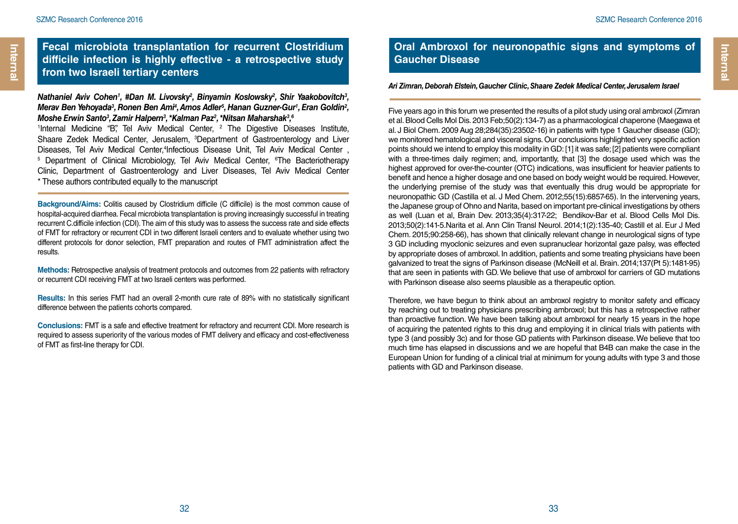## Fecal microbiota transplantation for recurrent Clostridium difficile infection is highly effective - a retrospective study from two Israeli tertiary centers

***Nathaniel Aviv Cohen[1], #Dan M. Livovsky[2], Binyamin Koslowsky[2], Shir Yaakobovitch[3], Merav Ben Yehoyada[3], Ronen Ben Ami[4], Amos Adler[5], Hanan Guzner-Gur[1], Eran Goldin[2], Moshe Erwin Santo[3], Zamir Halpern[3], *Kalman Paz[2], *Nitsan Maharshak[3,6]***

[1]Internal Medicine "B", Tel Aviv Medical Center, [2] The Digestive Diseases Institute, Shaare Zedek Medical Center, Jerusalem, [3]Department of Gastroenterology and Liver Diseases, Tel Aviv Medical Center,[4]Infectious Disease Unit, Tel Aviv Medical Center , [5] Department of Clinical Microbiology, Tel Aviv Medical Center, [6]The Bacteriotherapy Clinic, Department of Gastroenterology and Liver Diseases, Tel Aviv Medical Center
* These authors contributed equally to the manuscript

**Background/Aims:** Colitis caused by Clostridium difficile (C difficile) is the most common cause of hospital-acquired diarrhea. Fecal microbiota transplantation is proving increasingly successful in treating recurrent C.difficile infection (CDI). The aim of this study was to assess the success rate and side effects of FMT for refractory or recurrent CDI in two different Israeli centers and to evaluate whether using two different protocols for donor selection, FMT preparation and routes of FMT administration affect the results.

**Methods:** Retrospective analysis of treatment protocols and outcomes from 22 patients with refractory or recurrent CDI receiving FMT at two Israeli centers was performed.

**Results:** In this series FMT had an overall 2-month cure rate of 89% with no statistically significant difference between the patients cohorts compared.

**Conclusions:** FMT is a safe and effective treatment for refractory and recurrent CDI. More research is required to assess superiority of the various modes of FMT delivery and efficacy and cost-effectiveness of FMT as first-line therapy for CDI.

## Oral Ambroxol for neuronopathic signs and symptoms of Gaucher Disease

***Ari Zimran, Deborah Elstein, Gaucher Clinic, Shaare Zedek Medical Center, Jerusalem Israel***

Five years ago in this forum we presented the results of a pilot study using oral ambroxol (Zimran et al. Blood Cells Mol Dis. 2013 Feb;50(2):134-7) as a pharmacological chaperone (Maegawa et al. J Biol Chem. 2009 Aug 28;284(35):23502-16) in patients with type 1 Gaucher disease (GD); we monitored hematological and visceral signs. Our conclusions highlighted very specific action points should we intend to employ this modality in GD: [1] it was safe; [2] patients were compliant with a three-times daily regimen; and, importantly, that [3] the dosage used which was the highest approved for over-the-counter (OTC) indications, was insufficient for heavier patients to benefit and hence a higher dosage and one based on body weight would be required. However, the underlying premise of the study was that eventually this drug would be appropriate for neuronopathic GD (Castilla et al. J Med Chem. 2012;55(15):6857-65). In the intervening years, the Japanese group of Ohno and Narita, based on important pre-clinical investigations by others as well (Luan et al, Brain Dev. 2013;35(4):317-22; Bendikov-Bar et al. Blood Cells Mol Dis. 2013;50(2):141-5.Narita et al. Ann Clin Transl Neurol. 2014;1(2):135-40; Castill et al. Eur J Med Chem. 2015;90:258-66), has shown that clinically relevant change in neurological signs of type 3 GD including myoclonic seizures and even supranuclear horizontal gaze palsy, was effected by appropriate doses of ambroxol. In addition, patients and some treating physicians have been galvanized to treat the signs of Parkinson disease (McNeill et al. Brain. 2014;137(Pt 5):1481-95) that are seen in patients with GD. We believe that use of ambroxol for carriers of GD mutations with Parkinson disease also seems plausible as a therapeutic option.

Therefore, we have begun to think about an ambroxol registry to monitor safety and efficacy by reaching out to treating physicians prescribing ambroxol; but this has a retrospective rather than proactive function. We have been talking about ambroxol for nearly 15 years in the hope of acquiring the patented rights to this drug and employing it in clinical trials with patients with type 3 (and possibly 3c) and for those GD patients with Parkinson disease. We believe that too much time has elapsed in discussions and we are hopeful that B4B can make the case in the European Union for funding of a clinical trial at minimum for young adults with type 3 and those patients with GD and Parkinson disease.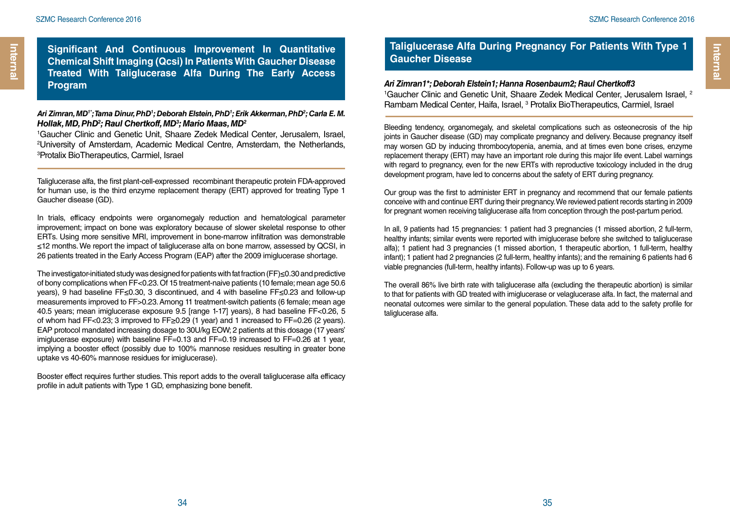## Significant And Continuous Improvement In Quantitative Chemical Shift Imaging (Qcsi) In Patients With Gaucher Disease Treated With Taliglucerase Alfa During The Early Access Program

***Ari Zimran, MD[1*]; Tama Dinur, PhD[1]; Deborah Elstein, PhD[1]; Erik Akkerman, PhD[2]; Carla E. M. Hollak, MD, PhD[2]; Raul Chertkoff, MD[3]; Mario Maas, MD[2]***

[1]Gaucher Clinic and Genetic Unit, Shaare Zedek Medical Center, Jerusalem, Israel, [2]University of Amsterdam, Academic Medical Centre, Amsterdam, the Netherlands, [3]Protalix BioTherapeutics, Carmiel, Israel

Taliglucerase alfa, the first plant-cell-expressed recombinant therapeutic protein FDA-approved for human use, is the third enzyme replacement therapy (ERT) approved for treating Type 1 Gaucher disease (GD).

In trials, efficacy endpoints were organomegaly reduction and hematological parameter improvement; impact on bone was exploratory because of slower skeletal response to other ERTs. Using more sensitive MRI, improvement in bone-marrow infiltration was demonstrable ≤12 months. We report the impact of taliglucerase alfa on bone marrow, assessed by QCSI, in 26 patients treated in the Early Access Program (EAP) after the 2009 imiglucerase shortage.

The investigator-initiated study was designed for patients with fat fraction (FF)≤0.30 and predictive of bony complications when FF<0.23. Of 15 treatment-naive patients (10 female; mean age 50.6 years), 9 had baseline FF≤0.30, 3 discontinued, and 4 with baseline FF≤0.23 and follow-up measurements improved to FF>0.23. Among 11 treatment-switch patients (6 female; mean age 40.5 years; mean imiglucerase exposure 9.5 [range 1-17] years), 8 had baseline FF<0.26, 5 of whom had FF<0.23; 3 improved to FF≥0.29 (1 year) and 1 increased to FF=0.26 (2 years). EAP protocol mandated increasing dosage to 30U/kg EOW; 2 patients at this dosage (17 years' imiglucerase exposure) with baseline FF=0.13 and FF=0.19 increased to FF=0.26 at 1 year, implying a booster effect (possibly due to 100% mannose residues resulting in greater bone uptake vs 40-60% mannose residues for imiglucerase).

Booster effect requires further studies. This report adds to the overall taliglucerase alfa efficacy profile in adult patients with Type 1 GD, emphasizing bone benefit.

## Taliglucerase Alfa During Pregnancy For Patients With Type 1 Gaucher Disease

***Ari Zimran1*; Deborah Elstein1; Hanna Rosenbaum2; Raul Chertkoff3***

[1]Gaucher Clinic and Genetic Unit, Shaare Zedek Medical Center, Jerusalem Israel, [2] Rambam Medical Center, Haifa, Israel, [3] Protalix BioTherapeutics, Carmiel, Israel

Bleeding tendency, organomegaly, and skeletal complications such as osteonecrosis of the hip joints in Gaucher disease (GD) may complicate pregnancy and delivery. Because pregnancy itself may worsen GD by inducing thrombocytopenia, anemia, and at times even bone crises, enzyme replacement therapy (ERT) may have an important role during this major life event. Label warnings with regard to pregnancy, even for the new ERTs with reproductive toxicology included in the drug development program, have led to concerns about the safety of ERT during pregnancy.

Our group was the first to administer ERT in pregnancy and recommend that our female patients conceive with and continue ERT during their pregnancy. We reviewed patient records starting in 2009 for pregnant women receiving taliglucerase alfa from conception through the post-partum period.

In all, 9 patients had 15 pregnancies: 1 patient had 3 pregnancies (1 missed abortion, 2 full-term, healthy infants; similar events were reported with imiglucerase before she switched to taliglucerase alfa); 1 patient had 3 pregnancies (1 missed abortion, 1 therapeutic abortion, 1 full-term, healthy infant); 1 patient had 2 pregnancies (2 full-term, healthy infants); and the remaining 6 patients had 6 viable pregnancies (full-term, healthy infants). Follow-up was up to 6 years.

The overall 86% live birth rate with taliglucerase alfa (excluding the therapeutic abortion) is similar to that for patients with GD treated with imiglucerase or velaglucerase alfa. In fact, the maternal and neonatal outcomes were similar to the general population. These data add to the safety profile for taliglucerase alfa.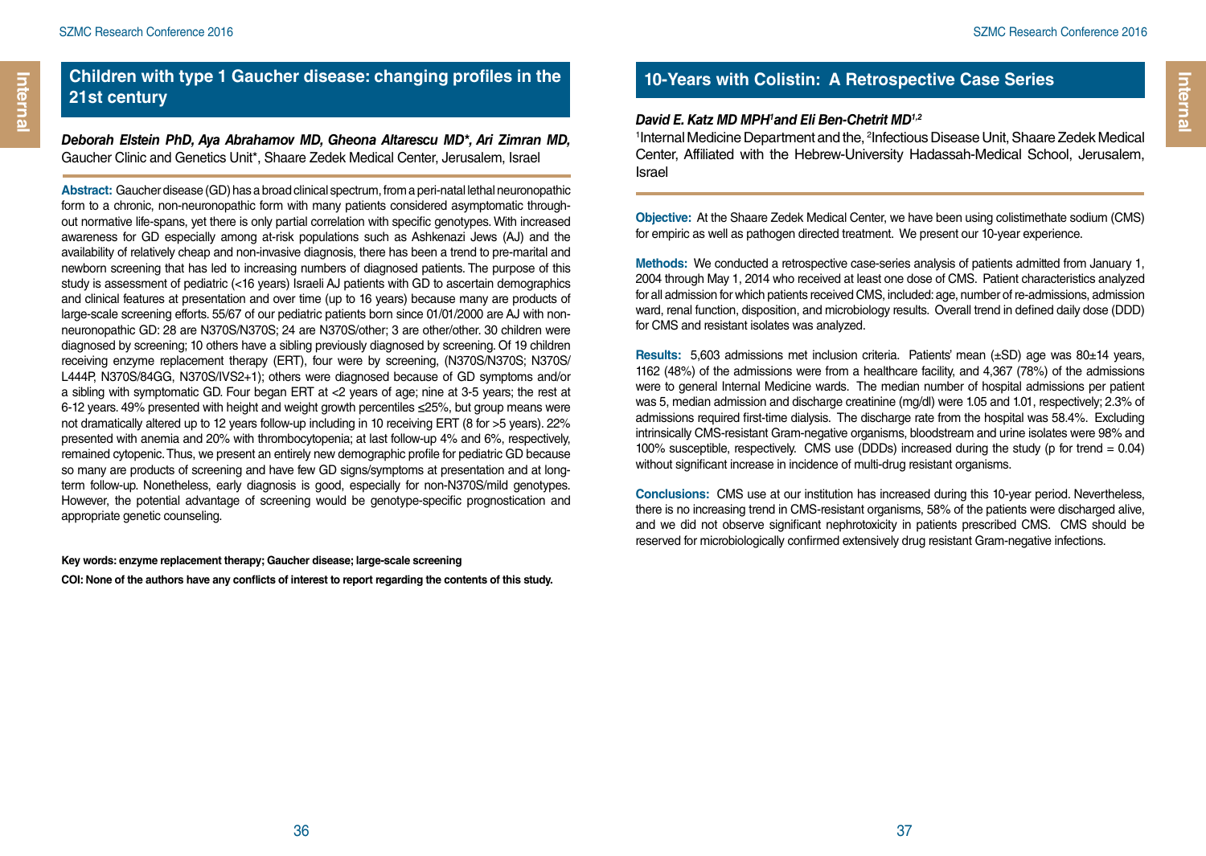## Children with type 1 Gaucher disease: changing profiles in the 21st century

***Deborah Elstein PhD, Aya Abrahamov MD, Gheona Altarescu MD*, Ari Zimran MD,*** Gaucher Clinic and Genetics Unit*, Shaare Zedek Medical Center, Jerusalem, Israel

**Abstract:** Gaucher disease (GD) has a broad clinical spectrum, from a peri-natal lethal neuronopathic form to a chronic, non-neuronopathic form with many patients considered asymptomatic throughout normative life-spans, yet there is only partial correlation with specific genotypes. With increased awareness for GD especially among at-risk populations such as Ashkenazi Jews (AJ) and the availability of relatively cheap and non-invasive diagnosis, there has been a trend to pre-marital and newborn screening that has led to increasing numbers of diagnosed patients. The purpose of this study is assessment of pediatric (<16 years) Israeli AJ patients with GD to ascertain demographics and clinical features at presentation and over time (up to 16 years) because many are products of large-scale screening efforts. 55/67 of our pediatric patients born since 01/01/2000 are AJ with non-neuronopathic GD: 28 are N370S/N370S; 24 are N370S/other; 3 are other/other. 30 children were diagnosed by screening; 10 others have a sibling previously diagnosed by screening. Of 19 children receiving enzyme replacement therapy (ERT), four were by screening, (N370S/N370S; N370S/L444P, N370S/84GG, N370S/IVS2+1); others were diagnosed because of GD symptoms and/or a sibling with symptomatic GD. Four began ERT at <2 years of age; nine at 3-5 years; the rest at 6-12 years. 49% presented with height and weight growth percentiles ≤25%, but group means were not dramatically altered up to 12 years follow-up including in 10 receiving ERT (8 for >5 years). 22% presented with anemia and 20% with thrombocytopenia; at last follow-up 4% and 6%, respectively, remained cytopenic. Thus, we present an entirely new demographic profile for pediatric GD because so many are products of screening and have few GD signs/symptoms at presentation and at long-term follow-up. Nonetheless, early diagnosis is good, especially for non-N370S/mild genotypes. However, the potential advantage of screening would be genotype-specific prognostication and appropriate genetic counseling.

**Key words: enzyme replacement therapy; Gaucher disease; large-scale screening**

**COI: None of the authors have any conflicts of interest to report regarding the contents of this study.**

## 10-Years with Colistin: A Retrospective Case Series

***David E. Katz MD MPH[1] and Eli Ben-Chetrit MD[1,2]***

[1]Internal Medicine Department and the, [2]Infectious Disease Unit, Shaare Zedek Medical Center, Affiliated with the Hebrew-University Hadassah-Medical School, Jerusalem, Israel

**Objective:** At the Shaare Zedek Medical Center, we have been using colistimethate sodium (CMS) for empiric as well as pathogen directed treatment. We present our 10-year experience.

**Methods:** We conducted a retrospective case-series analysis of patients admitted from January 1, 2004 through May 1, 2014 who received at least one dose of CMS. Patient characteristics analyzed for all admission for which patients received CMS, included: age, number of re-admissions, admission ward, renal function, disposition, and microbiology results. Overall trend in defined daily dose (DDD) for CMS and resistant isolates was analyzed.

**Results:** 5,603 admissions met inclusion criteria. Patients' mean (±SD) age was 80±14 years, 1162 (48%) of the admissions were from a healthcare facility, and 4,367 (78%) of the admissions were to general Internal Medicine wards. The median number of hospital admissions per patient was 5, median admission and discharge creatinine (mg/dl) were 1.05 and 1.01, respectively; 2.3% of admissions required first-time dialysis. The discharge rate from the hospital was 58.4%. Excluding intrinsically CMS-resistant Gram-negative organisms, bloodstream and urine isolates were 98% and 100% susceptible, respectively. CMS use (DDDs) increased during the study (p for trend = 0.04) without significant increase in incidence of multi-drug resistant organisms.

**Conclusions:** CMS use at our institution has increased during this 10-year period. Nevertheless, there is no increasing trend in CMS-resistant organisms, 58% of the patients were discharged alive, and we did not observe significant nephrotoxicity in patients prescribed CMS. CMS should be reserved for microbiologically confirmed extensively drug resistant Gram-negative infections.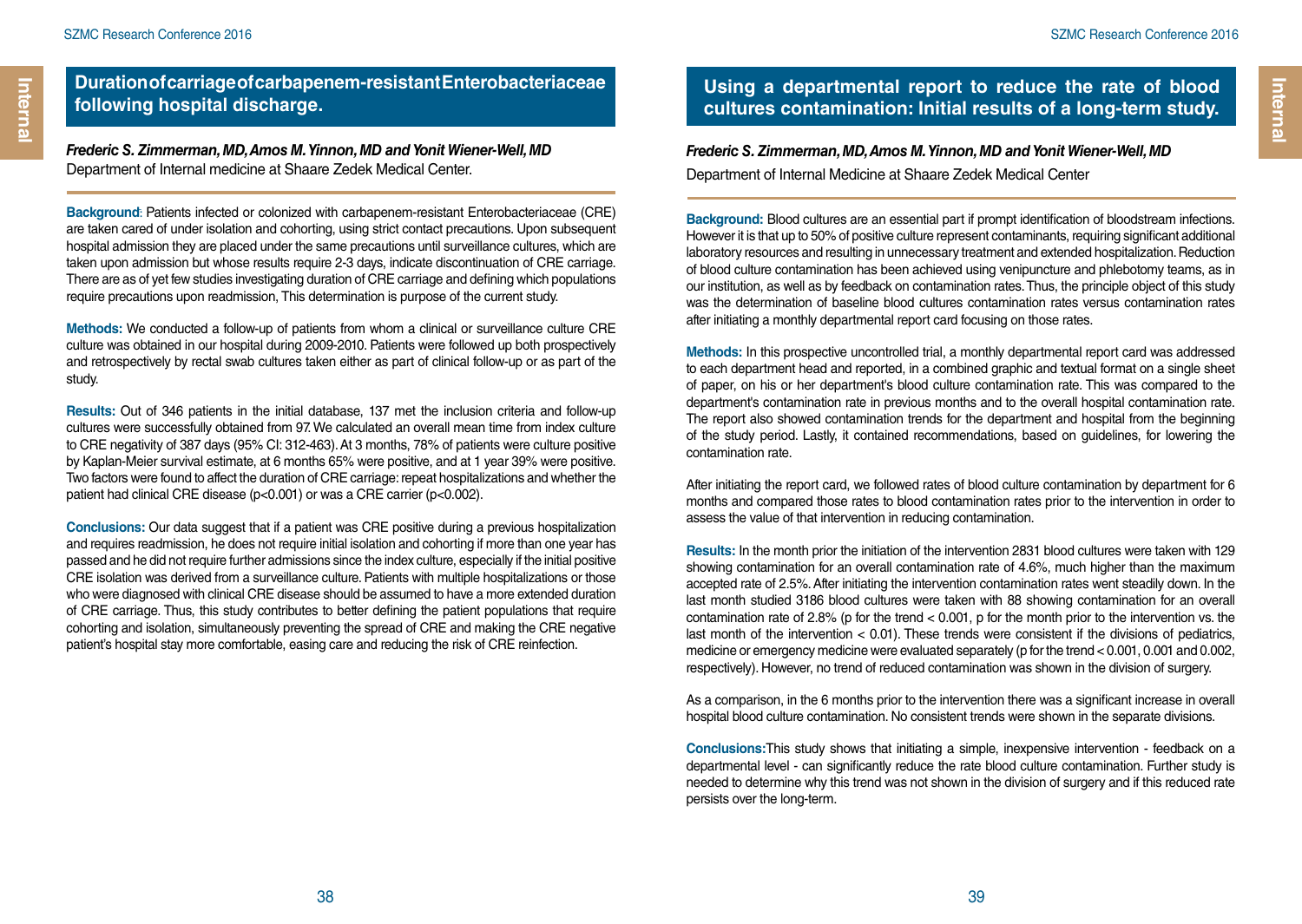## Duration of carriage of carbapenem-resistant Enterobacteriaceae following hospital discharge.

***Frederic S. Zimmerman, MD, Amos M. Yinnon, MD and Yonit Wiener-Well, MD***
Department of Internal medicine at Shaare Zedek Medical Center.

**Background**: Patients infected or colonized with carbapenem-resistant Enterobacteriaceae (CRE) are taken cared of under isolation and cohorting, using strict contact precautions. Upon subsequent hospital admission they are placed under the same precautions until surveillance cultures, which are taken upon admission but whose results require 2-3 days, indicate discontinuation of CRE carriage. There are as of yet few studies investigating duration of CRE carriage and defining which populations require precautions upon readmission, This determination is purpose of the current study.

**Methods:** We conducted a follow-up of patients from whom a clinical or surveillance culture CRE culture was obtained in our hospital during 2009-2010. Patients were followed up both prospectively and retrospectively by rectal swab cultures taken either as part of clinical follow-up or as part of the study.

**Results:** Out of 346 patients in the initial database, 137 met the inclusion criteria and follow-up cultures were successfully obtained from 97. We calculated an overall mean time from index culture to CRE negativity of 387 days (95% CI: 312-463). At 3 months, 78% of patients were culture positive by Kaplan-Meier survival estimate, at 6 months 65% were positive, and at 1 year 39% were positive. Two factors were found to affect the duration of CRE carriage: repeat hospitalizations and whether the patient had clinical CRE disease ($p<0.001$) or was a CRE carrier ($p<0.002$).

**Conclusions:** Our data suggest that if a patient was CRE positive during a previous hospitalization and requires readmission, he does not require initial isolation and cohorting if more than one year has passed and he did not require further admissions since the index culture, especially if the initial positive CRE isolation was derived from a surveillance culture. Patients with multiple hospitalizations or those who were diagnosed with clinical CRE disease should be assumed to have a more extended duration of CRE carriage. Thus, this study contributes to better defining the patient populations that require cohorting and isolation, simultaneously preventing the spread of CRE and making the CRE negative patient's hospital stay more comfortable, easing care and reducing the risk of CRE reinfection.

## Using a departmental report to reduce the rate of blood cultures contamination: Initial results of a long-term study.

***Frederic S. Zimmerman, MD, Amos M. Yinnon, MD and Yonit Wiener-Well, MD***
Department of Internal Medicine at Shaare Zedek Medical Center

**Background:** Blood cultures are an essential part if prompt identification of bloodstream infections. However it is that up to 50% of positive culture represent contaminants, requiring significant additional laboratory resources and resulting in unnecessary treatment and extended hospitalization. Reduction of blood culture contamination has been achieved using venipuncture and phlebotomy teams, as in our institution, as well as by feedback on contamination rates. Thus, the principle object of this study was the determination of baseline blood cultures contamination rates versus contamination rates after initiating a monthly departmental report card focusing on those rates.

**Methods:** In this prospective uncontrolled trial, a monthly departmental report card was addressed to each department head and reported, in a combined graphic and textual format on a single sheet of paper, on his or her department's blood culture contamination rate. This was compared to the department's contamination rate in previous months and to the overall hospital contamination rate. The report also showed contamination trends for the department and hospital from the beginning of the study period. Lastly, it contained recommendations, based on guidelines, for lowering the contamination rate.

After initiating the report card, we followed rates of blood culture contamination by department for 6 months and compared those rates to blood contamination rates prior to the intervention in order to assess the value of that intervention in reducing contamination.

**Results:** In the month prior the initiation of the intervention 2831 blood cultures were taken with 129 showing contamination for an overall contamination rate of 4.6%, much higher than the maximum accepted rate of 2.5%. After initiating the intervention contamination rates went steadily down. In the last month studied 3186 blood cultures were taken with 88 showing contamination for an overall contamination rate of 2.8% ($p$ for the trend $< 0.001$, $p$ for the month prior to the intervention vs. the last month of the intervention $< 0.01$). These trends were consistent if the divisions of pediatrics, medicine or emergency medicine were evaluated separately ($p$ for the trend $< 0.001$, 0.001 and 0.002, respectively). However, no trend of reduced contamination was shown in the division of surgery.

As a comparison, in the 6 months prior to the intervention there was a significant increase in overall hospital blood culture contamination. No consistent trends were shown in the separate divisions.

**Conclusions:** This study shows that initiating a simple, inexpensive intervention - feedback on a departmental level - can significantly reduce the rate blood culture contamination. Further study is needed to determine why this trend was not shown in the division of surgery and if this reduced rate persists over the long-term.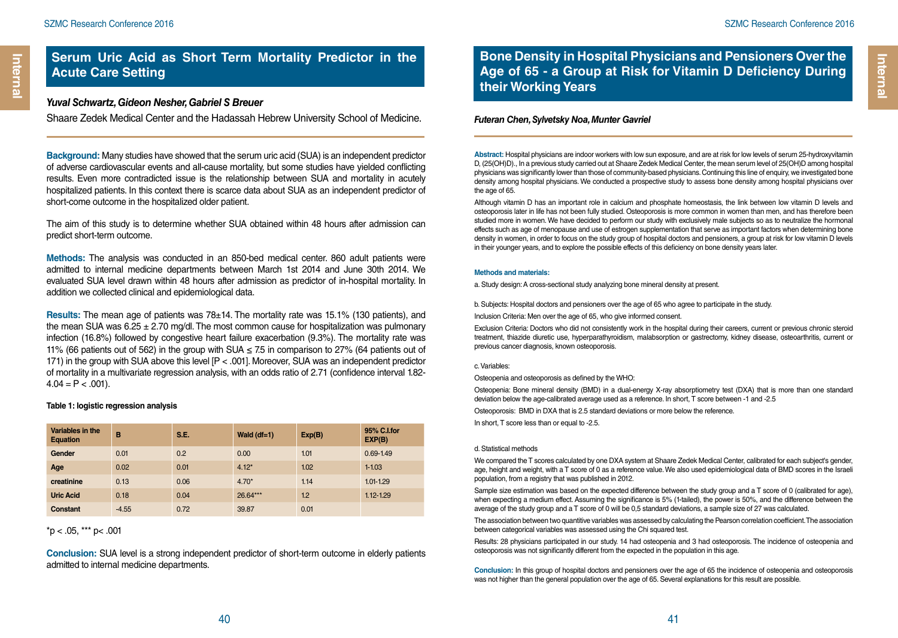## Serum Uric Acid as Short Term Mortality Predictor in the Acute Care Setting

***Yuval Schwartz, Gideon Nesher, Gabriel S Breuer***

Shaare Zedek Medical Center and the Hadassah Hebrew University School of Medicine.

**Background:** Many studies have showed that the serum uric acid (SUA) is an independent predictor of adverse cardiovascular events and all-cause mortality, but some studies have yielded conflicting results. Even more contradicted issue is the relationship between SUA and mortality in acutely hospitalized patients. In this context there is scarce data about SUA as an independent predictor of short-come outcome in the hospitalized older patient.

The aim of this study is to determine whether SUA obtained within 48 hours after admission can predict short-term outcome.

**Methods:** The analysis was conducted in an 850-bed medical center. 860 adult patients were admitted to internal medicine departments between March 1st 2014 and June 30th 2014. We evaluated SUA level drawn within 48 hours after admission as predictor of in-hospital mortality. In addition we collected clinical and epidemiological data.

**Results:** The mean age of patients was 78±14. The mortality rate was 15.1% (130 patients), and the mean SUA was 6.25 ± 2.70 mg/dl. The most common cause for hospitalization was pulmonary infection (16.8%) followed by congestive heart failure exacerbation (9.3%). The mortality rate was 11% (66 patients out of 562) in the group with SUA ≤ 7.5 in comparison to 27% (64 patients out of 171) in the group with SUA above this level [P < .001]. Moreover, SUA was an independent predictor of mortality in a multivariate regression analysis, with an odds ratio of 2.71 (confidence interval 1.82-4.04 = P < .001).

**Table 1: logistic regression analysis**

| Variables in the Equation | B | S.E. | Wald (df=1) | Exp(B) | 95% C.I.for EXP(B) |
|---|---|---|---|---|---|
| Gender | 0.01 | 0.2 | 0.00 | 1.01 | 0.69-1.49 |
| Age | 0.02 | 0.01 | 4.12* | 1.02 | 1-1.03 |
| creatinine | 0.13 | 0.06 | 4.70* | 1.14 | 1.01-1.29 |
| Uric Acid | 0.18 | 0.04 | 26.64*** | 1.2 | 1.12-1.29 |
| Constant | -4.55 | 0.72 | 39.87 | 0.01 | |

*p < .05, *** p< .001

**Conclusion:** SUA level is a strong independent predictor of short-term outcome in elderly patients admitted to internal medicine departments.

## Bone Density in Hospital Physicians and Pensioners Over the Age of 65 - a Group at Risk for Vitamin D Deficiency During their Working Years

***Futeran Chen, Sylvetsky Noa, Munter Gavriel***

**Abstract:** Hospital physicians are indoor workers with low sun exposure, and are at risk for low levels of serum 25-hydroxyvitamin D, (25(OH)D)., In a previous study carried out at Shaare Zedek Medical Center, the mean serum level of 25(OH)D among hospital physicians was significantly lower than those of community-based physicians. Continuing this line of enquiry, we investigated bone density among hospital physicians. We conducted a prospective study to assess bone density among hospital physicians over the age of 65.

Although vitamin D has an important role in calcium and phosphate homeostasis, the link between low vitamin D levels and osteoporosis later in life has not been fully studied. Osteoporosis is more common in women than men, and has therefore been studied more in women. We have decided to perform our study with exclusively male subjects so as to neutralize the hormonal effects such as age of menopause and use of estrogen supplementation that serve as important factors when determining bone density in women, in order to focus on the study group of hospital doctors and pensioners, a group at risk for low vitamin D levels in their younger years, and to explore the possible effects of this deficiency on bone density years later.

**Methods and materials:**

a. Study design: A cross-sectional study analyzing bone mineral density at present.

b. Subjects: Hospital doctors and pensioners over the age of 65 who agree to participate in the study.

Inclusion Criteria: Men over the age of 65, who give informed consent.

Exclusion Criteria: Doctors who did not consistently work in the hospital during their careers, current or previous chronic steroid treatment, thiazide diuretic use, hyperparathyroidism, malabsorption or gastrectomy, kidney disease, osteoarthritis, current or previous cancer diagnosis, known osteoporosis.

c. Variables:

Osteopenia and osteoporosis as defined by the WHO:

Osteopenia: Bone mineral density (BMD) in a dual-energy X-ray absorptiometry test (DXA) that is more than one standard deviation below the age-calibrated average used as a reference. In short, T score between -1 and -2.5

Osteoporosis: BMD in DXA that is 2.5 standard deviations or more below the reference.

In short, T score less than or equal to -2.5.

d. Statistical methods

We compared the T scores calculated by one DXA system at Shaare Zedek Medical Center, calibrated for each subject's gender, age, height and weight, with a T score of 0 as a reference value. We also used epidemiological data of BMD scores in the Israeli population, from a registry that was published in 2012.

Sample size estimation was based on the expected difference between the study group and a T score of 0 (calibrated for age), when expecting a medium effect. Assuming the significance is 5% (1-tailed), the power is 50%, and the difference between the average of the study group and a T score of 0 will be 0,5 standard deviations, a sample size of 27 was calculated.

The association between two quantitive variables was assessed by calculating the Pearson correlation coefficient. The association between categorical variables was assessed using the Chi squared test.

Results: 28 physicians participated in our study. 14 had osteopenia and 3 had osteoporosis. The incidence of osteopenia and osteoporosis was not significantly different from the expected in the population in this age.

**Conclusion:** In this group of hospital doctors and pensioners over the age of 65 the incidence of osteopenia and osteoporosis was not higher than the general population over the age of 65. Several explanations for this result are possible.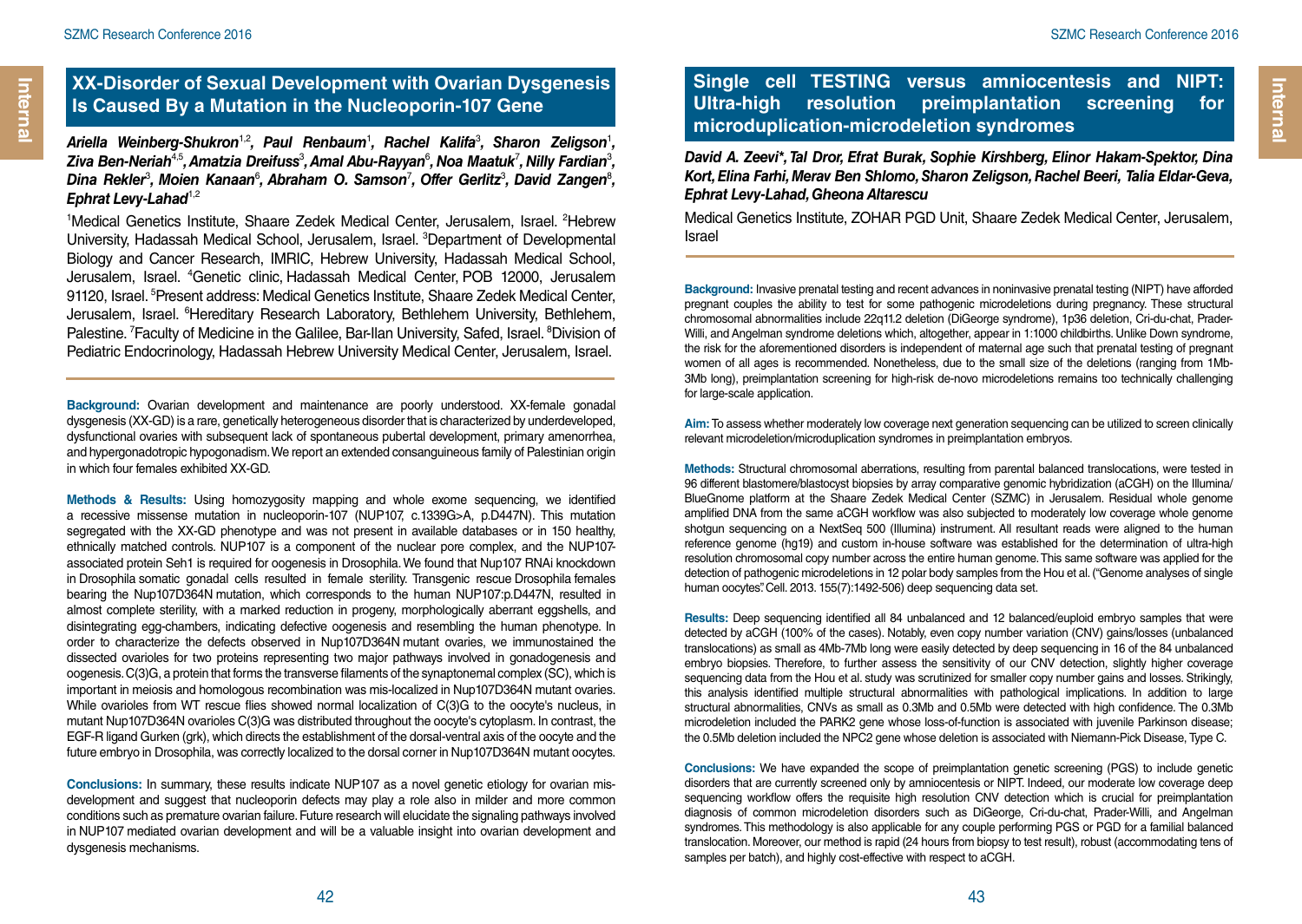## XX-Disorder of Sexual Development with Ovarian Dysgenesis Is Caused By a Mutation in the Nucleoporin-107 Gene

***Ariella Weinberg-Shukron[1,2], Paul Renbaum[1], Rachel Kalifa[3], Sharon Zeligson[1], Ziva Ben-Neriah[4,5], Amatzia Dreifuss[3], Amal Abu-Rayyan[6], Noa Maatuk[7], Nilly Fardian[3], Dina Rekler[3], Moien Kanaan[6], Abraham O. Samson[7], Offer Gerlitz[3], David Zangen[8], Ephrat Levy-Lahad[1,2]***

[1]Medical Genetics Institute, Shaare Zedek Medical Center, Jerusalem, Israel. [2]Hebrew University, Hadassah Medical School, Jerusalem, Israel. [3]Department of Developmental Biology and Cancer Research, IMRIC, Hebrew University, Hadassah Medical School, Jerusalem, Israel. [4]Genetic clinic, Hadassah Medical Center, POB 12000, Jerusalem 91120, Israel. [5]Present address: Medical Genetics Institute, Shaare Zedek Medical Center, Jerusalem, Israel. [6]Hereditary Research Laboratory, Bethlehem University, Bethlehem, Palestine. [7]Faculty of Medicine in the Galilee, Bar-Ilan University, Safed, Israel. [8]Division of Pediatric Endocrinology, Hadassah Hebrew University Medical Center, Jerusalem, Israel.

**Background:** Ovarian development and maintenance are poorly understood. XX-female gonadal dysgenesis (XX-GD) is a rare, genetically heterogeneous disorder that is characterized by underdeveloped, dysfunctional ovaries with subsequent lack of spontaneous pubertal development, primary amenorrhea, and hypergonadotropic hypogonadism. We report an extended consanguineous family of Palestinian origin in which four females exhibited XX-GD.

**Methods & Results:** Using homozygosity mapping and whole exome sequencing, we identified a recessive missense mutation in nucleoporin-107 (NUP107, c.1339G>A, p.D447N). This mutation segregated with the XX-GD phenotype and was not present in available databases or in 150 healthy, ethnically matched controls. NUP107 is a component of the nuclear pore complex, and the NUP107-associated protein Seh1 is required for oogenesis in Drosophila. We found that Nup107 RNAi knockdown in Drosophila somatic gonadal cells resulted in female sterility. Transgenic rescue Drosophila females bearing the Nup107D364N mutation, which corresponds to the human NUP107:p.D447N, resulted in almost complete sterility, with a marked reduction in progeny, morphologically aberrant eggshells, and disintegrating egg-chambers, indicating defective oogenesis and resembling the human phenotype. In order to characterize the defects observed in Nup107D364N mutant ovaries, we immunostained the dissected ovarioles for two proteins representing two major pathways involved in gonadogenesis and oogenesis. C(3)G, a protein that forms the transverse filaments of the synaptonemal complex (SC), which is important in meiosis and homologous recombination was mis-localized in Nup107D364N mutant ovaries. While ovarioles from WT rescue flies showed normal localization of C(3)G to the oocyte's nucleus, in mutant Nup107D364N ovarioles C(3)G was distributed throughout the oocyte's cytoplasm. In contrast, the EGF-R ligand Gurken (grk), which directs the establishment of the dorsal-ventral axis of the oocyte and the future embryo in Drosophila, was correctly localized to the dorsal corner in Nup107D364N mutant oocytes.

**Conclusions:** In summary, these results indicate NUP107 as a novel genetic etiology for ovarian mis-development and suggest that nucleoporin defects may play a role also in milder and more common conditions such as premature ovarian failure. Future research will elucidate the signaling pathways involved in NUP107 mediated ovarian development and will be a valuable insight into ovarian development and dysgenesis mechanisms.

## Single cell TESTING versus amniocentesis and NIPT: Ultra-high resolution preimplantation screening for microduplication-microdeletion syndromes

***David A. Zeevi\*, Tal Dror, Efrat Burak, Sophie Kirshberg, Elinor Hakam-Spektor, Dina Kort, Elina Farhi, Merav Ben Shlomo, Sharon Zeligson, Rachel Beeri, Talia Eldar-Geva, Ephrat Levy-Lahad, Gheona Altarescu***

Medical Genetics Institute, ZOHAR PGD Unit, Shaare Zedek Medical Center, Jerusalem, Israel

**Background:** Invasive prenatal testing and recent advances in noninvasive prenatal testing (NIPT) have afforded pregnant couples the ability to test for some pathogenic microdeletions during pregnancy. These structural chromosomal abnormalities include 22q11.2 deletion (DiGeorge syndrome), 1p36 deletion, Cri-du-chat, Prader-Willi, and Angelman syndrome deletions which, altogether, appear in 1:1000 childbirths. Unlike Down syndrome, the risk for the aforementioned disorders is independent of maternal age such that prenatal testing of pregnant women of all ages is recommended. Nonetheless, due to the small size of the deletions (ranging from 1Mb-3Mb long), preimplantation screening for high-risk de-novo microdeletions remains too technically challenging for large-scale application.

**Aim:** To assess whether moderately low coverage next generation sequencing can be utilized to screen clinically relevant microdeletion/microduplication syndromes in preimplantation embryos.

**Methods:** Structural chromosomal aberrations, resulting from parental balanced translocations, were tested in 96 different blastomere/blastocyst biopsies by array comparative genomic hybridization (aCGH) on the Illumina/BlueGnome platform at the Shaare Zedek Medical Center (SZMC) in Jerusalem. Residual whole genome amplified DNA from the same aCGH workflow was also subjected to moderately low coverage whole genome shotgun sequencing on a NextSeq 500 (Illumina) instrument. All resultant reads were aligned to the human reference genome (hg19) and custom in-house software was established for the determination of ultra-high resolution chromosomal copy number across the entire human genome. This same software was applied for the detection of pathogenic microdeletions in 12 polar body samples from the Hou et al. ("Genome analyses of single human oocytes". Cell. 2013. 155(7):1492-506) deep sequencing data set.

**Results:** Deep sequencing identified all 84 unbalanced and 12 balanced/euploid embryo samples that were detected by aCGH (100% of the cases). Notably, even copy number variation (CNV) gains/losses (unbalanced translocations) as small as 4Mb-7Mb long were easily detected by deep sequencing in 16 of the 84 unbalanced embryo biopsies. Therefore, to further assess the sensitivity of our CNV detection, slightly higher coverage sequencing data from the Hou et al. study was scrutinized for smaller copy number gains and losses. Strikingly, this analysis identified multiple structural abnormalities with pathological implications. In addition to large structural abnormalities, CNVs as small as 0.3Mb and 0.5Mb were detected with high confidence. The 0.3Mb microdeletion included the PARK2 gene whose loss-of-function is associated with juvenile Parkinson disease; the 0.5Mb deletion included the NPC2 gene whose deletion is associated with Niemann-Pick Disease, Type C.

**Conclusions:** We have expanded the scope of preimplantation genetic screening (PGS) to include genetic disorders that are currently screened only by amniocentesis or NIPT. Indeed, our moderate low coverage deep sequencing workflow offers the requisite high resolution CNV detection which is crucial for preimplantation diagnosis of common microdeletion disorders such as DiGeorge, Cri-du-chat, Prader-Willi, and Angelman syndromes. This methodology is also applicable for any couple performing PGS or PGD for a familial balanced translocation. Moreover, our method is rapid (24 hours from biopsy to test result), robust (accommodating tens of samples per batch), and highly cost-effective with respect to aCGH.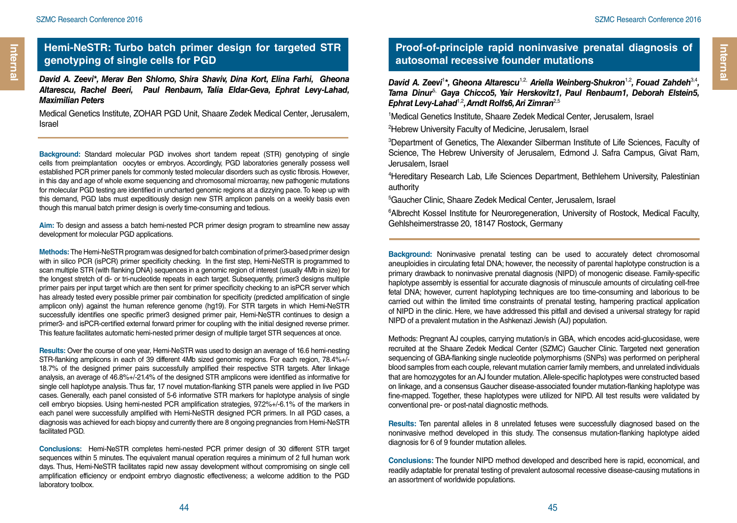## Hemi-NeSTR: Turbo batch primer design for targeted STR genotyping of single cells for PGD

***David A. Zeevi\*, Merav Ben Shlomo, Shira Shaviv, Dina Kort, Elina Farhi, Gheona Altarescu, Rachel Beeri, Paul Renbaum, Talia Eldar-Geva, Ephrat Levy-Lahad, Maximilian Peters***

Medical Genetics Institute, ZOHAR PGD Unit, Shaare Zedek Medical Center, Jerusalem, Israel

**Background:** Standard molecular PGD involves short tandem repeat (STR) genotyping of single cells from preimplantation oocytes or embryos. Accordingly, PGD laboratories generally possess well established PCR primer panels for commonly tested molecular disorders such as cystic fibrosis. However, in this day and age of whole exome sequencing and chromosomal microarray, new pathogenic mutations for molecular PGD testing are identified in uncharted genomic regions at a dizzying pace. To keep up with this demand, PGD labs must expeditiously design new STR amplicon panels on a weekly basis even though this manual batch primer design is overly time-consuming and tedious.

**Aim:** To design and assess a batch hemi-nested PCR primer design program to streamline new assay development for molecular PGD applications.

**Methods:** The Hemi-NeSTR program was designed for batch combination of primer3-based primer design with in silico PCR (isPCR) primer specificity checking. In the first step, Hemi-NeSTR is programmed to scan multiple STR (with flanking DNA) sequences in a genomic region of interest (usually 4Mb in size) for the longest stretch of di- or tri-nucleotide repeats in each target. Subsequently, primer3 designs multiple primer pairs per input target which are then sent for primer specificity checking to an isPCR server which has already tested every possible primer pair combination for specificity (predicted amplification of single amplicon only) against the human reference genome (hg19). For STR targets in which Hemi-NeSTR successfully identifies one specific primer3 designed primer pair, Hemi-NeSTR continues to design a primer3- and isPCR-certified external forward primer for coupling with the initial designed reverse primer. This feature facilitates automatic hemi-nested primer design of multiple target STR sequences at once.

**Results:** Over the course of one year, Hemi-NeSTR was used to design an average of 16.6 hemi-nesting STR-flanking amplicons in each of 39 different 4Mb sized genomic regions. For each region, 78.4%+/-18.7% of the designed primer pairs successfully amplified their respective STR targets. After linkage analysis, an average of 46.8%+/-21.4% of the designed STR amplicons were identified as informative for single cell haplotype analysis. Thus far, 17 novel mutation-flanking STR panels were applied in live PGD cases. Generally, each panel consisted of 5-6 informative STR markers for haplotype analysis of single cell embryo biopsies. Using hemi-nested PCR amplification strategies, 97.2%+/-6.1% of the markers in each panel were successfully amplified with Hemi-NeSTR designed PCR primers. In all PGD cases, a diagnosis was achieved for each biopsy and currently there are 8 ongoing pregnancies from Hemi-NeSTR facilitated PGD.

**Conclusions:** Hemi-NeSTR completes hemi-nested PCR primer design of 30 different STR target sequences within 5 minutes. The equivalent manual operation requires a minimum of 2 full human work days. Thus, Hemi-NeSTR facilitates rapid new assay development without compromising on single cell amplification efficiency or endpoint embryo diagnostic effectiveness; a welcome addition to the PGD laboratory toolbox.

## Proof-of-principle rapid noninvasive prenatal diagnosis of autosomal recessive founder mutations

***David A. Zeevi[1]\*, Gheona Altarescu[1,2,] Ariella Weinberg-Shukron[1,2], Fouad Zahdeh[3,4], Tama Dinur[5,] Gaya Chicco5, Yair Herskovitz1, Paul Renbaum1, Deborah Elstein5, Ephrat Levy-Lahad[1,2], Arndt Rolfs6, Ari Zimran[2,5]***

[1]Medical Genetics Institute, Shaare Zedek Medical Center, Jerusalem, Israel

[2]Hebrew University Faculty of Medicine, Jerusalem, Israel

[3]Department of Genetics, The Alexander Silberman Institute of Life Sciences, Faculty of Science, The Hebrew University of Jerusalem, Edmond J. Safra Campus, Givat Ram, Jerusalem, Israel

[4]Hereditary Research Lab, Life Sciences Department, Bethlehem University, Palestinian authority

[5]Gaucher Clinic, Shaare Zedek Medical Center, Jerusalem, Israel

[6]Albrecht Kossel Institute for Neuroregeneration, University of Rostock, Medical Faculty, Gehlsheimerstrasse 20, 18147 Rostock, Germany

**Background:** Noninvasive prenatal testing can be used to accurately detect chromosomal aneuploidies in circulating fetal DNA; however, the necessity of parental haplotype construction is a primary drawback to noninvasive prenatal diagnosis (NIPD) of monogenic disease. Family-specific haplotype assembly is essential for accurate diagnosis of minuscule amounts of circulating cell-free fetal DNA; however, current haplotyping techniques are too time-consuming and laborious to be carried out within the limited time constraints of prenatal testing, hampering practical application of NIPD in the clinic. Here, we have addressed this pitfall and devised a universal strategy for rapid NIPD of a prevalent mutation in the Ashkenazi Jewish (AJ) population.

Methods: Pregnant AJ couples, carrying mutation/s in GBA, which encodes acid-glucosidase, were recruited at the Shaare Zedek Medical Center (SZMC) Gaucher Clinic. Targeted next generation sequencing of GBA-flanking single nucleotide polymorphisms (SNPs) was performed on peripheral blood samples from each couple, relevant mutation carrier family members, and unrelated individuals that are homozygotes for an AJ founder mutation. Allele-specific haplotypes were constructed based on linkage, and a consensus Gaucher disease-associated founder mutation-flanking haplotype was fine-mapped. Together, these haplotypes were utilized for NIPD. All test results were validated by conventional pre- or post-natal diagnostic methods.

**Results:** Ten parental alleles in 8 unrelated fetuses were successfully diagnosed based on the noninvasive method developed in this study. The consensus mutation-flanking haplotype aided diagnosis for 6 of 9 founder mutation alleles.

**Conclusions:** The founder NIPD method developed and described here is rapid, economical, and readily adaptable for prenatal testing of prevalent autosomal recessive disease-causing mutations in an assortment of worldwide populations.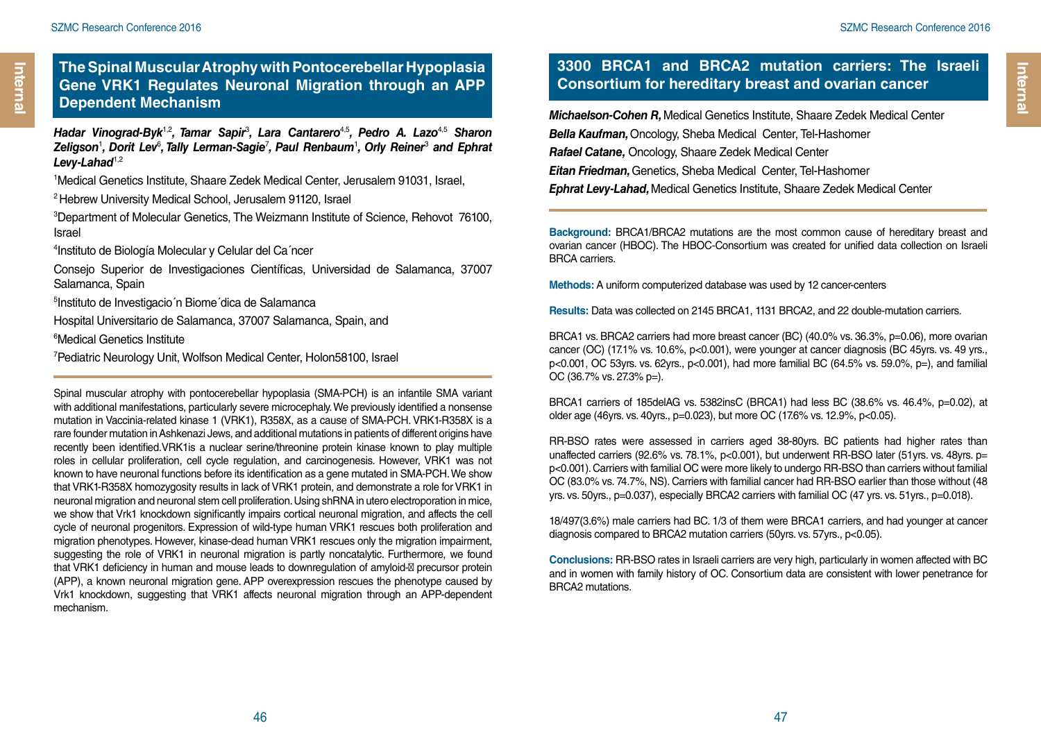## The Spinal Muscular Atrophy with Pontocerebellar Hypoplasia Gene VRK1 Regulates Neuronal Migration through an APP Dependent Mechanism

***Hadar Vinograd-Byk*[1,2], *Tamar Sapir*[3], *Lara Cantarero*[4,5], *Pedro A. Lazo*[4,5] *Sharon Zeligson*[1], *Dorit Lev*[6], *Tally Lerman-Sagie*[7], *Paul Renbaum*[1], *Orly Reiner*[3] and *Ephrat Levy-Lahad*[1,2]**

[1]Medical Genetics Institute, Shaare Zedek Medical Center, Jerusalem 91031, Israel,

[2] Hebrew University Medical School, Jerusalem 91120, Israel

[3]Department of Molecular Genetics, The Weizmann Institute of Science, Rehovot 76100, Israel

[4]Instituto de Biología Molecular y Celular del Ca´ncer

Consejo Superior de Investigaciones Científicas, Universidad de Salamanca, 37007 Salamanca, Spain

[5]Instituto de Investigacio´n Biome´dica de Salamanca

Hospital Universitario de Salamanca, 37007 Salamanca, Spain, and

[6]Medical Genetics Institute

[7]Pediatric Neurology Unit, Wolfson Medical Center, Holon58100, Israel

Spinal muscular atrophy with pontocerebellar hypoplasia (SMA-PCH) is an infantile SMA variant with additional manifestations, particularly severe microcephaly. We previously identified a nonsense mutation in Vaccinia-related kinase 1 (VRK1), R358X, as a cause of SMA-PCH. VRK1-R358X is a rare founder mutation in Ashkenazi Jews, and additional mutations in patients of different origins have recently been identified.VRK1is a nuclear serine/threonine protein kinase known to play multiple roles in cellular proliferation, cell cycle regulation, and carcinogenesis. However, VRK1 was not known to have neuronal functions before its identification as a gene mutated in SMA-PCH. We show that VRK1-R358X homozygosity results in lack of VRK1 protein, and demonstrate a role for VRK1 in neuronal migration and neuronal stem cell proliferation. Using shRNA in utero electroporation in mice, we show that Vrk1 knockdown significantly impairs cortical neuronal migration, and affects the cell cycle of neuronal progenitors. Expression of wild-type human VRK1 rescues both proliferation and migration phenotypes. However, kinase-dead human VRK1 rescues only the migration impairment, suggesting the role of VRK1 in neuronal migration is partly noncatalytic. Furthermore, we found that VRK1 deficiency in human and mouse leads to downregulation of amyloid-� precursor protein (APP), a known neuronal migration gene. APP overexpression rescues the phenotype caused by Vrk1 knockdown, suggesting that VRK1 affects neuronal migration through an APP-dependent mechanism.

## 3300 BRCA1 and BRCA2 mutation carriers: The Israeli Consortium for hereditary breast and ovarian cancer

***Michaelson-Cohen R,*** Medical Genetics Institute, Shaare Zedek Medical Center
***Bella Kaufman,*** Oncology, Sheba Medical Center, Tel-Hashomer
***Rafael Catane,*** Oncology, Shaare Zedek Medical Center
***Eitan Friedman,*** Genetics, Sheba Medical Center, Tel-Hashomer
***Ephrat Levy-Lahad,*** Medical Genetics Institute, Shaare Zedek Medical Center

**Background:** BRCA1/BRCA2 mutations are the most common cause of hereditary breast and ovarian cancer (HBOC). The HBOC-Consortium was created for unified data collection on Israeli BRCA carriers.

**Methods:** A uniform computerized database was used by 12 cancer-centers

**Results:** Data was collected on 2145 BRCA1, 1131 BRCA2, and 22 double-mutation carriers.

BRCA1 vs. BRCA2 carriers had more breast cancer (BC) (40.0% vs. 36.3%, p=0.06), more ovarian cancer (OC) (17.1% vs. 10.6%, p<0.001), were younger at cancer diagnosis (BC 45yrs. vs. 49 yrs., p<0.001, OC 53yrs. vs. 62yrs., p<0.001), had more familial BC (64.5% vs. 59.0%, p=), and familial OC (36.7% vs. 27.3% p=).

BRCA1 carriers of 185delAG vs. 5382insC (BRCA1) had less BC (38.6% vs. 46.4%, p=0.02), at older age (46yrs. vs. 40yrs., p=0.023), but more OC (17.6% vs. 12.9%, p<0.05).

RR-BSO rates were assessed in carriers aged 38-80yrs. BC patients had higher rates than unaffected carriers (92.6% vs. 78.1%, p<0.001), but underwent RR-BSO later (51yrs. vs. 48yrs. p= p<0.001). Carriers with familial OC were more likely to undergo RR-BSO than carriers without familial OC (83.0% vs. 74.7%, NS). Carriers with familial cancer had RR-BSO earlier than those without (48 yrs. vs. 50yrs., p=0.037), especially BRCA2 carriers with familial OC (47 yrs. vs. 51yrs., p=0.018).

18/497(3.6%) male carriers had BC. 1/3 of them were BRCA1 carriers, and had younger at cancer diagnosis compared to BRCA2 mutation carriers (50yrs. vs. 57yrs., p<0.05).

**Conclusions:** RR-BSO rates in Israeli carriers are very high, particularly in women affected with BC and in women with family history of OC. Consortium data are consistent with lower penetrance for BRCA2 mutations.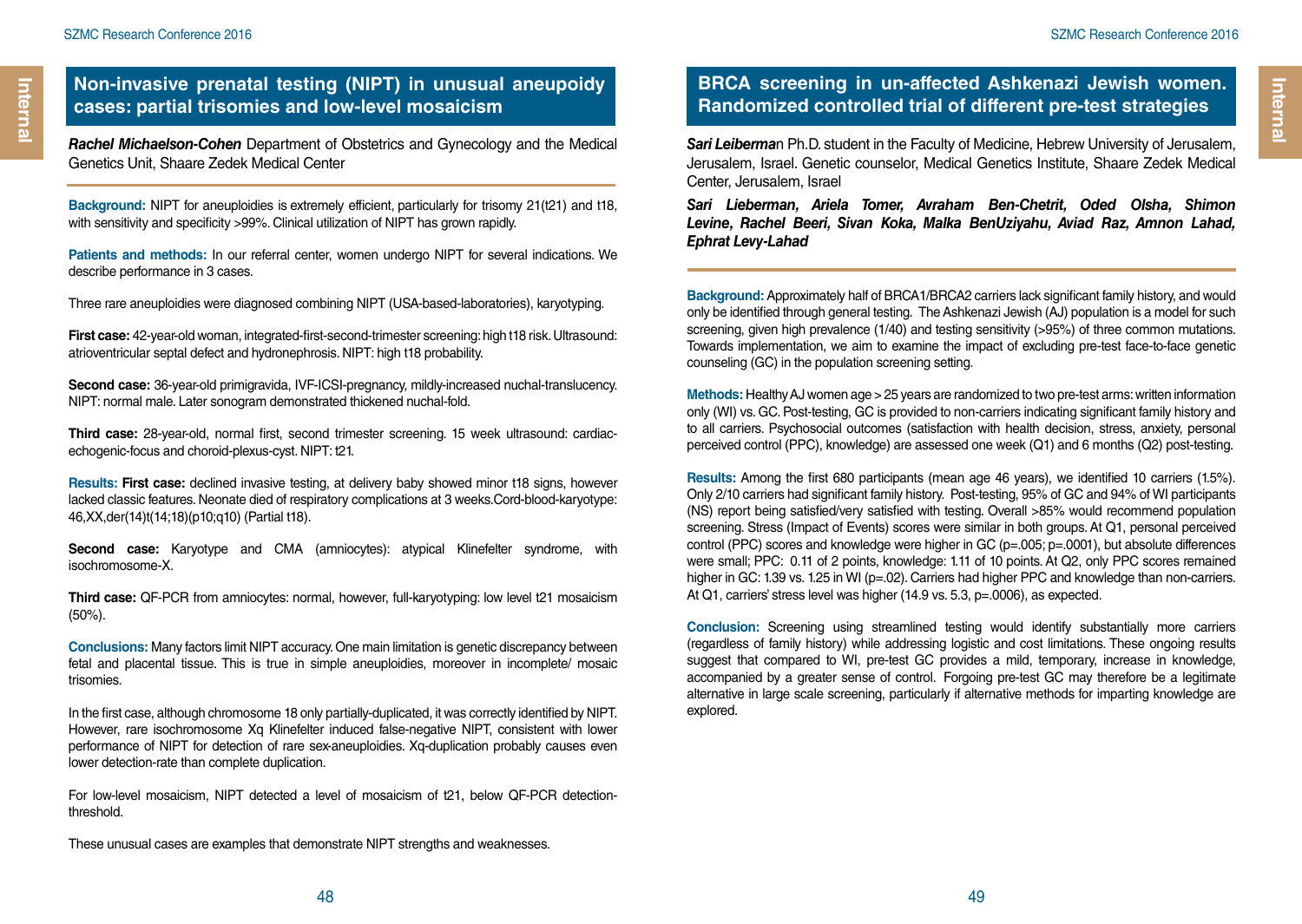## Non-invasive prenatal testing (NIPT) in unusual aneupoidy cases: partial trisomies and low-level mosaicism

***Rachel Michaelson-Cohen*** Department of Obstetrics and Gynecology and the Medical Genetics Unit, Shaare Zedek Medical Center

**Background:** NIPT for aneuploidies is extremely efficient, particularly for trisomy 21(t21) and t18, with sensitivity and specificity >99%. Clinical utilization of NIPT has grown rapidly.

**Patients and methods:** In our referral center, women undergo NIPT for several indications. We describe performance in 3 cases.

Three rare aneuploidies were diagnosed combining NIPT (USA-based-laboratories), karyotyping.

**First case:** 42-year-old woman, integrated-first-second-trimester screening: high t18 risk. Ultrasound: atrioventricular septal defect and hydronephrosis. NIPT: high t18 probability.

**Second case:** 36-year-old primigravida, IVF-ICSI-pregnancy, mildly-increased nuchal-translucency. NIPT: normal male. Later sonogram demonstrated thickened nuchal-fold.

**Third case:** 28-year-old, normal first, second trimester screening. 15 week ultrasound: cardiac-echogenic-focus and choroid-plexus-cyst. NIPT: t21.

**Results: First case:** declined invasive testing, at delivery baby showed minor t18 signs, however lacked classic features. Neonate died of respiratory complications at 3 weeks.Cord-blood-karyotype: 46,XX,der(14)t(14;18)(p10;q10) (Partial t18).

**Second case:** Karyotype and CMA (amniocytes): atypical Klinefelter syndrome, with isochromosome-X.

**Third case:** QF-PCR from amniocytes: normal, however, full-karyotyping: low level t21 mosaicism (50%).

**Conclusions:** Many factors limit NIPT accuracy. One main limitation is genetic discrepancy between fetal and placental tissue. This is true in simple aneuploidies, moreover in incomplete/ mosaic trisomies.

In the first case, although chromosome 18 only partially-duplicated, it was correctly identified by NIPT. However, rare isochromosome Xq Klinefelter induced false-negative NIPT, consistent with lower performance of NIPT for detection of rare sex-aneuploidies. Xq-duplication probably causes even lower detection-rate than complete duplication.

For low-level mosaicism, NIPT detected a level of mosaicism of t21, below QF-PCR detection-threshold.

These unusual cases are examples that demonstrate NIPT strengths and weaknesses.

## BRCA screening in un-affected Ashkenazi Jewish women. Randomized controlled trial of different pre-test strategies

***Sari Leiberma***n Ph.D. student in the Faculty of Medicine, Hebrew University of Jerusalem, Jerusalem, Israel. Genetic counselor, Medical Genetics Institute, Shaare Zedek Medical Center, Jerusalem, Israel

***Sari Lieberman, Ariela Tomer, Avraham Ben-Chetrit, Oded Olsha, Shimon Levine, Rachel Beeri, Sivan Koka, Malka BenUziyahu, Aviad Raz, Amnon Lahad, Ephrat Levy-Lahad***

**Background:** Approximately half of BRCA1/BRCA2 carriers lack significant family history, and would only be identified through general testing. The Ashkenazi Jewish (AJ) population is a model for such screening, given high prevalence (1/40) and testing sensitivity (>95%) of three common mutations. Towards implementation, we aim to examine the impact of excluding pre-test face-to-face genetic counseling (GC) in the population screening setting.

**Methods:** Healthy AJ women age > 25 years are randomized to two pre-test arms: written information only (WI) vs. GC. Post-testing, GC is provided to non-carriers indicating significant family history and to all carriers. Psychosocial outcomes (satisfaction with health decision, stress, anxiety, personal perceived control (PPC), knowledge) are assessed one week (Q1) and 6 months (Q2) post-testing.

**Results:** Among the first 680 participants (mean age 46 years), we identified 10 carriers (1.5%). Only 2/10 carriers had significant family history. Post-testing, 95% of GC and 94% of WI participants (NS) report being satisfied/very satisfied with testing. Overall >85% would recommend population screening. Stress (Impact of Events) scores were similar in both groups. At Q1, personal perceived control (PPC) scores and knowledge were higher in GC (p=.005; p=.0001), but absolute differences were small; PPC: 0.11 of 2 points, knowledge: 1.11 of 10 points. At Q2, only PPC scores remained higher in GC: 1.39 vs. 1.25 in WI (p=.02). Carriers had higher PPC and knowledge than non-carriers. At Q1, carriers' stress level was higher (14.9 vs. 5.3, p=.0006), as expected.

**Conclusion:** Screening using streamlined testing would identify substantially more carriers (regardless of family history) while addressing logistic and cost limitations. These ongoing results suggest that compared to WI, pre-test GC provides a mild, temporary, increase in knowledge, accompanied by a greater sense of control. Forgoing pre-test GC may therefore be a legitimate alternative in large scale screening, particularly if alternative methods for imparting knowledge are explored.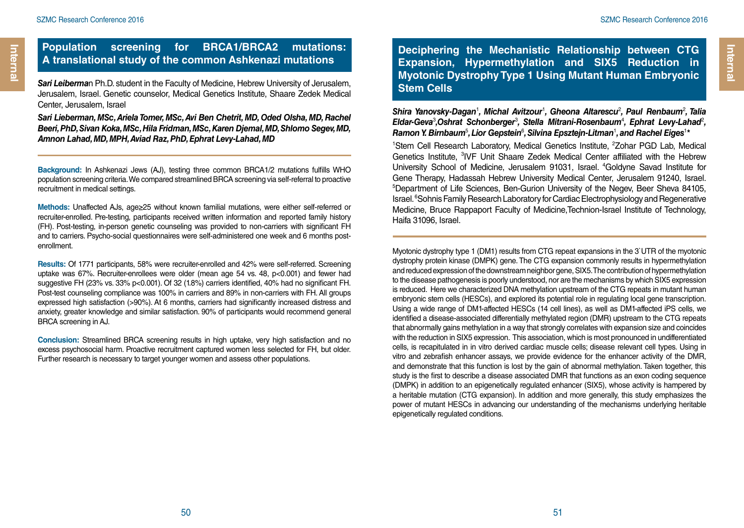## Population screening for BRCA1/BRCA2 mutations: A translational study of the common Ashkenazi mutations

***Sari Leiberma**n Ph.D. student in the Faculty of Medicine, Hebrew University of Jerusalem, Jerusalem, Israel. Genetic counselor, Medical Genetics Institute, Shaare Zedek Medical Center, Jerusalem, Israel*

***Sari Lieberman, MSc, Ariela Tomer, MSc, Avi Ben Chetrit, MD, Oded Olsha, MD, Rachel Beeri, PhD, Sivan Koka, MSc, Hila Fridman, MSc, Karen Djemal, MD, Shlomo Segev, MD, Amnon Lahad, MD, MPH, Aviad Raz, PhD, Ephrat Levy-Lahad, MD***

**Background:** In Ashkenazi Jews (AJ), testing three common BRCA1/2 mutations fulfills WHO population screening criteria. We compared streamlined BRCA screening via self-referral to proactive recruitment in medical settings.

**Methods:** Unaffected AJs, age≥25 without known familial mutations, were either self-referred or recruiter-enrolled. Pre-testing, participants received written information and reported family history (FH). Post-testing, in-person genetic counseling was provided to non-carriers with significant FH and to carriers. Psycho-social questionnaires were self-administered one week and 6 months post-enrollment.

**Results:** Of 1771 participants, 58% were recruiter-enrolled and 42% were self-referred. Screening uptake was 67%. Recruiter-enrollees were older (mean age 54 vs. 48, p<0.001) and fewer had suggestive FH (23% vs. 33% p<0.001). Of 32 (1.8%) carriers identified, 40% had no significant FH. Post-test counseling compliance was 100% in carriers and 89% in non-carriers with FH. All groups expressed high satisfaction (>90%). At 6 months, carriers had significantly increased distress and anxiety, greater knowledge and similar satisfaction. 90% of participants would recommend general BRCA screening in AJ.

**Conclusion:** Streamlined BRCA screening results in high uptake, very high satisfaction and no excess psychosocial harm. Proactive recruitment captured women less selected for FH, but older. Further research is necessary to target younger women and assess other populations.

## Deciphering the Mechanistic Relationship between CTG Expansion, Hypermethylation and SIX5 Reduction in Myotonic Dystrophy Type 1 Using Mutant Human Embryonic Stem Cells

***Shira Yanovsky-Dagan[1], Michal Avitzour[1], Gheona Altarescu[2], Paul Renbaum[2], Talia Eldar-Geva[3], Oshrat Schonberger[3], Stella Mitrani-Rosenbaum[4], Ephrat Levy-Lahad[2], Ramon Y. Birnbaum[5], Lior Gepstein[6], Silvina Epsztejn-Litman[1], and Rachel Eiges[1]****

[1]Stem Cell Research Laboratory, Medical Genetics Institute, [2]Zohar PGD Lab, Medical Genetics Institute, [3]IVF Unit Shaare Zedek Medical Center affiliated with the Hebrew University School of Medicine, Jerusalem 91031, Israel. [4]Goldyne Savad Institute for Gene Therapy, Hadassah Hebrew University Medical Center, Jerusalem 91240, Israel. [5]Department of Life Sciences, Ben-Gurion University of the Negev, Beer Sheva 84105, Israel. [6]Sohnis Family Research Laboratory for Cardiac Electrophysiology and Regenerative Medicine, Bruce Rappaport Faculty of Medicine,Technion-Israel Institute of Technology, Haifa 31096, Israel.

Myotonic dystrophy type 1 (DM1) results from CTG repeat expansions in the 3`UTR of the myotonic dystrophy protein kinase (DMPK) gene. The CTG expansion commonly results in hypermethylation and reduced expression of the downstream neighbor gene, SIX5. The contribution of hypermethylation to the disease pathogenesis is poorly understood, nor are the mechanisms by which SIX5 expression is reduced. Here we characterized DNA methylation upstream of the CTG repeats in mutant human embryonic stem cells (HESCs), and explored its potential role in regulating local gene transcription. Using a wide range of DM1-affected HESCs (14 cell lines), as well as DM1-affected iPS cells, we identified a disease-associated differentially methylated region (DMR) upstream to the CTG repeats that abnormally gains methylation in a way that strongly correlates with expansion size and coincides with the reduction in SIX5 expression. This association, which is most pronounced in undifferentiated cells, is recapitulated in in vitro derived cardiac muscle cells; disease relevant cell types. Using in vitro and zebrafish enhancer assays, we provide evidence for the enhancer activity of the DMR, and demonstrate that this function is lost by the gain of abnormal methylation. Taken together, this study is the first to describe a disease associated DMR that functions as an exon coding sequence (DMPK) in addition to an epigenetically regulated enhancer (SIX5), whose activity is hampered by a heritable mutation (CTG expansion). In addition and more generally, this study emphasizes the power of mutant HESCs in advancing our understanding of the mechanisms underlying heritable epigenetically regulated conditions.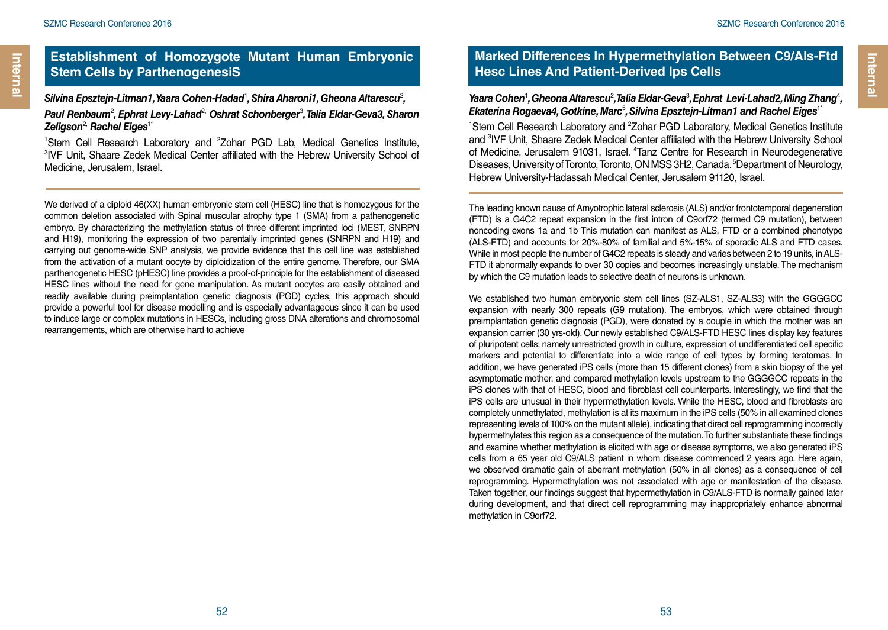## Establishment of Homozygote Mutant Human Embryonic Stem Cells by ParthenogenesiS

***Silvina Epsztejn-Litman1, Yaara Cohen-Hadad*[1]*, Shira Aharoni1, Gheona Altarescu*[2]*, Paul Renbaum*[2]*, Ephrat Levy-Lahad*[2,] *Oshrat Schonberger*[3]*, Talia Eldar-Geva3, Sharon Zeligson*[2,] *Rachel Eiges*[1*]**

[1]Stem Cell Research Laboratory and [2]Zohar PGD Lab, Medical Genetics Institute, [3]IVF Unit, Shaare Zedek Medical Center affiliated with the Hebrew University School of Medicine, Jerusalem, Israel.

We derived of a diploid 46(XX) human embryonic stem cell (HESC) line that is homozygous for the common deletion associated with Spinal muscular atrophy type 1 (SMA) from a pathenogenetic embryo. By characterizing the methylation status of three different imprinted loci (MEST, SNRPN and H19), monitoring the expression of two parentally imprinted genes (SNRPN and H19) and carrying out genome-wide SNP analysis, we provide evidence that this cell line was established from the activation of a mutant oocyte by diploidization of the entire genome. Therefore, our SMA parthenogenetic HESC (pHESC) line provides a proof-of-principle for the establishment of diseased HESC lines without the need for gene manipulation. As mutant oocytes are easily obtained and readily available during preimplantation genetic diagnosis (PGD) cycles, this approach should provide a powerful tool for disease modelling and is especially advantageous since it can be used to induce large or complex mutations in HESCs, including gross DNA alterations and chromosomal rearrangements, which are otherwise hard to achieve

## Marked Differences In Hypermethylation Between C9/Als-Ftd Hesc Lines And Patient-Derived Ips Cells

***Yaara Cohen*[1]*, Gheona Altarescu*[2]*, Talia Eldar-Geva*[3]*, Ephrat Levi-Lahad2, Ming Zhang*[4]*, Ekaterina Rogaeva4, Gotkine, Marc*[5]*, Silvina Epsztejn-Litman1 and Rachel Eiges*[1*]**

[1]Stem Cell Research Laboratory and [2]Zohar PGD Laboratory, Medical Genetics Institute and [3]IVF Unit, Shaare Zedek Medical Center affiliated with the Hebrew University School of Medicine, Jerusalem 91031, Israel. [4]Tanz Centre for Research in Neurodegenerative Diseases, University of Toronto, Toronto, ON MSS 3H2, Canada. [5]Department of Neurology, Hebrew University-Hadassah Medical Center, Jerusalem 91120, Israel.

The leading known cause of Amyotrophic lateral sclerosis (ALS) and/or frontotemporal degeneration (FTD) is a G4C2 repeat expansion in the first intron of C9orf72 (termed C9 mutation), between noncoding exons 1a and 1b This mutation can manifest as ALS, FTD or a combined phenotype (ALS-FTD) and accounts for 20%-80% of familial and 5%-15% of sporadic ALS and FTD cases. While in most people the number of G4C2 repeats is steady and varies between 2 to 19 units, in ALS-FTD it abnormally expands to over 30 copies and becomes increasingly unstable. The mechanism by which the C9 mutation leads to selective death of neurons is unknown.

We established two human embryonic stem cell lines (SZ-ALS1, SZ-ALS3) with the GGGGCC expansion with nearly 300 repeats (G9 mutation). The embryos, which were obtained through preimplantation genetic diagnosis (PGD), were donated by a couple in which the mother was an expansion carrier (30 yrs-old). Our newly established C9/ALS-FTD HESC lines display key features of pluripotent cells; namely unrestricted growth in culture, expression of undifferentiated cell specific markers and potential to differentiate into a wide range of cell types by forming teratomas. In addition, we have generated iPS cells (more than 15 different clones) from a skin biopsy of the yet asymptomatic mother, and compared methylation levels upstream to the GGGGCC repeats in the iPS clones with that of HESC, blood and fibroblast cell counterparts. Interestingly, we find that the iPS cells are unusual in their hypermethylation levels. While the HESC, blood and fibroblasts are completely unmethylated, methylation is at its maximum in the iPS cells (50% in all examined clones representing levels of 100% on the mutant allele), indicating that direct cell reprogramming incorrectly hypermethylates this region as a consequence of the mutation. To further substantiate these findings and examine whether methylation is elicited with age or disease symptoms, we also generated iPS cells from a 65 year old C9/ALS patient in whom disease commenced 2 years ago. Here again, we observed dramatic gain of aberrant methylation (50% in all clones) as a consequence of cell reprogramming. Hypermethylation was not associated with age or manifestation of the disease. Taken together, our findings suggest that hypermethylation in C9/ALS-FTD is normally gained later during development, and that direct cell reprogramming may inappropriately enhance abnormal methylation in C9orf72.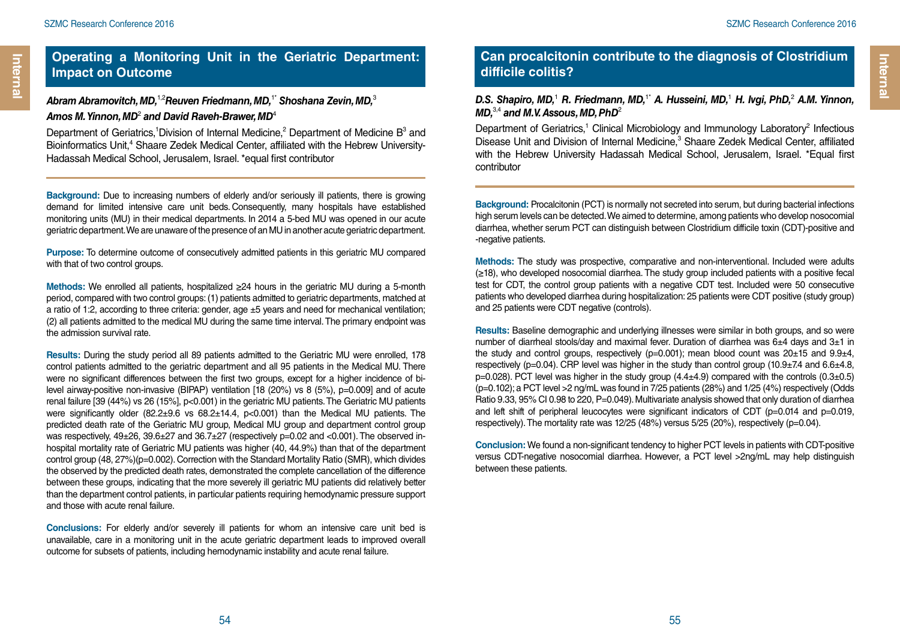## Operating a Monitoring Unit in the Geriatric Department: Impact on Outcome

***Abram Abramovitch, MD,*[1,2]*Reuven Friedmann, MD,*[1*] *Shoshana Zevin, MD,*[3] *Amos M. Yinnon, MD*[2] *and David Raveh-Brawer, MD*[4]**

Department of Geriatrics,[1]Division of Internal Medicine,[2] Department of Medicine B[3] and Bioinformatics Unit,[4] Shaare Zedek Medical Center, affiliated with the Hebrew University-Hadassah Medical School, Jerusalem, Israel. *equal first contributor

**Background:** Due to increasing numbers of elderly and/or seriously ill patients, there is growing demand for limited intensive care unit beds. Consequently, many hospitals have established monitoring units (MU) in their medical departments. In 2014 a 5-bed MU was opened in our acute geriatric department. We are unaware of the presence of an MU in another acute geriatric department.

**Purpose:** To determine outcome of consecutively admitted patients in this geriatric MU compared with that of two control groups.

**Methods:** We enrolled all patients, hospitalized ≥24 hours in the geriatric MU during a 5-month period, compared with two control groups: (1) patients admitted to geriatric departments, matched at a ratio of 1:2, according to three criteria: gender, age ±5 years and need for mechanical ventilation; (2) all patients admitted to the medical MU during the same time interval. The primary endpoint was the admission survival rate.

**Results:** During the study period all 89 patients admitted to the Geriatric MU were enrolled, 178 control patients admitted to the geriatric department and all 95 patients in the Medical MU. There were no significant differences between the first two groups, except for a higher incidence of bi-level airway-positive non-invasive (BIPAP) ventilation [18 (20%) vs 8 (5%), p=0.009] and of acute renal failure [39 (44%) vs 26 (15%], p<0.001) in the geriatric MU patients. The Geriatric MU patients were significantly older (82.2±9.6 vs 68.2±14.4, p<0.001) than the Medical MU patients. The predicted death rate of the Geriatric MU group, Medical MU group and department control group was respectively, 49±26, 39.6±27 and 36.7±27 (respectively p=0.02 and <0.001). The observed in-hospital mortality rate of Geriatric MU patients was higher (40, 44.9%) than that of the department control group (48, 27%)(p=0.002). Correction with the Standard Mortality Ratio (SMR), which divides the observed by the predicted death rates, demonstrated the complete cancellation of the difference between these groups, indicating that the more severely ill geriatric MU patients did relatively better than the department control patients, in particular patients requiring hemodynamic pressure support and those with acute renal failure.

**Conclusions:** For elderly and/or severely ill patients for whom an intensive care unit bed is unavailable, care in a monitoring unit in the acute geriatric department leads to improved overall outcome for subsets of patients, including hemodynamic instability and acute renal failure.

## Can procalcitonin contribute to the diagnosis of Clostridium difficile colitis?

***D.S. Shapiro, MD,*[1] *R. Friedmann, MD,*[1*] *A. Husseini, MD,*[1] *H. Ivgi, PhD,*[2] *A.M. Yinnon, MD,*[3,4] *and M.V. Assous, MD, PhD*[2]**

Department of Geriatrics,[1] Clinical Microbiology and Immunology Laboratory[2] Infectious Disease Unit and Division of Internal Medicine,[3] Shaare Zedek Medical Center, affiliated with the Hebrew University Hadassah Medical School, Jerusalem, Israel. *Equal first contributor

**Background:** Procalcitonin (PCT) is normally not secreted into serum, but during bacterial infections high serum levels can be detected. We aimed to determine, among patients who develop nosocomial diarrhea, whether serum PCT can distinguish between Clostridium difficile toxin (CDT)-positive and -negative patients.

**Methods:** The study was prospective, comparative and non-interventional. Included were adults (≥18), who developed nosocomial diarrhea. The study group included patients with a positive fecal test for CDT, the control group patients with a negative CDT test. Included were 50 consecutive patients who developed diarrhea during hospitalization: 25 patients were CDT positive (study group) and 25 patients were CDT negative (controls).

**Results:** Baseline demographic and underlying illnesses were similar in both groups, and so were number of diarrheal stools/day and maximal fever. Duration of diarrhea was 6±4 days and 3±1 in the study and control groups, respectively (p=0.001); mean blood count was 20±15 and 9.9±4, respectively (p=0.04). CRP level was higher in the study than control group (10.9±7.4 and 6.6±4.8, p=0.028). PCT level was higher in the study group (4.4±4.9) compared with the controls (0.3±0.5) (p=0.102); a PCT level >2 ng/mL was found in 7/25 patients (28%) and 1/25 (4%) respectively (Odds Ratio 9.33, 95% CI 0.98 to 220, P=0.049). Multivariate analysis showed that only duration of diarrhea and left shift of peripheral leucocytes were significant indicators of CDT (p=0.014 and p=0.019, respectively). The mortality rate was 12/25 (48%) versus 5/25 (20%), respectively (p=0.04).

**Conclusion:** We found a non-significant tendency to higher PCT levels in patients with CDT-positive versus CDT-negative nosocomial diarrhea. However, a PCT level >2ng/mL may help distinguish between these patients.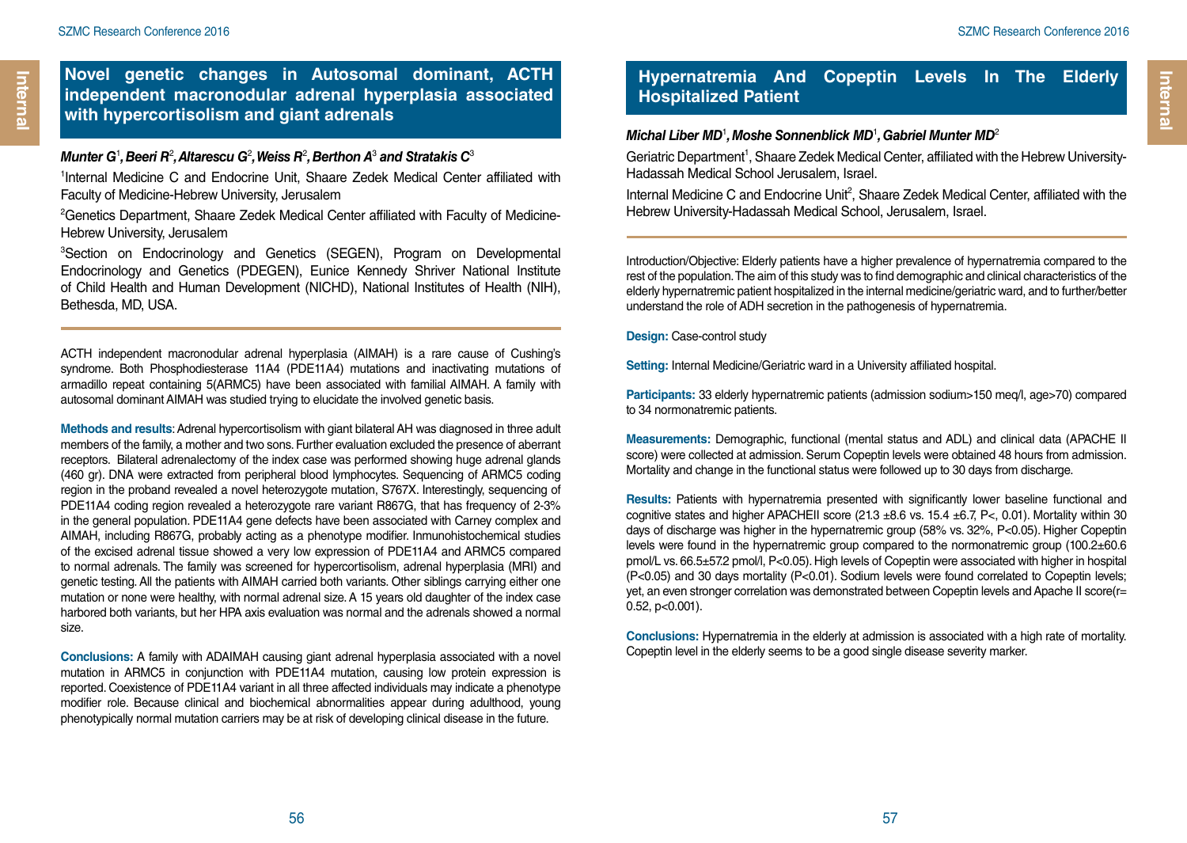## Novel genetic changes in Autosomal dominant, ACTH independent macronodular adrenal hyperplasia associated with hypercortisolism and giant adrenals

***Munter G[1], Beeri R[2], Altarescu G[2], Weiss R[2], Berthon A[3] and Stratakis C[3]***

[1]Internal Medicine C and Endocrine Unit, Shaare Zedek Medical Center affiliated with Faculty of Medicine-Hebrew University, Jerusalem

[2]Genetics Department, Shaare Zedek Medical Center affiliated with Faculty of Medicine-Hebrew University, Jerusalem

[3]Section on Endocrinology and Genetics (SEGEN), Program on Developmental Endocrinology and Genetics (PDEGEN), Eunice Kennedy Shriver National Institute of Child Health and Human Development (NICHD), National Institutes of Health (NIH), Bethesda, MD, USA.

ACTH independent macronodular adrenal hyperplasia (AIMAH) is a rare cause of Cushing's syndrome. Both Phosphodiesterase 11A4 (PDE11A4) mutations and inactivating mutations of armadillo repeat containing 5(ARMC5) have been associated with familial AIMAH. A family with autosomal dominant AIMAH was studied trying to elucidate the involved genetic basis.

**Methods and results**: Adrenal hypercortisolism with giant bilateral AH was diagnosed in three adult members of the family, a mother and two sons. Further evaluation excluded the presence of aberrant receptors. Bilateral adrenalectomy of the index case was performed showing huge adrenal glands (460 gr). DNA were extracted from peripheral blood lymphocytes. Sequencing of ARMC5 coding region in the proband revealed a novel heterozygote mutation, S767X. Interestingly, sequencing of PDE11A4 coding region revealed a heterozygote rare variant R867G, that has frequency of 2-3% in the general population. PDE11A4 gene defects have been associated with Carney complex and AIMAH, including R867G, probably acting as a phenotype modifier. Inmunohistochemical studies of the excised adrenal tissue showed a very low expression of PDE11A4 and ARMC5 compared to normal adrenals. The family was screened for hypercortisolism, adrenal hyperplasia (MRI) and genetic testing. All the patients with AIMAH carried both variants. Other siblings carrying either one mutation or none were healthy, with normal adrenal size. A 15 years old daughter of the index case harbored both variants, but her HPA axis evaluation was normal and the adrenals showed a normal size.

**Conclusions:** A family with ADAIMAH causing giant adrenal hyperplasia associated with a novel mutation in ARMC5 in conjunction with PDE11A4 mutation, causing low protein expression is reported. Coexistence of PDE11A4 variant in all three affected individuals may indicate a phenotype modifier role. Because clinical and biochemical abnormalities appear during adulthood, young phenotypically normal mutation carriers may be at risk of developing clinical disease in the future.

## Hypernatremia And Copeptin Levels In The Elderly Hospitalized Patient

***Michal Liber MD[1], Moshe Sonnenblick MD[1], Gabriel Munter MD[2]***

Geriatric Department[1], Shaare Zedek Medical Center, affiliated with the Hebrew University-Hadassah Medical School Jerusalem, Israel.

Internal Medicine C and Endocrine Unit[2], Shaare Zedek Medical Center, affiliated with the Hebrew University-Hadassah Medical School, Jerusalem, Israel.

Introduction/Objective: Elderly patients have a higher prevalence of hypernatremia compared to the rest of the population. The aim of this study was to find demographic and clinical characteristics of the elderly hypernatremic patient hospitalized in the internal medicine/geriatric ward, and to further/better understand the role of ADH secretion in the pathogenesis of hypernatremia.

**Design:** Case-control study

**Setting:** Internal Medicine/Geriatric ward in a University affiliated hospital.

**Participants:** 33 elderly hypernatremic patients (admission sodium>150 meq/l, age>70) compared to 34 normonatremic patients.

**Measurements:** Demographic, functional (mental status and ADL) and clinical data (APACHE II score) were collected at admission. Serum Copeptin levels were obtained 48 hours from admission. Mortality and change in the functional status were followed up to 30 days from discharge.

**Results:** Patients with hypernatremia presented with significantly lower baseline functional and cognitive states and higher APACHEII score (21.3 ±8.6 vs. 15.4 ±6.7, P<, 0.01). Mortality within 30 days of discharge was higher in the hypernatremic group (58% vs. 32%, P<0.05). Higher Copeptin levels were found in the hypernatremic group compared to the normonatremic group (100.2±60.6 pmol/L vs. 66.5±57.2 pmol/l, P<0.05). High levels of Copeptin were associated with higher in hospital (P<0.05) and 30 days mortality (P<0.01). Sodium levels were found correlated to Copeptin levels; yet, an even stronger correlation was demonstrated between Copeptin levels and Apache II score(r= 0.52, p<0.001).

**Conclusions:** Hypernatremia in the elderly at admission is associated with a high rate of mortality. Copeptin level in the elderly seems to be a good single disease severity marker.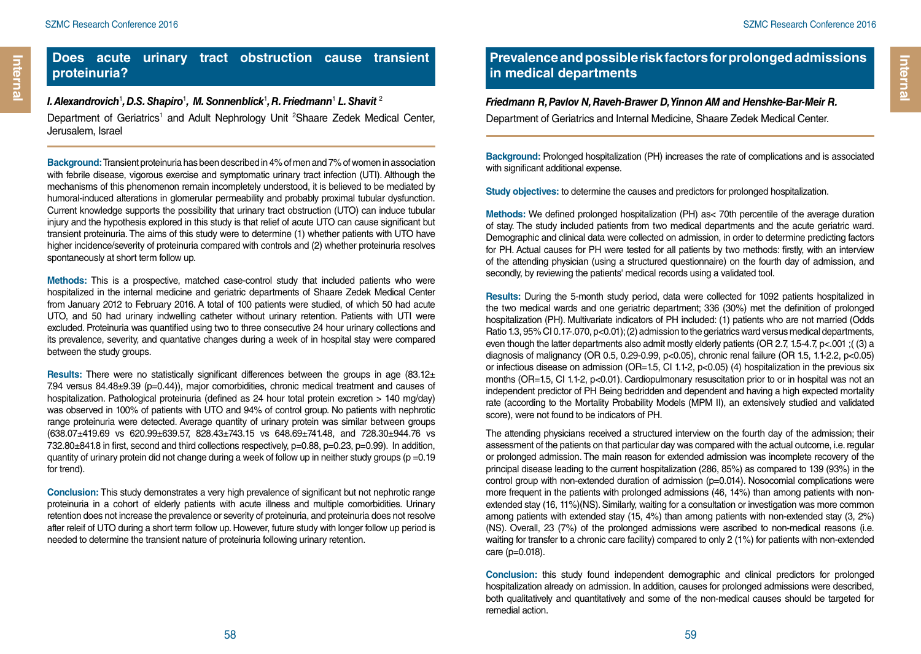## Does acute urinary tract obstruction cause transient proteinuria?

***I. Alexandrovich*[1]*, D.S. Shapiro*[1]*, M. Sonnenblick*[1]*, R. Friedmann*[1] *L. Shavit*** [2]

Department of Geriatrics[1] and Adult Nephrology Unit [2]Shaare Zedek Medical Center, Jerusalem, Israel

**Background:** Transient proteinuria has been described in 4% of men and 7% of women in association with febrile disease, vigorous exercise and symptomatic urinary tract infection (UTI). Although the mechanisms of this phenomenon remain incompletely understood, it is believed to be mediated by humoral-induced alterations in glomerular permeability and probably proximal tubular dysfunction. Current knowledge supports the possibility that urinary tract obstruction (UTO) can induce tubular injury and the hypothesis explored in this study is that relief of acute UTO can cause significant but transient proteinuria. The aims of this study were to determine (1) whether patients with UTO have higher incidence/severity of proteinuria compared with controls and (2) whether proteinuria resolves spontaneously at short term follow up.

**Methods:** This is a prospective, matched case-control study that included patients who were hospitalized in the internal medicine and geriatric departments of Shaare Zedek Medical Center from January 2012 to February 2016. A total of 100 patients were studied, of which 50 had acute UTO, and 50 had urinary indwelling catheter without urinary retention. Patients with UTI were excluded. Proteinuria was quantified using two to three consecutive 24 hour urinary collections and its prevalence, severity, and quantative changes during a week of in hospital stay were compared between the study groups.

**Results:** There were no statistically significant differences between the groups in age (83.12± 7.94 versus 84.48±9.39 (p=0.44)), major comorbidities, chronic medical treatment and causes of hospitalization. Pathological proteinuria (defined as 24 hour total protein excretion > 140 mg/day) was observed in 100% of patients with UTO and 94% of control group. No patients with nephrotic range proteinuria were detected. Average quantity of urinary protein was similar between groups (638.07±419.69 vs 620.99±639.57, 828.43±743.15 vs 648.69±741.48, and 728.30±944.76 vs 732.80±841.8 in first, second and third collections respectively, p=0.88, p=0.23, p=0.99). In addition, quantity of urinary protein did not change during a week of follow up in neither study groups (p =0.19 for trend).

**Conclusion:** This study demonstrates a very high prevalence of significant but not nephrotic range proteinuria in a cohort of elderly patients with acute illness and multiple comorbidities. Urinary retention does not increase the prevalence or severity of proteinuria, and proteinuria does not resolve after releif of UTO during a short term follow up. However, future study with longer follow up period is needed to determine the transient nature of proteinuria following urinary retention.

## Prevalence and possible risk factors for prolonged admissions in medical departments

***Friedmann R, Pavlov N, Raveh-Brawer D, Yinnon AM and Henshke-Bar-Meir R.***

Department of Geriatrics and Internal Medicine, Shaare Zedek Medical Center.

**Background:** Prolonged hospitalization (PH) increases the rate of complications and is associated with significant additional expense.

**Study objectives:** to determine the causes and predictors for prolonged hospitalization.

**Methods:** We defined prolonged hospitalization (PH) as< 70th percentile of the average duration of stay. The study included patients from two medical departments and the acute geriatric ward. Demographic and clinical data were collected on admission, in order to determine predicting factors for PH. Actual causes for PH were tested for all patients by two methods: firstly, with an interview of the attending physician (using a structured questionnaire) on the fourth day of admission, and secondly, by reviewing the patients' medical records using a validated tool.

**Results:** During the 5-month study period, data were collected for 1092 patients hospitalized in the two medical wards and one geriatric department; 336 (30%) met the definition of prolonged hospitalization (PH). Multivariate indicators of PH included: (1) patients who are not married (Odds Ratio 1.3, 95% CI 0.17-.070, p<0.01); (2) admission to the geriatrics ward versus medical departments, even though the latter departments also admit mostly elderly patients (OR 2.7, 1.5-4.7, p<.001 ;( (3) a diagnosis of malignancy (OR 0.5, 0.29-0.99, p<0.05), chronic renal failure (OR 1.5, 1.1-2.2, p<0.05) or infectious disease on admission (OR=1.5, CI 1.1-2, p<0.05) (4) hospitalization in the previous six months (OR=1.5, CI 1.1-2, p<0.01). Cardiopulmonary resuscitation prior to or in hospital was not an independent predictor of PH Being bedridden and dependent and having a high expected mortality rate (according to the Mortality Probability Models (MPM II), an extensively studied and validated score), were not found to be indicators of PH.

The attending physicians received a structured interview on the fourth day of the admission; their assessment of the patients on that particular day was compared with the actual outcome, i.e. regular or prolonged admission. The main reason for extended admission was incomplete recovery of the principal disease leading to the current hospitalization (286, 85%) as compared to 139 (93%) in the control group with non-extended duration of admission (p=0.014). Nosocomial complications were more frequent in the patients with prolonged admissions (46, 14%) than among patients with non-extended stay (16, 11%)(NS). Similarly, waiting for a consultation or investigation was more common among patients with extended stay (15, 4%) than among patients with non-extended stay (3, 2%) (NS). Overall, 23 (7%) of the prolonged admissions were ascribed to non-medical reasons (i.e. waiting for transfer to a chronic care facility) compared to only 2 (1%) for patients with non-extended care (p=0.018).

**Conclusion:** this study found independent demographic and clinical predictors for prolonged hospitalization already on admission. In addition, causes for prolonged admissions were described, both qualitatively and quantitatively and some of the non-medical causes should be targeted for remedial action.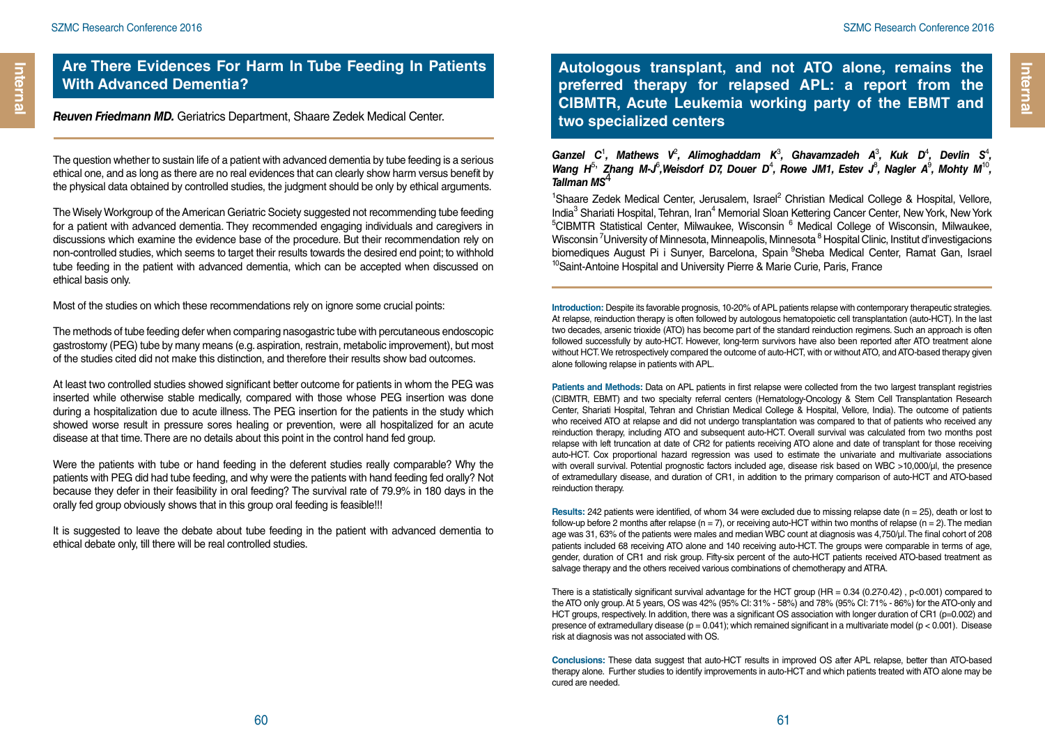## Are There Evidences For Harm In Tube Feeding In Patients With Advanced Dementia?

***Reuven Friedmann MD.*** Geriatrics Department, Shaare Zedek Medical Center.

The question whether to sustain life of a patient with advanced dementia by tube feeding is a serious ethical one, and as long as there are no real evidences that can clearly show harm versus benefit by the physical data obtained by controlled studies, the judgment should be only by ethical arguments.

The Wisely Workgroup of the American Geriatric Society suggested not recommending tube feeding for a patient with advanced dementia. They recommended engaging individuals and caregivers in discussions which examine the evidence base of the procedure. But their recommendation rely on non-controlled studies, which seems to target their results towards the desired end point; to withhold tube feeding in the patient with advanced dementia, which can be accepted when discussed on ethical basis only.

Most of the studies on which these recommendations rely on ignore some crucial points:

The methods of tube feeding defer when comparing nasogastric tube with percutaneous endoscopic gastrostomy (PEG) tube by many means (e.g. aspiration, restrain, metabolic improvement), but most of the studies cited did not make this distinction, and therefore their results show bad outcomes.

At least two controlled studies showed significant better outcome for patients in whom the PEG was inserted while otherwise stable medically, compared with those whose PEG insertion was done during a hospitalization due to acute illness. The PEG insertion for the patients in the study which showed worse result in pressure sores healing or prevention, were all hospitalized for an acute disease at that time. There are no details about this point in the control hand fed group.

Were the patients with tube or hand feeding in the deferent studies really comparable? Why the patients with PEG did had tube feeding, and why were the patients with hand feeding fed orally? Not because they defer in their feasibility in oral feeding? The survival rate of 79.9% in 180 days in the orally fed group obviously shows that in this group oral feeding is feasible!!!

It is suggested to leave the debate about tube feeding in the patient with advanced dementia to ethical debate only, till there will be real controlled studies.

## Autologous transplant, and not ATO alone, remains the preferred therapy for relapsed APL: a report from the CIBMTR, Acute Leukemia working party of the EBMT and two specialized centers

***Ganzel C[1], Mathews V[2], Alimoghaddam K[3], Ghavamzadeh A[3], Kuk D[4], Devlin S[4], Wang H[5], Zhang M-J[6], Weisdorf D7, Douer D[4], Rowe JM1, Estev J[8], Nagler A[9], Mohty M[10], Tallman MS[4]***

[1]Shaare Zedek Medical Center, Jerusalem, Israel [2] Christian Medical College & Hospital, Vellore, India [3] Shariati Hospital, Tehran, Iran [4] Memorial Sloan Kettering Cancer Center, New York, New York [5]CIBMTR Statistical Center, Milwaukee, Wisconsin [6] Medical College of Wisconsin, Milwaukee, Wisconsin [7]University of Minnesota, Minneapolis, Minnesota [8] Hospital Clinic, Institut d'investigacions biomediques August Pi i Sunyer, Barcelona, Spain [9]Sheba Medical Center, Ramat Gan, Israel [10]Saint-Antoine Hospital and University Pierre & Marie Curie, Paris, France

**Introduction:** Despite its favorable prognosis, 10-20% of APL patients relapse with contemporary therapeutic strategies. At relapse, reinduction therapy is often followed by autologous hematopoietic cell transplantation (auto-HCT). In the last two decades, arsenic trioxide (ATO) has become part of the standard reinduction regimens. Such an approach is often followed successfully by auto-HCT. However, long-term survivors have also been reported after ATO treatment alone without HCT. We retrospectively compared the outcome of auto-HCT, with or without ATO, and ATO-based therapy given alone following relapse in patients with APL.

**Patients and Methods:** Data on APL patients in first relapse were collected from the two largest transplant registries (CIBMTR, EBMT) and two specialty referral centers (Hematology-Oncology & Stem Cell Transplantation Research Center, Shariati Hospital, Tehran and Christian Medical College & Hospital, Vellore, India). The outcome of patients who received ATO at relapse and did not undergo transplantation was compared to that of patients who received any reinduction therapy, including ATO and subsequent auto-HCT. Overall survival was calculated from two months post relapse with left truncation at date of CR2 for patients receiving ATO alone and date of transplant for those receiving auto-HCT. Cox proportional hazard regression was used to estimate the univariate and multivariate associations with overall survival. Potential prognostic factors included age, disease risk based on WBC >10,000/μl, the presence of extramedullary disease, and duration of CR1, in addition to the primary comparison of auto-HCT and ATO-based reinduction therapy.

**Results:** 242 patients were identified, of whom 34 were excluded due to missing relapse date (n = 25), death or lost to follow-up before 2 months after relapse (n = 7), or receiving auto-HCT within two months of relapse (n = 2). The median age was 31, 63% of the patients were males and median WBC count at diagnosis was 4,750/μl. The final cohort of 208 patients included 68 receiving ATO alone and 140 receiving auto-HCT. The groups were comparable in terms of age, gender, duration of CR1 and risk group. Fifty-six percent of the auto-HCT patients received ATO-based treatment as salvage therapy and the others received various combinations of chemotherapy and ATRA.

There is a statistically significant survival advantage for the HCT group (HR = 0.34 (0.27-0.42) , $p<0.001$) compared to the ATO only group. At 5 years, OS was 42% (95% CI: 31% - 58%) and 78% (95% CI: 71% - 86%) for the ATO-only and HCT groups, respectively. In addition, there was a significant OS association with longer duration of CR1 ($p=0.002$) and presence of extramedullary disease ($p = 0.041$); which remained significant in a multivariate model ($p < 0.001$). Disease risk at diagnosis was not associated with OS.

**Conclusions:** These data suggest that auto-HCT results in improved OS after APL relapse, better than ATO-based therapy alone. Further studies to identify improvements in auto-HCT and which patients treated with ATO alone may be cured are needed.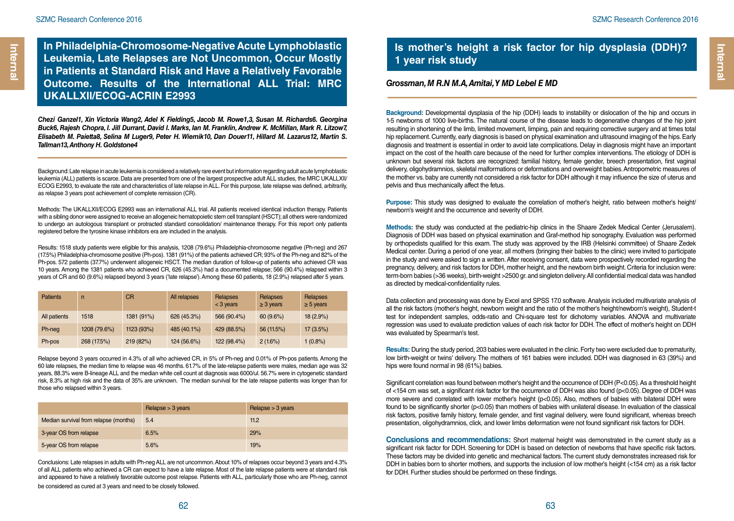## In Philadelphia-Chromosome-Negative Acute Lymphoblastic Leukemia, Late Relapses are Not Uncommon, Occur Mostly in Patients at Standard Risk and Have a Relatively Favorable Outcome. Results of the International ALL Trial: MRC UKALLXII/ECOG-ACRIN E2993

***Chezi Ganzel1, Xin Victoria Wang2, Adel K Fielding5, Jacob M. Rowe1,3, Susan M. Richards6. Georgina Buck6, Rajesh Chopra, I. Jill Durrant, David I. Marks, Ian M. Franklin, Andrew K. McMillan, Mark R. Litzow7, Elisabeth M. Paietta8, Selina M Luger9, Peter H. Wiernik10, Dan Douer11, Hillard M. Lazarus12, Martin S. Tallman13, Anthony H. Goldstone4***

Background: Late relapse in acute leukemia is considered a relatively rare event but information regarding adult acute lymphoblastic leukemia (ALL) patients is scarce. Data are presented from one of the largest prospective adult ALL studies, the MRC UKALLXII/ECOG E2993, to evaluate the rate and characteristics of late relapse in ALL. For this purpose, late relapse was defined, arbitrarily, as relapse 3 years post achievement of complete remission (CR).

Methods: The UKALLXII/ECOG E2993 was an international ALL trial. All patients received identical induction therapy. Patients with a sibling donor were assigned to receive an allogeneic hematopoietic stem cell transplant (HSCT); all others were randomized to undergo an autologous transplant or protracted standard consolidation/ maintenance therapy. For this report only patients registered before the tyrosine kinase inhibitors era are included in the analysis.

Results: 1518 study patients were eligible for this analysis, 1208 (79.6%) Philadelphia-chromosome negative (Ph-neg) and 267 (17.5%) Philadelphia-chromosome positive (Ph-pos). 1381 (91%) of the patients achieved CR; 93% of the Ph-neg and 82% of the Ph-pos. 572 patients (37.7%) underwent allogeneic HSCT. The median duration of follow-up of patients who achieved CR was 10 years. Among the 1381 patients who achieved CR, 626 (45.3%) had a documented relapse; 566 (90.4%) relapsed within 3 years of CR and 60 (9.6%) relapsed beyond 3 years ('late relapse'). Among these 60 patients, 18 (2.9%) relapsed after 5 years.

| Patients | n | CR | All relapses | Relapses < 3 years | Relapses ≥ 3 years | Relapses ≥ 5 years |
|---|---|---|---|---|---|---|
| All patients | 1518 | 1381 (91%) | 626 (45.3%) | 566 (90.4%) | 60 (9.6%) | 18 (2.9%) |
| Ph-neg | 1208 (79.6%) | 1123 (93%) | 485 (40.1%) | 429 (88.5%) | 56 (11.5%) | 17 (3.5%) |
| Ph-pos | 268 (17.5%) | 219 (82%) | 124 (56.6%) | 122 (98.4%) | 2 (1.6%) | 1 (0.8%) |

Relapse beyond 3 years occurred in 4.3% of all who achieved CR, in 5% of Ph-neg and 0.01% of Ph-pos patients. Among the 60 late relapses, the median time to relapse was 46 months. 61.7% of the late-relapse patients were males, median age was 32 years, 88.3% were B-lineage ALL and the median white cell count at diagnosis was 6000/ul. 56.7% were in cytogenetic standard risk, 8.3% at high risk and the data of 35% are unknown. The median survival for the late relapse patients was longer than for those who relapsed within 3 years.

| | Relapse > 3 years | Relapse > 3 years |
|---|---|---|
| Median survival from relapse (months) | 5.4 | 11.2 |
| 3-year OS from relapse | 6.5% | 29% |
| 5-year OS from relapse | 5.6% | 19% |

Conclusions: Late relapses in adults with Ph-neg ALL are not uncommon. About 10% of relapses occur beyond 3 years and 4.3% of all ALL patients who achieved a CR can expect to have a late relapse. Most of the late relapse patients were at standard risk and appeared to have a relatively favorable outcome post relapse. Patients with ALL, particularly those who are Ph-neg, cannot be considered as cured at 3 years and need to be closely followed.

## Is mother's height a risk factor for hip dysplasia (DDH)? 1 year risk study

***Grossman, M R.N M.A, Amitai, Y MD Lebel E MD***

**Background:** Developmental dysplasia of the hip (DDH) leads to instability or dislocation of the hip and occurs in 1-5 newborns of 1000 live-births. The natural course of the disease leads to degenerative changes of the hip joint resulting in shortening of the limb, limited movement, limping, pain and requiring corrective surgery and at times total hip replacement. Currently, early diagnosis is based on physical examination and ultrasound imaging of the hips. Early diagnosis and treatment is essential in order to avoid late complications. Delay in diagnosis might have an important impact on the cost of the health care because of the need for further complex interventions. The etiology of DDH is unknown but several risk factors are recognized: familial history, female gender, breech presentation, first vaginal delivery, oligohydramnios, skeletal malformations or deformations and overweight babies. Antropometric measures of the mother vs. baby are currently not considered a risk factor for DDH although it may influence the size of uterus and pelvis and thus mechanically affect the fetus.

**Purpose:** This study was designed to evaluate the correlation of mother's height, ratio between mother's height/ newborn's weight and the occurrence and severity of DDH.

**Methods:** the study was conducted at the pediatric-hip clinics in the Shaare Zedek Medical Center (Jerusalem). Diagnosis of DDH was based on physical examination and Graf-method hip sonography. Evaluation was performed by orthopedists qualified for this exam. The study was approved by the IRB (Helsinki committee) of Shaare Zedek Medical Center. During a period of one year, all mothers (bringing their babies to the clinic) were invited to participate in the study and were asked to sign a written. After receiving consent, data were prospectively recorded regarding the pregnancy, delivery, and risk factors for DDH, mother height, and the newborn birth weight. Criteria for inclusion were: term-born babies (>36 weeks), birth-weight >2500 gr. and singleton delivery. All confidential medical data was handled as directed by medical-confidentiality rules.

Data collection and processing was done by Excel and SPSS 17.0 software. Analysis included multivariate analysis of all the risk factors (mother's height, newborn weight and the ratio of the mother's height/newborn's weight), Student-t test for independent samples, odds-ratio and Chi-square test for dichotomy variables. ANOVA and multivariate regression was used to evaluate prediction values of each risk factor for DDH. The effect of mother's height on DDH was evaluated by Spearman's test.

**Results:** During the study period, 203 babies were evaluated in the clinic. Forty two were excluded due to prematurity, low birth-weight or twins' delivery. The mothers of 161 babies were included. DDH was diagnosed in 63 (39%) and hips were found normal in 98 (61%) babies.

Significant correlation was found between mother's height and the occurrence of DDH ($P<0.05$). As a threshold height of <154 cm was set, a significant risk factor for the occurrence of DDH was also found ($p<0.05$). Degree of DDH was more severe and correlated with lower mother's height ($p<0.05$). Also, mothers of babies with bilateral DDH were found to be significantly shorter ($p<0.05$) than mothers of babies with unilateral disease. In evaluation of the classical risk factors, positive family history, female gender, and first vaginal delivery, were found significant, whereas breech presentation, oligohydramnios, click, and lower limbs deformation were not found significant risk factors for DDH.

**Conclusions and recommendations:** Short maternal height was demonstrated in the current study as a significant risk factor for DDH. Screening for DDH is based on detection of newborns that have specific risk factors. These factors may be divided into genetic and mechanical factors. The current study demonstrates increased risk for DDH in babies born to shorter mothers, and supports the inclusion of low mother's height (<154 cm) as a risk factor for DDH. Further studies should be performed on these findings.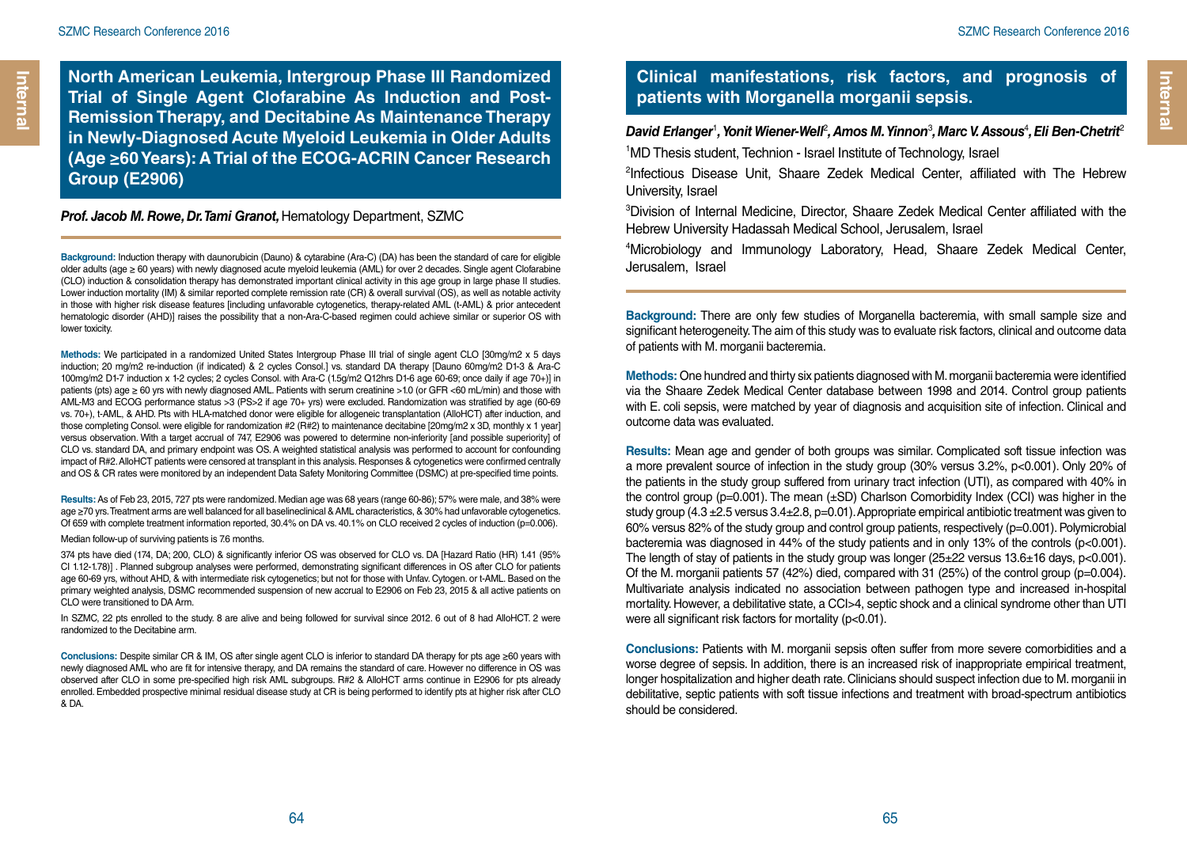## North American Leukemia, Intergroup Phase III Randomized Trial of Single Agent Clofarabine As Induction and Post-Remission Therapy, and Decitabine As Maintenance Therapy in Newly-Diagnosed Acute Myeloid Leukemia in Older Adults (Age ≥60 Years): A Trial of the ECOG-ACRIN Cancer Research Group (E2906)

***Prof. Jacob M. Rowe, Dr. Tami Granot,*** Hematology Department, SZMC

**Background:** Induction therapy with daunorubicin (Dauno) & cytarabine (Ara-C) (DA) has been the standard of care for eligible older adults (age ≥ 60 years) with newly diagnosed acute myeloid leukemia (AML) for over 2 decades. Single agent Clofarabine (CLO) induction & consolidation therapy has demonstrated important clinical activity in this age group in large phase II studies. Lower induction mortality (IM) & similar reported complete remission rate (CR) & overall survival (OS), as well as notable activity in those with higher risk disease features [including unfavorable cytogenetics, therapy-related AML (t-AML) & prior antecedent hematologic disorder (AHD)] raises the possibility that a non-Ara-C-based regimen could achieve similar or superior OS with lower toxicity.

**Methods:** We participated in a randomized United States Intergroup Phase III trial of single agent CLO [30mg/m2 x 5 days induction; 20 mg/m2 re-induction (if indicated) & 2 cycles Consol.] vs. standard DA therapy [Dauno 60mg/m2 D1-3 & Ara-C 100mg/m2 D1-7 induction x 1-2 cycles; 2 cycles Consol. with Ara-C (1.5g/m2 Q12hrs D1-6 age 60-69; once daily if age 70+)] in patients (pts) age ≥ 60 yrs with newly diagnosed AML. Patients with serum creatinine >1.0 (or GFR <60 mL/min) and those with AML-M3 and ECOG performance status >3 (PS>2 if age 70+ yrs) were excluded. Randomization was stratified by age (60-69 vs. 70+), t-AML, & AHD. Pts with HLA-matched donor were eligible for allogeneic transplantation (AlloHCT) after induction, and those completing Consol. were eligible for randomization #2 (R#2) to maintenance decitabine [20mg/m2 x 3D, monthly x 1 year] versus observation. With a target accrual of 747, E2906 was powered to determine non-inferiority [and possible superiority] of CLO vs. standard DA, and primary endpoint was OS. A weighted statistical analysis was performed to account for confounding impact of R#2. AlloHCT patients were censored at transplant in this analysis. Responses & cytogenetics were confirmed centrally and OS & CR rates were monitored by an independent Data Safety Monitoring Committee (DSMC) at pre-specified time points.

**Results:** As of Feb 23, 2015, 727 pts were randomized. Median age was 68 years (range 60-86); 57% were male, and 38% were age ≥70 yrs. Treatment arms are well balanced for all baselineclinical & AML characteristics, & 30% had unfavorable cytogenetics. Of 659 with complete treatment information reported, 30.4% on DA vs. 40.1% on CLO received 2 cycles of induction (p=0.006).

Median follow-up of surviving patients is 7.6 months.

374 pts have died (174, DA; 200, CLO) & significantly inferior OS was observed for CLO vs. DA [Hazard Ratio (HR) 1.41 (95% CI 1.12-1.78)] . Planned subgroup analyses were performed, demonstrating significant differences in OS after CLO for patients age 60-69 yrs, without AHD, & with intermediate risk cytogenetics; but not for those with Unfav. Cytogen. or t-AML. Based on the primary weighted analysis, DSMC recommended suspension of new accrual to E2906 on Feb 23, 2015 & all active patients on CLO were transitioned to DA Arm.

In SZMC, 22 pts enrolled to the study. 8 are alive and being followed for survival since 2012. 6 out of 8 had AlloHCT. 2 were randomized to the Decitabine arm.

**Conclusions:** Despite similar CR & IM, OS after single agent CLO is inferior to standard DA therapy for pts age ≥60 years with newly diagnosed AML who are fit for intensive therapy, and DA remains the standard of care. However no difference in OS was observed after CLO in some pre-specified high risk AML subgroups. R#2 & AlloHCT arms continue in E2906 for pts already enrolled. Embedded prospective minimal residual disease study at CR is being performed to identify pts at higher risk after CLO & DA.

## Clinical manifestations, risk factors, and prognosis of patients with Morganella morganii sepsis.

***David Erlanger[1], Yonit Wiener-Well[2], Amos M. Yinnon[3], Marc V. Assous[4], Eli Ben-Chetrit[2]***

[1]MD Thesis student, Technion - Israel Institute of Technology, Israel

[2]Infectious Disease Unit, Shaare Zedek Medical Center, affiliated with The Hebrew University, Israel

[3]Division of Internal Medicine, Director, Shaare Zedek Medical Center affiliated with the Hebrew University Hadassah Medical School, Jerusalem, Israel

[4]Microbiology and Immunology Laboratory, Head, Shaare Zedek Medical Center, Jerusalem, Israel

**Background:** There are only few studies of Morganella bacteremia, with small sample size and significant heterogeneity. The aim of this study was to evaluate risk factors, clinical and outcome data of patients with M. morganii bacteremia.

**Methods:** One hundred and thirty six patients diagnosed with M. morganii bacteremia were identified via the Shaare Zedek Medical Center database between 1998 and 2014. Control group patients with E. coli sepsis, were matched by year of diagnosis and acquisition site of infection. Clinical and outcome data was evaluated.

**Results:** Mean age and gender of both groups was similar. Complicated soft tissue infection was a more prevalent source of infection in the study group (30% versus 3.2%, p<0.001). Only 20% of the patients in the study group suffered from urinary tract infection (UTI), as compared with 40% in the control group (p=0.001). The mean (±SD) Charlson Comorbidity Index (CCI) was higher in the study group (4.3 ±2.5 versus 3.4±2.8, p=0.01). Appropriate empirical antibiotic treatment was given to 60% versus 82% of the study group and control group patients, respectively (p=0.001). Polymicrobial bacteremia was diagnosed in 44% of the study patients and in only 13% of the controls (p<0.001). The length of stay of patients in the study group was longer (25±22 versus 13.6±16 days, p<0.001). Of the M. morganii patients 57 (42%) died, compared with 31 (25%) of the control group (p=0.004). Multivariate analysis indicated no association between pathogen type and increased in-hospital mortality. However, a debilitative state, a CCI>4, septic shock and a clinical syndrome other than UTI were all significant risk factors for mortality (p<0.01).

**Conclusions:** Patients with M. morganii sepsis often suffer from more severe comorbidities and a worse degree of sepsis. In addition, there is an increased risk of inappropriate empirical treatment, longer hospitalization and higher death rate. Clinicians should suspect infection due to M. morganii in debilitative, septic patients with soft tissue infections and treatment with broad-spectrum antibiotics should be considered.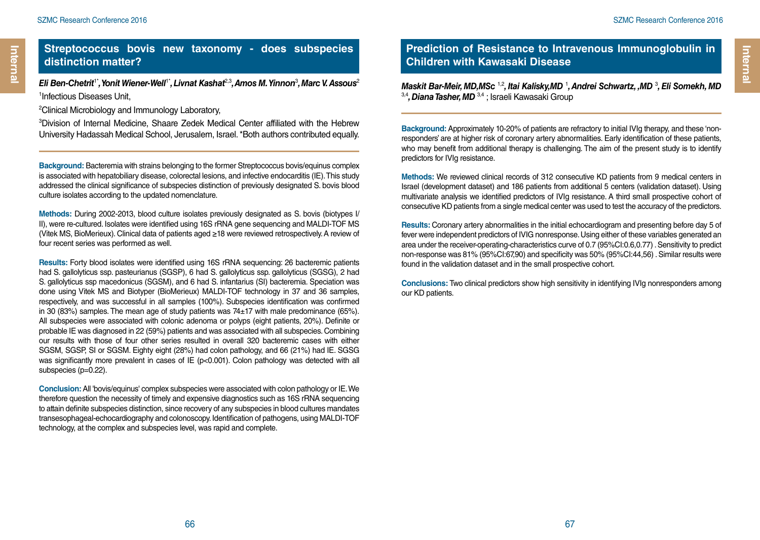## Streptococcus bovis new taxonomy - does subspecies distinction matter?

***Eli Ben-Chetrit[1\*], Yonit Wiener-Well[1\*], Livnat Kashat[2,3], Amos M. Yinnon[3], Marc V. Assous[2]***

[1]Infectious Diseases Unit,

[2]Clinical Microbiology and Immunology Laboratory,

[3]Division of Internal Medicine, Shaare Zedek Medical Center affiliated with the Hebrew University Hadassah Medical School, Jerusalem, Israel. *Both authors contributed equally.

**Background:** Bacteremia with strains belonging to the former Streptococcus bovis/equinus complex is associated with hepatobiliary disease, colorectal lesions, and infective endocarditis (IE). This study addressed the clinical significance of subspecies distinction of previously designated S. bovis blood culture isolates according to the updated nomenclature.

**Methods:** During 2002-2013, blood culture isolates previously designated as S. bovis (biotypes I/II), were re-cultured. Isolates were identified using 16S rRNA gene sequencing and MALDI-TOF MS (Vitek MS, BioMerieux). Clinical data of patients aged ≥18 were reviewed retrospectively. A review of four recent series was performed as well.

**Results:** Forty blood isolates were identified using 16S rRNA sequencing: 26 bacteremic patients had S. gallolyticus ssp. pasteurianus (SGSP), 6 had S. gallolyticus ssp. gallolyticus (SGSG), 2 had S. gallolyticus ssp macedonicus (SGSM), and 6 had S. infantarius (SI) bacteremia. Speciation was done using Vitek MS and Biotyper (BioMerieux) MALDI-TOF technology in 37 and 36 samples, respectively, and was successful in all samples (100%). Subspecies identification was confirmed in 30 (83%) samples. The mean age of study patients was 74±17 with male predominance (65%). All subspecies were associated with colonic adenoma or polyps (eight patients, 20%). Definite or probable IE was diagnosed in 22 (59%) patients and was associated with all subspecies. Combining our results with those of four other series resulted in overall 320 bacteremic cases with either SGSM, SGSP, SI or SGSM. Eighty eight (28%) had colon pathology, and 66 (21%) had IE. SGSG was significantly more prevalent in cases of IE (p<0.001). Colon pathology was detected with all subspecies (p=0.22).

**Conclusion:** All 'bovis/equinus' complex subspecies were associated with colon pathology or IE. We therefore question the necessity of timely and expensive diagnostics such as 16S rRNA sequencing to attain definite subspecies distinction, since recovery of any subspecies in blood cultures mandates transesophageal-echocardiography and colonoscopy. Identification of pathogens, using MALDI-TOF technology, at the complex and subspecies level, was rapid and complete.

## Prediction of Resistance to Intravenous Immunoglobulin in Children with Kawasaki Disease

***Maskit Bar-Meir, MD,MSc [1,2], Itai Kalisky,MD [1], Andrei Schwartz, ,MD [3], Eli Somekh, MD [3,4], Diana Tasher, MD [3,4]*** ; Israeli Kawasaki Group

**Background:** Approximately 10-20% of patients are refractory to initial IVIg therapy, and these 'non-responders' are at higher risk of coronary artery abnormalities. Early identification of these patients, who may benefit from additional therapy is challenging. The aim of the present study is to identify predictors for IVIg resistance.

**Methods:** We reviewed clinical records of 312 consecutive KD patients from 9 medical centers in Israel (development dataset) and 186 patients from additional 5 centers (validation dataset). Using multivariate analysis we identified predictors of IVIg resistance. A third small prospective cohort of consecutive KD patients from a single medical center was used to test the accuracy of the predictors.

**Results:** Coronary artery abnormalities in the initial echocardiogram and presenting before day 5 of fever were independent predictors of IVIG nonresponse. Using either of these variables generated an area under the receiver-operating-characteristics curve of 0.7 (95%CI:0.6,0.77) . Sensitivity to predict non-response was 81% (95%CI:67,90) and specificity was 50% (95%CI:44,56) . Similar results were found in the validation dataset and in the small prospective cohort.

**Conclusions:** Two clinical predictors show high sensitivity in identifying IVIg nonresponders among our KD patients.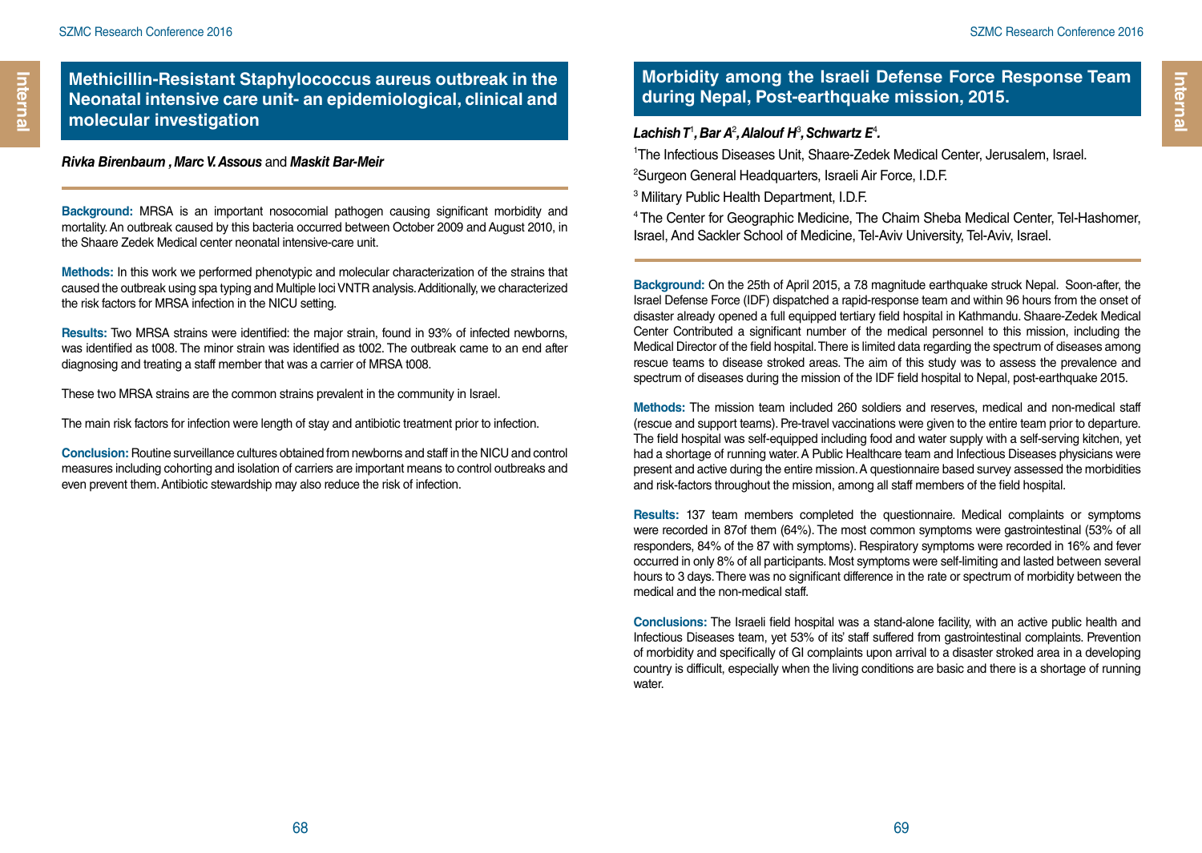## Methicillin-Resistant Staphylococcus aureus outbreak in the Neonatal intensive care unit- an epidemiological, clinical and molecular investigation

***Rivka Birenbaum , Marc V. Assous*** *and* ***Maskit Bar-Meir***

**Background:** MRSA is an important nosocomial pathogen causing significant morbidity and mortality. An outbreak caused by this bacteria occurred between October 2009 and August 2010, in the Shaare Zedek Medical center neonatal intensive-care unit.

**Methods:** In this work we performed phenotypic and molecular characterization of the strains that caused the outbreak using spa typing and Multiple loci VNTR analysis. Additionally, we characterized the risk factors for MRSA infection in the NICU setting.

**Results:** Two MRSA strains were identified: the major strain, found in 93% of infected newborns, was identified as t008. The minor strain was identified as t002. The outbreak came to an end after diagnosing and treating a staff member that was a carrier of MRSA t008.

These two MRSA strains are the common strains prevalent in the community in Israel.

The main risk factors for infection were length of stay and antibiotic treatment prior to infection.

**Conclusion:** Routine surveillance cultures obtained from newborns and staff in the NICU and control measures including cohorting and isolation of carriers are important means to control outbreaks and even prevent them. Antibiotic stewardship may also reduce the risk of infection.

## Morbidity among the Israeli Defense Force Response Team during Nepal, Post-earthquake mission, 2015.

***Lachish T[1], Bar A[2], Alalouf H[3], Schwartz E[4].***

[1]The Infectious Diseases Unit, Shaare-Zedek Medical Center, Jerusalem, Israel.

[2]Surgeon General Headquarters, Israeli Air Force, I.D.F.

[3] Military Public Health Department, I.D.F.

[4] The Center for Geographic Medicine, The Chaim Sheba Medical Center, Tel-Hashomer, Israel, And Sackler School of Medicine, Tel-Aviv University, Tel-Aviv, Israel.

**Background:** On the 25th of April 2015, a 7.8 magnitude earthquake struck Nepal. Soon-after, the Israel Defense Force (IDF) dispatched a rapid-response team and within 96 hours from the onset of disaster already opened a full equipped tertiary field hospital in Kathmandu. Shaare-Zedek Medical Center Contributed a significant number of the medical personnel to this mission, including the Medical Director of the field hospital. There is limited data regarding the spectrum of diseases among rescue teams to disease stroked areas. The aim of this study was to assess the prevalence and spectrum of diseases during the mission of the IDF field hospital to Nepal, post-earthquake 2015.

**Methods:** The mission team included 260 soldiers and reserves, medical and non-medical staff (rescue and support teams). Pre-travel vaccinations were given to the entire team prior to departure. The field hospital was self-equipped including food and water supply with a self-serving kitchen, yet had a shortage of running water. A Public Healthcare team and Infectious Diseases physicians were present and active during the entire mission. A questionnaire based survey assessed the morbidities and risk-factors throughout the mission, among all staff members of the field hospital.

**Results:** 137 team members completed the questionnaire. Medical complaints or symptoms were recorded in 87of them (64%). The most common symptoms were gastrointestinal (53% of all responders, 84% of the 87 with symptoms). Respiratory symptoms were recorded in 16% and fever occurred in only 8% of all participants. Most symptoms were self-limiting and lasted between several hours to 3 days. There was no significant difference in the rate or spectrum of morbidity between the medical and the non-medical staff.

**Conclusions:** The Israeli field hospital was a stand-alone facility, with an active public health and Infectious Diseases team, yet 53% of its' staff suffered from gastrointestinal complaints. Prevention of morbidity and specifically of GI complaints upon arrival to a disaster stroked area in a developing country is difficult, especially when the living conditions are basic and there is a shortage of running water.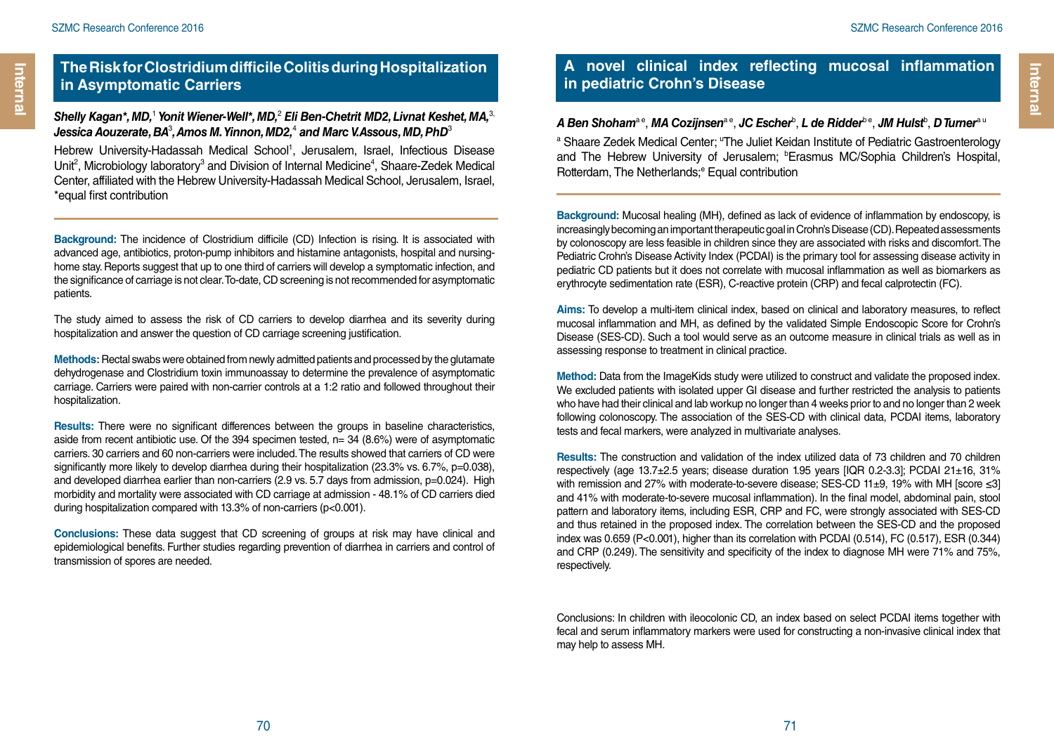## The Risk for Clostridium difficile Colitis during Hospitalization in Asymptomatic Carriers

***Shelly Kagan*, MD,**[1] ***Yonit Wiener-Well*, MD,**[2] ***Eli Ben-Chetrit MD2, Livnat Keshet, MA,***[3], ***Jessica Aouzerate, BA***[3], ***Amos M. Yinnon, MD2,***[4] ***and Marc V.Assous, MD, PhD***[3]

Hebrew University-Hadassah Medical School[1], Jerusalem, Israel, Infectious Disease Unit[2], Microbiology laboratory[3] and Division of Internal Medicine[4], Shaare-Zedek Medical Center, affiliated with the Hebrew University-Hadassah Medical School, Jerusalem, Israel, *equal first contribution

**Background:** The incidence of Clostridium difficile (CD) Infection is rising. It is associated with advanced age, antibiotics, proton-pump inhibitors and histamine antagonists, hospital and nursing-home stay. Reports suggest that up to one third of carriers will develop a symptomatic infection, and the significance of carriage is not clear. To-date, CD screening is not recommended for asymptomatic patients.

The study aimed to assess the risk of CD carriers to develop diarrhea and its severity during hospitalization and answer the question of CD carriage screening justification.

**Methods:** Rectal swabs were obtained from newly admitted patients and processed by the glutamate dehydrogenase and Clostridium toxin immunoassay to determine the prevalence of asymptomatic carriage. Carriers were paired with non-carrier controls at a 1:2 ratio and followed throughout their hospitalization.

**Results:** There were no significant differences between the groups in baseline characteristics, aside from recent antibiotic use. Of the 394 specimen tested, n= 34 (8.6%) were of asymptomatic carriers. 30 carriers and 60 non-carriers were included. The results showed that carriers of CD were significantly more likely to develop diarrhea during their hospitalization (23.3% vs. 6.7%, p=0.038), and developed diarrhea earlier than non-carriers (2.9 vs. 5.7 days from admission, p=0.024). High morbidity and mortality were associated with CD carriage at admission - 48.1% of CD carriers died during hospitalization compared with 13.3% of non-carriers (p<0.001).

**Conclusions:** These data suggest that CD screening of groups at risk may have clinical and epidemiological benefits. Further studies regarding prevention of diarrhea in carriers and control of transmission of spores are needed.

## A novel clinical index reflecting mucosal inflammation in pediatric Crohn's Disease

***A Ben Shoham***[a e], ***MA Cozijnsen***[a e], ***JC Escher***[b], ***L de Ridder***[b e], ***JM Hulst***[b], ***D Turner***[a u]

[a] Shaare Zedek Medical Center; [u]The Juliet Keidan Institute of Pediatric Gastroenterology and The Hebrew University of Jerusalem; [b]Erasmus MC/Sophia Children's Hospital, Rotterdam, The Netherlands;[e] Equal contribution

**Background:** Mucosal healing (MH), defined as lack of evidence of inflammation by endoscopy, is increasingly becoming an important therapeutic goal in Crohn's Disease (CD). Repeated assessments by colonoscopy are less feasible in children since they are associated with risks and discomfort. The Pediatric Crohn's Disease Activity Index (PCDAI) is the primary tool for assessing disease activity in pediatric CD patients but it does not correlate with mucosal inflammation as well as biomarkers as erythrocyte sedimentation rate (ESR), C-reactive protein (CRP) and fecal calprotectin (FC).

**Aims:** To develop a multi-item clinical index, based on clinical and laboratory measures, to reflect mucosal inflammation and MH, as defined by the validated Simple Endoscopic Score for Crohn's Disease (SES-CD). Such a tool would serve as an outcome measure in clinical trials as well as in assessing response to treatment in clinical practice.

**Method:** Data from the ImageKids study were utilized to construct and validate the proposed index. We excluded patients with isolated upper GI disease and further restricted the analysis to patients who have had their clinical and lab workup no longer than 4 weeks prior to and no longer than 2 week following colonoscopy. The association of the SES-CD with clinical data, PCDAI items, laboratory tests and fecal markers, were analyzed in multivariate analyses.

**Results:** The construction and validation of the index utilized data of 73 children and 70 children respectively (age 13.7±2.5 years; disease duration 1.95 years [IQR 0.2-3.3]; PCDAI 21±16, 31% with remission and 27% with moderate-to-severe disease; SES-CD 11±9, 19% with MH [score ≤3] and 41% with moderate-to-severe mucosal inflammation). In the final model, abdominal pain, stool pattern and laboratory items, including ESR, CRP and FC, were strongly associated with SES-CD and thus retained in the proposed index. The correlation between the SES-CD and the proposed index was 0.659 (P<0.001), higher than its correlation with PCDAI (0.514), FC (0.517), ESR (0.344) and CRP (0.249). The sensitivity and specificity of the index to diagnose MH were 71% and 75%, respectively.

Conclusions: In children with ileocolonic CD, an index based on select PCDAI items together with fecal and serum inflammatory markers were used for constructing a non-invasive clinical index that may help to assess MH.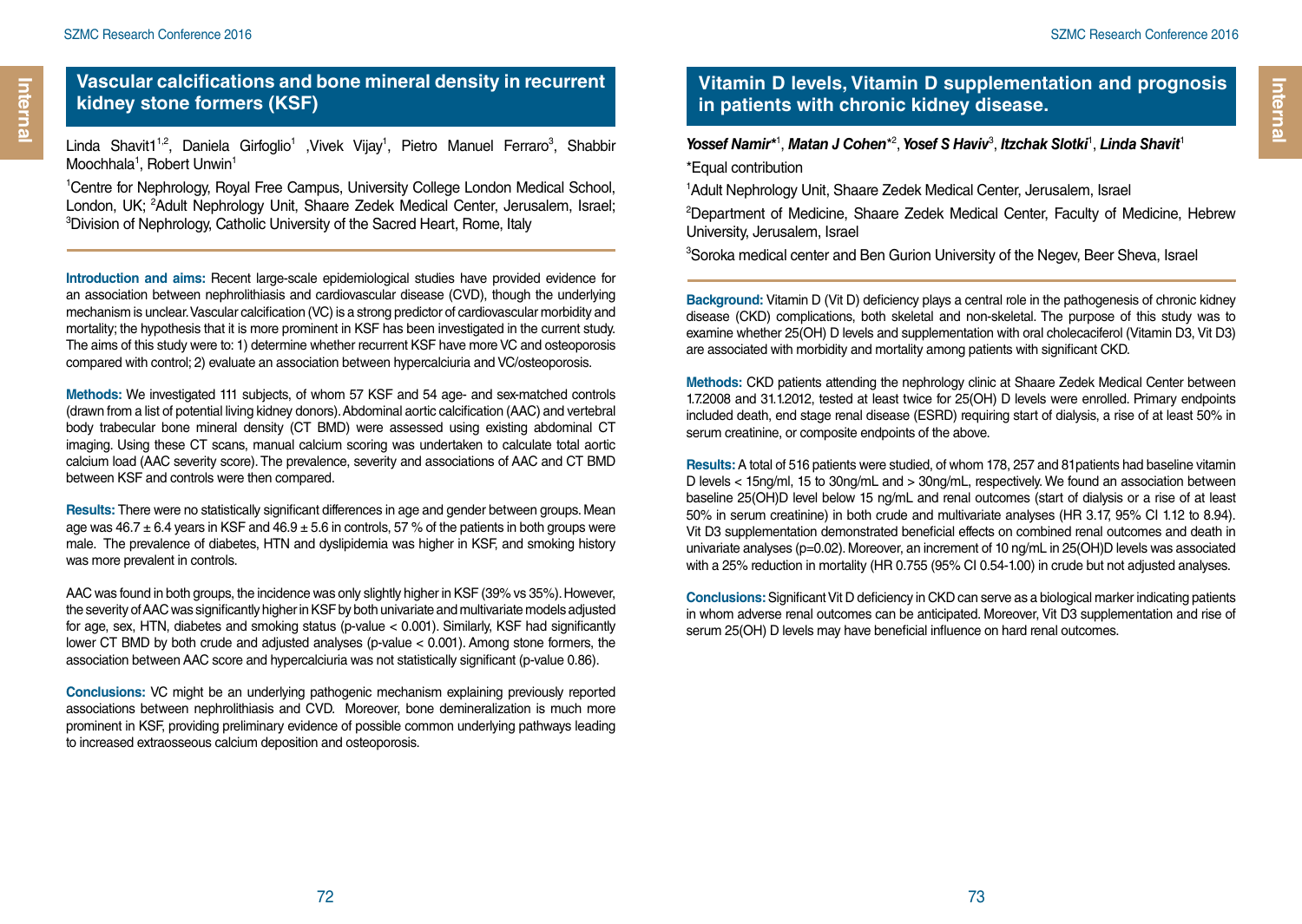## Vascular calcifications and bone mineral density in recurrent kidney stone formers (KSF)

Linda Shavit1[1,2], Daniela Girfoglio[1] ,Vivek Vijay[1], Pietro Manuel Ferraro[3], Shabbir Moochhala[1], Robert Unwin[1]

[1]Centre for Nephrology, Royal Free Campus, University College London Medical School, London, UK; [2]Adult Nephrology Unit, Shaare Zedek Medical Center, Jerusalem, Israel; [3]Division of Nephrology, Catholic University of the Sacred Heart, Rome, Italy

**Introduction and aims:** Recent large-scale epidemiological studies have provided evidence for an association between nephrolithiasis and cardiovascular disease (CVD), though the underlying mechanism is unclear. Vascular calcification (VC) is a strong predictor of cardiovascular morbidity and mortality; the hypothesis that it is more prominent in KSF has been investigated in the current study. The aims of this study were to: 1) determine whether recurrent KSF have more VC and osteoporosis compared with control; 2) evaluate an association between hypercalciuria and VC/osteoporosis.

**Methods:** We investigated 111 subjects, of whom 57 KSF and 54 age- and sex-matched controls (drawn from a list of potential living kidney donors). Abdominal aortic calcification (AAC) and vertebral body trabecular bone mineral density (CT BMD) were assessed using existing abdominal CT imaging. Using these CT scans, manual calcium scoring was undertaken to calculate total aortic calcium load (AAC severity score). The prevalence, severity and associations of AAC and CT BMD between KSF and controls were then compared.

**Results:** There were no statistically significant differences in age and gender between groups. Mean age was $46.7 \pm 6.4$ years in KSF and $46.9 \pm 5.6$ in controls, 57 % of the patients in both groups were male. The prevalence of diabetes, HTN and dyslipidemia was higher in KSF, and smoking history was more prevalent in controls.

AAC was found in both groups, the incidence was only slightly higher in KSF (39% vs 35%). However, the severity of AAC was significantly higher in KSF by both univariate and multivariate models adjusted for age, sex, HTN, diabetes and smoking status (p-value < 0.001). Similarly, KSF had significantly lower CT BMD by both crude and adjusted analyses (p-value < 0.001). Among stone formers, the association between AAC score and hypercalciuria was not statistically significant (p-value 0.86).

**Conclusions:** VC might be an underlying pathogenic mechanism explaining previously reported associations between nephrolithiasis and CVD. Moreover, bone demineralization is much more prominent in KSF, providing preliminary evidence of possible common underlying pathways leading to increased extraosseous calcium deposition and osteoporosis.

## Vitamin D levels, Vitamin D supplementation and prognosis in patients with chronic kidney disease.

***Yossef Namir**\*[1], **Matan J Cohen**\*[2], **Yosef S Haviv**[3], **Itzchak Slotki**[1], **Linda Shavit**[1]*

\*Equal contribution

[1]Adult Nephrology Unit, Shaare Zedek Medical Center, Jerusalem, Israel

[2]Department of Medicine, Shaare Zedek Medical Center, Faculty of Medicine, Hebrew University, Jerusalem, Israel

[3]Soroka medical center and Ben Gurion University of the Negev, Beer Sheva, Israel

**Background:** Vitamin D (Vit D) deficiency plays a central role in the pathogenesis of chronic kidney disease (CKD) complications, both skeletal and non-skeletal. The purpose of this study was to examine whether 25(OH) D levels and supplementation with oral cholecaciferol (Vitamin D3, Vit D3) are associated with morbidity and mortality among patients with significant CKD.

**Methods:** CKD patients attending the nephrology clinic at Shaare Zedek Medical Center between 1.7.2008 and 31.1.2012, tested at least twice for 25(OH) D levels were enrolled. Primary endpoints included death, end stage renal disease (ESRD) requiring start of dialysis, a rise of at least 50% in serum creatinine, or composite endpoints of the above.

**Results:** A total of 516 patients were studied, of whom 178, 257 and 81patients had baseline vitamin D levels < 15ng/ml, 15 to 30ng/mL and > 30ng/mL, respectively. We found an association between baseline 25(OH)D level below 15 ng/mL and renal outcomes (start of dialysis or a rise of at least 50% in serum creatinine) in both crude and multivariate analyses (HR 3.17, 95% CI 1.12 to 8.94). Vit D3 supplementation demonstrated beneficial effects on combined renal outcomes and death in univariate analyses (p=0.02). Moreover, an increment of 10 ng/mL in 25(OH)D levels was associated with a 25% reduction in mortality (HR 0.755 (95% CI 0.54-1.00) in crude but not adjusted analyses.

**Conclusions:** Significant Vit D deficiency in CKD can serve as a biological marker indicating patients in whom adverse renal outcomes can be anticipated. Moreover, Vit D3 supplementation and rise of serum 25(OH) D levels may have beneficial influence on hard renal outcomes.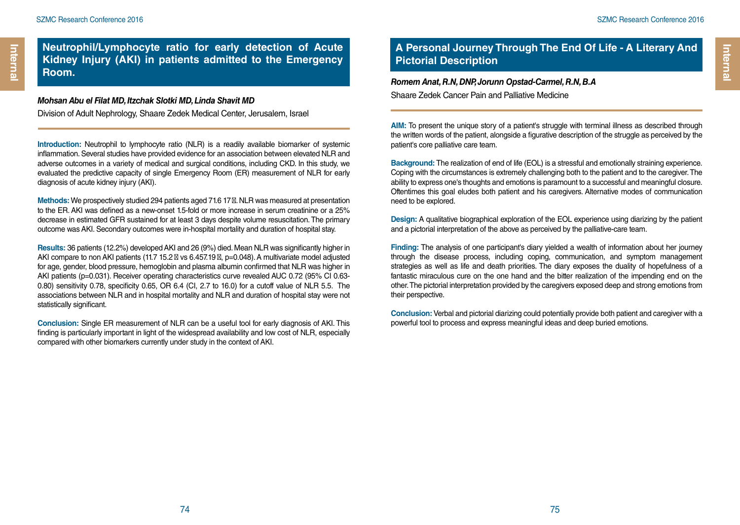## Neutrophil/Lymphocyte ratio for early detection of Acute Kidney Injury (AKI) in patients admitted to the Emergency Room.

***Mohsan Abu el Filat MD, Itzchak Slotki MD, Linda Shavit MD***

Division of Adult Nephrology, Shaare Zedek Medical Center, Jerusalem, Israel

**Introduction:** Neutrophil to lymphocyte ratio (NLR) is a readily available biomarker of systemic inflammation. Several studies have provided evidence for an association between elevated NLR and adverse outcomes in a variety of medical and surgical conditions, including CKD. In this study, we evaluated the predictive capacity of single Emergency Room (ER) measurement of NLR for early diagnosis of acute kidney injury (AKI).

**Methods:** We prospectively studied 294 patients aged 71.6 17 . NLR was measured at presentation to the ER. AKI was defined as a new-onset 1.5-fold or more increase in serum creatinine or a 25% decrease in estimated GFR sustained for at least 3 days despite volume resuscitation. The primary outcome was AKI. Secondary outcomes were in-hospital mortality and duration of hospital stay.

**Results:** 36 patients (12.2%) developed AKI and 26 (9%) died. Mean NLR was significantly higher in AKI compare to non AKI patients (11.7 15.2 vs 6.457.19 , p=0.048). A multivariate model adjusted for age, gender, blood pressure, hemoglobin and plasma albumin confirmed that NLR was higher in AKI patients (p=0.031). Receiver operating characteristics curve revealed AUC 0.72 (95% CI 0.63-0.80) sensitivity 0.78, specificity 0.65, OR 6.4 (CI, 2.7 to 16.0) for a cutoff value of NLR 5.5. The associations between NLR and in hospital mortality and NLR and duration of hospital stay were not statistically significant.

**Conclusion:** Single ER measurement of NLR can be a useful tool for early diagnosis of AKI. This finding is particularly important in light of the widespread availability and low cost of NLR, especially compared with other biomarkers currently under study in the context of AKI.

## A Personal Journey Through The End Of Life - A Literary And Pictorial Description

***Romem Anat, R.N, DNP, Jorunn Opstad-Carmel, R.N, B.A***

Shaare Zedek Cancer Pain and Palliative Medicine

**AIM:** To present the unique story of a patient's struggle with terminal illness as described through the written words of the patient, alongside a figurative description of the struggle as perceived by the patient's core palliative care team.

**Background:** The realization of end of life (EOL) is a stressful and emotionally straining experience. Coping with the circumstances is extremely challenging both to the patient and to the caregiver. The ability to express one's thoughts and emotions is paramount to a successful and meaningful closure. Oftentimes this goal eludes both patient and his caregivers. Alternative modes of communication need to be explored.

**Design:** A qualitative biographical exploration of the EOL experience using diarizing by the patient and a pictorial interpretation of the above as perceived by the palliative-care team.

**Finding:** The analysis of one participant's diary yielded a wealth of information about her journey through the disease process, including coping, communication, and symptom management strategies as well as life and death priorities. The diary exposes the duality of hopefulness of a fantastic miraculous cure on the one hand and the bitter realization of the impending end on the other. The pictorial interpretation provided by the caregivers exposed deep and strong emotions from their perspective.

**Conclusion:** Verbal and pictorial diarizing could potentially provide both patient and caregiver with a powerful tool to process and express meaningful ideas and deep buried emotions.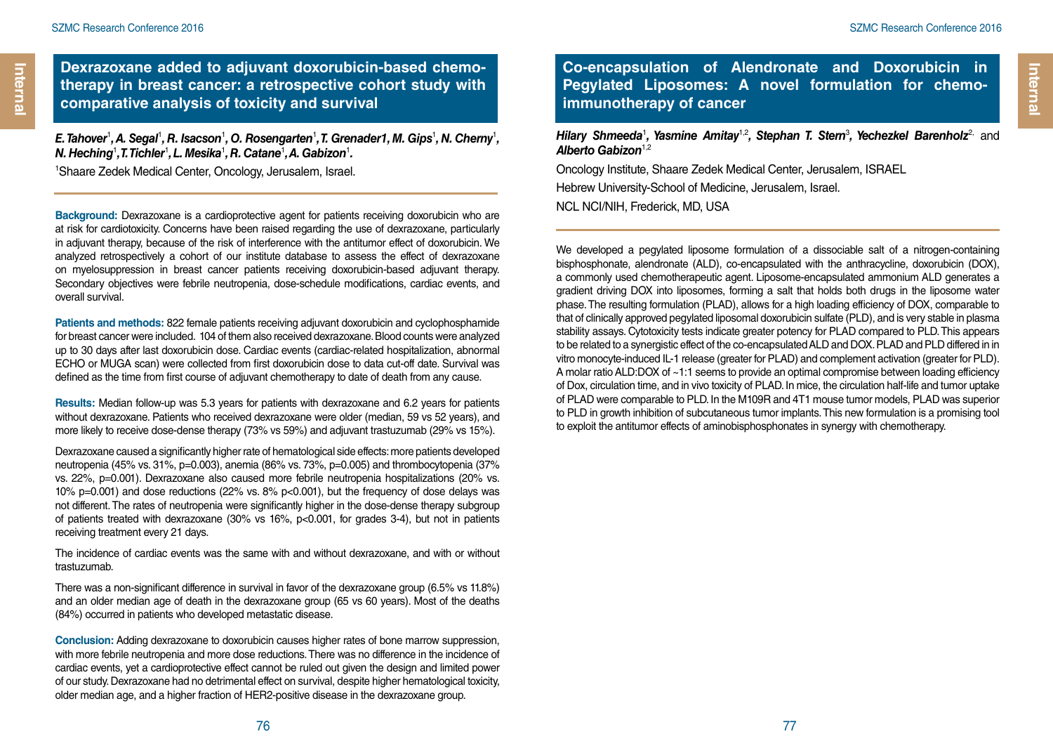## Dexrazoxane added to adjuvant doxorubicin-based chemotherapy in breast cancer: a retrospective cohort study with comparative analysis of toxicity and survival

***E. Tahover*[1]*, A. Segal*[1]*, R. Isacson*[1]*, O. Rosengarten*[1]*, T. Grenader1, M. Gips*[1]*, N. Cherny*[1]*, N. Heching*[1]*, T. Tichler*[1]*, L. Mesika*[1]*, R. Catane*[1]*, A. Gabizon*[1]*.***

[1]Shaare Zedek Medical Center, Oncology, Jerusalem, Israel.

**Background:** Dexrazoxane is a cardioprotective agent for patients receiving doxorubicin who are at risk for cardiotoxicity. Concerns have been raised regarding the use of dexrazoxane, particularly in adjuvant therapy, because of the risk of interference with the antitumor effect of doxorubicin. We analyzed retrospectively a cohort of our institute database to assess the effect of dexrazoxane on myelosuppression in breast cancer patients receiving doxorubicin-based adjuvant therapy. Secondary objectives were febrile neutropenia, dose-schedule modifications, cardiac events, and overall survival.

**Patients and methods:** 822 female patients receiving adjuvant doxorubicin and cyclophosphamide for breast cancer were included. 104 of them also received dexrazoxane. Blood counts were analyzed up to 30 days after last doxorubicin dose. Cardiac events (cardiac-related hospitalization, abnormal ECHO or MUGA scan) were collected from first doxorubicin dose to data cut-off date. Survival was defined as the time from first course of adjuvant chemotherapy to date of death from any cause.

**Results:** Median follow-up was 5.3 years for patients with dexrazoxane and 6.2 years for patients without dexrazoxane. Patients who received dexrazoxane were older (median, 59 vs 52 years), and more likely to receive dose-dense therapy (73% vs 59%) and adjuvant trastuzumab (29% vs 15%).

Dexrazoxane caused a significantly higher rate of hematological side effects: more patients developed neutropenia (45% vs. 31%, p=0.003), anemia (86% vs. 73%, p=0.005) and thrombocytopenia (37% vs. 22%, p=0.001). Dexrazoxane also caused more febrile neutropenia hospitalizations (20% vs. 10% p=0.001) and dose reductions (22% vs. 8% p<0.001), but the frequency of dose delays was not different. The rates of neutropenia were significantly higher in the dose-dense therapy subgroup of patients treated with dexrazoxane (30% vs 16%, p<0.001, for grades 3-4), but not in patients receiving treatment every 21 days.

The incidence of cardiac events was the same with and without dexrazoxane, and with or without trastuzumab.

There was a non-significant difference in survival in favor of the dexrazoxane group (6.5% vs 11.8%) and an older median age of death in the dexrazoxane group (65 vs 60 years). Most of the deaths (84%) occurred in patients who developed metastatic disease.

**Conclusion:** Adding dexrazoxane to doxorubicin causes higher rates of bone marrow suppression, with more febrile neutropenia and more dose reductions. There was no difference in the incidence of cardiac events, yet a cardioprotective effect cannot be ruled out given the design and limited power of our study. Dexrazoxane had no detrimental effect on survival, despite higher hematological toxicity, older median age, and a higher fraction of HER2-positive disease in the dexrazoxane group.

## Co-encapsulation of Alendronate and Doxorubicin in Pegylated Liposomes: A novel formulation for chemo-immunotherapy of cancer

***Hilary Shmeeda*[1]*, Yasmine Amitay*[1,2]*, Stephan T. Stern*[3]*, Yechezkel Barenholz*[2]** and ***Alberto Gabizon*[1,2]**

Oncology Institute, Shaare Zedek Medical Center, Jerusalem, ISRAEL

Hebrew University-School of Medicine, Jerusalem, Israel.

NCL NCI/NIH, Frederick, MD, USA

We developed a pegylated liposome formulation of a dissociable salt of a nitrogen-containing bisphosphonate, alendronate (ALD), co-encapsulated with the anthracycline, doxorubicin (DOX), a commonly used chemotherapeutic agent. Liposome-encapsulated ammonium ALD generates a gradient driving DOX into liposomes, forming a salt that holds both drugs in the liposome water phase. The resulting formulation (PLAD), allows for a high loading efficiency of DOX, comparable to that of clinically approved pegylated liposomal doxorubicin sulfate (PLD), and is very stable in plasma stability assays. Cytotoxicity tests indicate greater potency for PLAD compared to PLD. This appears to be related to a synergistic effect of the co-encapsulated ALD and DOX. PLAD and PLD differed in in vitro monocyte-induced IL-1 release (greater for PLAD) and complement activation (greater for PLD). A molar ratio ALD:DOX of ~1:1 seems to provide an optimal compromise between loading efficiency of Dox, circulation time, and in vivo toxicity of PLAD. In mice, the circulation half-life and tumor uptake of PLAD were comparable to PLD. In the M109R and 4T1 mouse tumor models, PLAD was superior to PLD in growth inhibition of subcutaneous tumor implants. This new formulation is a promising tool to exploit the antitumor effects of aminobisphosphonates in synergy with chemotherapy.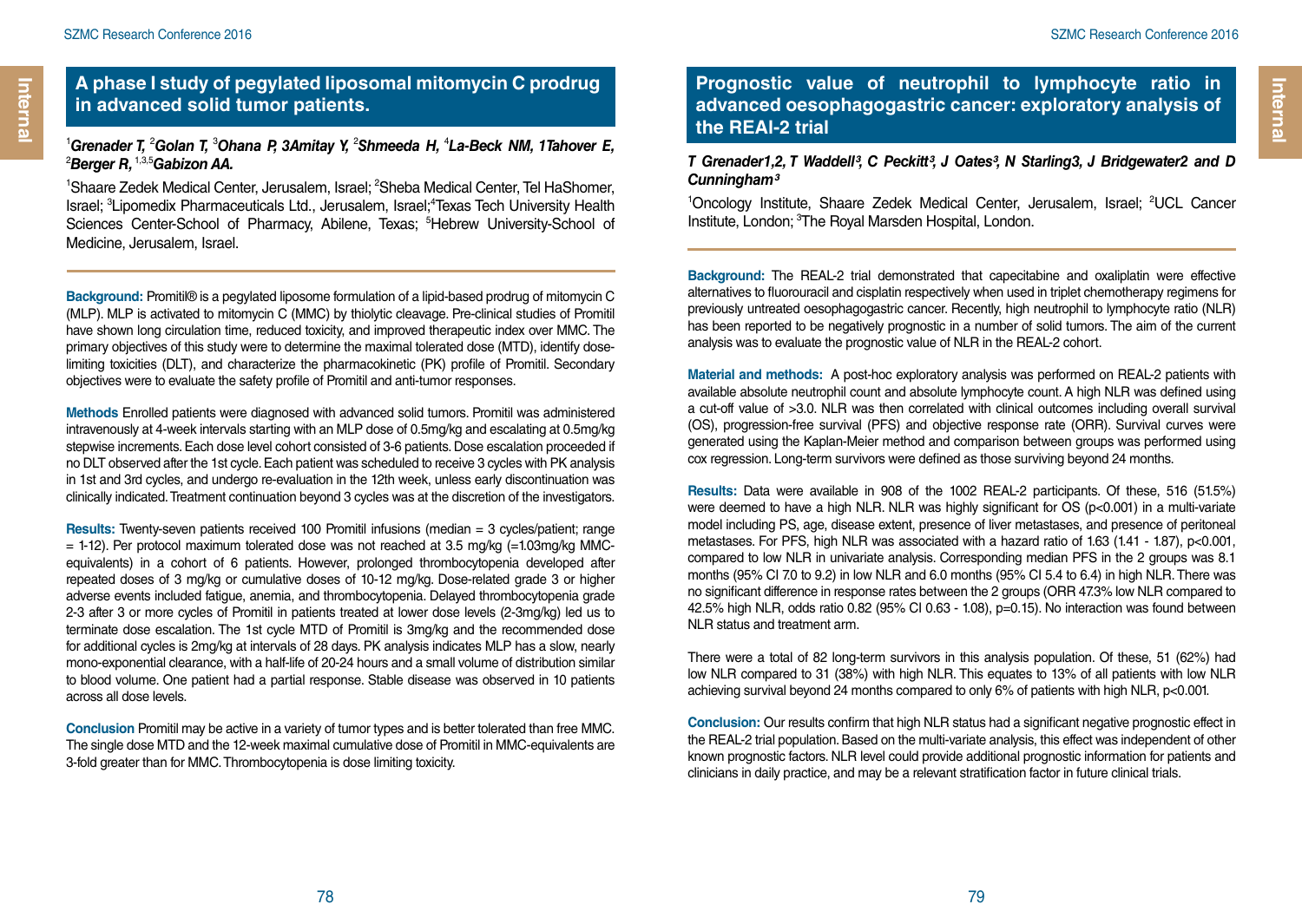## A phase I study of pegylated liposomal mitomycin C prodrug in advanced solid tumor patients.

*[1]Grenader T, [2]Golan T, [3]Ohana P, 3Amitay Y, [2]Shmeeda H, [4]La-Beck NM, 1Tahover E, [2]Berger R, [1,3,5]Gabizon AA.*

[1]Shaare Zedek Medical Center, Jerusalem, Israel; [2]Sheba Medical Center, Tel HaShomer, Israel; [3]Lipomedix Pharmaceuticals Ltd., Jerusalem, Israel;[4]Texas Tech University Health Sciences Center-School of Pharmacy, Abilene, Texas; [5]Hebrew University-School of Medicine, Jerusalem, Israel.

**Background:** Promitil® is a pegylated liposome formulation of a lipid-based prodrug of mitomycin C (MLP). MLP is activated to mitomycin C (MMC) by thiolytic cleavage. Pre-clinical studies of Promitil have shown long circulation time, reduced toxicity, and improved therapeutic index over MMC. The primary objectives of this study were to determine the maximal tolerated dose (MTD), identify dose-limiting toxicities (DLT), and characterize the pharmacokinetic (PK) profile of Promitil. Secondary objectives were to evaluate the safety profile of Promitil and anti-tumor responses.

**Methods** Enrolled patients were diagnosed with advanced solid tumors. Promitil was administered intravenously at 4-week intervals starting with an MLP dose of 0.5mg/kg and escalating at 0.5mg/kg stepwise increments. Each dose level cohort consisted of 3-6 patients. Dose escalation proceeded if no DLT observed after the 1st cycle. Each patient was scheduled to receive 3 cycles with PK analysis in 1st and 3rd cycles, and undergo re-evaluation in the 12th week, unless early discontinuation was clinically indicated. Treatment continuation beyond 3 cycles was at the discretion of the investigators.

**Results:** Twenty-seven patients received 100 Promitil infusions (median = 3 cycles/patient; range = 1-12). Per protocol maximum tolerated dose was not reached at 3.5 mg/kg (=1.03mg/kg MMC-equivalents) in a cohort of 6 patients. However, prolonged thrombocytopenia developed after repeated doses of 3 mg/kg or cumulative doses of 10-12 mg/kg. Dose-related grade 3 or higher adverse events included fatigue, anemia, and thrombocytopenia. Delayed thrombocytopenia grade 2-3 after 3 or more cycles of Promitil in patients treated at lower dose levels (2-3mg/kg) led us to terminate dose escalation. The 1st cycle MTD of Promitil is 3mg/kg and the recommended dose for additional cycles is 2mg/kg at intervals of 28 days. PK analysis indicates MLP has a slow, nearly mono-exponential clearance, with a half-life of 20-24 hours and a small volume of distribution similar to blood volume. One patient had a partial response. Stable disease was observed in 10 patients across all dose levels.

**Conclusion** Promitil may be active in a variety of tumor types and is better tolerated than free MMC. The single dose MTD and the 12-week maximal cumulative dose of Promitil in MMC-equivalents are 3-fold greater than for MMC. Thrombocytopenia is dose limiting toxicity.

## Prognostic value of neutrophil to lymphocyte ratio in advanced oesophagogastric cancer: exploratory analysis of the REAl-2 trial

*T Grenader1,2, T Waddell[3], C Peckitt[3], J Oates[3], N Starling3, J Bridgewater2 and D Cunningham[3]*

[1]Oncology Institute, Shaare Zedek Medical Center, Jerusalem, Israel; [2]UCL Cancer Institute, London; [3]The Royal Marsden Hospital, London.

**Background:** The REAL-2 trial demonstrated that capecitabine and oxaliplatin were effective alternatives to fluorouracil and cisplatin respectively when used in triplet chemotherapy regimens for previously untreated oesophagogastric cancer. Recently, high neutrophil to lymphocyte ratio (NLR) has been reported to be negatively prognostic in a number of solid tumors. The aim of the current analysis was to evaluate the prognostic value of NLR in the REAL-2 cohort.

**Material and methods:** A post-hoc exploratory analysis was performed on REAL-2 patients with available absolute neutrophil count and absolute lymphocyte count. A high NLR was defined using a cut-off value of >3.0. NLR was then correlated with clinical outcomes including overall survival (OS), progression-free survival (PFS) and objective response rate (ORR). Survival curves were generated using the Kaplan-Meier method and comparison between groups was performed using cox regression. Long-term survivors were defined as those surviving beyond 24 months.

**Results:** Data were available in 908 of the 1002 REAL-2 participants. Of these, 516 (51.5%) were deemed to have a high NLR. NLR was highly significant for OS ($p<0.001$) in a multi-variate model including PS, age, disease extent, presence of liver metastases, and presence of peritoneal metastases. For PFS, high NLR was associated with a hazard ratio of 1.63 (1.41 - 1.87), $p<0.001$, compared to low NLR in univariate analysis. Corresponding median PFS in the 2 groups was 8.1 months (95% CI 7.0 to 9.2) in low NLR and 6.0 months (95% CI 5.4 to 6.4) in high NLR. There was no significant difference in response rates between the 2 groups (ORR 47.3% low NLR compared to 42.5% high NLR, odds ratio 0.82 (95% CI 0.63 - 1.08), $p=0.15$). No interaction was found between NLR status and treatment arm.

There were a total of 82 long-term survivors in this analysis population. Of these, 51 (62%) had low NLR compared to 31 (38%) with high NLR. This equates to 13% of all patients with low NLR achieving survival beyond 24 months compared to only 6% of patients with high NLR, $p<0.001$.

**Conclusion:** Our results confirm that high NLR status had a significant negative prognostic effect in the REAL-2 trial population. Based on the multi-variate analysis, this effect was independent of other known prognostic factors. NLR level could provide additional prognostic information for patients and clinicians in daily practice, and may be a relevant stratification factor in future clinical trials.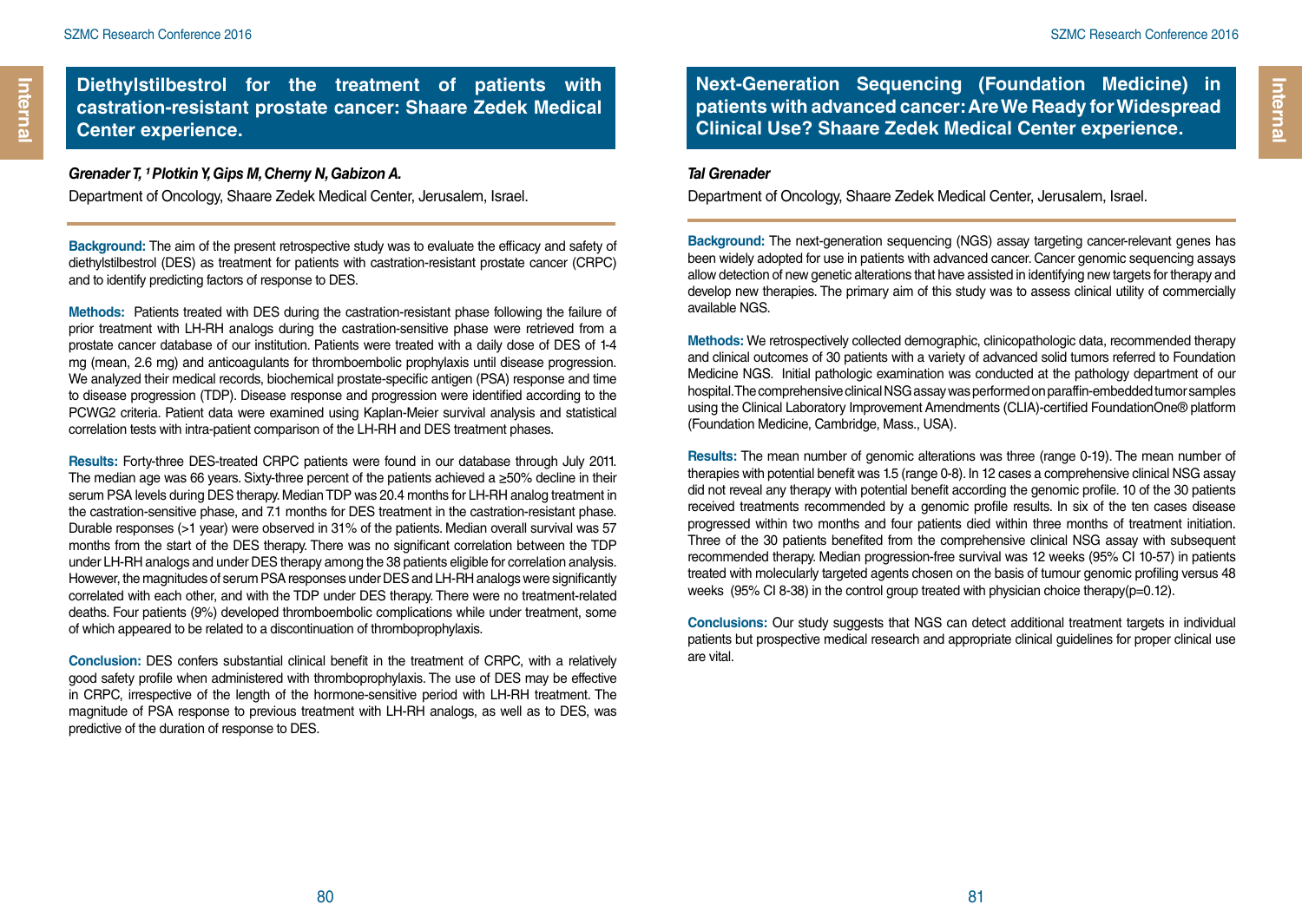## Diethylstilbestrol for the treatment of patients with castration-resistant prostate cancer: Shaare Zedek Medical Center experience.

***Grenader T, [1] Plotkin Y, Gips M, Cherny N, Gabizon A.***

Department of Oncology, Shaare Zedek Medical Center, Jerusalem, Israel.

**Background:** The aim of the present retrospective study was to evaluate the efficacy and safety of diethylstilbestrol (DES) as treatment for patients with castration-resistant prostate cancer (CRPC) and to identify predicting factors of response to DES.

**Methods:** Patients treated with DES during the castration-resistant phase following the failure of prior treatment with LH-RH analogs during the castration-sensitive phase were retrieved from a prostate cancer database of our institution. Patients were treated with a daily dose of DES of 1-4 mg (mean, 2.6 mg) and anticoagulants for thromboembolic prophylaxis until disease progression. We analyzed their medical records, biochemical prostate-specific antigen (PSA) response and time to disease progression (TDP). Disease response and progression were identified according to the PCWG2 criteria. Patient data were examined using Kaplan-Meier survival analysis and statistical correlation tests with intra-patient comparison of the LH-RH and DES treatment phases.

**Results:** Forty-three DES-treated CRPC patients were found in our database through July 2011. The median age was 66 years. Sixty-three percent of the patients achieved a ≥50% decline in their serum PSA levels during DES therapy. Median TDP was 20.4 months for LH-RH analog treatment in the castration-sensitive phase, and 7.1 months for DES treatment in the castration-resistant phase. Durable responses (>1 year) were observed in 31% of the patients. Median overall survival was 57 months from the start of the DES therapy. There was no significant correlation between the TDP under LH-RH analogs and under DES therapy among the 38 patients eligible for correlation analysis. However, the magnitudes of serum PSA responses under DES and LH-RH analogs were significantly correlated with each other, and with the TDP under DES therapy. There were no treatment-related deaths. Four patients (9%) developed thromboembolic complications while under treatment, some of which appeared to be related to a discontinuation of thromboprophylaxis.

**Conclusion:** DES confers substantial clinical benefit in the treatment of CRPC, with a relatively good safety profile when administered with thromboprophylaxis. The use of DES may be effective in CRPC, irrespective of the length of the hormone-sensitive period with LH-RH treatment. The magnitude of PSA response to previous treatment with LH-RH analogs, as well as to DES, was predictive of the duration of response to DES.

## Next-Generation Sequencing (Foundation Medicine) in patients with advanced cancer: Are We Ready for Widespread Clinical Use? Shaare Zedek Medical Center experience.

***Tal Grenader***

Department of Oncology, Shaare Zedek Medical Center, Jerusalem, Israel.

**Background:** The next-generation sequencing (NGS) assay targeting cancer-relevant genes has been widely adopted for use in patients with advanced cancer. Cancer genomic sequencing assays allow detection of new genetic alterations that have assisted in identifying new targets for therapy and develop new therapies. The primary aim of this study was to assess clinical utility of commercially available NGS.

**Methods:** We retrospectively collected demographic, clinicopathologic data, recommended therapy and clinical outcomes of 30 patients with a variety of advanced solid tumors referred to Foundation Medicine NGS. Initial pathologic examination was conducted at the pathology department of our hospital. The comprehensive clinical NSG assay was performed on paraffin-embedded tumor samples using the Clinical Laboratory Improvement Amendments (CLIA)-certified FoundationOne® platform (Foundation Medicine, Cambridge, Mass., USA).

**Results:** The mean number of genomic alterations was three (range 0-19). The mean number of therapies with potential benefit was 1.5 (range 0-8). In 12 cases a comprehensive clinical NSG assay did not reveal any therapy with potential benefit according the genomic profile. 10 of the 30 patients received treatments recommended by a genomic profile results. In six of the ten cases disease progressed within two months and four patients died within three months of treatment initiation. Three of the 30 patients benefited from the comprehensive clinical NSG assay with subsequent recommended therapy. Median progression-free survival was 12 weeks (95% CI 10-57) in patients treated with molecularly targeted agents chosen on the basis of tumour genomic profiling versus 48 weeks (95% CI 8-38) in the control group treated with physician choice therapy(p=0.12).

**Conclusions:** Our study suggests that NGS can detect additional treatment targets in individual patients but prospective medical research and appropriate clinical guidelines for proper clinical use are vital.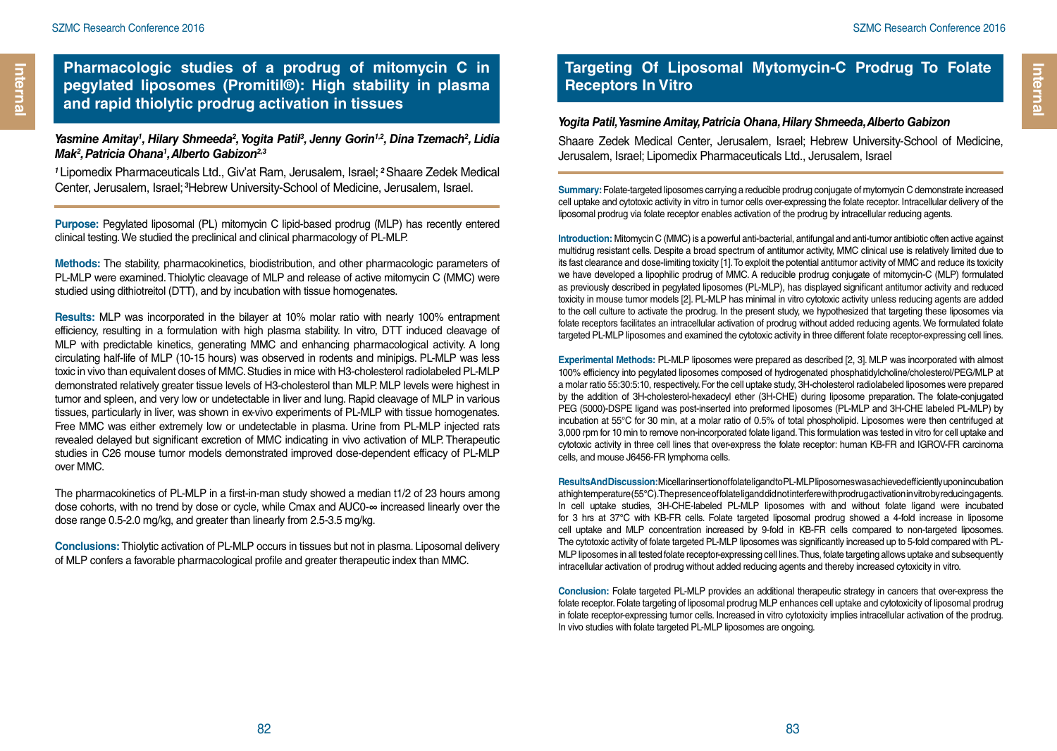## Pharmacologic studies of a prodrug of mitomycin C in pegylated liposomes (Promitil®): High stability in plasma and rapid thiolytic prodrug activation in tissues

***Yasmine Amitay[1], Hilary Shmeeda[2], Yogita Patil[3], Jenny Gorin[1,2], Dina Tzemach[2], Lidia Mak[2], Patricia Ohana[1], Alberto Gabizon[2,3]***

[1] Lipomedix Pharmaceuticals Ltd., Giv'at Ram, Jerusalem, Israel; [2] Shaare Zedek Medical Center, Jerusalem, Israel; [3] Hebrew University-School of Medicine, Jerusalem, Israel.

**Purpose:** Pegylated liposomal (PL) mitomycin C lipid-based prodrug (MLP) has recently entered clinical testing. We studied the preclinical and clinical pharmacology of PL-MLP.

**Methods:** The stability, pharmacokinetics, biodistribution, and other pharmacologic parameters of PL-MLP were examined. Thiolytic cleavage of MLP and release of active mitomycin C (MMC) were studied using dithiotreitol (DTT), and by incubation with tissue homogenates.

**Results:** MLP was incorporated in the bilayer at 10% molar ratio with nearly 100% entrapment efficiency, resulting in a formulation with high plasma stability. In vitro, DTT induced cleavage of MLP with predictable kinetics, generating MMC and enhancing pharmacological activity. A long circulating half-life of MLP (10-15 hours) was observed in rodents and minipigs. PL-MLP was less toxic in vivo than equivalent doses of MMC. Studies in mice with H3-cholesterol radiolabeled PL-MLP demonstrated relatively greater tissue levels of H3-cholesterol than MLP. MLP levels were highest in tumor and spleen, and very low or undetectable in liver and lung. Rapid cleavage of MLP in various tissues, particularly in liver, was shown in ex-vivo experiments of PL-MLP with tissue homogenates. Free MMC was either extremely low or undetectable in plasma. Urine from PL-MLP injected rats revealed delayed but significant excretion of MMC indicating in vivo activation of MLP. Therapeutic studies in C26 mouse tumor models demonstrated improved dose-dependent efficacy of PL-MLP over MMC.

The pharmacokinetics of PL-MLP in a first-in-man study showed a median t1/2 of 23 hours among dose cohorts, with no trend by dose or cycle, while Cmax and AUC0-∞ increased linearly over the dose range 0.5-2.0 mg/kg, and greater than linearly from 2.5-3.5 mg/kg.

**Conclusions:** Thiolytic activation of PL-MLP occurs in tissues but not in plasma. Liposomal delivery of MLP confers a favorable pharmacological profile and greater therapeutic index than MMC.

## Targeting Of Liposomal Mytomycin-C Prodrug To Folate Receptors In Vitro

***Yogita Patil, Yasmine Amitay, Patricia Ohana, Hilary Shmeeda, Alberto Gabizon***

Shaare Zedek Medical Center, Jerusalem, Israel; Hebrew University-School of Medicine, Jerusalem, Israel; Lipomedix Pharmaceuticals Ltd., Jerusalem, Israel

**Summary:** Folate-targeted liposomes carrying a reducible prodrug conjugate of mytomycin C demonstrate increased cell uptake and cytotoxic activity in vitro in tumor cells over-expressing the folate receptor. Intracellular delivery of the liposomal prodrug via folate receptor enables activation of the prodrug by intracellular reducing agents.

**Introduction:** Mitomycin C (MMC) is a powerful anti-bacterial, antifungal and anti-tumor antibiotic often active against multidrug resistant cells. Despite a broad spectrum of antitumor activity, MMC clinical use is relatively limited due to its fast clearance and dose-limiting toxicity [1]. To exploit the potential antitumor activity of MMC and reduce its toxicity we have developed a lipophilic prodrug of MMC. A reducible prodrug conjugate of mitomycin-C (MLP) formulated as previously described in pegylated liposomes (PL-MLP), has displayed significant antitumor activity and reduced toxicity in mouse tumor models [2]. PL-MLP has minimal in vitro cytotoxic activity unless reducing agents are added to the cell culture to activate the prodrug. In the present study, we hypothesized that targeting these liposomes via folate receptors facilitates an intracellular activation of prodrug without added reducing agents. We formulated folate targeted PL-MLP liposomes and examined the cytotoxic activity in three different folate receptor-expressing cell lines.

**Experimental Methods:** PL-MLP liposomes were prepared as described [2, 3]. MLP was incorporated with almost 100% efficiency into pegylated liposomes composed of hydrogenated phosphatidylcholine/cholesterol/PEG/MLP at a molar ratio 55:30:5:10, respectively. For the cell uptake study, 3H-cholesterol radiolabeled liposomes were prepared by the addition of 3H-cholesterol-hexadecyl ether (3H-CHE) during liposome preparation. The folate-conjugated PEG (5000)-DSPE ligand was post-inserted into preformed liposomes (PL-MLP and 3H-CHE labeled PL-MLP) by incubation at 55°C for 30 min, at a molar ratio of 0.5% of total phospholipid. Liposomes were then centrifuged at 3,000 rpm for 10 min to remove non-incorporated folate ligand. This formulation was tested in vitro for cell uptake and cytotoxic activity in three cell lines that over-express the folate receptor: human KB-FR and IGROV-FR carcinoma cells, and mouse J6456-FR lymphoma cells.

**Results And Discussion:** Micellar insertion of folate ligand to PL-MLP liposomes was achieved efficiently upon incubation at high temperature (55°C). The presence of folate ligand did not interfere with prodrug activation in vitro by reducing agents. In cell uptake studies, 3H-CHE-labeled PL-MLP liposomes with and without folate ligand were incubated for 3 hrs at 37°C with KB-FR cells. Folate targeted liposomal prodrug showed a 4-fold increase in liposome cell uptake and MLP concentration increased by 9-fold in KB-FR cells compared to non-targeted liposomes. The cytotoxic activity of folate targeted PL-MLP liposomes was significantly increased up to 5-fold compared with PL-MLP liposomes in all tested folate receptor-expressing cell lines. Thus, folate targeting allows uptake and subsequently intracellular activation of prodrug without added reducing agents and thereby increased cytoxicity in vitro.

**Conclusion:** Folate targeted PL-MLP provides an additional therapeutic strategy in cancers that over-express the folate receptor. Folate targeting of liposomal prodrug MLP enhances cell uptake and cytotoxicity of liposomal prodrug in folate receptor-expressing tumor cells. Increased in vitro cytotoxicity implies intracellular activation of the prodrug. In vivo studies with folate targeted PL-MLP liposomes are ongoing.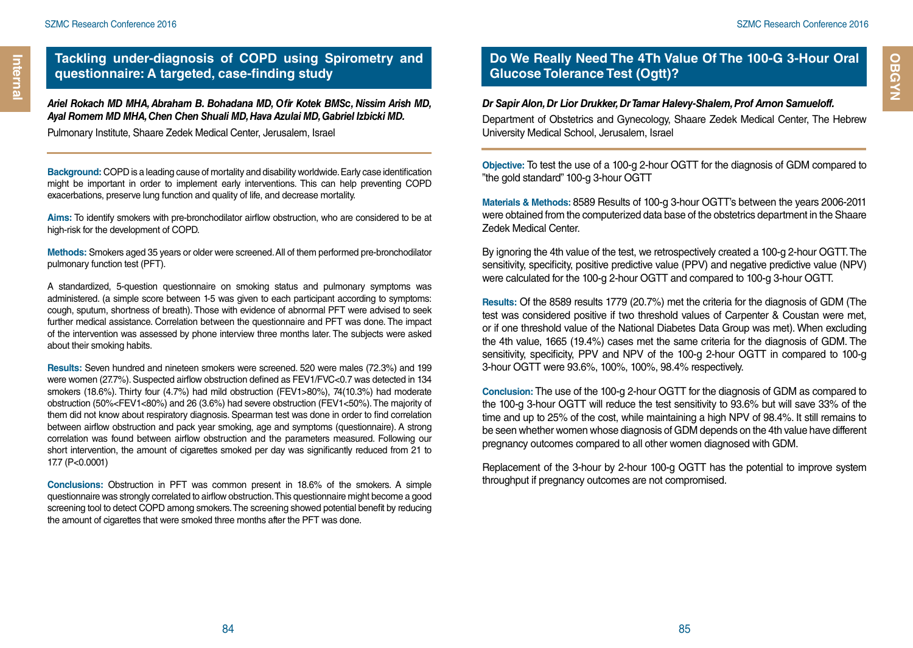## Tackling under-diagnosis of COPD using Spirometry and questionnaire: A targeted, case-finding study

***Ariel Rokach MD MHA, Abraham B. Bohadana MD, Ofir Kotek BMSc, Nissim Arish MD, Ayal Romem MD MHA, Chen Chen Shuali MD, Hava Azulai MD, Gabriel Izbicki MD.***

Pulmonary Institute, Shaare Zedek Medical Center, Jerusalem, Israel

**Background:** COPD is a leading cause of mortality and disability worldwide. Early case identification might be important in order to implement early interventions. This can help preventing COPD exacerbations, preserve lung function and quality of life, and decrease mortality.

**Aims:** To identify smokers with pre-bronchodilator airflow obstruction, who are considered to be at high-risk for the development of COPD.

**Methods:** Smokers aged 35 years or older were screened. All of them performed pre-bronchodilator pulmonary function test (PFT).

A standardized, 5-question questionnaire on smoking status and pulmonary symptoms was administered. (a simple score between 1-5 was given to each participant according to symptoms: cough, sputum, shortness of breath). Those with evidence of abnormal PFT were advised to seek further medical assistance. Correlation between the questionnaire and PFT was done. The impact of the intervention was assessed by phone interview three months later. The subjects were asked about their smoking habits.

**Results:** Seven hundred and nineteen smokers were screened. 520 were males (72.3%) and 199 were women (27.7%). Suspected airflow obstruction defined as FEV1/FVC<0.7 was detected in 134 smokers (18.6%). Thirty four (4.7%) had mild obstruction (FEV1>80%), 74(10.3%) had moderate obstruction (50%<FEV1<80%) and 26 (3.6%) had severe obstruction (FEV1<50%). The majority of them did not know about respiratory diagnosis. Spearman test was done in order to find correlation between airflow obstruction and pack year smoking, age and symptoms (questionnaire). A strong correlation was found between airflow obstruction and the parameters measured. Following our short intervention, the amount of cigarettes smoked per day was significantly reduced from 21 to 17.7 (P<0.0001)

**Conclusions:** Obstruction in PFT was common present in 18.6% of the smokers. A simple questionnaire was strongly correlated to airflow obstruction. This questionnaire might become a good screening tool to detect COPD among smokers. The screening showed potential benefit by reducing the amount of cigarettes that were smoked three months after the PFT was done.

## Do We Really Need The 4Th Value Of The 100-G 3-Hour Oral Glucose Tolerance Test (Ogtt)?

***Dr Sapir Alon, Dr Lior Drukker, Dr Tamar Halevy-Shalem, Prof Arnon Samueloff.***

Department of Obstetrics and Gynecology, Shaare Zedek Medical Center, The Hebrew University Medical School, Jerusalem, Israel

**Objective:** To test the use of a 100-g 2-hour OGTT for the diagnosis of GDM compared to "the gold standard" 100-g 3-hour OGTT

**Materials & Methods:** 8589 Results of 100-g 3-hour OGTT's between the years 2006-2011 were obtained from the computerized data base of the obstetrics department in the Shaare Zedek Medical Center.

By ignoring the 4th value of the test, we retrospectively created a 100-g 2-hour OGTT. The sensitivity, specificity, positive predictive value (PPV) and negative predictive value (NPV) were calculated for the 100-g 2-hour OGTT and compared to 100-g 3-hour OGTT.

**Results:** Of the 8589 results 1779 (20.7%) met the criteria for the diagnosis of GDM (The test was considered positive if two threshold values of Carpenter & Coustan were met, or if one threshold value of the National Diabetes Data Group was met). When excluding the 4th value, 1665 (19.4%) cases met the same criteria for the diagnosis of GDM. The sensitivity, specificity, PPV and NPV of the 100-g 2-hour OGTT in compared to 100-g 3-hour OGTT were 93.6%, 100%, 100%, 98.4% respectively.

**Conclusion:** The use of the 100-g 2-hour OGTT for the diagnosis of GDM as compared to the 100-g 3-hour OGTT will reduce the test sensitivity to 93.6% but will save 33% of the time and up to 25% of the cost, while maintaining a high NPV of 98.4%. It still remains to be seen whether women whose diagnosis of GDM depends on the 4th value have different pregnancy outcomes compared to all other women diagnosed with GDM.

Replacement of the 3-hour by 2-hour 100-g OGTT has the potential to improve system throughput if pregnancy outcomes are not compromised.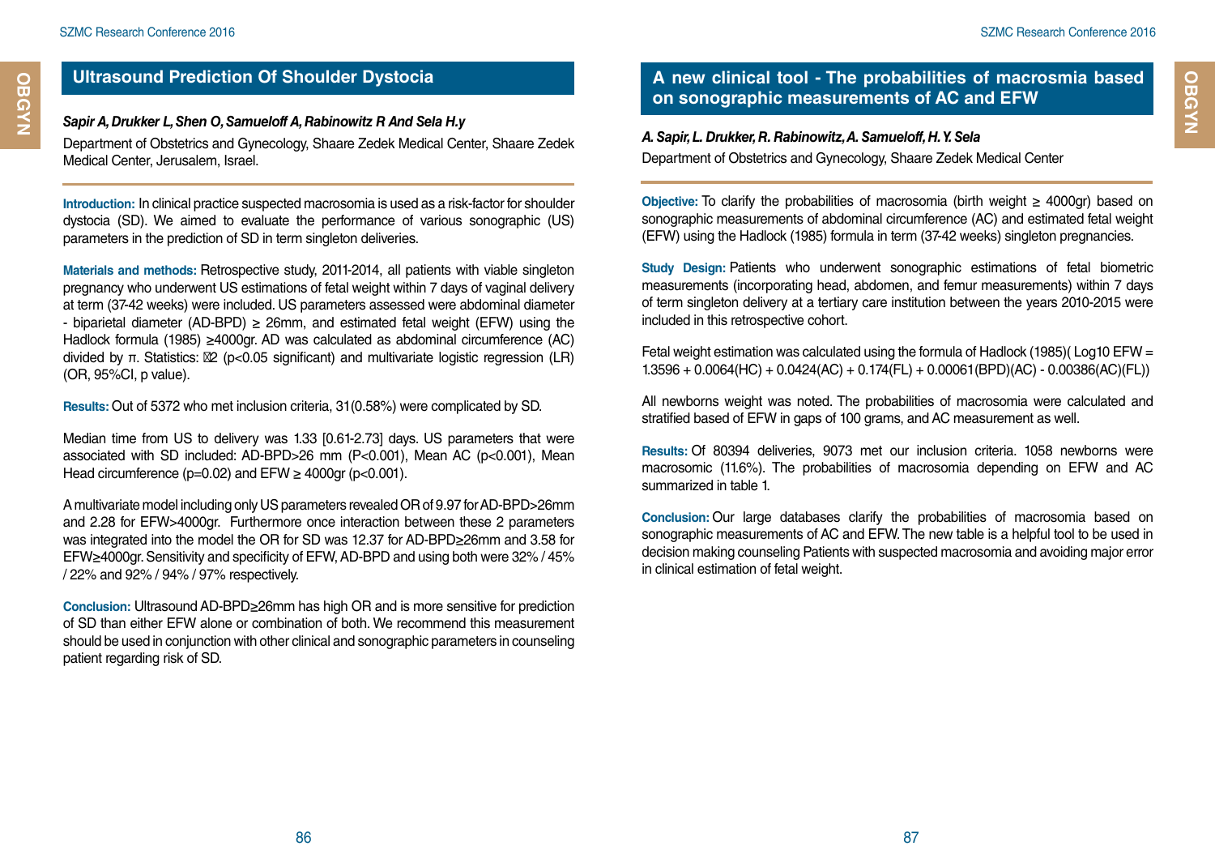## Ultrasound Prediction Of Shoulder Dystocia

***Sapir A, Drukker L, Shen O, Samueloff A, Rabinowitz R And Sela H.y***

Department of Obstetrics and Gynecology, Shaare Zedek Medical Center, Shaare Zedek Medical Center, Jerusalem, Israel.

**Introduction:** In clinical practice suspected macrosomia is used as a risk-factor for shoulder dystocia (SD). We aimed to evaluate the performance of various sonographic (US) parameters in the prediction of SD in term singleton deliveries.

**Materials and methods:** Retrospective study, 2011-2014, all patients with viable singleton pregnancy who underwent US estimations of fetal weight within 7 days of vaginal delivery at term (37-42 weeks) were included. US parameters assessed were abdominal diameter - biparietal diameter (AD-BPD) ≥ 26mm, and estimated fetal weight (EFW) using the Hadlock formula (1985) ≥4000gr. AD was calculated as abdominal circumference (AC) divided by π. Statistics: ⊠2 (p<0.05 significant) and multivariate logistic regression (LR) (OR, 95%CI, p value).

**Results:** Out of 5372 who met inclusion criteria, 31(0.58%) were complicated by SD.

Median time from US to delivery was 1.33 [0.61-2.73] days. US parameters that were associated with SD included: AD-BPD>26 mm (P<0.001), Mean AC (p<0.001), Mean Head circumference (p=0.02) and EFW ≥ 4000gr (p<0.001).

A multivariate model including only US parameters revealed OR of 9.97 for AD-BPD>26mm and 2.28 for EFW>4000gr. Furthermore once interaction between these 2 parameters was integrated into the model the OR for SD was 12.37 for AD-BPD≥26mm and 3.58 for EFW≥4000gr. Sensitivity and specificity of EFW, AD-BPD and using both were 32% / 45% / 22% and 92% / 94% / 97% respectively.

**Conclusion:** Ultrasound AD-BPD≥26mm has high OR and is more sensitive for prediction of SD than either EFW alone or combination of both. We recommend this measurement should be used in conjunction with other clinical and sonographic parameters in counseling patient regarding risk of SD.

## A new clinical tool - The probabilities of macrosmia based on sonographic measurements of AC and EFW

***A. Sapir, L. Drukker, R. Rabinowitz, A. Samueloff, H. Y. Sela***

Department of Obstetrics and Gynecology, Shaare Zedek Medical Center

**Objective:** To clarify the probabilities of macrosomia (birth weight ≥ 4000gr) based on sonographic measurements of abdominal circumference (AC) and estimated fetal weight (EFW) using the Hadlock (1985) formula in term (37-42 weeks) singleton pregnancies.

**Study Design:** Patients who underwent sonographic estimations of fetal biometric measurements (incorporating head, abdomen, and femur measurements) within 7 days of term singleton delivery at a tertiary care institution between the years 2010-2015 were included in this retrospective cohort.

Fetal weight estimation was calculated using the formula of Hadlock (1985)( $\text{Log}_{10}\,\text{EFW} = 1.3596 + 0.0064(\text{HC}) + 0.0424(\text{AC}) + 0.174(\text{FL}) + 0.00061(\text{BPD})(\text{AC}) - 0.00386(\text{AC})(\text{FL})$)

All newborns weight was noted. The probabilities of macrosomia were calculated and stratified based of EFW in gaps of 100 grams, and AC measurement as well.

**Results:** Of 80394 deliveries, 9073 met our inclusion criteria. 1058 newborns were macrosomic (11.6%). The probabilities of macrosomia depending on EFW and AC summarized in table 1.

**Conclusion:** Our large databases clarify the probabilities of macrosomia based on sonographic measurements of AC and EFW. The new table is a helpful tool to be used in decision making counseling Patients with suspected macrosomia and avoiding major error in clinical estimation of fetal weight.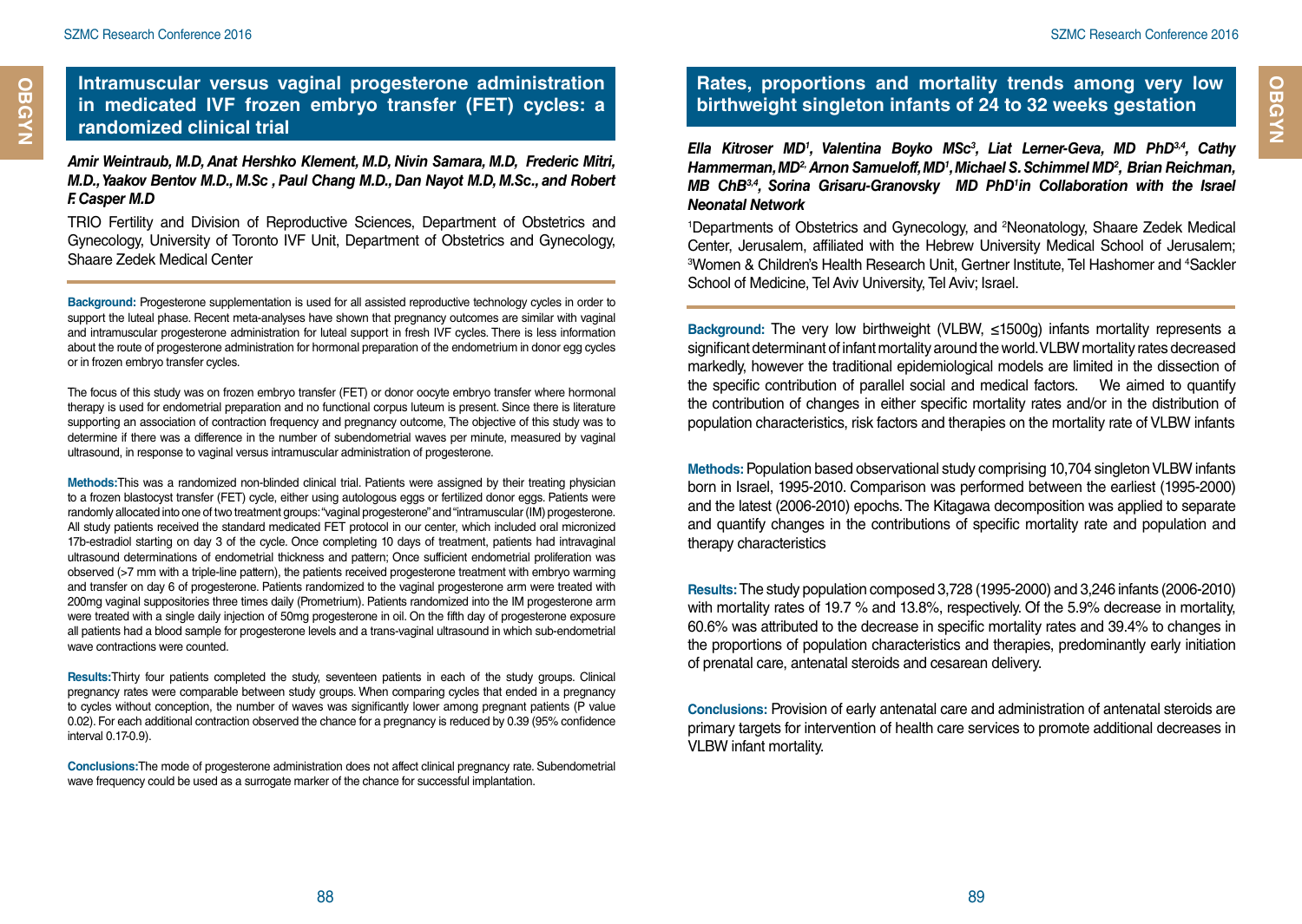## Intramuscular versus vaginal progesterone administration in medicated IVF frozen embryo transfer (FET) cycles: a randomized clinical trial

***Amir Weintraub, M.D, Anat Hershko Klement, M.D, Nivin Samara, M.D, Frederic Mitri, M.D., Yaakov Bentov M.D., M.Sc , Paul Chang M.D., Dan Nayot M.D, M.Sc., and Robert F. Casper M.D***

TRIO Fertility and Division of Reproductive Sciences, Department of Obstetrics and Gynecology, University of Toronto IVF Unit, Department of Obstetrics and Gynecology, Shaare Zedek Medical Center

**Background:** Progesterone supplementation is used for all assisted reproductive technology cycles in order to support the luteal phase. Recent meta-analyses have shown that pregnancy outcomes are similar with vaginal and intramuscular progesterone administration for luteal support in fresh IVF cycles. There is less information about the route of progesterone administration for hormonal preparation of the endometrium in donor egg cycles or in frozen embryo transfer cycles.

The focus of this study was on frozen embryo transfer (FET) or donor oocyte embryo transfer where hormonal therapy is used for endometrial preparation and no functional corpus luteum is present. Since there is literature supporting an association of contraction frequency and pregnancy outcome, The objective of this study was to determine if there was a difference in the number of subendometrial waves per minute, measured by vaginal ultrasound, in response to vaginal versus intramuscular administration of progesterone.

**Methods:** This was a randomized non-blinded clinical trial. Patients were assigned by their treating physician to a frozen blastocyst transfer (FET) cycle, either using autologous eggs or fertilized donor eggs. Patients were randomly allocated into one of two treatment groups: "vaginal progesterone" and "intramuscular (IM) progesterone. All study patients received the standard medicated FET protocol in our center, which included oral micronized 17b-estradiol starting on day 3 of the cycle. Once completing 10 days of treatment, patients had intravaginal ultrasound determinations of endometrial thickness and pattern; Once sufficient endometrial proliferation was observed (>7 mm with a triple-line pattern), the patients received progesterone treatment with embryo warming and transfer on day 6 of progesterone. Patients randomized to the vaginal progesterone arm were treated with 200mg vaginal suppositories three times daily (Prometrium). Patients randomized into the IM progesterone arm were treated with a single daily injection of 50mg progesterone in oil. On the fifth day of progesterone exposure all patients had a blood sample for progesterone levels and a trans-vaginal ultrasound in which sub-endometrial wave contractions were counted.

**Results:** Thirty four patients completed the study, seventeen patients in each of the study groups. Clinical pregnancy rates were comparable between study groups. When comparing cycles that ended in a pregnancy to cycles without conception, the number of waves was significantly lower among pregnant patients (P value 0.02). For each additional contraction observed the chance for a pregnancy is reduced by 0.39 (95% confidence interval 0.17-0.9).

**Conclusions:** The mode of progesterone administration does not affect clinical pregnancy rate. Subendometrial wave frequency could be used as a surrogate marker of the chance for successful implantation.

## Rates, proportions and mortality trends among very low birthweight singleton infants of 24 to 32 weeks gestation

***Ella Kitroser MD[1], Valentina Boyko MSc[3], Liat Lerner-Geva, MD PhD[3,4], Cathy Hammerman, MD[2], Arnon Samueloff, MD[1], Michael S. Schimmel MD[2], Brian Reichman, MB ChB[3,4], Sorina Grisaru-Granovsky MD PhD[1] in Collaboration with the Israel Neonatal Network***

[1]Departments of Obstetrics and Gynecology, and [2]Neonatology, Shaare Zedek Medical Center, Jerusalem, affiliated with the Hebrew University Medical School of Jerusalem; [3]Women & Children's Health Research Unit, Gertner Institute, Tel Hashomer and [4]Sackler School of Medicine, Tel Aviv University, Tel Aviv; Israel.

**Background:** The very low birthweight (VLBW, ≤1500g) infants mortality represents a significant determinant of infant mortality around the world. VLBW mortality rates decreased markedly, however the traditional epidemiological models are limited in the dissection of the specific contribution of parallel social and medical factors. We aimed to quantify the contribution of changes in either specific mortality rates and/or in the distribution of population characteristics, risk factors and therapies on the mortality rate of VLBW infants

**Methods:** Population based observational study comprising 10,704 singleton VLBW infants born in Israel, 1995-2010. Comparison was performed between the earliest (1995-2000) and the latest (2006-2010) epochs. The Kitagawa decomposition was applied to separate and quantify changes in the contributions of specific mortality rate and population and therapy characteristics

**Results:** The study population composed 3,728 (1995-2000) and 3,246 infants (2006-2010) with mortality rates of 19.7 % and 13.8%, respectively. Of the 5.9% decrease in mortality, 60.6% was attributed to the decrease in specific mortality rates and 39.4% to changes in the proportions of population characteristics and therapies, predominantly early initiation of prenatal care, antenatal steroids and cesarean delivery.

**Conclusions:** Provision of early antenatal care and administration of antenatal steroids are primary targets for intervention of health care services to promote additional decreases in VLBW infant mortality.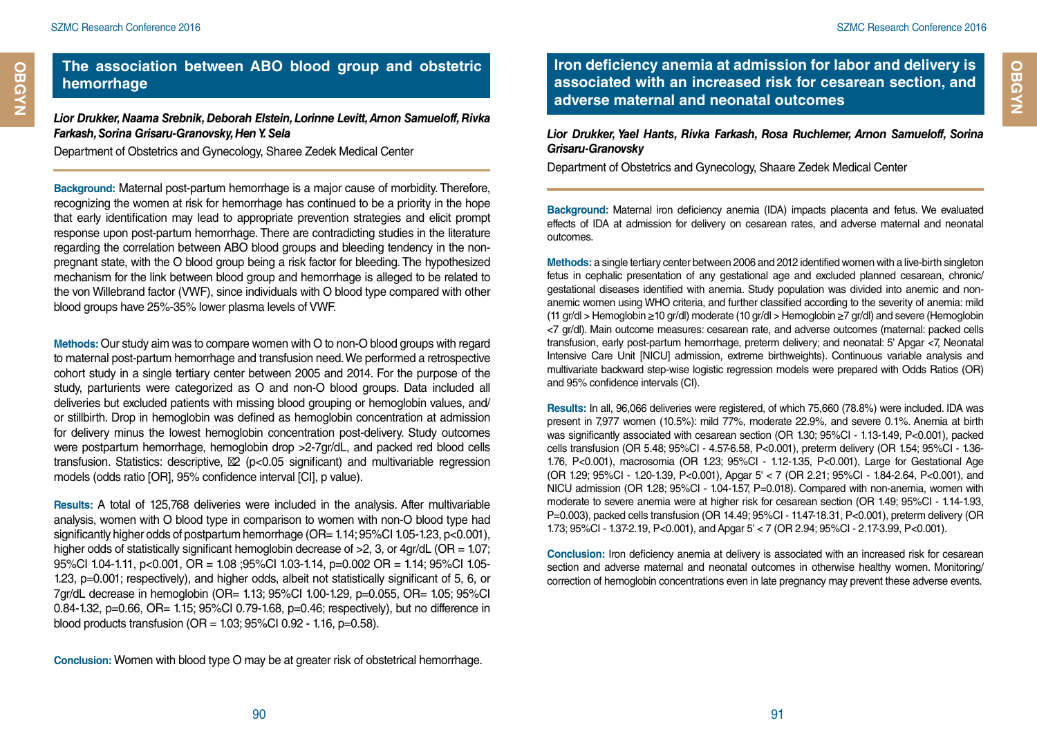## The association between ABO blood group and obstetric hemorrhage

***Lior Drukker, Naama Srebnik, Deborah Elstein, Lorinne Levitt, Arnon Samueloff, Rivka Farkash, Sorina Grisaru-Granovsky, Hen Y. Sela***

Department of Obstetrics and Gynecology, Sharee Zedek Medical Center

**Background:** Maternal post-partum hemorrhage is a major cause of morbidity. Therefore, recognizing the women at risk for hemorrhage has continued to be a priority in the hope that early identification may lead to appropriate prevention strategies and elicit prompt response upon post-partum hemorrhage. There are contradicting studies in the literature regarding the correlation between ABO blood groups and bleeding tendency in the non-pregnant state, with the O blood group being a risk factor for bleeding. The hypothesized mechanism for the link between blood group and hemorrhage is alleged to be related to the von Willebrand factor (VWF), since individuals with O blood type compared with other blood groups have 25%-35% lower plasma levels of VWF.

**Methods:** Our study aim was to compare women with O to non-O blood groups with regard to maternal post-partum hemorrhage and transfusion need. We performed a retrospective cohort study in a single tertiary center between 2005 and 2014. For the purpose of the study, parturients were categorized as O and non-O blood groups. Data included all deliveries but excluded patients with missing blood grouping or hemoglobin values, and/or stillbirth. Drop in hemoglobin was defined as hemoglobin concentration at admission for delivery minus the lowest hemoglobin concentration post-delivery. Study outcomes were postpartum hemorrhage, hemoglobin drop >2-7gr/dL, and packed red blood cells transfusion. Statistics: descriptive, 2 (p<0.05 significant) and multivariable regression models (odds ratio [OR], 95% confidence interval [CI], p value).

**Results:** A total of 125,768 deliveries were included in the analysis. After multivariable analysis, women with O blood type in comparison to women with non-O blood type had significantly higher odds of postpartum hemorrhage (OR= 1.14; 95%CI 1.05-1.23, p<0.001), higher odds of statistically significant hemoglobin decrease of >2, 3, or 4gr/dL (OR = 1.07; 95%CI 1.04-1.11, p<0.001, OR = 1.08 ;95%CI 1.03-1.14, p=0.002 OR = 1.14; 95%CI 1.05-1.23, p=0.001; respectively), and higher odds, albeit not statistically significant of 5, 6, or 7gr/dL decrease in hemoglobin (OR= 1.13; 95%CI 1.00-1.29, p=0.055, OR= 1.05; 95%CI 0.84-1.32, p=0.66, OR= 1.15; 95%CI 0.79-1.68, p=0.46; respectively), but no difference in blood products transfusion (OR = 1.03; 95%CI 0.92 - 1.16, p=0.58).

**Conclusion:** Women with blood type O may be at greater risk of obstetrical hemorrhage.

## Iron deficiency anemia at admission for labor and delivery is associated with an increased risk for cesarean section, and adverse maternal and neonatal outcomes

***Lior Drukker, Yael Hants, Rivka Farkash, Rosa Ruchlemer, Arnon Samueloff, Sorina Grisaru-Granovsky***

Department of Obstetrics and Gynecology, Shaare Zedek Medical Center

**Background:** Maternal iron deficiency anemia (IDA) impacts placenta and fetus. We evaluated effects of IDA at admission for delivery on cesarean rates, and adverse maternal and neonatal outcomes.

**Methods:** a single tertiary center between 2006 and 2012 identified women with a live-birth singleton fetus in cephalic presentation of any gestational age and excluded planned cesarean, chronic/gestational diseases identified with anemia. Study population was divided into anemic and non-anemic women using WHO criteria, and further classified according to the severity of anemia: mild (11 gr/dl > Hemoglobin ≥10 gr/dl) moderate (10 gr/dl > Hemoglobin ≥7 gr/dl) and severe (Hemoglobin <7 gr/dl). Main outcome measures: cesarean rate, and adverse outcomes (maternal: packed cells transfusion, early post-partum hemorrhage, preterm delivery; and neonatal: 5' Apgar <7, Neonatal Intensive Care Unit [NICU] admission, extreme birthweights). Continuous variable analysis and multivariate backward step-wise logistic regression models were prepared with Odds Ratios (OR) and 95% confidence intervals (CI).

**Results:** In all, 96,066 deliveries were registered, of which 75,660 (78.8%) were included. IDA was present in 7,977 women (10.5%): mild 77%, moderate 22.9%, and severe 0.1%. Anemia at birth was significantly associated with cesarean section (OR 1.30; 95%CI - 1.13-1.49, P<0.001), packed cells transfusion (OR 5.48; 95%CI - 4.57-6.58, P<0.001), preterm delivery (OR 1.54; 95%CI - 1.36-1.76, P<0.001), macrosomia (OR 1.23; 95%CI - 1.12-1.35, P<0.001), Large for Gestational Age (OR 1.29; 95%CI - 1.20-1.39, P<0.001), Apgar 5' < 7 (OR 2.21; 95%CI - 1.84-2.64, P<0.001), and NICU admission (OR 1.28; 95%CI - 1.04-1.57, P=0.018). Compared with non-anemia, women with moderate to severe anemia were at higher risk for cesarean section (OR 1.49; 95%CI - 1.14-1.93, P=0.003), packed cells transfusion (OR 14.49; 95%CI - 11.47-18.31, P<0.001), preterm delivery (OR 1.73; 95%CI - 1.37-2.19, P<0.001), and Apgar 5' < 7 (OR 2.94; 95%CI - 2.17-3.99, P<0.001).

**Conclusion:** Iron deficiency anemia at delivery is associated with an increased risk for cesarean section and adverse maternal and neonatal outcomes in otherwise healthy women. Monitoring/correction of hemoglobin concentrations even in late pregnancy may prevent these adverse events.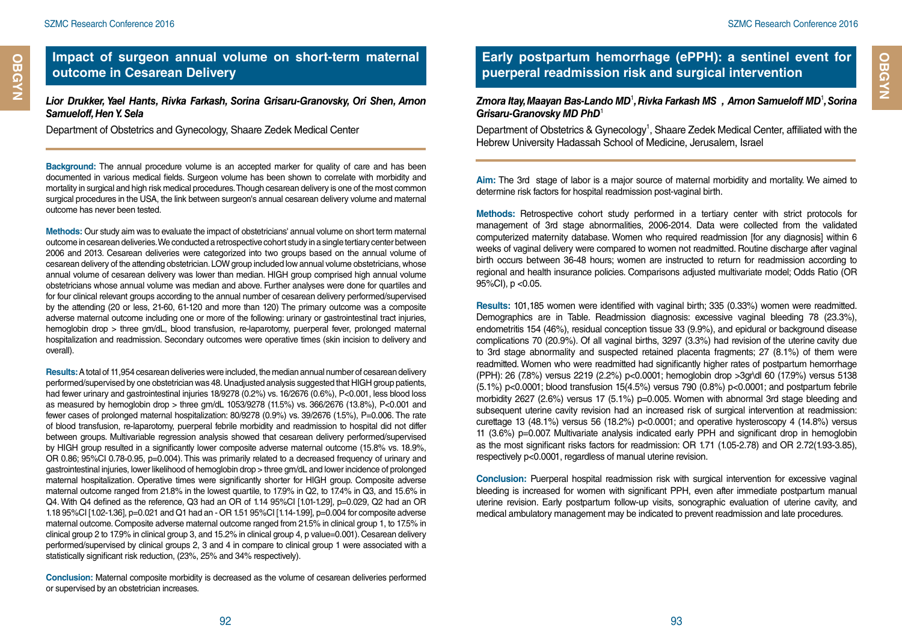## Impact of surgeon annual volume on short-term maternal outcome in Cesarean Delivery

***Lior Drukker, Yael Hants, Rivka Farkash, Sorina Grisaru-Granovsky, Ori Shen, Arnon Samueloff, Hen Y. Sela***

Department of Obstetrics and Gynecology, Shaare Zedek Medical Center

**Background:** The annual procedure volume is an accepted marker for quality of care and has been documented in various medical fields. Surgeon volume has been shown to correlate with morbidity and mortality in surgical and high risk medical procedures. Though cesarean delivery is one of the most common surgical procedures in the USA, the link between surgeon's annual cesarean delivery volume and maternal outcome has never been tested.

**Methods:** Our study aim was to evaluate the impact of obstetricians' annual volume on short term maternal outcome in cesarean deliveries. We conducted a retrospective cohort study in a single tertiary center between 2006 and 2013. Cesarean deliveries were categorized into two groups based on the annual volume of cesarean delivery of the attending obstetrician. LOW group included low annual volume obstetricians, whose annual volume of cesarean delivery was lower than median. HIGH group comprised high annual volume obstetricians whose annual volume was median and above. Further analyses were done for quartiles and for four clinical relevant groups according to the annual number of cesarean delivery performed/supervised by the attending (20 or less, 21-60, 61-120 and more than 120) The primary outcome was a composite adverse maternal outcome including one or more of the following: urinary or gastrointestinal tract injuries, hemoglobin drop > three gm/dL, blood transfusion, re-laparotomy, puerperal fever, prolonged maternal hospitalization and readmission. Secondary outcomes were operative times (skin incision to delivery and overall).

**Results:** A total of 11,954 cesarean deliveries were included, the median annual number of cesarean delivery performed/supervised by one obstetrician was 48. Unadjusted analysis suggested that HIGH group patients, had fewer urinary and gastrointestinal injuries 18/9278 (0.2%) vs. 16/2676 (0.6%), P<0.001, less blood loss as measured by hemoglobin drop > three gm/dL 1053/9278 (11.5%) vs. 366/2676 (13.8%), P<0.001 and fewer cases of prolonged maternal hospitalization: 80/9278 (0.9%) vs. 39/2676 (1.5%), P=0.006. The rate of blood transfusion, re-laparotomy, puerperal febrile morbidity and readmission to hospital did not differ between groups. Multivariable regression analysis showed that cesarean delivery performed/supervised by HIGH group resulted in a significantly lower composite adverse maternal outcome (15.8% vs. 18.9%, OR 0.86; 95%CI 0.78-0.95, p=0.004). This was primarily related to a decreased frequency of urinary and gastrointestinal injuries, lower likelihood of hemoglobin drop > three gm/dL and lower incidence of prolonged maternal hospitalization. Operative times were significantly shorter for HIGH group. Composite adverse maternal outcome ranged from 21.8% in the lowest quartile, to 17.9% in Q2, to 17.4% in Q3, and 15.6% in Q4. With Q4 defined as the reference, Q3 had an OR of 1.14 95%CI [1.01-1.29], p=0.029, Q2 had an OR 1.18 95%CI [1.02-1.36], p=0.021 and Q1 had an - OR 1.51 95%CI [1.14-1.99], p=0.004 for composite adverse maternal outcome. Composite adverse maternal outcome ranged from 21.5% in clinical group 1, to 17.5% in clinical group 2 to 17.9% in clinical group 3, and 15.2% in clinical group 4, p value=0.001). Cesarean delivery performed/supervised by clinical groups 2, 3 and 4 in compare to clinical group 1 were associated with a statistically significant risk reduction, (23%, 25% and 34% respectively).

**Conclusion:** Maternal composite morbidity is decreased as the volume of cesarean deliveries performed or supervised by an obstetrician increases.

## Early postpartum hemorrhage (ePPH): a sentinel event for puerperal readmission risk and surgical intervention

***Zmora Itay, Maayan Bas-Lando MD[1], Rivka Farkash MS , Arnon Samueloff MD[1], Sorina Grisaru-Granovsky MD PhD[1]***

Department of Obstetrics & Gynecology[1], Shaare Zedek Medical Center, affiliated with the Hebrew University Hadassah School of Medicine, Jerusalem, Israel

**Aim:** The 3rd stage of labor is a major source of maternal morbidity and mortality. We aimed to determine risk factors for hospital readmission post-vaginal birth.

**Methods:** Retrospective cohort study performed in a tertiary center with strict protocols for management of 3rd stage abnormalities, 2006-2014. Data were collected from the validated computerized maternity database. Women who required readmission [for any diagnosis] within 6 weeks of vaginal delivery were compared to women not readmitted. Routine discharge after vaginal birth occurs between 36-48 hours; women are instructed to return for readmission according to regional and health insurance policies. Comparisons adjusted multivariate model; Odds Ratio (OR 95%CI), p <0.05.

**Results:** 101,185 women were identified with vaginal birth; 335 (0.33%) women were readmitted. Demographics are in Table. Readmission diagnosis: excessive vaginal bleeding 78 (23.3%), endometritis 154 (46%), residual conception tissue 33 (9.9%), and epidural or background disease complications 70 (20.9%). Of all vaginal births, 3297 (3.3%) had revision of the uterine cavity due to 3rd stage abnormality and suspected retained placenta fragments; 27 (8.1%) of them were readmitted. Women who were readmitted had significantly higher rates of postpartum hemorrhage (PPH): 26 (7.8%) versus 2219 (2.2%) p<0.0001; hemoglobin drop >3gr\dl 60 (17.9%) versus 5138 (5.1%) p<0.0001; blood transfusion 15(4.5%) versus 790 (0.8%) p<0.0001; and postpartum febrile morbidity 2627 (2.6%) versus 17 (5.1%) p=0.005. Women with abnormal 3rd stage bleeding and subsequent uterine cavity revision had an increased risk of surgical intervention at readmission: curettage 13 (48.1%) versus 56 (18.2%) p<0.0001; and operative hysteroscopy 4 (14.8%) versus 11 (3.6%) p=0.007. Multivariate analysis indicated early PPH and significant drop in hemoglobin as the most significant risks factors for readmission: OR 1.71 (1.05-2.78) and OR 2.72(1.93-3.85), respectively p<0.0001, regardless of manual uterine revision.

**Conclusion:** Puerperal hospital readmission risk with surgical intervention for excessive vaginal bleeding is increased for women with significant PPH, even after immediate postpartum manual uterine revision. Early postpartum follow-up visits, sonographic evaluation of uterine cavity, and medical ambulatory management may be indicated to prevent readmission and late procedures.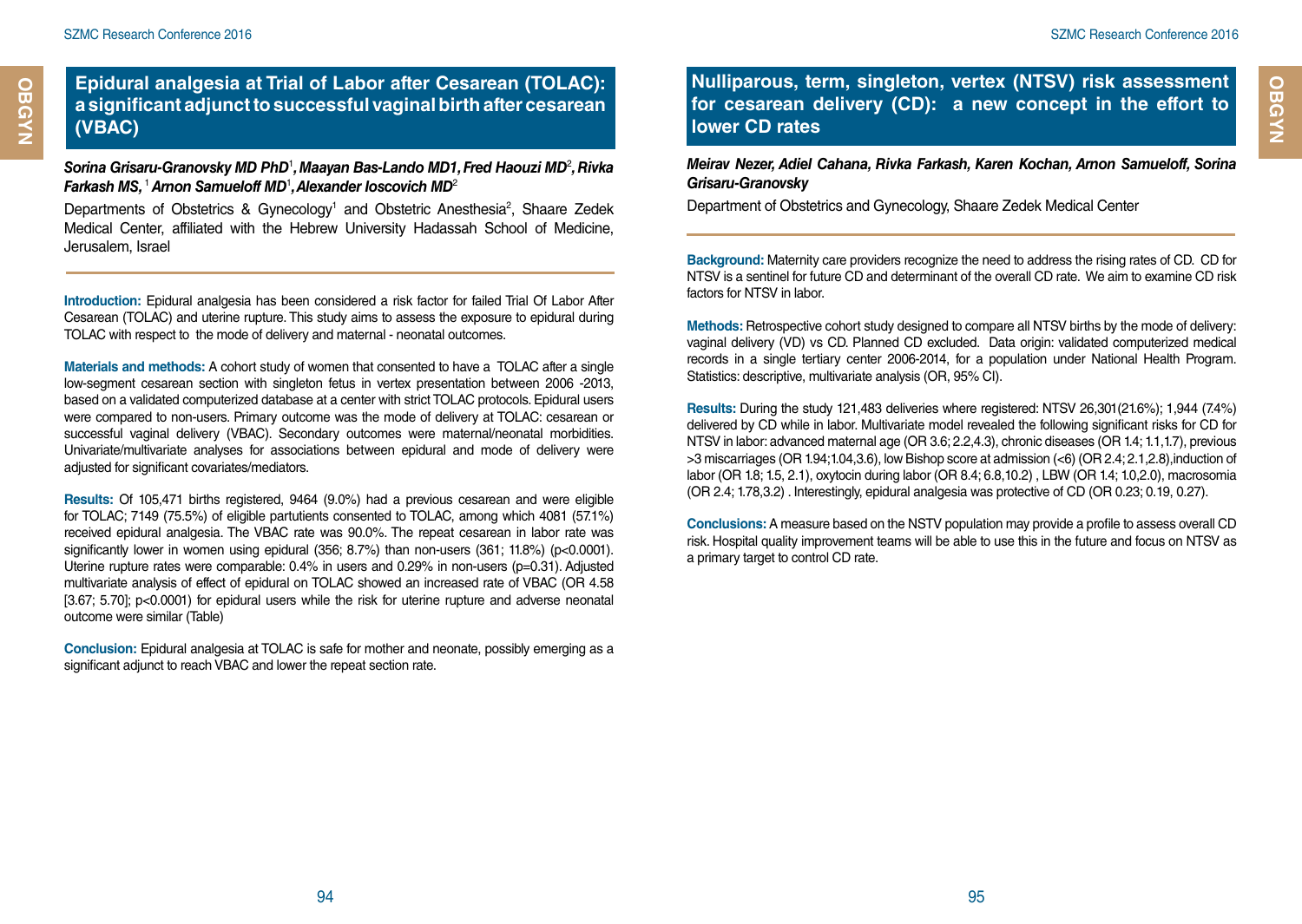## Epidural analgesia at Trial of Labor after Cesarean (TOLAC): a significant adjunct to successful vaginal birth after cesarean (VBAC)

***Sorina Grisaru-Granovsky MD PhD[1], Maayan Bas-Lando MD1, Fred Haouzi MD[2], Rivka Farkash MS, [1] Arnon Samueloff MD[1], Alexander Ioscovich MD[2]***

Departments of Obstetrics & Gynecology[1] and Obstetric Anesthesia[2], Shaare Zedek Medical Center, affiliated with the Hebrew University Hadassah School of Medicine, Jerusalem, Israel

**Introduction:** Epidural analgesia has been considered a risk factor for failed Trial Of Labor After Cesarean (TOLAC) and uterine rupture. This study aims to assess the exposure to epidural during TOLAC with respect to the mode of delivery and maternal - neonatal outcomes.

**Materials and methods:** A cohort study of women that consented to have a TOLAC after a single low-segment cesarean section with singleton fetus in vertex presentation between 2006 -2013, based on a validated computerized database at a center with strict TOLAC protocols. Epidural users were compared to non-users. Primary outcome was the mode of delivery at TOLAC: cesarean or successful vaginal delivery (VBAC). Secondary outcomes were maternal/neonatal morbidities. Univariate/multivariate analyses for associations between epidural and mode of delivery were adjusted for significant covariates/mediators.

**Results:** Of 105,471 births registered, 9464 (9.0%) had a previous cesarean and were eligible for TOLAC; 7149 (75.5%) of eligible partutients consented to TOLAC, among which 4081 (57.1%) received epidural analgesia. The VBAC rate was 90.0%. The repeat cesarean in labor rate was significantly lower in women using epidural (356; 8.7%) than non-users (361; 11.8%) (p<0.0001). Uterine rupture rates were comparable: 0.4% in users and 0.29% in non-users (p=0.31). Adjusted multivariate analysis of effect of epidural on TOLAC showed an increased rate of VBAC (OR 4.58 [3.67; 5.70]; p<0.0001) for epidural users while the risk for uterine rupture and adverse neonatal outcome were similar (Table)

**Conclusion:** Epidural analgesia at TOLAC is safe for mother and neonate, possibly emerging as a significant adjunct to reach VBAC and lower the repeat section rate.

## Nulliparous, term, singleton, vertex (NTSV) risk assessment for cesarean delivery (CD): a new concept in the effort to lower CD rates

***Meirav Nezer, Adiel Cahana, Rivka Farkash, Karen Kochan, Arnon Samueloff, Sorina Grisaru-Granovsky***

Department of Obstetrics and Gynecology, Shaare Zedek Medical Center

**Background:** Maternity care providers recognize the need to address the rising rates of CD. CD for NTSV is a sentinel for future CD and determinant of the overall CD rate. We aim to examine CD risk factors for NTSV in labor.

**Methods:** Retrospective cohort study designed to compare all NTSV births by the mode of delivery: vaginal delivery (VD) vs CD. Planned CD excluded. Data origin: validated computerized medical records in a single tertiary center 2006-2014, for a population under National Health Program. Statistics: descriptive, multivariate analysis (OR, 95% CI).

**Results:** During the study 121,483 deliveries where registered: NTSV 26,301(21.6%); 1,944 (7.4%) delivered by CD while in labor. Multivariate model revealed the following significant risks for CD for NTSV in labor: advanced maternal age (OR 3.6; 2.2,4.3), chronic diseases (OR 1.4; 1.1,1.7), previous >3 miscarriages (OR 1.94;1.04,3.6), low Bishop score at admission (<6) (OR 2.4; 2.1,2.8),induction of labor (OR 1.8; 1.5, 2.1), oxytocin during labor (OR 8.4; 6.8,10.2) , LBW (OR 1.4; 1.0,2.0), macrosomia (OR 2.4; 1.78,3.2) . Interestingly, epidural analgesia was protective of CD (OR 0.23; 0.19, 0.27).

**Conclusions:** A measure based on the NSTV population may provide a profile to assess overall CD risk. Hospital quality improvement teams will be able to use this in the future and focus on NTSV as a primary target to control CD rate.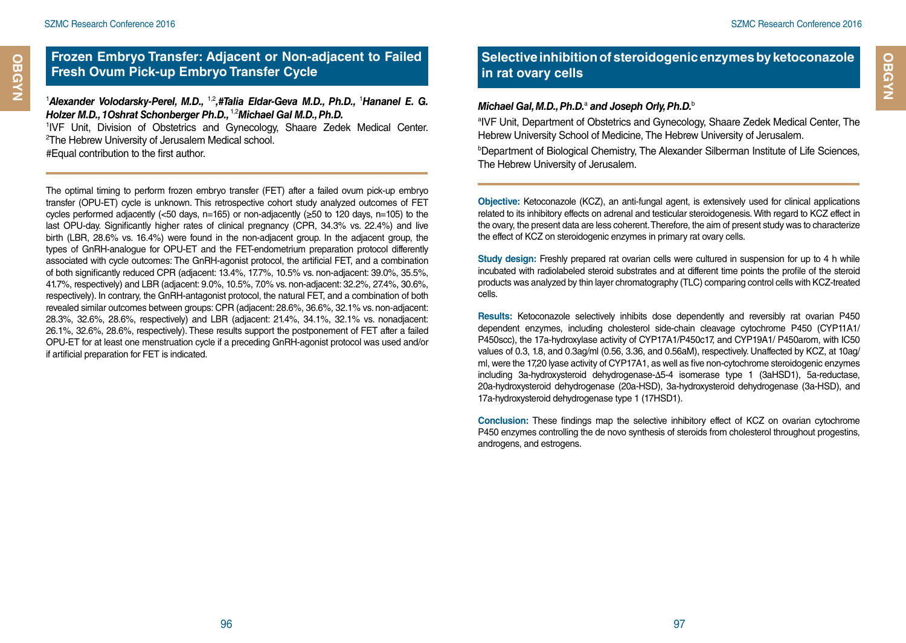## Frozen Embryo Transfer: Adjacent or Non-adjacent to Failed Fresh Ovum Pick-up Embryo Transfer Cycle

[1]***Alexander Volodarsky-Perel, M.D.,*** [1,2]***,#Talia Eldar-Geva M.D., Ph.D.,*** [1]***Hananel E. G. Holzer M.D., 1Oshrat Schonberger Ph.D.,*** [1,2]***Michael Gal M.D., Ph.D.***

[1]IVF Unit, Division of Obstetrics and Gynecology, Shaare Zedek Medical Center. [2]The Hebrew University of Jerusalem Medical school.

#Equal contribution to the first author.

The optimal timing to perform frozen embryo transfer (FET) after a failed ovum pick-up embryo transfer (OPU-ET) cycle is unknown. This retrospective cohort study analyzed outcomes of FET cycles performed adjacently (<50 days, n=165) or non-adjacently (≥50 to 120 days, n=105) to the last OPU-day. Significantly higher rates of clinical pregnancy (CPR, 34.3% vs. 22.4%) and live birth (LBR, 28.6% vs. 16.4%) were found in the non-adjacent group. In the adjacent group, the types of GnRH-analogue for OPU-ET and the FET-endometrium preparation protocol differently associated with cycle outcomes: The GnRH-agonist protocol, the artificial FET, and a combination of both significantly reduced CPR (adjacent: 13.4%, 17.7%, 10.5% vs. non-adjacent: 39.0%, 35.5%, 41.7%, respectively) and LBR (adjacent: 9.0%, 10.5%, 7.0% vs. non-adjacent: 32.2%, 27.4%, 30.6%, respectively). In contrary, the GnRH-antagonist protocol, the natural FET, and a combination of both revealed similar outcomes between groups: CPR (adjacent: 28.6%, 36.6%, 32.1% vs. non-adjacent: 28.3%, 32.6%, 28.6%, respectively) and LBR (adjacent: 21.4%, 34.1%, 32.1% vs. nonadjacent: 26.1%, 32.6%, 28.6%, respectively). These results support the postponement of FET after a failed OPU-ET for at least one menstruation cycle if a preceding GnRH-agonist protocol was used and/or if artificial preparation for FET is indicated.

## Selective inhibition of steroidogenic enzymes by ketoconazole in rat ovary cells

***Michael Gal, M.D., Ph.D.***[a] ***and Joseph Orly, Ph.D.***[b]

[a]IVF Unit, Department of Obstetrics and Gynecology, Shaare Zedek Medical Center, The Hebrew University School of Medicine, The Hebrew University of Jerusalem.

[b]Department of Biological Chemistry, The Alexander Silberman Institute of Life Sciences, The Hebrew University of Jerusalem.

**Objective:** Ketoconazole (KCZ), an anti-fungal agent, is extensively used for clinical applications related to its inhibitory effects on adrenal and testicular steroidogenesis. With regard to KCZ effect in the ovary, the present data are less coherent. Therefore, the aim of present study was to characterize the effect of KCZ on steroidogenic enzymes in primary rat ovary cells.

**Study design:** Freshly prepared rat ovarian cells were cultured in suspension for up to 4 h while incubated with radiolabeled steroid substrates and at different time points the profile of the steroid products was analyzed by thin layer chromatography (TLC) comparing control cells with KCZ-treated cells.

**Results:** Ketoconazole selectively inhibits dose dependently and reversibly rat ovarian P450 dependent enzymes, including cholesterol side-chain cleavage cytochrome P450 (CYP11A1/P450scc), the 17a-hydroxylase activity of CYP17A1/P450c17, and CYP19A1/ P450arom, with IC50 values of 0.3, 1.8, and 0.3ag/ml (0.56, 3.36, and 0.56aM), respectively. Unaffected by KCZ, at 10ag/ml, were the 17,20 lyase activity of CYP17A1, as well as five non-cytochrome steroidogenic enzymes including 3a-hydroxysteroid dehydrogenase-Δ5-4 isomerase type 1 (3aHSD1), 5a-reductase, 20a-hydroxysteroid dehydrogenase (20a-HSD), 3a-hydroxysteroid dehydrogenase (3a-HSD), and 17a-hydroxysteroid dehydrogenase type 1 (17HSD1).

**Conclusion:** These findings map the selective inhibitory effect of KCZ on ovarian cytochrome P450 enzymes controlling the de novo synthesis of steroids from cholesterol throughout progestins, androgens, and estrogens.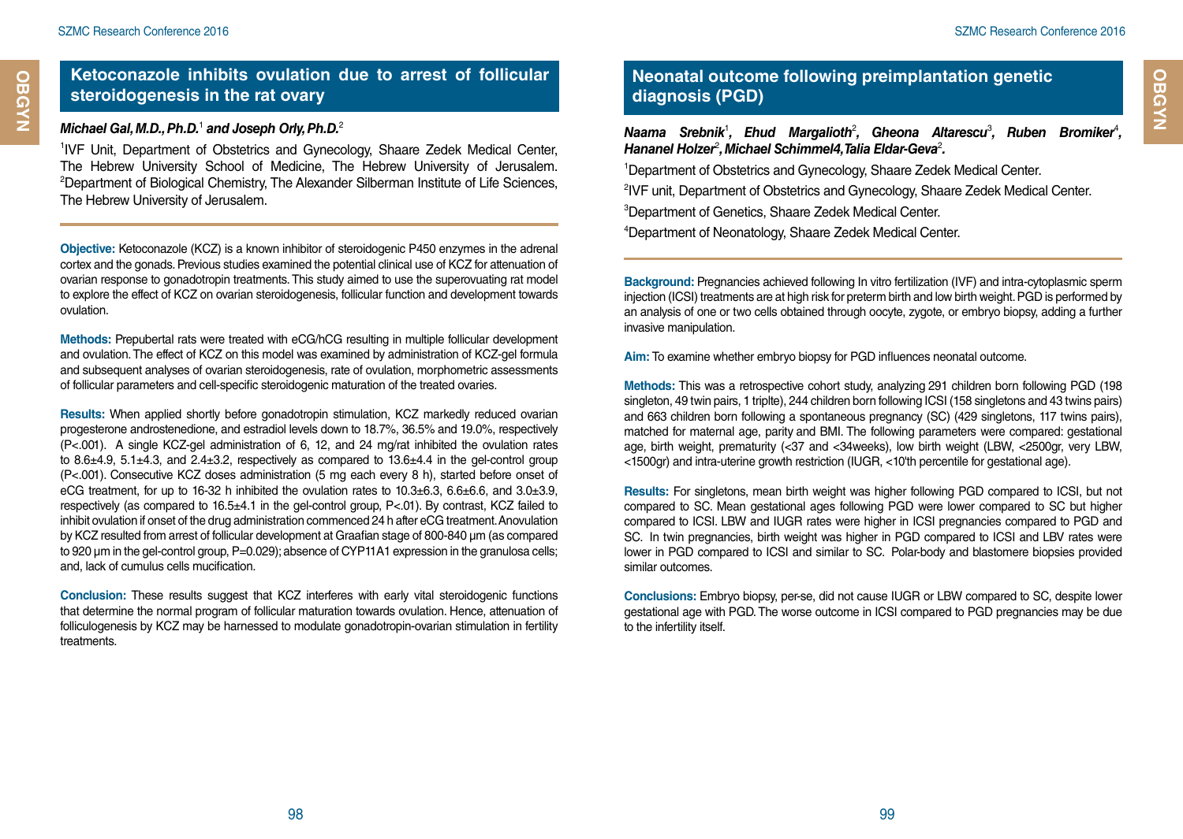# Ketoconazole inhibits ovulation due to arrest of follicular steroidogenesis in the rat ovary

***Michael Gal, M.D., Ph.D.*[1] *and Joseph Orly, Ph.D.*[2]**

[1]IVF Unit, Department of Obstetrics and Gynecology, Shaare Zedek Medical Center, The Hebrew University School of Medicine, The Hebrew University of Jerusalem. [2]Department of Biological Chemistry, The Alexander Silberman Institute of Life Sciences, The Hebrew University of Jerusalem.

**Objective:** Ketoconazole (KCZ) is a known inhibitor of steroidogenic P450 enzymes in the adrenal cortex and the gonads. Previous studies examined the potential clinical use of KCZ for attenuation of ovarian response to gonadotropin treatments. This study aimed to use the superovuating rat model to explore the effect of KCZ on ovarian steroidogenesis, follicular function and development towards ovulation.

**Methods:** Prepubertal rats were treated with eCG/hCG resulting in multiple follicular development and ovulation. The effect of KCZ on this model was examined by administration of KCZ-gel formula and subsequent analyses of ovarian steroidogenesis, rate of ovulation, morphometric assessments of follicular parameters and cell-specific steroidogenic maturation of the treated ovaries.

**Results:** When applied shortly before gonadotropin stimulation, KCZ markedly reduced ovarian progesterone androstenedione, and estradiol levels down to 18.7%, 36.5% and 19.0%, respectively ($P<.001$). A single KCZ-gel administration of 6, 12, and 24 mg/rat inhibited the ovulation rates to 8.6±4.9, 5.1±4.3, and 2.4±3.2, respectively as compared to 13.6±4.4 in the gel-control group ($P<.001$). Consecutive KCZ doses administration (5 mg each every 8 h), started before onset of eCG treatment, for up to 16-32 h inhibited the ovulation rates to 10.3±6.3, 6.6±6.6, and 3.0±3.9, respectively (as compared to 16.5±4.1 in the gel-control group, $P<.01$). By contrast, KCZ failed to inhibit ovulation if onset of the drug administration commenced 24 h after eCG treatment. Anovulation by KCZ resulted from arrest of follicular development at Graafian stage of 800-840 µm (as compared to 920 µm in the gel-control group, $P=0.029$); absence of CYP11A1 expression in the granulosa cells; and, lack of cumulus cells mucification.

**Conclusion:** These results suggest that KCZ interferes with early vital steroidogenic functions that determine the normal program of follicular maturation towards ovulation. Hence, attenuation of folliculogenesis by KCZ may be harnessed to modulate gonadotropin-ovarian stimulation in fertility treatments.

# Neonatal outcome following preimplantation genetic diagnosis (PGD)

***Naama Srebnik*[1]*, Ehud Margalioth*[2]*, Gheona Altarescu*[3]*, Ruben Bromiker*[4]*, Hananel Holzer*[2]*, Michael Schimmel4, Talia Eldar-Geva*[2]*.***

[1]Department of Obstetrics and Gynecology, Shaare Zedek Medical Center.

[2]IVF unit, Department of Obstetrics and Gynecology, Shaare Zedek Medical Center.

[3]Department of Genetics, Shaare Zedek Medical Center.

[4]Department of Neonatology, Shaare Zedek Medical Center.

**Background:** Pregnancies achieved following In vitro fertilization (IVF) and intra-cytoplasmic sperm injection (ICSI) treatments are at high risk for preterm birth and low birth weight. PGD is performed by an analysis of one or two cells obtained through oocyte, zygote, or embryo biopsy, adding a further invasive manipulation.

**Aim:** To examine whether embryo biopsy for PGD influences neonatal outcome.

**Methods:** This was a retrospective cohort study, analyzing 291 children born following PGD (198 singleton, 49 twin pairs, 1 triplte), 244 children born following ICSI (158 singletons and 43 twins pairs) and 663 children born following a spontaneous pregnancy (SC) (429 singletons, 117 twins pairs), matched for maternal age, parity and BMI. The following parameters were compared: gestational age, birth weight, prematurity (<37 and <34weeks), low birth weight (LBW, <2500gr, very LBW, <1500gr) and intra-uterine growth restriction (IUGR, <10'th percentile for gestational age).

**Results:** For singletons, mean birth weight was higher following PGD compared to ICSI, but not compared to SC. Mean gestational ages following PGD were lower compared to SC but higher compared to ICSI. LBW and IUGR rates were higher in ICSI pregnancies compared to PGD and SC. In twin pregnancies, birth weight was higher in PGD compared to ICSI and LBV rates were lower in PGD compared to ICSI and similar to SC. Polar-body and blastomere biopsies provided similar outcomes.

**Conclusions:** Embryo biopsy, per-se, did not cause IUGR or LBW compared to SC, despite lower gestational age with PGD. The worse outcome in ICSI compared to PGD pregnancies may be due to the infertility itself.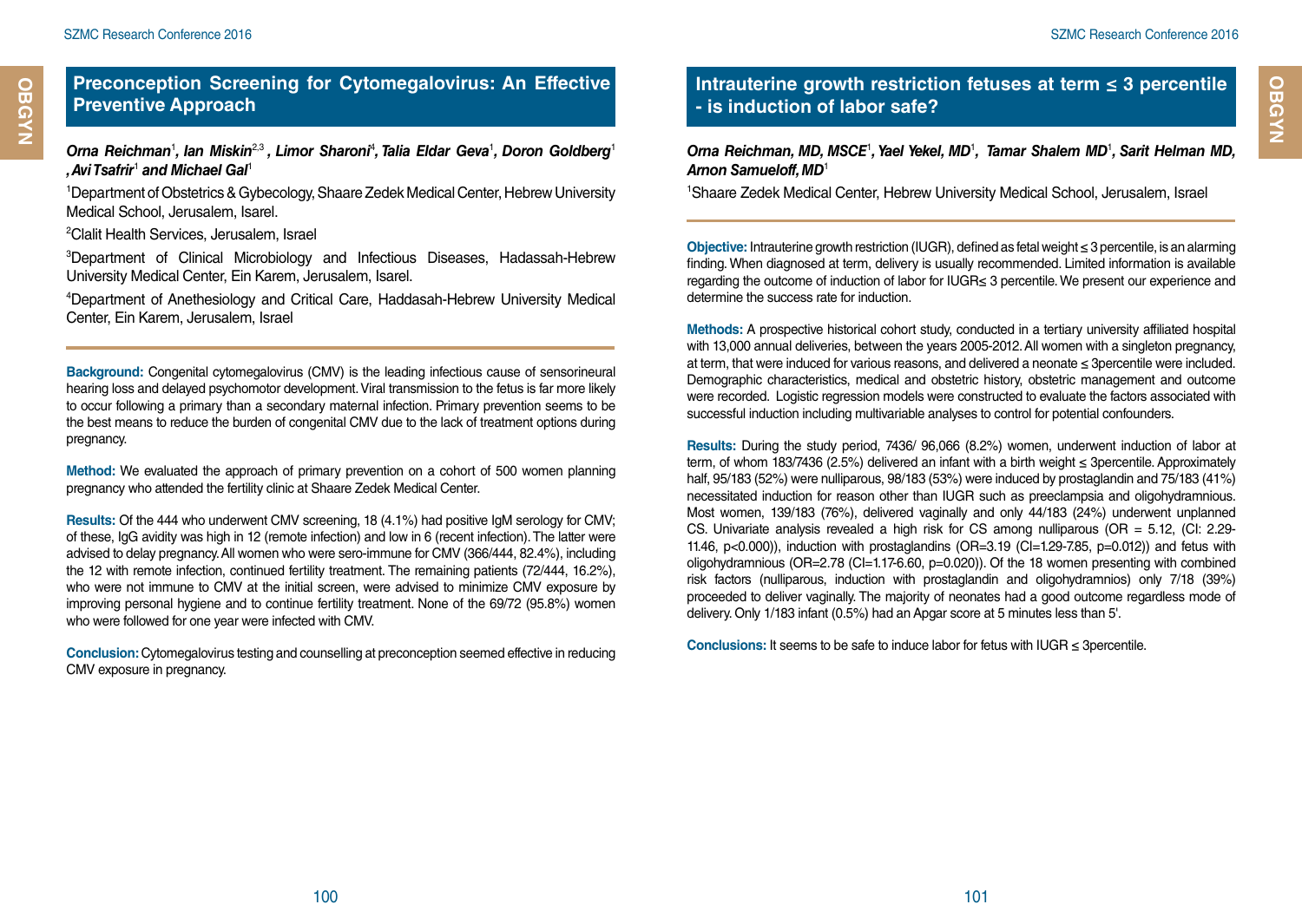## Preconception Screening for Cytomegalovirus: An Effective Preventive Approach

***Orna Reichman*[1], *Ian Miskin*[2,3] , *Limor Sharoni*[4], *Talia Eldar Geva*[1], *Doron Goldberg*[1] , *Avi Tsafrir*[1] *and Michael Gal*[1]**

[1]Department of Obstetrics & Gybecology, Shaare Zedek Medical Center, Hebrew University Medical School, Jerusalem, Isarel.

[2]Clalit Health Services, Jerusalem, Israel

[3]Department of Clinical Microbiology and Infectious Diseases, Hadassah-Hebrew University Medical Center, Ein Karem, Jerusalem, Isarel.

[4]Department of Anethesiology and Critical Care, Haddasah-Hebrew University Medical Center, Ein Karem, Jerusalem, Israel

**Background:** Congenital cytomegalovirus (CMV) is the leading infectious cause of sensorineural hearing loss and delayed psychomotor development. Viral transmission to the fetus is far more likely to occur following a primary than a secondary maternal infection. Primary prevention seems to be the best means to reduce the burden of congenital CMV due to the lack of treatment options during pregnancy.

**Method:** We evaluated the approach of primary prevention on a cohort of 500 women planning pregnancy who attended the fertility clinic at Shaare Zedek Medical Center.

**Results:** Of the 444 who underwent CMV screening, 18 (4.1%) had positive IgM serology for CMV; of these, IgG avidity was high in 12 (remote infection) and low in 6 (recent infection). The latter were advised to delay pregnancy. All women who were sero-immune for CMV (366/444, 82.4%), including the 12 with remote infection, continued fertility treatment. The remaining patients (72/444, 16.2%), who were not immune to CMV at the initial screen, were advised to minimize CMV exposure by improving personal hygiene and to continue fertility treatment. None of the 69/72 (95.8%) women who were followed for one year were infected with CMV.

**Conclusion:** Cytomegalovirus testing and counselling at preconception seemed effective in reducing CMV exposure in pregnancy.

## Intrauterine growth restriction fetuses at term ≤ 3 percentile - is induction of labor safe?

***Orna Reichman, MD, MSCE*[1], *Yael Yekel, MD*[1], *Tamar Shalem MD*[1], *Sarit Helman MD, Arnon Samueloff, MD*[1]**

[1]Shaare Zedek Medical Center, Hebrew University Medical School, Jerusalem, Israel

**Objective:** Intrauterine growth restriction (IUGR), defined as fetal weight ≤ 3 percentile, is an alarming finding. When diagnosed at term, delivery is usually recommended. Limited information is available regarding the outcome of induction of labor for IUGR≤ 3 percentile. We present our experience and determine the success rate for induction.

**Methods:** A prospective historical cohort study, conducted in a tertiary university affiliated hospital with 13,000 annual deliveries, between the years 2005-2012. All women with a singleton pregnancy, at term, that were induced for various reasons, and delivered a neonate ≤ 3percentile were included. Demographic characteristics, medical and obstetric history, obstetric management and outcome were recorded. Logistic regression models were constructed to evaluate the factors associated with successful induction including multivariable analyses to control for potential confounders.

**Results:** During the study period, 7436/ 96,066 (8.2%) women, underwent induction of labor at term, of whom 183/7436 (2.5%) delivered an infant with a birth weight ≤ 3percentile. Approximately half, 95/183 (52%) were nulliparous, 98/183 (53%) were induced by prostaglandin and 75/183 (41%) necessitated induction for reason other than IUGR such as preeclampsia and oligohydramnious. Most women, 139/183 (76%), delivered vaginally and only 44/183 (24%) underwent unplanned CS. Univariate analysis revealed a high risk for CS among nulliparous (OR = 5.12, (CI: 2.29-11.46, p<0.000)), induction with prostaglandins (OR=3.19 (CI=1.29-7.85, p=0.012)) and fetus with oligohydramnious (OR=2.78 (CI=1.17-6.60, p=0.020)). Of the 18 women presenting with combined risk factors (nulliparous, induction with prostaglandin and oligohydramnios) only 7/18 (39%) proceeded to deliver vaginally. The majority of neonates had a good outcome regardless mode of delivery. Only 1/183 infant (0.5%) had an Apgar score at 5 minutes less than 5'.

**Conclusions:** It seems to be safe to induce labor for fetus with IUGR ≤ 3percentile.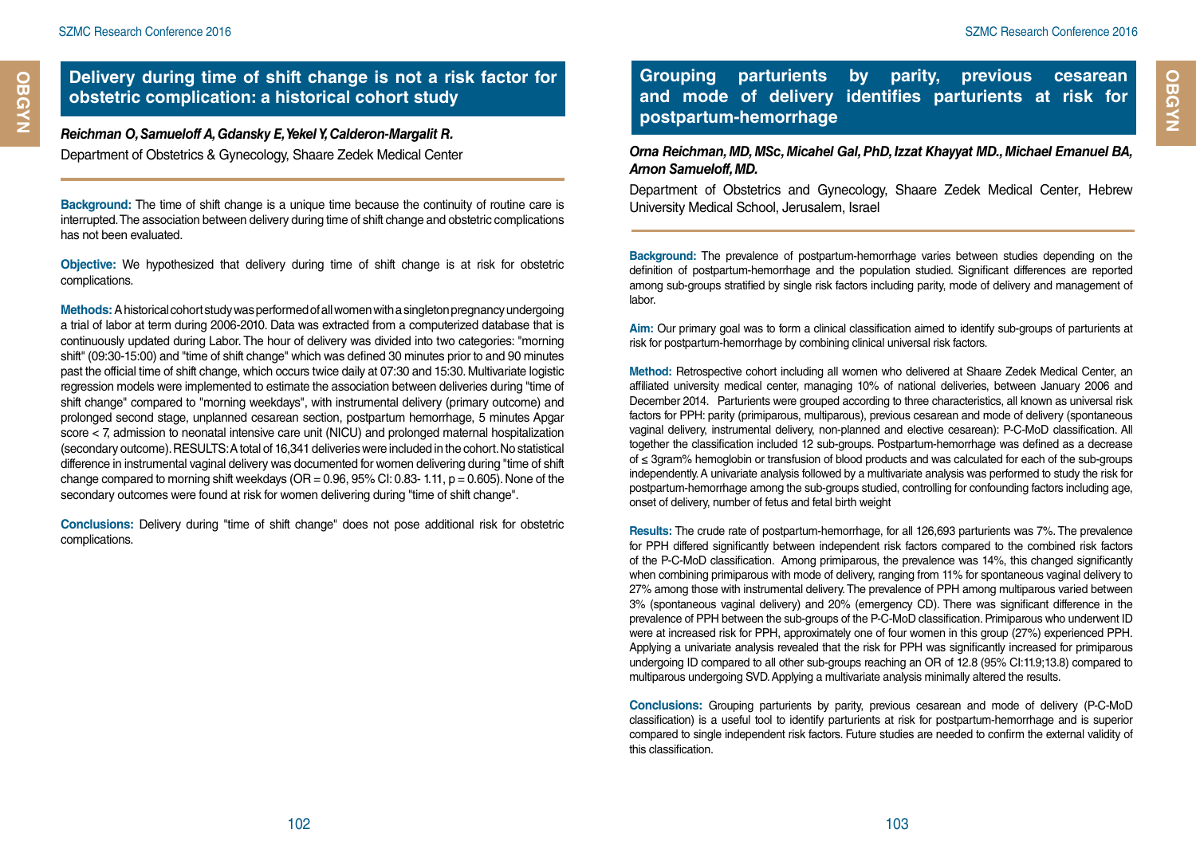## Delivery during time of shift change is not a risk factor for obstetric complication: a historical cohort study

***Reichman O, Samueloff A, Gdansky E, Yekel Y, Calderon-Margalit R.***

Department of Obstetrics & Gynecology, Shaare Zedek Medical Center

**Background:** The time of shift change is a unique time because the continuity of routine care is interrupted. The association between delivery during time of shift change and obstetric complications has not been evaluated.

**Objective:** We hypothesized that delivery during time of shift change is at risk for obstetric complications.

**Methods:** A historical cohort study was performed of all women with a singleton pregnancy undergoing a trial of labor at term during 2006-2010. Data was extracted from a computerized database that is continuously updated during Labor. The hour of delivery was divided into two categories: "morning shift" (09:30-15:00) and "time of shift change" which was defined 30 minutes prior to and 90 minutes past the official time of shift change, which occurs twice daily at 07:30 and 15:30. Multivariate logistic regression models were implemented to estimate the association between deliveries during "time of shift change" compared to "morning weekdays", with instrumental delivery (primary outcome) and prolonged second stage, unplanned cesarean section, postpartum hemorrhage, 5 minutes Apgar score < 7, admission to neonatal intensive care unit (NICU) and prolonged maternal hospitalization (secondary outcome). RESULTS: A total of 16,341 deliveries were included in the cohort. No statistical difference in instrumental vaginal delivery was documented for women delivering during "time of shift change compared to morning shift weekdays (OR = 0.96, 95% CI: 0.83- 1.11, p = 0.605). None of the secondary outcomes were found at risk for women delivering during "time of shift change".

**Conclusions:** Delivery during "time of shift change" does not pose additional risk for obstetric complications.

## Grouping parturients by parity, previous cesarean and mode of delivery identifies parturients at risk for postpartum-hemorrhage

***Orna Reichman, MD, MSc, Micahel Gal, PhD, Izzat Khayyat MD., Michael Emanuel BA, Arnon Samueloff, MD.***

Department of Obstetrics and Gynecology, Shaare Zedek Medical Center, Hebrew University Medical School, Jerusalem, Israel

**Background:** The prevalence of postpartum-hemorrhage varies between studies depending on the definition of postpartum-hemorrhage and the population studied. Significant differences are reported among sub-groups stratified by single risk factors including parity, mode of delivery and management of labor.

**Aim:** Our primary goal was to form a clinical classification aimed to identify sub-groups of parturients at risk for postpartum-hemorrhage by combining clinical universal risk factors.

**Method:** Retrospective cohort including all women who delivered at Shaare Zedek Medical Center, an affiliated university medical center, managing 10% of national deliveries, between January 2006 and December 2014. Parturients were grouped according to three characteristics, all known as universal risk factors for PPH: parity (primiparous, multiparous), previous cesarean and mode of delivery (spontaneous vaginal delivery, instrumental delivery, non-planned and elective cesarean): P-C-MoD classification. All together the classification included 12 sub-groups. Postpartum-hemorrhage was defined as a decrease of ≤ 3gram% hemoglobin or transfusion of blood products and was calculated for each of the sub-groups independently. A univariate analysis followed by a multivariate analysis was performed to study the risk for postpartum-hemorrhage among the sub-groups studied, controlling for confounding factors including age, onset of delivery, number of fetus and fetal birth weight

**Results:** The crude rate of postpartum-hemorrhage, for all 126,693 parturients was 7%. The prevalence for PPH differed significantly between independent risk factors compared to the combined risk factors of the P-C-MoD classification. Among primiparous, the prevalence was 14%, this changed significantly when combining primiparous with mode of delivery, ranging from 11% for spontaneous vaginal delivery to 27% among those with instrumental delivery. The prevalence of PPH among multiparous varied between 3% (spontaneous vaginal delivery) and 20% (emergency CD). There was significant difference in the prevalence of PPH between the sub-groups of the P-C-MoD classification. Primiparous who underwent ID were at increased risk for PPH, approximately one of four women in this group (27%) experienced PPH. Applying a univariate analysis revealed that the risk for PPH was significantly increased for primiparous undergoing ID compared to all other sub-groups reaching an OR of 12.8 (95% CI:11.9;13.8) compared to multiparous undergoing SVD. Applying a multivariate analysis minimally altered the results.

**Conclusions:** Grouping parturients by parity, previous cesarean and mode of delivery (P-C-MoD classification) is a useful tool to identify parturients at risk for postpartum-hemorrhage and is superior compared to single independent risk factors. Future studies are needed to confirm the external validity of this classification.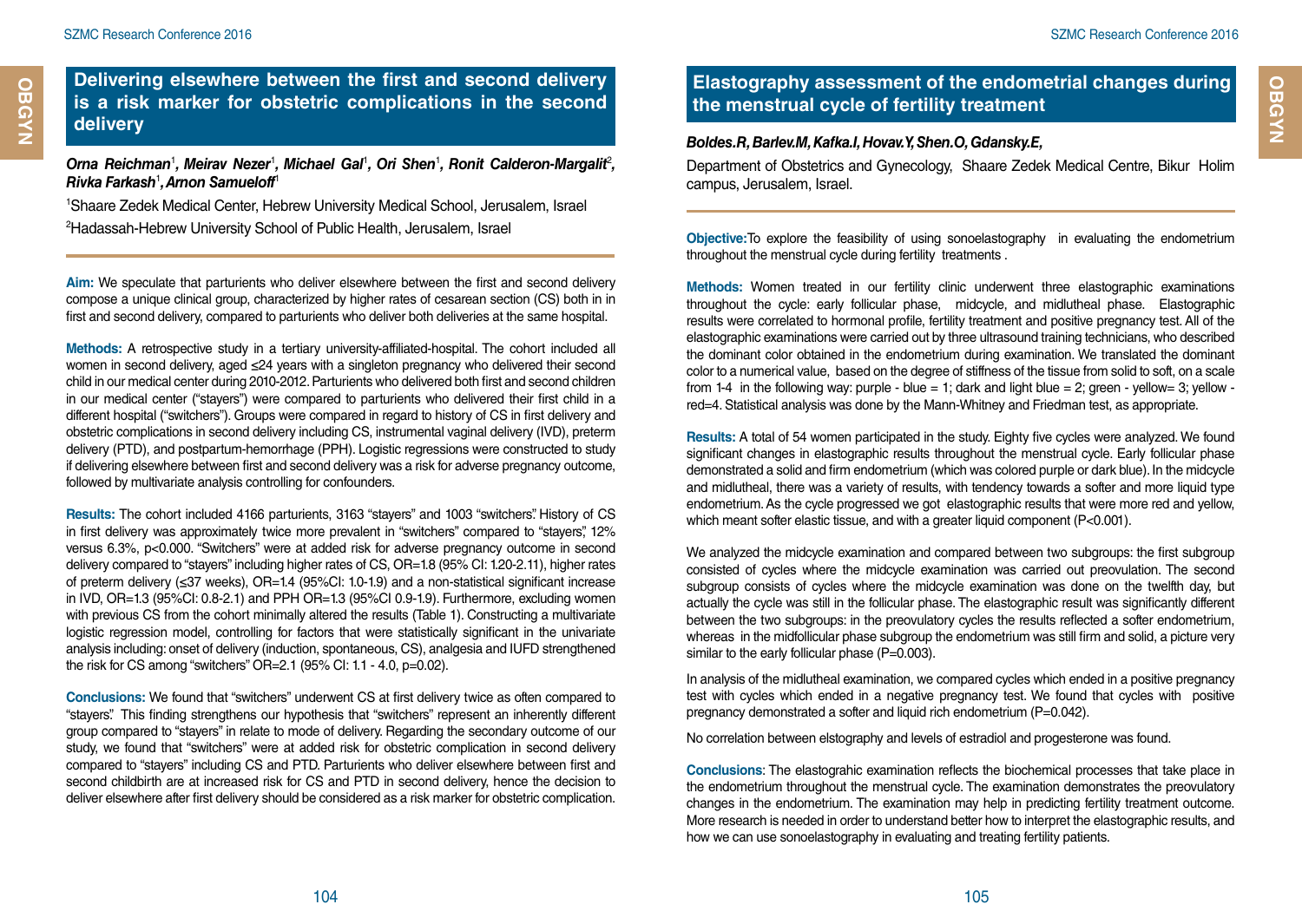## Delivering elsewhere between the first and second delivery is a risk marker for obstetric complications in the second delivery

***Orna Reichman[1], Meirav Nezer[1], Michael Gal[1], Ori Shen[1], Ronit Calderon-Margalit[2], Rivka Farkash[1], Arnon Samueloff[1]***

[1]Shaare Zedek Medical Center, Hebrew University Medical School, Jerusalem, Israel

[2]Hadassah-Hebrew University School of Public Health, Jerusalem, Israel

**Aim:** We speculate that parturients who deliver elsewhere between the first and second delivery compose a unique clinical group, characterized by higher rates of cesarean section (CS) both in in first and second delivery, compared to parturients who deliver both deliveries at the same hospital.

**Methods:** A retrospective study in a tertiary university-affiliated-hospital. The cohort included all women in second delivery, aged ≤24 years with a singleton pregnancy who delivered their second child in our medical center during 2010-2012. Parturients who delivered both first and second children in our medical center ("stayers") were compared to parturients who delivered their first child in a different hospital ("switchers"). Groups were compared in regard to history of CS in first delivery and obstetric complications in second delivery including CS, instrumental vaginal delivery (IVD), preterm delivery (PTD), and postpartum-hemorrhage (PPH). Logistic regressions were constructed to study if delivering elsewhere between first and second delivery was a risk for adverse pregnancy outcome, followed by multivariate analysis controlling for confounders.

**Results:** The cohort included 4166 parturients, 3163 "stayers" and 1003 "switchers". History of CS in first delivery was approximately twice more prevalent in "switchers" compared to "stayers", 12% versus 6.3%, p<0.000. "Switchers" were at added risk for adverse pregnancy outcome in second delivery compared to "stayers" including higher rates of CS, OR=1.8 (95% CI: 1.20-2.11), higher rates of preterm delivery (≤37 weeks), OR=1.4 (95%CI: 1.0-1.9) and a non-statistical significant increase in IVD, OR=1.3 (95%CI: 0.8-2.1) and PPH OR=1.3 (95%CI 0.9-1.9). Furthermore, excluding women with previous CS from the cohort minimally altered the results (Table 1). Constructing a multivariate logistic regression model, controlling for factors that were statistically significant in the univariate analysis including: onset of delivery (induction, spontaneous, CS), analgesia and IUFD strengthened the risk for CS among "switchers" OR=2.1 (95% CI: 1.1 - 4.0, p=0.02).

**Conclusions:** We found that "switchers" underwent CS at first delivery twice as often compared to "stayers". This finding strengthens our hypothesis that "switchers" represent an inherently different group compared to "stayers" in relate to mode of delivery. Regarding the secondary outcome of our study, we found that "switchers" were at added risk for obstetric complication in second delivery compared to "stayers" including CS and PTD. Parturients who deliver elsewhere between first and second childbirth are at increased risk for CS and PTD in second delivery, hence the decision to deliver elsewhere after first delivery should be considered as a risk marker for obstetric complication.

## Elastography assessment of the endometrial changes during the menstrual cycle of fertility treatment

***Boldes.R, Barlev.M, Kafka.I, Hovav.Y, Shen.O, Gdansky.E,***

Department of Obstetrics and Gynecology, Shaare Zedek Medical Centre, Bikur Holim campus, Jerusalem, Israel.

**Objective:** To explore the feasibility of using sonoelastography in evaluating the endometrium throughout the menstrual cycle during fertility treatments .

**Methods:** Women treated in our fertility clinic underwent three elastographic examinations throughout the cycle: early follicular phase, midcycle, and midluteal phase. Elastographic results were correlated to hormonal profile, fertility treatment and positive pregnancy test. All of the elastographic examinations were carried out by three ultrasound training technicians, who described the dominant color obtained in the endometrium during examination. We translated the dominant color to a numerical value, based on the degree of stiffness of the tissue from solid to soft, on a scale from 1-4 in the following way: purple - blue = 1; dark and light blue = 2; green - yellow= 3; yellow - red=4. Statistical analysis was done by the Mann-Whitney and Friedman test, as appropriate.

**Results:** A total of 54 women participated in the study. Eighty five cycles were analyzed. We found significant changes in elastographic results throughout the menstrual cycle. Early follicular phase demonstrated a solid and firm endometrium (which was colored purple or dark blue). In the midcycle and midluteal, there was a variety of results, with tendency towards a softer and more liquid type endometrium. As the cycle progressed we got elastographic results that were more red and yellow, which meant softer elastic tissue, and with a greater liquid component (P<0.001).

We analyzed the midcycle examination and compared between two subgroups: the first subgroup consisted of cycles where the midcycle examination was carried out preovulation. The second subgroup consists of cycles where the midcycle examination was done on the twelfth day, but actually the cycle was still in the follicular phase. The elastographic result was significantly different between the two subgroups: in the preovulatory cycles the results reflected a softer endometrium, whereas in the midfollicular phase subgroup the endometrium was still firm and solid, a picture very similar to the early follicular phase (P=0.003).

In analysis of the midluteal examination, we compared cycles which ended in a positive pregnancy test with cycles which ended in a negative pregnancy test. We found that cycles with positive pregnancy demonstrated a softer and liquid rich endometrium (P=0.042).

No correlation between elstography and levels of estradiol and progesterone was found.

**Conclusions**: The elastograhic examination reflects the biochemical processes that take place in the endometrium throughout the menstrual cycle. The examination demonstrates the preovulatory changes in the endometrium. The examination may help in predicting fertility treatment outcome. More research is needed in order to understand better how to interpret the elastographic results, and how we can use sonoelastography in evaluating and treating fertility patients.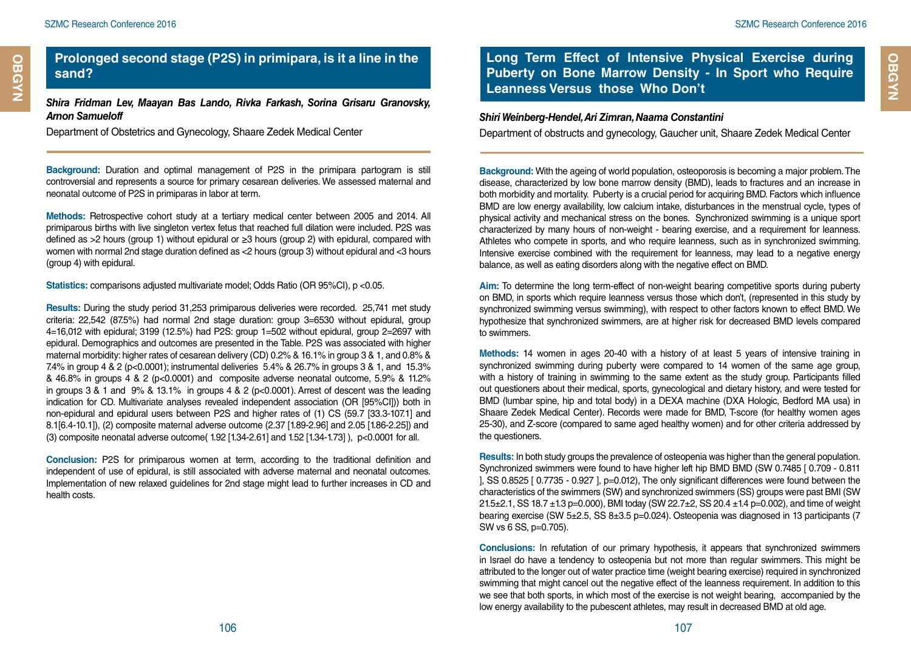## Prolonged second stage (P2S) in primipara, is it a line in the sand?

***Shira Fridman Lev, Maayan Bas Lando, Rivka Farkash, Sorina Grisaru Granovsky, Arnon Samueloff***

Department of Obstetrics and Gynecology, Shaare Zedek Medical Center

**Background:** Duration and optimal management of P2S in the primipara partogram is still controversial and represents a source for primary cesarean deliveries. We assessed maternal and neonatal outcome of P2S in primiparas in labor at term.

**Methods:** Retrospective cohort study at a tertiary medical center between 2005 and 2014. All primiparous births with live singleton vertex fetus that reached full dilation were included. P2S was defined as >2 hours (group 1) without epidural or ≥3 hours (group 2) with epidural, compared with women with normal 2nd stage duration defined as <2 hours (group 3) without epidural and <3 hours (group 4) with epidural.

**Statistics:** comparisons adjusted multivariate model; Odds Ratio (OR 95%CI), p <0.05.

**Results:** During the study period 31,253 primiparous deliveries were recorded. 25,741 met study criteria: 22,542 (87.5%) had normal 2nd stage duration: group 3=6530 without epidural, group 4=16,012 with epidural; 3199 (12.5%) had P2S: group 1=502 without epidural, group 2=2697 with epidural. Demographics and outcomes are presented in the Table. P2S was associated with higher maternal morbidity: higher rates of cesarean delivery (CD) 0.2% & 16.1% in group 3 & 1, and 0.8% & 7.4% in group 4 & 2 (p<0.0001); instrumental deliveries 5.4% & 26.7% in groups 3 & 1, and 15.3% & 46.8% in groups 4 & 2 (p<0.0001) and composite adverse neonatal outcome, 5.9% & 11.2% in groups 3 & 1 and 9% & 13.1% in groups 4 & 2 (p<0.0001). Arrest of descent was the leading indication for CD. Multivariate analyses revealed independent association (OR [95%CI])) both in non-epidural and epidural users between P2S and higher rates of (1) CS (59.7 [33.3-107.1] and 8.1[6.4-10.1]), (2) composite maternal adverse outcome (2.37 [1.89-2.96] and 2.05 [1.86-2.25]) and (3) composite neonatal adverse outcome( 1.92 [1.34-2.61] and 1.52 [1.34-1.73] ), p<0.0001 for all.

**Conclusion:** P2S for primiparous women at term, according to the traditional definition and independent of use of epidural, is still associated with adverse maternal and neonatal outcomes. Implementation of new relaxed guidelines for 2nd stage might lead to further increases in CD and health costs.

## Long Term Effect of Intensive Physical Exercise during Puberty on Bone Marrow Density - In Sport who Require Leanness Versus those Who Don't

***Shiri Weinberg-Hendel, Ari Zimran, Naama Constantini***

Department of obstructs and gynecology, Gaucher unit, Shaare Zedek Medical Center

**Background:** With the ageing of world population, osteoporosis is becoming a major problem. The disease, characterized by low bone marrow density (BMD), leads to fractures and an increase in both morbidity and mortality. Puberty is a crucial period for acquiring BMD. Factors which influence BMD are low energy availability, low calcium intake, disturbances in the menstrual cycle, types of physical activity and mechanical stress on the bones. Synchronized swimming is a unique sport characterized by many hours of non-weight - bearing exercise, and a requirement for leanness. Athletes who compete in sports, and who require leanness, such as in synchronized swimming. Intensive exercise combined with the requirement for leanness, may lead to a negative energy balance, as well as eating disorders along with the negative effect on BMD.

**Aim:** To determine the long term-effect of non-weight bearing competitive sports during puberty on BMD, in sports which require leanness versus those which don't, (represented in this study by synchronized swimming versus swimming), with respect to other factors known to effect BMD. We hypothesize that synchronized swimmers, are at higher risk for decreased BMD levels compared to swimmers.

**Methods:** 14 women in ages 20-40 with a history of at least 5 years of intensive training in synchronized swimming during puberty were compared to 14 women of the same age group, with a history of training in swimming to the same extent as the study group. Participants filled out questioners about their medical, sports, gynecological and dietary history, and were tested for BMD (lumbar spine, hip and total body) in a DEXA machine (DXA Hologic, Bedford MA usa) in Shaare Zedek Medical Center. Records were made for BMD, T-score (for healthy women ages 25-30), and Z-score (compared to same aged healthy women) and for other criteria addressed by the questioners.

**Results:** In both study groups the prevalence of osteopenia was higher than the general population. Synchronized swimmers were found to have higher left hip BMD BMD (SW 0.7485 [ 0.709 - 0.811 ], SS 0.8525 [ 0.7735 - 0.927 ], p=0.012), The only significant differences were found between the characteristics of the swimmers (SW) and synchronized swimmers (SS) groups were past BMI (SW 21.5±2.1, SS 18.7 ±1.3 p=0.000), BMI today (SW 22.7±2, SS 20.4 ±1.4 p=0.002), and time of weight bearing exercise (SW 5±2.5, SS 8±3.5 p=0.024). Osteopenia was diagnosed in 13 participants (7 SW vs 6 SS, p=0.705).

**Conclusions:** In refutation of our primary hypothesis, it appears that synchronized swimmers in Israel do have a tendency to osteopenia but not more than regular swimmers. This might be attributed to the longer out of water practice time (weight bearing exercise) required in synchronized swimming that might cancel out the negative effect of the leanness requirement. In addition to this we see that both sports, in which most of the exercise is not weight bearing, accompanied by the low energy availability to the pubescent athletes, may result in decreased BMD at old age.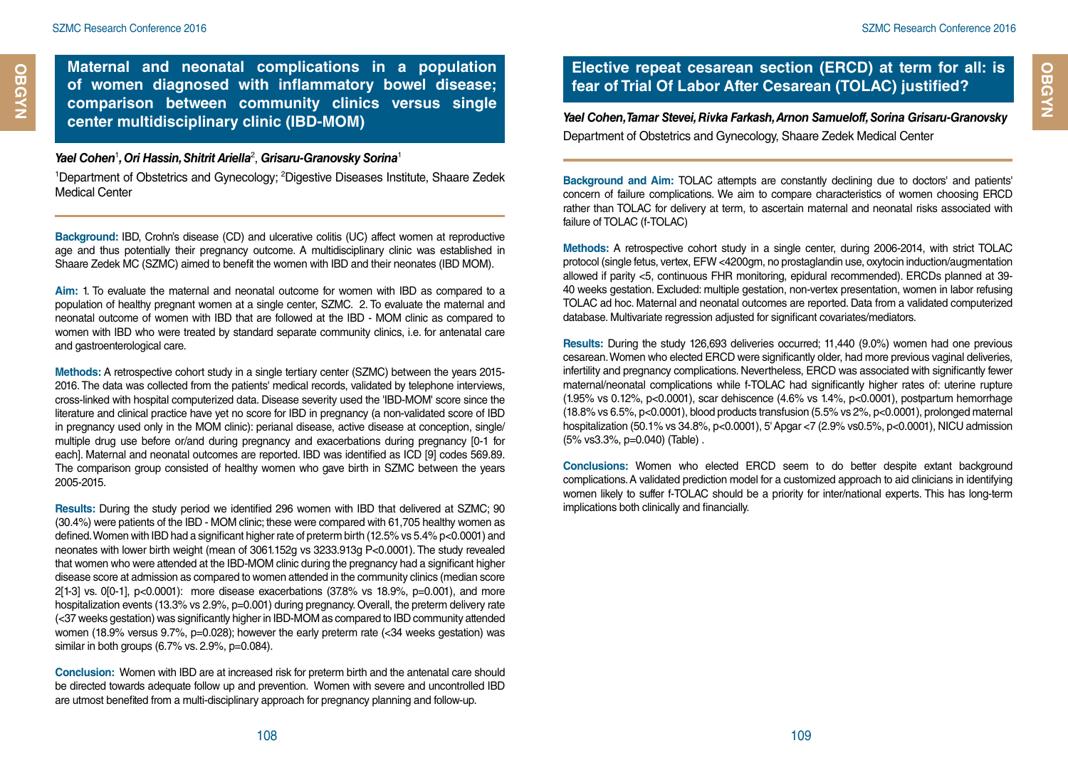## Maternal and neonatal complications in a population of women diagnosed with inflammatory bowel disease; comparison between community clinics versus single center multidisciplinary clinic (IBD-MOM)

***Yael Cohen*[1], *Ori Hassin, Shitrit Ariella*[2], *Grisaru-Granovsky Sorina*[1]**

[1]Department of Obstetrics and Gynecology; [2]Digestive Diseases Institute, Shaare Zedek Medical Center

**Background:** IBD, Crohn's disease (CD) and ulcerative colitis (UC) affect women at reproductive age and thus potentially their pregnancy outcome. A multidisciplinary clinic was established in Shaare Zedek MC (SZMC) aimed to benefit the women with IBD and their neonates (IBD MOM).

**Aim:** 1. To evaluate the maternal and neonatal outcome for women with IBD as compared to a population of healthy pregnant women at a single center, SZMC. 2. To evaluate the maternal and neonatal outcome of women with IBD that are followed at the IBD - MOM clinic as compared to women with IBD who were treated by standard separate community clinics, i.e. for antenatal care and gastroenterological care.

**Methods:** A retrospective cohort study in a single tertiary center (SZMC) between the years 2015-2016. The data was collected from the patients' medical records, validated by telephone interviews, cross-linked with hospital computerized data. Disease severity used the 'IBD-MOM' score since the literature and clinical practice have yet no score for IBD in pregnancy (a non-validated score of IBD in pregnancy used only in the MOM clinic): perianal disease, active disease at conception, single/multiple drug use before or/and during pregnancy and exacerbations during pregnancy [0-1 for each]. Maternal and neonatal outcomes are reported. IBD was identified as ICD [9] codes 569.89. The comparison group consisted of healthy women who gave birth in SZMC between the years 2005-2015.

**Results:** During the study period we identified 296 women with IBD that delivered at SZMC; 90 (30.4%) were patients of the IBD - MOM clinic; these were compared with 61,705 healthy women as defined. Women with IBD had a significant higher rate of preterm birth (12.5% vs 5.4% p<0.0001) and neonates with lower birth weight (mean of 3061.152g vs 3233.913g P<0.0001). The study revealed that women who were attended at the IBD-MOM clinic during the pregnancy had a significant higher disease score at admission as compared to women attended in the community clinics (median score 2[1-3] vs. 0[0-1], p<0.0001): more disease exacerbations (37.8% vs 18.9%, p=0.001), and more hospitalization events (13.3% vs 2.9%, p=0.001) during pregnancy. Overall, the preterm delivery rate (<37 weeks gestation) was significantly higher in IBD-MOM as compared to IBD community attended women (18.9% versus 9.7%, p=0.028); however the early preterm rate (<34 weeks gestation) was similar in both groups (6.7% vs. 2.9%, p=0.084).

**Conclusion:** Women with IBD are at increased risk for preterm birth and the antenatal care should be directed towards adequate follow up and prevention. Women with severe and uncontrolled IBD are utmost benefited from a multi-disciplinary approach for pregnancy planning and follow-up.

## Elective repeat cesarean section (ERCD) at term for all: is fear of Trial Of Labor After Cesarean (TOLAC) justified?

***Yael Cohen, Tamar Stevei, Rivka Farkash, Arnon Samueloff, Sorina Grisaru-Granovsky***

Department of Obstetrics and Gynecology, Shaare Zedek Medical Center

**Background and Aim:** TOLAC attempts are constantly declining due to doctors' and patients' concern of failure complications. We aim to compare characteristics of women choosing ERCD rather than TOLAC for delivery at term, to ascertain maternal and neonatal risks associated with failure of TOLAC (f-TOLAC)

**Methods:** A retrospective cohort study in a single center, during 2006-2014, with strict TOLAC protocol (single fetus, vertex, EFW <4200gm, no prostaglandin use, oxytocin induction/augmentation allowed if parity <5, continuous FHR monitoring, epidural recommended). ERCDs planned at 39-40 weeks gestation. Excluded: multiple gestation, non-vertex presentation, women in labor refusing TOLAC ad hoc. Maternal and neonatal outcomes are reported. Data from a validated computerized database. Multivariate regression adjusted for significant covariates/mediators.

**Results:** During the study 126,693 deliveries occurred; 11,440 (9.0%) women had one previous cesarean. Women who elected ERCD were significantly older, had more previous vaginal deliveries, infertility and pregnancy complications. Nevertheless, ERCD was associated with significantly fewer maternal/neonatal complications while f-TOLAC had significantly higher rates of: uterine rupture (1.95% vs 0.12%, p<0.0001), scar dehiscence (4.6% vs 1.4%, p<0.0001), postpartum hemorrhage (18.8% vs 6.5%, p<0.0001), blood products transfusion (5.5% vs 2%, p<0.0001), prolonged maternal hospitalization (50.1% vs 34.8%, p<0.0001), 5' Apgar <7 (2.9% vs0.5%, p<0.0001), NICU admission (5% vs3.3%, p=0.040) (Table) .

**Conclusions:** Women who elected ERCD seem to do better despite extant background complications. A validated prediction model for a customized approach to aid clinicians in identifying women likely to suffer f-TOLAC should be a priority for inter/national experts. This has long-term implications both clinically and financially.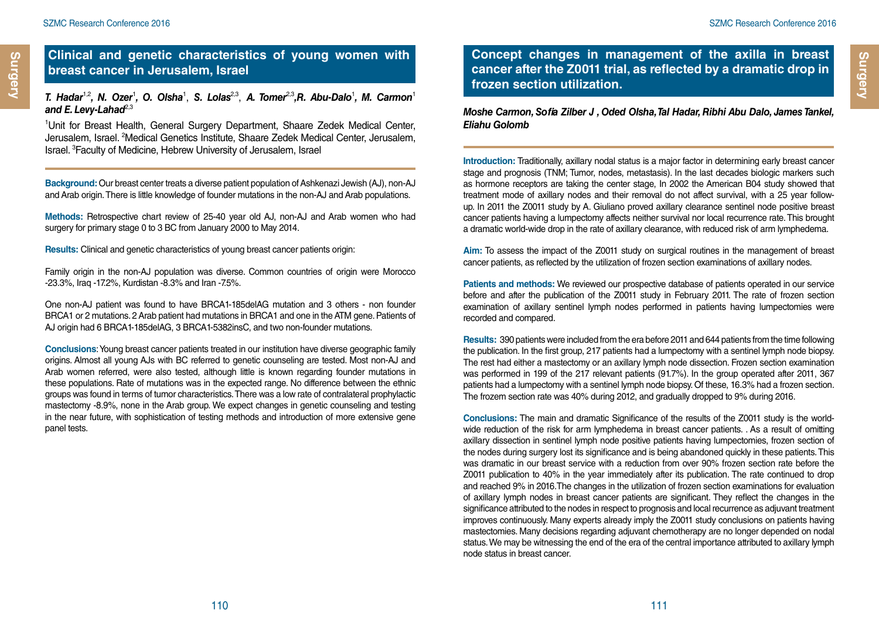## Clinical and genetic characteristics of young women with breast cancer in Jerusalem, Israel

***T. Hadar*[1,2]*, N. Ozer*[1]*, O. Olsha*[1]*, S. Lolas*[2,3]*, A. Tomer*[2,3]*,R. Abu-Dalo*[1]*, M. Carmon*[1] *and E. Levy-Lahad*[2,3]**

[1]Unit for Breast Health, General Surgery Department, Shaare Zedek Medical Center, Jerusalem, Israel. [2]Medical Genetics Institute, Shaare Zedek Medical Center, Jerusalem, Israel. [3]Faculty of Medicine, Hebrew University of Jerusalem, Israel

**Background:** Our breast center treats a diverse patient population of Ashkenazi Jewish (AJ), non-AJ and Arab origin. There is little knowledge of founder mutations in the non-AJ and Arab populations.

**Methods:** Retrospective chart review of 25-40 year old AJ, non-AJ and Arab women who had surgery for primary stage 0 to 3 BC from January 2000 to May 2014.

**Results:** Clinical and genetic characteristics of young breast cancer patients origin:

Family origin in the non-AJ population was diverse. Common countries of origin were Morocco -23.3%, Iraq -17.2%, Kurdistan -8.3% and Iran -7.5%.

One non-AJ patient was found to have BRCA1-185delAG mutation and 3 others - non founder BRCA1 or 2 mutations. 2 Arab patient had mutations in BRCA1 and one in the ATM gene. Patients of AJ origin had 6 BRCA1-185delAG, 3 BRCA1-5382insC, and two non-founder mutations.

**Conclusions**: Young breast cancer patients treated in our institution have diverse geographic family origins. Almost all young AJs with BC referred to genetic counseling are tested. Most non-AJ and Arab women referred, were also tested, although little is known regarding founder mutations in these populations. Rate of mutations was in the expected range. No difference between the ethnic groups was found in terms of tumor characteristics. There was a low rate of contralateral prophylactic mastectomy -8.9%, none in the Arab group. We expect changes in genetic counseling and testing in the near future, with sophistication of testing methods and introduction of more extensive gene panel tests.

## Concept changes in management of the axilla in breast cancer after the Z0011 trial, as reflected by a dramatic drop in frozen section utilization.

***Moshe Carmon, Sofia Zilber J , Oded Olsha,Tal Hadar, Ribhi Abu Dalo, James Tankel, Eliahu Golomb***

**Introduction:** Traditionally, axillary nodal status is a major factor in determining early breast cancer stage and prognosis (TNM; Tumor, nodes, metastasis). In the last decades biologic markers such as hormone receptors are taking the center stage, In 2002 the American B04 study showed that treatment mode of axillary nodes and their removal do not affect survival, with a 25 year follow-up. In 2011 the Z0011 study by A. Giuliano proved axillary clearance sentinel node positive breast cancer patients having a lumpectomy affects neither survival nor local recurrence rate. This brought a dramatic world-wide drop in the rate of axillary clearance, with reduced risk of arm lymphedema.

**Aim:** To assess the impact of the Z0011 study on surgical routines in the management of breast cancer patients, as reflected by the utilization of frozen section examinations of axillary nodes.

**Patients and methods:** We reviewed our prospective database of patients operated in our service before and after the publication of the Z0011 study in February 2011. The rate of frozen section examination of axillary sentinel lymph nodes performed in patients having lumpectomies were recorded and compared.

**Results:** 390 patients were included from the era before 2011 and 644 patients from the time following the publication. In the first group, 217 patients had a lumpectomy with a sentinel lymph node biopsy. The rest had either a mastectomy or an axillary lymph node dissection. Frozen section examination was performed in 199 of the 217 relevant patients (91.7%). In the group operated after 2011, 367 patients had a lumpectomy with a sentinel lymph node biopsy. Of these, 16.3% had a frozen section. The frozem section rate was 40% during 2012, and gradually dropped to 9% during 2016.

**Conclusions:** The main and dramatic Significance of the results of the Z0011 study is the world-wide reduction of the risk for arm lymphedema in breast cancer patients. . As a result of omitting axillary dissection in sentinel lymph node positive patients having lumpectomies, frozen section of the nodes during surgery lost its significance and is being abandoned quickly in these patients. This was dramatic in our breast service with a reduction from over 90% frozen section rate before the Z0011 publication to 40% in the year immediately after its publication. The rate continued to drop and reached 9% in 2016.The changes in the utilization of frozen section examinations for evaluation of axillary lymph nodes in breast cancer patients are significant. They reflect the changes in the significance attributed to the nodes in respect to prognosis and local recurrence as adjuvant treatment improves continuously. Many experts already imply the Z0011 study conclusions on patients having mastectomies. Many decisions regarding adjuvant chemotherapy are no longer depended on nodal status. We may be witnessing the end of the era of the central importance attributed to axillary lymph node status in breast cancer.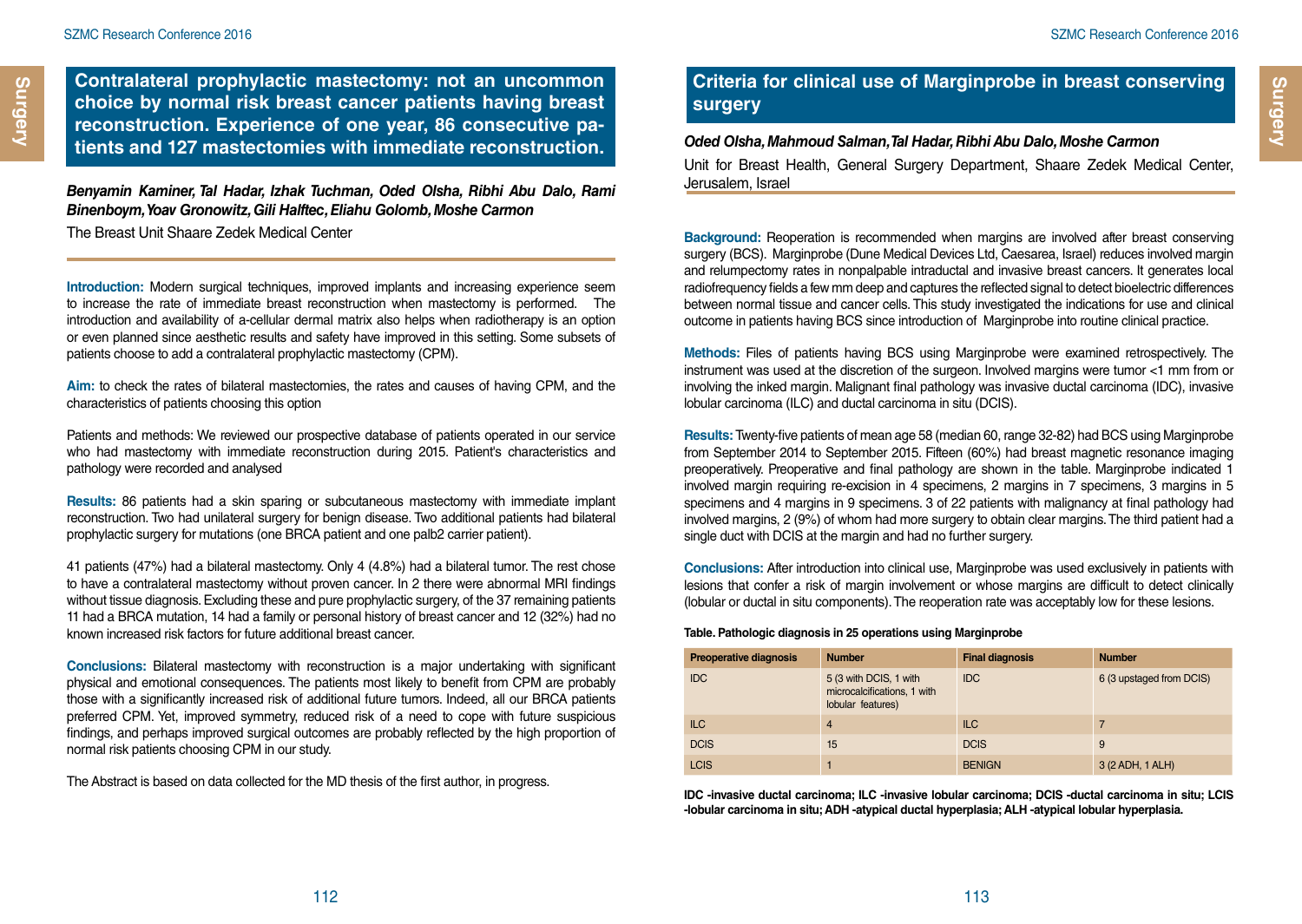# Contralateral prophylactic mastectomy: not an uncommon choice by normal risk breast cancer patients having breast reconstruction. Experience of one year, 86 consecutive patients and 127 mastectomies with immediate reconstruction.

***Benyamin Kaminer, Tal Hadar, Izhak Tuchman, Oded Olsha, Ribhi Abu Dalo, Rami Binenboym, Yoav Gronowitz, Gili Halftec, Eliahu Golomb, Moshe Carmon***

The Breast Unit Shaare Zedek Medical Center

**Introduction:** Modern surgical techniques, improved implants and increasing experience seem to increase the rate of immediate breast reconstruction when mastectomy is performed. The introduction and availability of a-cellular dermal matrix also helps when radiotherapy is an option or even planned since aesthetic results and safety have improved in this setting. Some subsets of patients choose to add a contralateral prophylactic mastectomy (CPM).

**Aim:** to check the rates of bilateral mastectomies, the rates and causes of having CPM, and the characteristics of patients choosing this option

Patients and methods: We reviewed our prospective database of patients operated in our service who had mastectomy with immediate reconstruction during 2015. Patient's characteristics and pathology were recorded and analysed

**Results:** 86 patients had a skin sparing or subcutaneous mastectomy with immediate implant reconstruction. Two had unilateral surgery for benign disease. Two additional patients had bilateral prophylactic surgery for mutations (one BRCA patient and one palb2 carrier patient).

41 patients (47%) had a bilateral mastectomy. Only 4 (4.8%) had a bilateral tumor. The rest chose to have a contralateral mastectomy without proven cancer. In 2 there were abnormal MRI findings without tissue diagnosis. Excluding these and pure prophylactic surgery, of the 37 remaining patients 11 had a BRCA mutation, 14 had a family or personal history of breast cancer and 12 (32%) had no known increased risk factors for future additional breast cancer.

**Conclusions:** Bilateral mastectomy with reconstruction is a major undertaking with significant physical and emotional consequences. The patients most likely to benefit from CPM are probably those with a significantly increased risk of additional future tumors. Indeed, all our BRCA patients preferred CPM. Yet, improved symmetry, reduced risk of a need to cope with future suspicious findings, and perhaps improved surgical outcomes are probably reflected by the high proportion of normal risk patients choosing CPM in our study.

The Abstract is based on data collected for the MD thesis of the first author, in progress.

# Criteria for clinical use of Marginprobe in breast conserving surgery

***Oded Olsha, Mahmoud Salman, Tal Hadar, Ribhi Abu Dalo, Moshe Carmon***

Unit for Breast Health, General Surgery Department, Shaare Zedek Medical Center, Jerusalem, Israel

**Background:** Reoperation is recommended when margins are involved after breast conserving surgery (BCS). Marginprobe (Dune Medical Devices Ltd, Caesarea, Israel) reduces involved margin and relumpectomy rates in nonpalpable intraductal and invasive breast cancers. It generates local radiofrequency fields a few mm deep and captures the reflected signal to detect bioelectric differences between normal tissue and cancer cells. This study investigated the indications for use and clinical outcome in patients having BCS since introduction of Marginprobe into routine clinical practice.

**Methods:** Files of patients having BCS using Marginprobe were examined retrospectively. The instrument was used at the discretion of the surgeon. Involved margins were tumor <1 mm from or involving the inked margin. Malignant final pathology was invasive ductal carcinoma (IDC), invasive lobular carcinoma (ILC) and ductal carcinoma in situ (DCIS).

**Results:** Twenty-five patients of mean age 58 (median 60, range 32-82) had BCS using Marginprobe from September 2014 to September 2015. Fifteen (60%) had breast magnetic resonance imaging preoperatively. Preoperative and final pathology are shown in the table. Marginprobe indicated 1 involved margin requiring re-excision in 4 specimens, 2 margins in 7 specimens, 3 margins in 5 specimens and 4 margins in 9 specimens. 3 of 22 patients with malignancy at final pathology had involved margins, 2 (9%) of whom had more surgery to obtain clear margins. The third patient had a single duct with DCIS at the margin and had no further surgery.

**Conclusions:** After introduction into clinical use, Marginprobe was used exclusively in patients with lesions that confer a risk of margin involvement or whose margins are difficult to detect clinically (lobular or ductal in situ components). The reoperation rate was acceptably low for these lesions.

**Table. Pathologic diagnosis in 25 operations using Marginprobe**

| Preoperative diagnosis | Number | Final diagnosis | Number |
|---|---|---|---|
| IDC | 5 (3 with DCIS, 1 with microcalcifications, 1 with lobular features) | IDC | 6 (3 upstaged from DCIS) |
| ILC | 4 | ILC | 7 |
| DCIS | 15 | DCIS | 9 |
| LCIS | 1 | BENIGN | 3 (2 ADH, 1 ALH) |

**IDC -invasive ductal carcinoma; ILC -invasive lobular carcinoma; DCIS -ductal carcinoma in situ; LCIS -lobular carcinoma in situ; ADH -atypical ductal hyperplasia; ALH -atypical lobular hyperplasia.**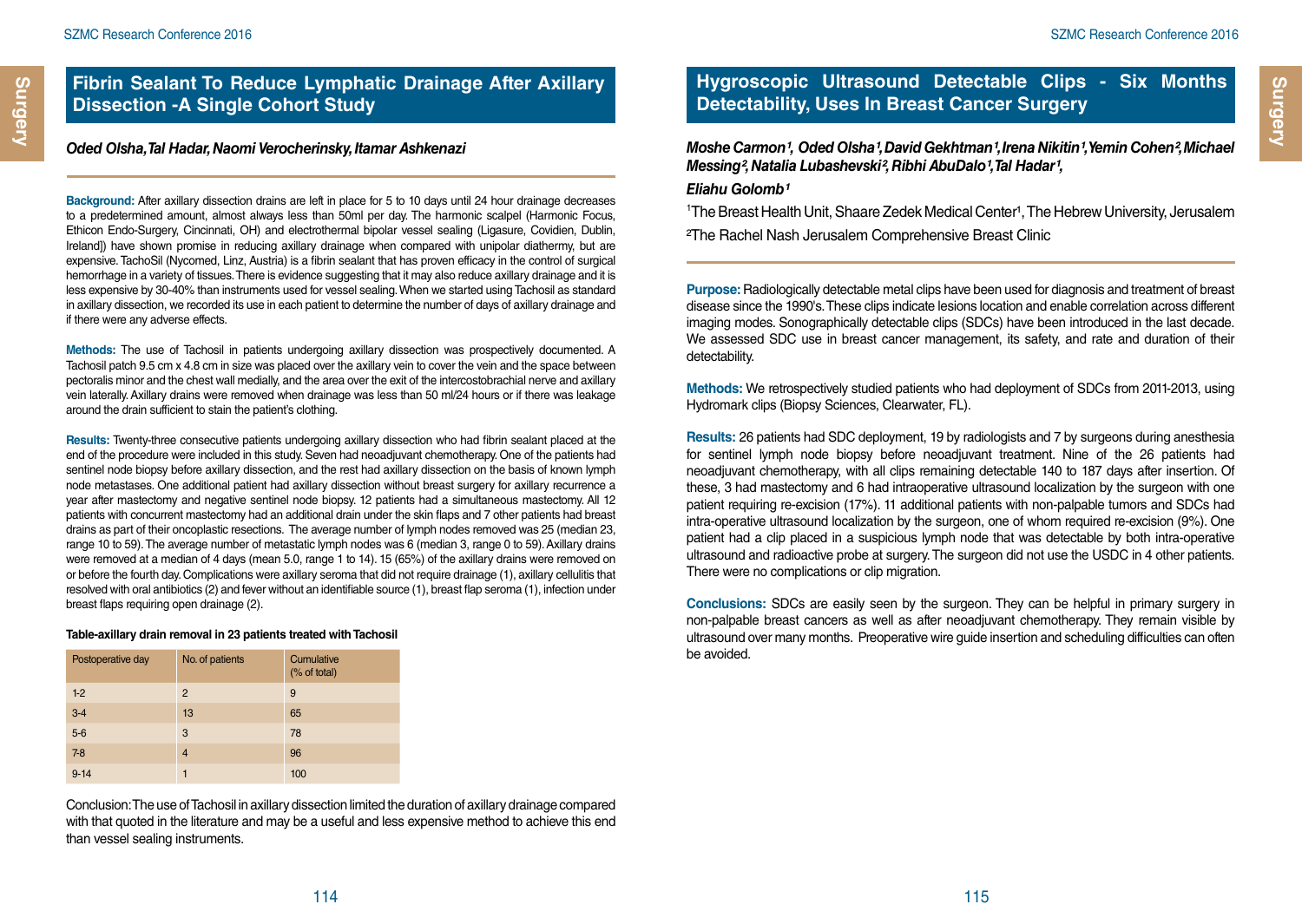## Fibrin Sealant To Reduce Lymphatic Drainage After Axillary Dissection -A Single Cohort Study

*Oded Olsha, Tal Hadar, Naomi Verocherinsky, Itamar Ashkenazi*

**Background:** After axillary dissection drains are left in place for 5 to 10 days until 24 hour drainage decreases to a predetermined amount, almost always less than 50ml per day. The harmonic scalpel (Harmonic Focus, Ethicon Endo-Surgery, Cincinnati, OH) and electrothermal bipolar vessel sealing (Ligasure, Covidien, Dublin, Ireland]) have shown promise in reducing axillary drainage when compared with unipolar diathermy, but are expensive. TachoSil (Nycomed, Linz, Austria) is a fibrin sealant that has proven efficacy in the control of surgical hemorrhage in a variety of tissues. There is evidence suggesting that it may also reduce axillary drainage and it is less expensive by 30-40% than instruments used for vessel sealing. When we started using Tachosil as standard in axillary dissection, we recorded its use in each patient to determine the number of days of axillary drainage and if there were any adverse effects.

**Methods:** The use of Tachosil in patients undergoing axillary dissection was prospectively documented. A Tachosil patch 9.5 cm x 4.8 cm in size was placed over the axillary vein to cover the vein and the space between pectoralis minor and the chest wall medially, and the area over the exit of the intercostobrachial nerve and axillary vein laterally. Axillary drains were removed when drainage was less than 50 ml/24 hours or if there was leakage around the drain sufficient to stain the patient's clothing.

**Results:** Twenty-three consecutive patients undergoing axillary dissection who had fibrin sealant placed at the end of the procedure were included in this study. Seven had neoadjuvant chemotherapy. One of the patients had sentinel node biopsy before axillary dissection, and the rest had axillary dissection on the basis of known lymph node metastases. One additional patient had axillary dissection without breast surgery for axillary recurrence a year after mastectomy and negative sentinel node biopsy. 12 patients had a simultaneous mastectomy. All 12 patients with concurrent mastectomy had an additional drain under the skin flaps and 7 other patients had breast drains as part of their oncoplastic resections. The average number of lymph nodes removed was 25 (median 23, range 10 to 59). The average number of metastatic lymph nodes was 6 (median 3, range 0 to 59). Axillary drains were removed at a median of 4 days (mean 5.0, range 1 to 14). 15 (65%) of the axillary drains were removed on or before the fourth day. Complications were axillary seroma that did not require drainage (1), axillary cellulitis that resolved with oral antibiotics (2) and fever without an identifiable source (1), breast flap seroma (1), infection under breast flaps requiring open drainage (2).

**Table-axillary drain removal in 23 patients treated with Tachosil**

| Postoperative day | No. of patients | Cumulative (% of total) |
|---|---|---|
| 1-2 | 2 | 9 |
| 3-4 | 13 | 65 |
| 5-6 | 3 | 78 |
| 7-8 | 4 | 96 |
| 9-14 | 1 | 100 |

Conclusion: The use of Tachosil in axillary dissection limited the duration of axillary drainage compared with that quoted in the literature and may be a useful and less expensive method to achieve this end than vessel sealing instruments.

## Hygroscopic Ultrasound Detectable Clips - Six Months Detectability, Uses In Breast Cancer Surgery

*Moshe Carmon[1], Oded Olsha[1], David Gekhtman[1], Irena Nikitin[1], Yemin Cohen[2], Michael Messing[2], Natalia Lubashevski[2], Ribhi AbuDalo[1], Tal Hadar[1],*

*Eliahu Golomb[1]*

[1]The Breast Health Unit, Shaare Zedek Medical Center[1], The Hebrew University, Jerusalem

[2]The Rachel Nash Jerusalem Comprehensive Breast Clinic

**Purpose:** Radiologically detectable metal clips have been used for diagnosis and treatment of breast disease since the 1990's. These clips indicate lesions location and enable correlation across different imaging modes. Sonographically detectable clips (SDCs) have been introduced in the last decade. We assessed SDC use in breast cancer management, its safety, and rate and duration of their detectability.

**Methods:** We retrospectively studied patients who had deployment of SDCs from 2011-2013, using Hydromark clips (Biopsy Sciences, Clearwater, FL).

**Results:** 26 patients had SDC deployment, 19 by radiologists and 7 by surgeons during anesthesia for sentinel lymph node biopsy before neoadjuvant treatment. Nine of the 26 patients had neoadjuvant chemotherapy, with all clips remaining detectable 140 to 187 days after insertion. Of these, 3 had mastectomy and 6 had intraoperative ultrasound localization by the surgeon with one patient requiring re-excision (17%). 11 additional patients with non-palpable tumors and SDCs had intra-operative ultrasound localization by the surgeon, one of whom required re-excision (9%). One patient had a clip placed in a suspicious lymph node that was detectable by both intra-operative ultrasound and radioactive probe at surgery. The surgeon did not use the USDC in 4 other patients. There were no complications or clip migration.

**Conclusions:** SDCs are easily seen by the surgeon. They can be helpful in primary surgery in non-palpable breast cancers as well as after neoadjuvant chemotherapy. They remain visible by ultrasound over many months. Preoperative wire guide insertion and scheduling difficulties can often be avoided.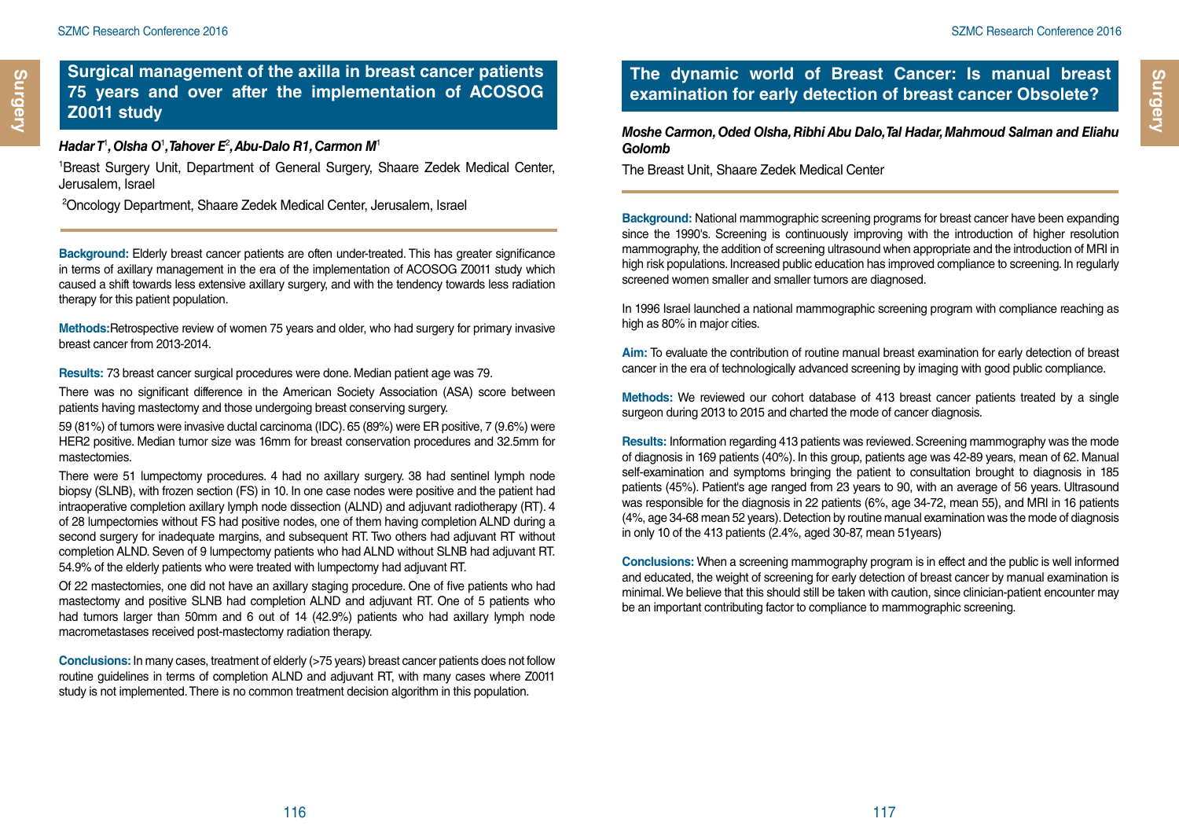## Surgical management of the axilla in breast cancer patients 75 years and over after the implementation of ACOSOG Z0011 study

***Hadar T[1], Olsha O[1], Tahover E[2], Abu-Dalo R1, Carmon M[1]***

[1]Breast Surgery Unit, Department of General Surgery, Shaare Zedek Medical Center, Jerusalem, Israel

[2]Oncology Department, Shaare Zedek Medical Center, Jerusalem, Israel

**Background:** Elderly breast cancer patients are often under-treated. This has greater significance in terms of axillary management in the era of the implementation of ACOSOG Z0011 study which caused a shift towards less extensive axillary surgery, and with the tendency towards less radiation therapy for this patient population.

**Methods:** Retrospective review of women 75 years and older, who had surgery for primary invasive breast cancer from 2013-2014.

**Results:** 73 breast cancer surgical procedures were done. Median patient age was 79.

There was no significant difference in the American Society Association (ASA) score between patients having mastectomy and those undergoing breast conserving surgery.

59 (81%) of tumors were invasive ductal carcinoma (IDC). 65 (89%) were ER positive, 7 (9.6%) were HER2 positive. Median tumor size was 16mm for breast conservation procedures and 32.5mm for mastectomies.

There were 51 lumpectomy procedures. 4 had no axillary surgery. 38 had sentinel lymph node biopsy (SLNB), with frozen section (FS) in 10. In one case nodes were positive and the patient had intraoperative completion axillary lymph node dissection (ALND) and adjuvant radiotherapy (RT). 4 of 28 lumpectomies without FS had positive nodes, one of them having completion ALND during a second surgery for inadequate margins, and subsequent RT. Two others had adjuvant RT without completion ALND. Seven of 9 lumpectomy patients who had ALND without SLNB had adjuvant RT. 54.9% of the elderly patients who were treated with lumpectomy had adjuvant RT.

Of 22 mastectomies, one did not have an axillary staging procedure. One of five patients who had mastectomy and positive SLNB had completion ALND and adjuvant RT. One of 5 patients who had tumors larger than 50mm and 6 out of 14 (42.9%) patients with axillary lymph node macrometastases received post-mastectomy radiation therapy.

**Conclusions:** In many cases, treatment of elderly (>75 years) breast cancer patients does not follow routine guidelines in terms of completion ALND and adjuvant RT, with many cases where Z0011 study is not implemented. There is no common treatment decision algorithm in this population.

## The dynamic world of Breast Cancer: Is manual breast examination for early detection of breast cancer Obsolete?

***Moshe Carmon, Oded Olsha, Ribhi Abu Dalo, Tal Hadar, Mahmoud Salman and Eliahu Golomb***

The Breast Unit, Shaare Zedek Medical Center

**Background:** National mammographic screening programs for breast cancer have been expanding since the 1990's. Screening is continuously improving with the introduction of higher resolution mammography, the addition of screening ultrasound when appropriate and the introduction of MRI in high risk populations. Increased public education has improved compliance to screening. In regularly screened women smaller and smaller tumors are diagnosed.

In 1996 Israel launched a national mammographic screening program with compliance reaching as high as 80% in major cities.

**Aim:** To evaluate the contribution of routine manual breast examination for early detection of breast cancer in the era of technologically advanced screening by imaging with good public compliance.

**Methods:** We reviewed our cohort database of 413 breast cancer patients treated by a single surgeon during 2013 to 2015 and charted the mode of cancer diagnosis.

**Results:** Information regarding 413 patients was reviewed. Screening mammography was the mode of diagnosis in 169 patients (40%). In this group, patients age was 42-89 years, mean of 62. Manual self-examination and symptoms bringing the patient to consultation brought to diagnosis in 185 patients (45%). Patient's age ranged from 23 years to 90, with an average of 56 years. Ultrasound was responsible for the diagnosis in 22 patients (6%, age 34-72, mean 55), and MRI in 16 patients (4%, age 34-68 mean 52 years). Detection by routine manual examination was the mode of diagnosis in only 10 of the 413 patients (2.4%, aged 30-87, mean 51years)

**Conclusions:** When a screening mammography program is in effect and the public is well informed and educated, the weight of screening for early detection of breast cancer by manual examination is minimal. We believe that this should still be taken with caution, since clinician-patient encounter may be an important contributing factor to compliance to mammographic screening.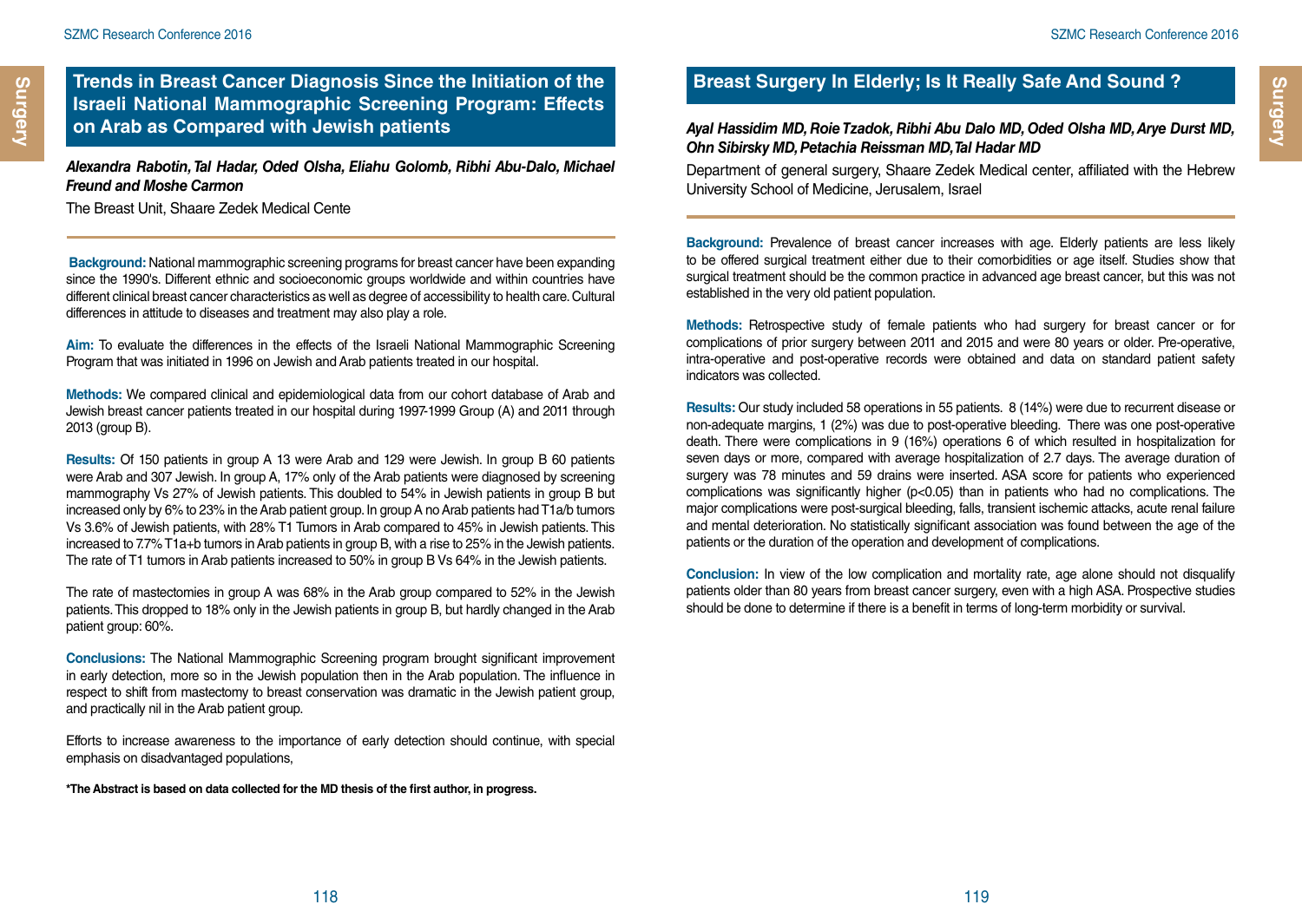## Trends in Breast Cancer Diagnosis Since the Initiation of the Israeli National Mammographic Screening Program: Effects on Arab as Compared with Jewish patients

***Alexandra Rabotin, Tal Hadar, Oded Olsha, Eliahu Golomb, Ribhi Abu-Dalo, Michael Freund and Moshe Carmon***

The Breast Unit, Shaare Zedek Medical Cente

**Background:** National mammographic screening programs for breast cancer have been expanding since the 1990's. Different ethnic and socioeconomic groups worldwide and within countries have different clinical breast cancer characteristics as well as degree of accessibility to health care. Cultural differences in attitude to diseases and treatment may also play a role.

**Aim:** To evaluate the differences in the effects of the Israeli National Mammographic Screening Program that was initiated in 1996 on Jewish and Arab patients treated in our hospital.

**Methods:** We compared clinical and epidemiological data from our cohort database of Arab and Jewish breast cancer patients treated in our hospital during 1997-1999 Group (A) and 2011 through 2013 (group B).

**Results:** Of 150 patients in group A 13 were Arab and 129 were Jewish. In group B 60 patients were Arab and 307 Jewish. In group A, 17% only of the Arab patients were diagnosed by screening mammography Vs 27% of Jewish patients. This doubled to 54% in Jewish patients in group B but increased only by 6% to 23% in the Arab patient group. In group A no Arab patients had T1a/b tumors Vs 3.6% of Jewish patients, with 28% T1 Tumors in Arab compared to 45% in Jewish patients. This increased to 7.7% T1a+b tumors in Arab patients in group B, with a rise to 25% in the Jewish patients. The rate of T1 tumors in Arab patients increased to 50% in group B Vs 64% in the Jewish patients.

The rate of mastectomies in group A was 68% in the Arab group compared to 52% in the Jewish patients. This dropped to 18% only in the Jewish patients in group B, but hardly changed in the Arab patient group: 60%.

**Conclusions:** The National Mammographic Screening program brought significant improvement in early detection, more so in the Jewish population then in the Arab population. The influence in respect to shift from mastectomy to breast conservation was dramatic in the Jewish patient group, and practically nil in the Arab patient group.

Efforts to increase awareness to the importance of early detection should continue, with special emphasis on disadvantaged populations,

**\*The Abstract is based on data collected for the MD thesis of the first author, in progress.**

## Breast Surgery In Elderly; Is It Really Safe And Sound ?

***Ayal Hassidim MD, Roie Tzadok, Ribhi Abu Dalo MD, Oded Olsha MD, Arye Durst MD, Ohn Sibirsky MD, Petachia Reissman MD, Tal Hadar MD***

Department of general surgery, Shaare Zedek Medical center, affiliated with the Hebrew University School of Medicine, Jerusalem, Israel

**Background:** Prevalence of breast cancer increases with age. Elderly patients are less likely to be offered surgical treatment either due to their comorbidities or age itself. Studies show that surgical treatment should be the common practice in advanced age breast cancer, but this was not established in the very old patient population.

**Methods:** Retrospective study of female patients who had surgery for breast cancer or for complications of prior surgery between 2011 and 2015 and were 80 years or older. Pre-operative, intra-operative and post-operative records were obtained and data on standard patient safety indicators was collected.

**Results:** Our study included 58 operations in 55 patients. 8 (14%) were due to recurrent disease or non-adequate margins, 1 (2%) was due to post-operative bleeding. There was one post-operative death. There were complications in 9 (16%) operations 6 of which resulted in hospitalization for seven days or more, compared with average hospitalization of 2.7 days. The average duration of surgery was 78 minutes and 59 drains were inserted. ASA score for patients who experienced complications was significantly higher ($p<0.05$) than in patients who had no complications. The major complications were post-surgical bleeding, falls, transient ischemic attacks, acute renal failure and mental deterioration. No statistically significant association was found between the age of the patients or the duration of the operation and development of complications.

**Conclusion:** In view of the low complication and mortality rate, age alone should not disqualify patients older than 80 years from breast cancer surgery, even with a high ASA. Prospective studies should be done to determine if there is a benefit in terms of long-term morbidity or survival.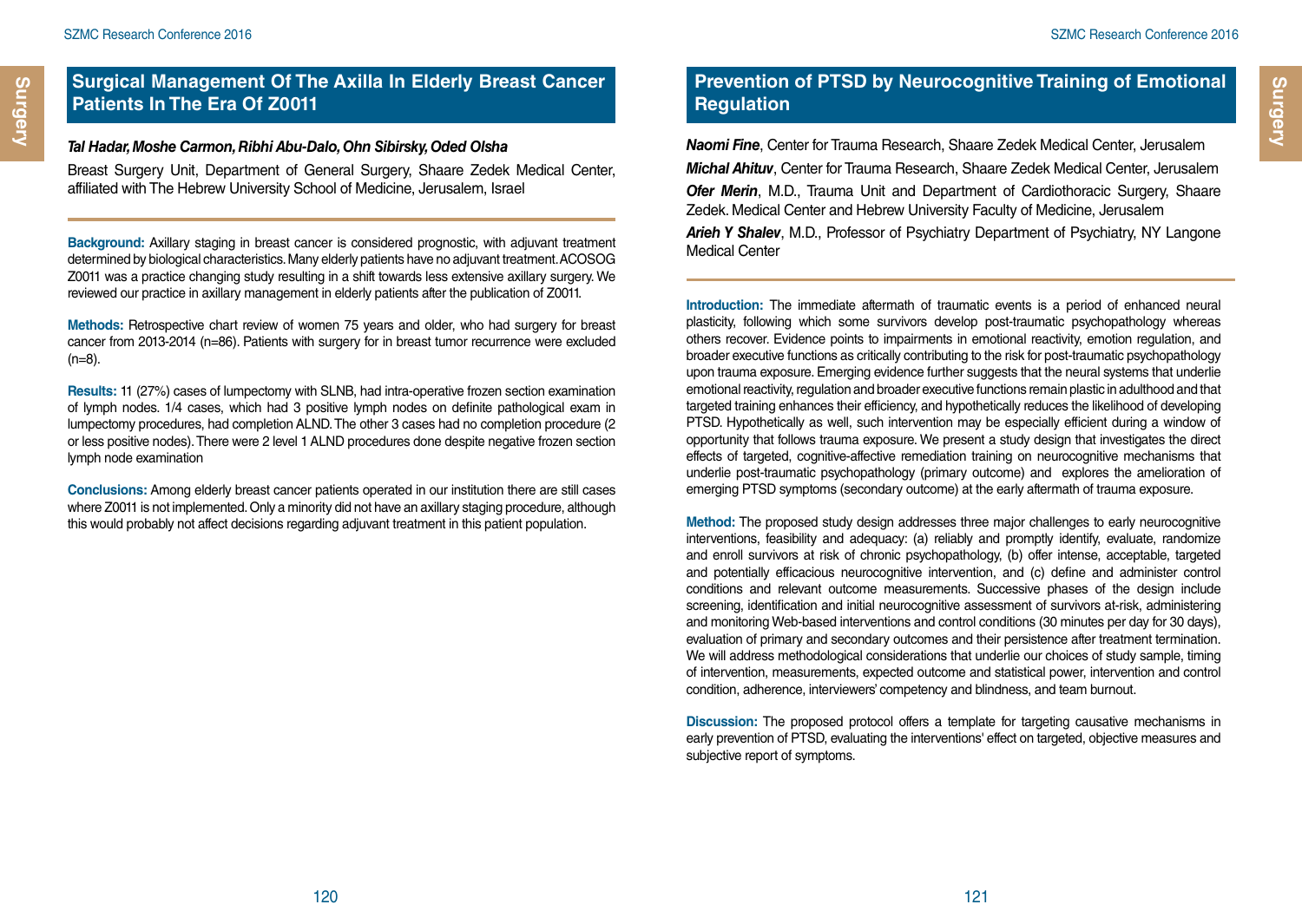## Surgical Management Of The Axilla In Elderly Breast Cancer Patients In The Era Of Z0011

***Tal Hadar, Moshe Carmon, Ribhi Abu-Dalo, Ohn Sibirsky, Oded Olsha***

Breast Surgery Unit, Department of General Surgery, Shaare Zedek Medical Center, affiliated with The Hebrew University School of Medicine, Jerusalem, Israel

**Background:** Axillary staging in breast cancer is considered prognostic, with adjuvant treatment determined by biological characteristics. Many elderly patients have no adjuvant treatment. ACOSOG Z0011 was a practice changing study resulting in a shift towards less extensive axillary surgery. We reviewed our practice in axillary management in elderly patients after the publication of Z0011.

**Methods:** Retrospective chart review of women 75 years and older, who had surgery for breast cancer from 2013-2014 (n=86). Patients with surgery for in breast tumor recurrence were excluded (n=8).

**Results:** 11 (27%) cases of lumpectomy with SLNB, had intra-operative frozen section examination of lymph nodes. 1/4 cases, which had 3 positive lymph nodes on definite pathological exam in lumpectomy procedures, had completion ALND. The other 3 cases had no completion procedure (2 or less positive nodes). There were 2 level 1 ALND procedures done despite negative frozen section lymph node examination

**Conclusions:** Among elderly breast cancer patients operated in our institution there are still cases where Z0011 is not implemented. Only a minority did not have an axillary staging procedure, although this would probably not affect decisions regarding adjuvant treatment in this patient population.

## Prevention of PTSD by Neurocognitive Training of Emotional Regulation

***Naomi Fine***, Center for Trauma Research, Shaare Zedek Medical Center, Jerusalem

***Michal Ahituv***, Center for Trauma Research, Shaare Zedek Medical Center, Jerusalem

***Ofer Merin***, M.D., Trauma Unit and Department of Cardiothoracic Surgery, Shaare Zedek. Medical Center and Hebrew University Faculty of Medicine, Jerusalem

***Arieh Y Shalev***, M.D., Professor of Psychiatry Department of Psychiatry, NY Langone Medical Center

**Introduction:** The immediate aftermath of traumatic events is a period of enhanced neural plasticity, following which some survivors develop post-traumatic psychopathology whereas others recover. Evidence points to impairments in emotional reactivity, emotion regulation, and broader executive functions as critically contributing to the risk for post-traumatic psychopathology upon trauma exposure. Emerging evidence further suggests that the neural systems that underlie emotional reactivity, regulation and broader executive functions remain plastic in adulthood and that targeted training enhances their efficiency, and hypothetically reduces the likelihood of developing PTSD. Hypothetically as well, such intervention may be especially efficient during a window of opportunity that follows trauma exposure. We present a study design that investigates the direct effects of targeted, cognitive-affective remediation training on neurocognitive mechanisms that underlie post-traumatic psychopathology (primary outcome) and explores the amelioration of emerging PTSD symptoms (secondary outcome) at the early aftermath of trauma exposure.

**Method:** The proposed study design addresses three major challenges to early neurocognitive interventions, feasibility and adequacy: (a) reliably and promptly identify, evaluate, randomize and enroll survivors at risk of chronic psychopathology, (b) offer intense, acceptable, targeted and potentially efficacious neurocognitive intervention, and (c) define and administer control conditions and relevant outcome measurements. Successive phases of the design include screening, identification and initial neurocognitive assessment of survivors at-risk, administering and monitoring Web-based interventions and control conditions (30 minutes per day for 30 days), evaluation of primary and secondary outcomes and their persistence after treatment termination. We will address methodological considerations that underlie our choices of study sample, timing of intervention, measurements, expected outcome and statistical power, intervention and control condition, adherence, interviewers' competency and blindness, and team burnout.

**Discussion:** The proposed protocol offers a template for targeting causative mechanisms in early prevention of PTSD, evaluating the interventions' effect on targeted, objective measures and subjective report of symptoms.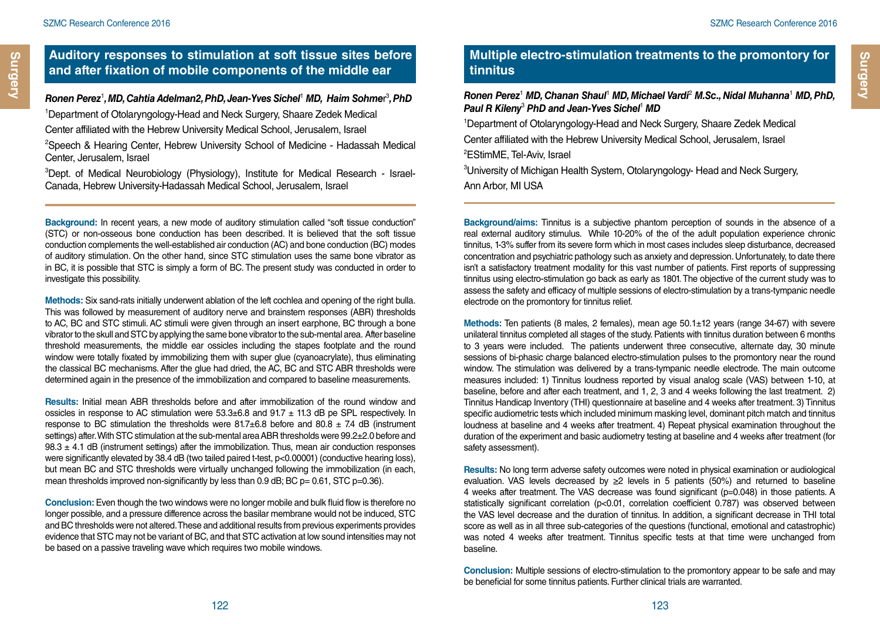## Auditory responses to stimulation at soft tissue sites before and after fixation of mobile components of the middle ear

***Ronen Perez**[1]**, MD, Cahtia Adelman2, PhD, Jean-Yves Sichel**[1] **MD, Haim Sohmer**[3]**, PhD***

[1]Department of Otolaryngology-Head and Neck Surgery, Shaare Zedek Medical Center affiliated with the Hebrew University Medical School, Jerusalem, Israel

[2]Speech & Hearing Center, Hebrew University School of Medicine - Hadassah Medical Center, Jerusalem, Israel

[3]Dept. of Medical Neurobiology (Physiology), Institute for Medical Research - Israel-Canada, Hebrew University-Hadassah Medical School, Jerusalem, Israel

**Background:** In recent years, a new mode of auditory stimulation called "soft tissue conduction" (STC) or non-osseous bone conduction has been described. It is believed that the soft tissue conduction complements the well-established air conduction (AC) and bone conduction (BC) modes of auditory stimulation. On the other hand, since STC stimulation uses the same bone vibrator as in BC, it is possible that STC is simply a form of BC. The present study was conducted in order to investigate this possibility.

**Methods:** Six sand-rats initially underwent ablation of the left cochlea and opening of the right bulla. This was followed by measurement of auditory nerve and brainstem responses (ABR) thresholds to AC, BC and STC stimuli. AC stimuli were given through an insert earphone, BC through a bone vibrator to the skull and STC by applying the same bone vibrator to the sub-mental area. After baseline threshold measurements, the middle ear ossicles including the stapes footplate and the round window were totally fixated by immobilizing them with super glue (cyanoacrylate), thus eliminating the classical BC mechanisms. After the glue had dried, the AC, BC and STC ABR thresholds were determined again in the presence of the immobilization and compared to baseline measurements.

**Results:** Initial mean ABR thresholds before and after immobilization of the round window and ossicles in response to AC stimulation were 53.3±6.8 and 91.7 ± 11.3 dB pe SPL respectively. In response to BC stimulation the thresholds were 81.7±6.8 before and 80.8 ± 7.4 dB (instrument settings) after. With STC stimulation at the sub-mental area ABR thresholds were 99.2±2.0 before and 98.3 ± 4.1 dB (instrument settings) after the immobilization. Thus, mean air conduction responses were significantly elevated by 38.4 dB (two tailed paired t-test, $p<0.00001$) (conductive hearing loss), but mean BC and STC thresholds were virtually unchanged following the immobilization (in each, mean thresholds improved non-significantly by less than 0.9 dB; BC $p= 0.61$, STC $p=0.36$).

**Conclusion:** Even though the two windows were no longer mobile and bulk fluid flow is therefore no longer possible, and a pressure difference across the basilar membrane would not be induced, STC and BC thresholds were not altered. These and additional results from previous experiments provides evidence that STC may not be variant of BC, and that STC activation at low sound intensities may not be based on a passive traveling wave which requires two mobile windows.

## Multiple electro-stimulation treatments to the promontory for tinnitus

***Ronen Perez**[1] **MD, Chanan Shaul**[1] **MD, Michael Vardi**[2] **M.Sc., Nidal Muhanna**[1] **MD, PhD, Paul R Kileny**[3] **PhD and Jean-Yves Sichel**[1] **MD***

[1]Department of Otolaryngology-Head and Neck Surgery, Shaare Zedek Medical Center affiliated with the Hebrew University Medical School, Jerusalem, Israel

[2]EStimME, Tel-Aviv, Israel

[3]University of Michigan Health System, Otolaryngology- Head and Neck Surgery, Ann Arbor, MI USA

**Background/aims:** Tinnitus is a subjective phantom perception of sounds in the absence of a real external auditory stimulus. While 10-20% of the of the adult population experience chronic tinnitus, 1-3% suffer from its severe form which in most cases includes sleep disturbance, decreased concentration and psychiatric pathology such as anxiety and depression. Unfortunately, to date there isn't a satisfactory treatment modality for this vast number of patients. First reports of suppressing tinnitus using electro-stimulation go back as early as 1801. The objective of the current study was to assess the safety and efficacy of multiple sessions of electro-stimulation by a trans-tympanic needle electrode on the promontory for tinnitus relief.

**Methods:** Ten patients (8 males, 2 females), mean age 50.1±12 years (range 34-67) with severe unilateral tinnitus completed all stages of the study. Patients with tinnitus duration between 6 months to 3 years were included. The patients underwent three consecutive, alternate day, 30 minute sessions of bi-phasic charge balanced electro-stimulation pulses to the promontory near the round window. The stimulation was delivered by a trans-tympanic needle electrode. The main outcome measures included: 1) Tinnitus loudness reported by visual analog scale (VAS) between 1-10, at baseline, before and after each treatment, and 1, 2, 3 and 4 weeks following the last treatment. 2) Tinnitus Handicap Inventory (THI) questionnaire at baseline and 4 weeks after treatment. 3) Tinnitus specific audiometric tests which included minimum masking level, dominant pitch match and tinnitus loudness at baseline and 4 weeks after treatment. 4) Repeat physical examination throughout the duration of the experiment and basic audiometry testing at baseline and 4 weeks after treatment (for safety assessment).

**Results:** No long term adverse safety outcomes were noted in physical examination or audiological evaluation. VAS levels decreased by ≥2 levels in 5 patients (50%) and returned to baseline 4 weeks after treatment. The VAS decrease was found significant ($p=0.048$) in those patients. A statistically significant correlation ($p<0.01$, correlation coefficient 0.787) was observed between the VAS level decrease and the duration of tinnitus. In addition, a significant decrease in THI total score as well as in all three sub-categories of the questions (functional, emotional and catastrophic) was noted 4 weeks after treatment. Tinnitus specific tests at that time were unchanged from baseline.

**Conclusion:** Multiple sessions of electro-stimulation to the promontory appear to be safe and may be beneficial for some tinnitus patients. Further clinical trials are warranted.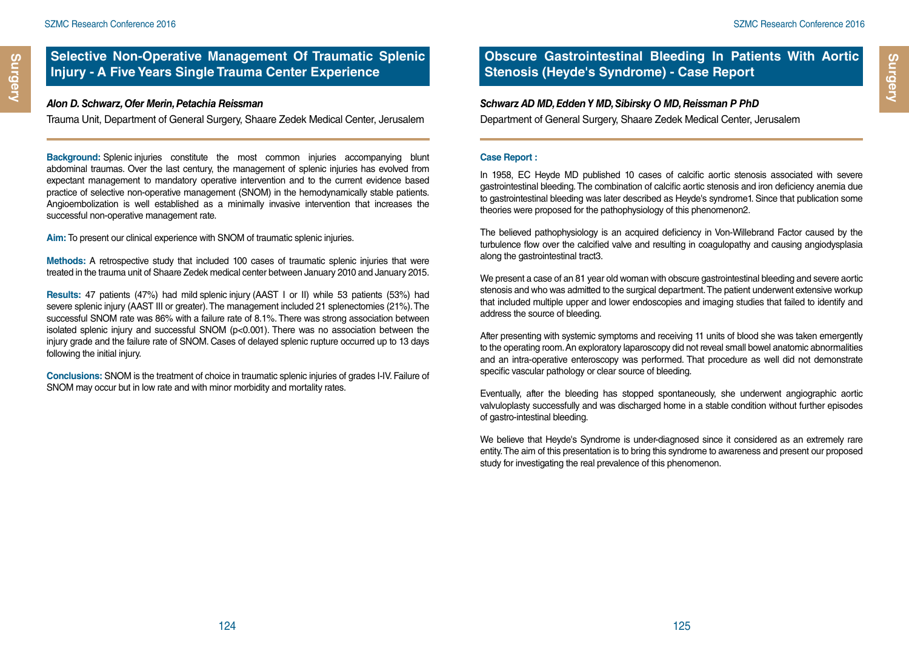## Selective Non-Operative Management Of Traumatic Splenic Injury - A Five Years Single Trauma Center Experience

***Alon D. Schwarz, Ofer Merin, Petachia Reissman***

Trauma Unit, Department of General Surgery, Shaare Zedek Medical Center, Jerusalem

**Background:** Splenic injuries constitute the most common injuries accompanying blunt abdominal traumas. Over the last century, the management of splenic injuries has evolved from expectant management to mandatory operative intervention and to the current evidence based practice of selective non-operative management (SNOM) in the hemodynamically stable patients. Angioembolization is well established as a minimally invasive intervention that increases the successful non-operative management rate.

**Aim:** To present our clinical experience with SNOM of traumatic splenic injuries.

**Methods:** A retrospective study that included 100 cases of traumatic splenic injuries that were treated in the trauma unit of Shaare Zedek medical center between January 2010 and January 2015.

**Results:** 47 patients (47%) had mild splenic injury (AAST I or II) while 53 patients (53%) had severe splenic injury (AAST III or greater). The management included 21 splenectomies (21%). The successful SNOM rate was 86% with a failure rate of 8.1%. There was strong association between isolated splenic injury and successful SNOM ($p<0.001$). There was no association between the injury grade and the failure rate of SNOM. Cases of delayed splenic rupture occurred up to 13 days following the initial injury.

**Conclusions:** SNOM is the treatment of choice in traumatic splenic injuries of grades I-IV. Failure of SNOM may occur but in low rate and with minor morbidity and mortality rates.

## Obscure Gastrointestinal Bleeding In Patients With Aortic Stenosis (Heyde's Syndrome) - Case Report

***Schwarz AD MD, Edden Y MD, Sibirsky O MD, Reissman P PhD***

Department of General Surgery, Shaare Zedek Medical Center, Jerusalem

**Case Report :**

In 1958, EC Heyde MD published 10 cases of calcific aortic stenosis associated with severe gastrointestinal bleeding. The combination of calcific aortic stenosis and iron deficiency anemia due to gastrointestinal bleeding was later described as Heyde's syndrome1. Since that publication some theories were proposed for the pathophysiology of this phenomenon2.

The believed pathophysiology is an acquired deficiency in Von-Willebrand Factor caused by the turbulence flow over the calcified valve and resulting in coagulopathy and causing angiodysplasia along the gastrointestinal tract3.

We present a case of an 81 year old woman with obscure gastrointestinal bleeding and severe aortic stenosis and who was admitted to the surgical department. The patient underwent extensive workup that included multiple upper and lower endoscopies and imaging studies that failed to identify and address the source of bleeding.

After presenting with systemic symptoms and receiving 11 units of blood she was taken emergently to the operating room. An exploratory laparoscopy did not reveal small bowel anatomic abnormalities and an intra-operative enteroscopy was performed. That procedure as well did not demonstrate specific vascular pathology or clear source of bleeding.

Eventually, after the bleeding has stopped spontaneously, she underwent angiographic aortic valvuloplasty successfully and was discharged home in a stable condition without further episodes of gastro-intestinal bleeding.

We believe that Heyde's Syndrome is under-diagnosed since it considered as an extremely rare entity. The aim of this presentation is to bring this syndrome to awareness and present our proposed study for investigating the real prevalence of this phenomenon.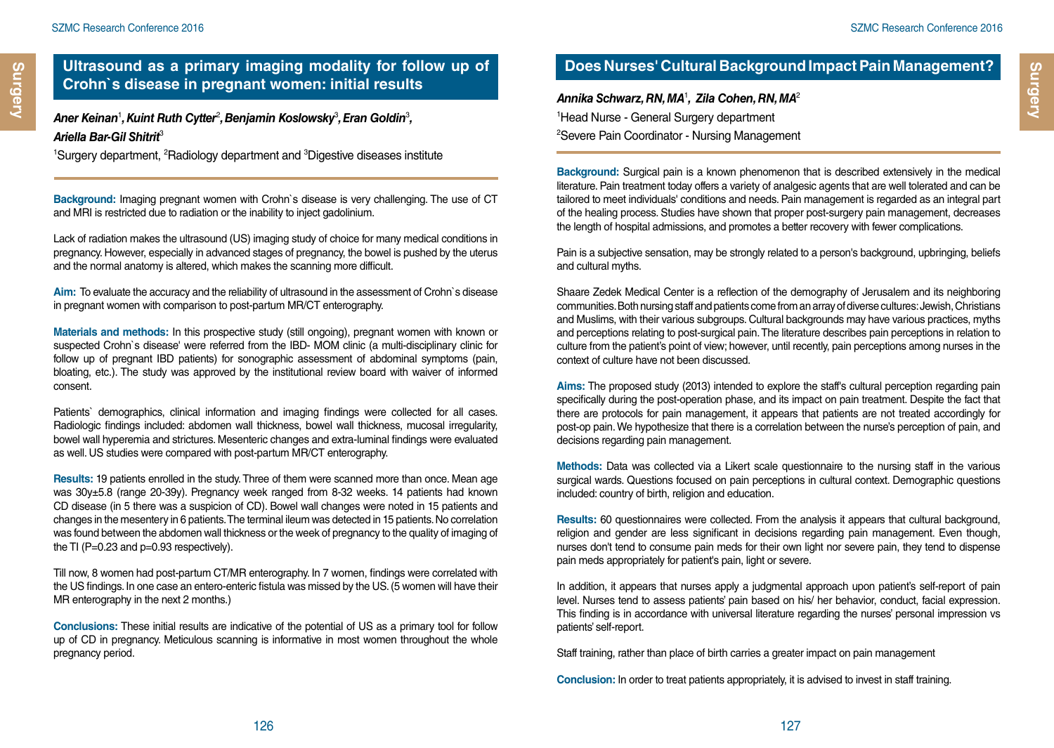## Ultrasound as a primary imaging modality for follow up of Crohn`s disease in pregnant women: initial results

***Aner Keinan*[1], *Kuint Ruth Cytter*[2], *Benjamin Koslowsky*[3], *Eran Goldin*[3], *Ariella Bar-Gil Shitrit*[3]**

[1]Surgery department, [2]Radiology department and [3]Digestive diseases institute

**Background:** Imaging pregnant women with Crohn`s disease is very challenging. The use of CT and MRI is restricted due to radiation or the inability to inject gadolinium.

Lack of radiation makes the ultrasound (US) imaging study of choice for many medical conditions in pregnancy. However, especially in advanced stages of pregnancy, the bowel is pushed by the uterus and the normal anatomy is altered, which makes the scanning more difficult.

**Aim:** To evaluate the accuracy and the reliability of ultrasound in the assessment of Crohn`s disease in pregnant women with comparison to post-partum MR/CT enterography.

**Materials and methods:** In this prospective study (still ongoing), pregnant women with known or suspected Crohn`s disease' were referred from the IBD- MOM clinic (a multi-disciplinary clinic for follow up of pregnant IBD patients) for sonographic assessment of abdominal symptoms (pain, bloating, etc.). The study was approved by the institutional review board with waiver of informed consent.

Patients` demographics, clinical information and imaging findings were collected for all cases. Radiologic findings included: abdomen wall thickness, bowel wall thickness, mucosal irregularity, bowel wall hyperemia and strictures. Mesenteric changes and extra-luminal findings were evaluated as well. US studies were compared with post-partum MR/CT enterography.

**Results:** 19 patients enrolled in the study. Three of them were scanned more than once. Mean age was 30y±5.8 (range 20-39y). Pregnancy week ranged from 8-32 weeks. 14 patients had known CD disease (in 5 there was a suspicion of CD). Bowel wall changes were noted in 15 patients and changes in the mesentery in 6 patients. The terminal ileum was detected in 15 patients. No correlation was found between the abdomen wall thickness or the week of pregnancy to the quality of imaging of the TI (P=0.23 and p=0.93 respectively).

Till now, 8 women had post-partum CT/MR enterography. In 7 women, findings were correlated with the US findings. In one case an entero-enteric fistula was missed by the US. (5 women will have their MR enterography in the next 2 months.)

**Conclusions:** These initial results are indicative of the potential of US as a primary tool for follow up of CD in pregnancy. Meticulous scanning is informative in most women throughout the whole pregnancy period.

## Does Nurses' Cultural Background Impact Pain Management?

***Annika Schwarz, RN, MA*[1], *Zila Cohen, RN, MA*[2]**

[1]Head Nurse - General Surgery department

[2]Severe Pain Coordinator - Nursing Management

**Background:** Surgical pain is a known phenomenon that is described extensively in the medical literature. Pain treatment today offers a variety of analgesic agents that are well tolerated and can be tailored to meet individuals' conditions and needs. Pain management is regarded as an integral part of the healing process. Studies have shown that proper post-surgery pain management, decreases the length of hospital admissions, and promotes a better recovery with fewer complications.

Pain is a subjective sensation, may be strongly related to a person's background, upbringing, beliefs and cultural myths.

Shaare Zedek Medical Center is a reflection of the demography of Jerusalem and its neighboring communities. Both nursing staff and patients come from an array of diverse cultures: Jewish, Christians and Muslims, with their various subgroups. Cultural backgrounds may have various practices, myths and perceptions relating to post-surgical pain. The literature describes pain perceptions in relation to culture from the patient's point of view; however, until recently, pain perceptions among nurses in the context of culture have not been discussed.

**Aims:** The proposed study (2013) intended to explore the staff's cultural perception regarding pain specifically during the post-operation phase, and its impact on pain treatment. Despite the fact that there are protocols for pain management, it appears that patients are not treated accordingly for post-op pain. We hypothesize that there is a correlation between the nurse's perception of pain, and decisions regarding pain management.

**Methods:** Data was collected via a Likert scale questionnaire to the nursing staff in the various surgical wards. Questions focused on pain perceptions in cultural context. Demographic questions included: country of birth, religion and education.

**Results:** 60 questionnaires were collected. From the analysis it appears that cultural background, religion and gender are less significant in decisions regarding pain management. Even though, nurses don't tend to consume pain meds for their own light nor severe pain, they tend to dispense pain meds appropriately for patient's pain, light or severe.

In addition, it appears that nurses apply a judgmental approach upon patient's self-report of pain level. Nurses tend to assess patients' pain based on his/ her behavior, conduct, facial expression. This finding is in accordance with universal literature regarding the nurses' personal impression vs patients' self-report.

Staff training, rather than place of birth carries a greater impact on pain management

**Conclusion:** In order to treat patients appropriately, it is advised to invest in staff training.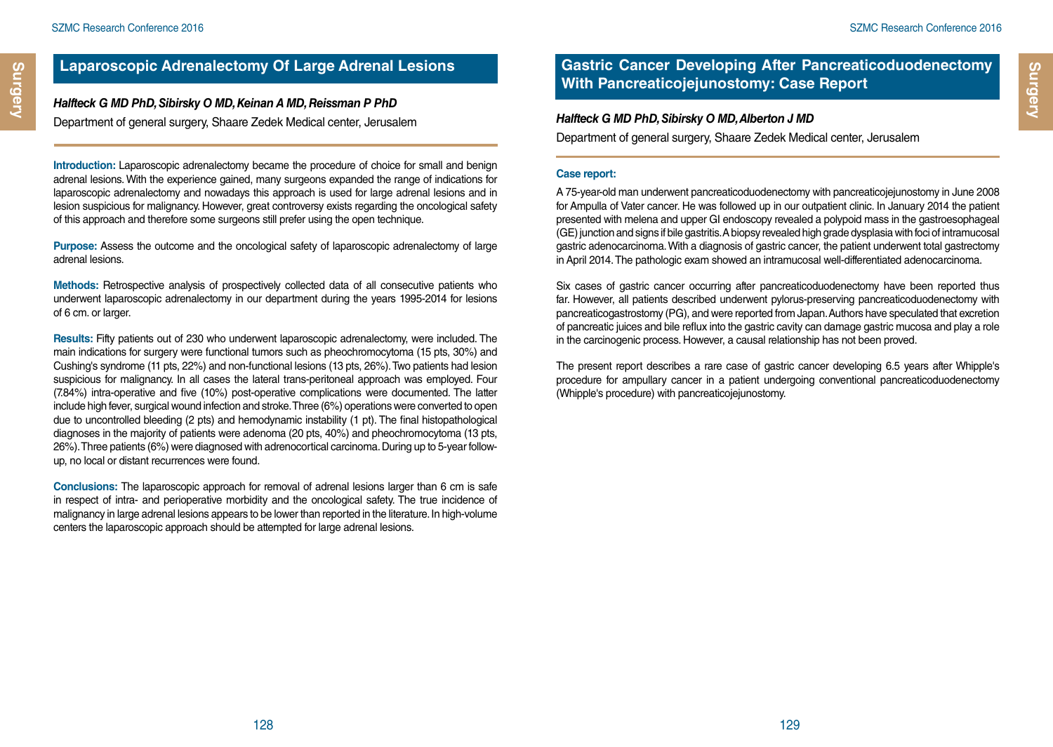## Laparoscopic Adrenalectomy Of Large Adrenal Lesions

***Halfteck G MD PhD, Sibirsky O MD, Keinan A MD, Reissman P PhD***

Department of general surgery, Shaare Zedek Medical center, Jerusalem

**Introduction:** Laparoscopic adrenalectomy became the procedure of choice for small and benign adrenal lesions. With the experience gained, many surgeons expanded the range of indications for laparoscopic adrenalectomy and nowadays this approach is used for large adrenal lesions and in lesion suspicious for malignancy. However, great controversy exists regarding the oncological safety of this approach and therefore some surgeons still prefer using the open technique.

**Purpose:** Assess the outcome and the oncological safety of laparoscopic adrenalectomy of large adrenal lesions.

**Methods:** Retrospective analysis of prospectively collected data of all consecutive patients who underwent laparoscopic adrenalectomy in our department during the years 1995-2014 for lesions of 6 cm. or larger.

**Results:** Fifty patients out of 230 who underwent laparoscopic adrenalectomy, were included. The main indications for surgery were functional tumors such as pheochromocytoma (15 pts, 30%) and Cushing's syndrome (11 pts, 22%) and non-functional lesions (13 pts, 26%). Two patients had lesion suspicious for malignancy. In all cases the lateral trans-peritoneal approach was employed. Four (7.84%) intra-operative and five (10%) post-operative complications were documented. The latter include high fever, surgical wound infection and stroke. Three (6%) operations were converted to open due to uncontrolled bleeding (2 pts) and hemodynamic instability (1 pt). The final histopathological diagnoses in the majority of patients were adenoma (20 pts, 40%) and pheochromocytoma (13 pts, 26%). Three patients (6%) were diagnosed with adrenocortical carcinoma. During up to 5-year follow-up, no local or distant recurrences were found.

**Conclusions:** The laparoscopic approach for removal of adrenal lesions larger than 6 cm is safe in respect of intra- and perioperative morbidity and the oncological safety. The true incidence of malignancy in large adrenal lesions appears to be lower than reported in the literature. In high-volume centers the laparoscopic approach should be attempted for large adrenal lesions.

## Gastric Cancer Developing After Pancreaticoduodenectomy With Pancreaticojejunostomy: Case Report

***Halfteck G MD PhD, Sibirsky O MD, Alberton J MD***

Department of general surgery, Shaare Zedek Medical center, Jerusalem

**Case report:**

A 75-year-old man underwent pancreaticoduodenectomy with pancreaticojejunostomy in June 2008 for Ampulla of Vater cancer. He was followed up in our outpatient clinic. In January 2014 the patient presented with melena and upper GI endoscopy revealed a polypoid mass in the gastroesophageal (GE) junction and signs if bile gastritis. A biopsy revealed high grade dysplasia with foci of intramucosal gastric adenocarcinoma. With a diagnosis of gastric cancer, the patient underwent total gastrectomy in April 2014. The pathologic exam showed an intramucosal well-differentiated adenocarcinoma.

Six cases of gastric cancer occurring after pancreaticoduodenectomy have been reported thus far. However, all patients described underwent pylorus-preserving pancreaticoduodenectomy with pancreaticogastrostomy (PG), and were reported from Japan. Authors have speculated that excretion of pancreatic juices and bile reflux into the gastric cavity can damage gastric mucosa and play a role in the carcinogenic process. However, a causal relationship has not been proved.

The present report describes a rare case of gastric cancer developing 6.5 years after Whipple's procedure for ampullary cancer in a patient undergoing conventional pancreaticoduodenectomy (Whipple's procedure) with pancreaticojejunostomy.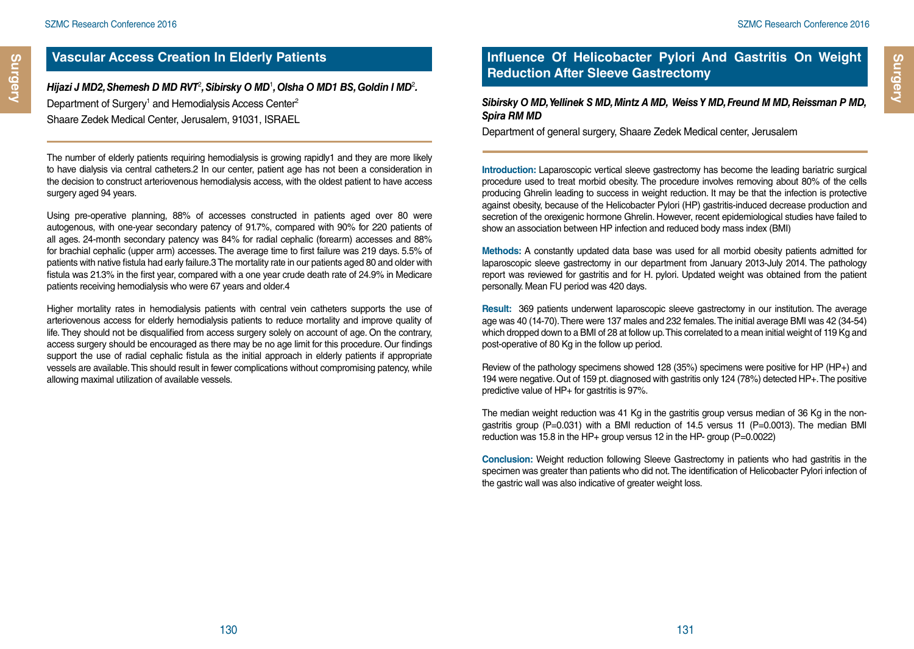## Vascular Access Creation In Elderly Patients

***Hijazi J MD2, Shemesh D MD RVT[2], Sibirsky O MD[1], Olsha O MD1 BS, Goldin I MD[2].***

Department of Surgery[1] and Hemodialysis Access Center[2]

Shaare Zedek Medical Center, Jerusalem, 91031, ISRAEL

The number of elderly patients requiring hemodialysis is growing rapidly1 and they are more likely to have dialysis via central catheters.2 In our center, patient age has not been a consideration in the decision to construct arteriovenous hemodialysis access, with the oldest patient to have access surgery aged 94 years.

Using pre-operative planning, 88% of accesses constructed in patients aged over 80 were autogenous, with one-year secondary patency of 91.7%, compared with 90% for 220 patients of all ages. 24-month secondary patency was 84% for radial cephalic (forearm) accesses and 88% for brachial cephalic (upper arm) accesses. The average time to first failure was 219 days. 5.5% of patients with native fistula had early failure.3 The mortality rate in our patients aged 80 and older with fistula was 21.3% in the first year, compared with a one year crude death rate of 24.9% in Medicare patients receiving hemodialysis who were 67 years and older.4

Higher mortality rates in hemodialysis patients with central vein catheters supports the use of arteriovenous access for elderly hemodialysis patients to reduce mortality and improve quality of life. They should not be disqualified from access surgery solely on account of age. On the contrary, access surgery should be encouraged as there may be no age limit for this procedure. Our findings support the use of radial cephalic fistula as the initial approach in elderly patients if appropriate vessels are available. This should result in fewer complications without compromising patency, while allowing maximal utilization of available vessels.

## Influence Of Helicobacter Pylori And Gastritis On Weight Reduction After Sleeve Gastrectomy

***Sibirsky O MD, Yellinek S MD, Mintz A MD, Weiss Y MD, Freund M MD, Reissman P MD, Spira RM MD***

Department of general surgery, Shaare Zedek Medical center, Jerusalem

**Introduction:** Laparoscopic vertical sleeve gastrectomy has become the leading bariatric surgical procedure used to treat morbid obesity. The procedure involves removing about 80% of the cells producing Ghrelin leading to success in weight reduction. It may be that the infection is protective against obesity, because of the Helicobacter Pylori (HP) gastritis-induced decrease production and secretion of the orexigenic hormone Ghrelin. However, recent epidemiological studies have failed to show an association between HP infection and reduced body mass index (BMI)

**Methods:** A constantly updated data base was used for all morbid obesity patients admitted for laparoscopic sleeve gastrectomy in our department from January 2013-July 2014. The pathology report was reviewed for gastritis and for H. pylori. Updated weight was obtained from the patient personally. Mean FU period was 420 days.

**Result:** 369 patients underwent laparoscopic sleeve gastrectomy in our institution. The average age was 40 (14-70). There were 137 males and 232 females. The initial average BMI was 42 (34-54) which dropped down to a BMI of 28 at follow up. This correlated to a mean initial weight of 119 Kg and post-operative of 80 Kg in the follow up period.

Review of the pathology specimens showed 128 (35%) specimens were positive for HP (HP+) and 194 were negative. Out of 159 pt. diagnosed with gastritis only 124 (78%) detected HP+. The positive predictive value of HP+ for gastritis is 97%.

The median weight reduction was 41 Kg in the gastritis group versus median of 36 Kg in the non-gastritis group (P=0.031) with a BMI reduction of 14.5 versus 11 (P=0.0013). The median BMI reduction was 15.8 in the HP+ group versus 12 in the HP- group (P=0.0022)

**Conclusion:** Weight reduction following Sleeve Gastrectomy in patients who had gastritis in the specimen was greater than patients who did not. The identification of Helicobacter Pylori infection of the gastric wall was also indicative of greater weight loss.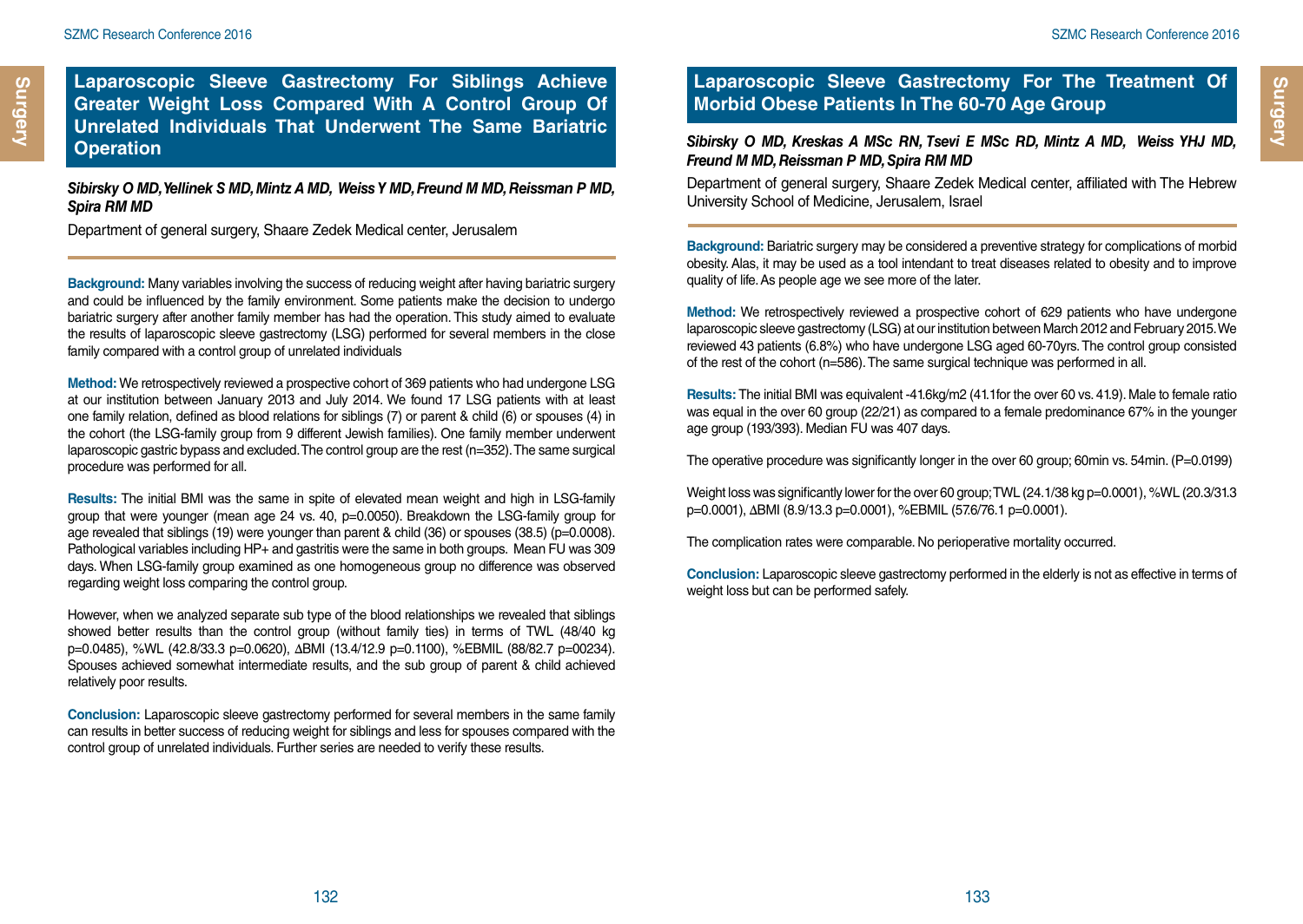# Laparoscopic Sleeve Gastrectomy For Siblings Achieve Greater Weight Loss Compared With A Control Group Of Unrelated Individuals That Underwent The Same Bariatric Operation

***Sibirsky O MD, Yellinek S MD, Mintz A MD, Weiss Y MD, Freund M MD, Reissman P MD, Spira RM MD***

Department of general surgery, Shaare Zedek Medical center, Jerusalem

**Background:** Many variables involving the success of reducing weight after having bariatric surgery and could be influenced by the family environment. Some patients make the decision to undergo bariatric surgery after another family member has had the operation. This study aimed to evaluate the results of laparoscopic sleeve gastrectomy (LSG) performed for several members in the close family compared with a control group of unrelated individuals

**Method:** We retrospectively reviewed a prospective cohort of 369 patients who had undergone LSG at our institution between January 2013 and July 2014. We found 17 LSG patients with at least one family relation, defined as blood relations for siblings (7) or parent & child (6) or spouses (4) in the cohort (the LSG-family group from 9 different Jewish families). One family member underwent laparoscopic gastric bypass and excluded. The control group are the rest (n=352). The same surgical procedure was performed for all.

**Results:** The initial BMI was the same in spite of elevated mean weight and high in LSG-family group that were younger (mean age 24 vs. 40, p=0.0050). Breakdown the LSG-family group for age revealed that siblings (19) were younger than parent & child (36) or spouses (38.5) (p=0.0008). Pathological variables including HP+ and gastritis were the same in both groups. Mean FU was 309 days. When LSG-family group examined as one homogeneous group no difference was observed regarding weight loss comparing the control group.

However, when we analyzed separate sub type of the blood relationships we revealed that siblings showed better results than the control group (without family ties) in terms of TWL (48/40 kg p=0.0485), %WL (42.8/33.3 p=0.0620), ΔBMI (13.4/12.9 p=0.1100), %EBMIL (88/82.7 p=00234). Spouses achieved somewhat intermediate results, and the sub group of parent & child achieved relatively poor results.

**Conclusion:** Laparoscopic sleeve gastrectomy performed for several members in the same family can results in better success of reducing weight for siblings and less for spouses compared with the control group of unrelated individuals. Further series are needed to verify these results.

# Laparoscopic Sleeve Gastrectomy For The Treatment Of Morbid Obese Patients In The 60-70 Age Group

***Sibirsky O MD, Kreskas A MSc RN, Tsevi E MSc RD, Mintz A MD, Weiss YHJ MD, Freund M MD, Reissman P MD, Spira RM MD***

Department of general surgery, Shaare Zedek Medical center, affiliated with The Hebrew University School of Medicine, Jerusalem, Israel

**Background:** Bariatric surgery may be considered a preventive strategy for complications of morbid obesity. Alas, it may be used as a tool intendant to treat diseases related to obesity and to improve quality of life. As people age we see more of the later.

**Method:** We retrospectively reviewed a prospective cohort of 629 patients who have undergone laparoscopic sleeve gastrectomy (LSG) at our institution between March 2012 and February 2015. We reviewed 43 patients (6.8%) who have undergone LSG aged 60-70yrs. The control group consisted of the rest of the cohort (n=586). The same surgical technique was performed in all.

**Results:** The initial BMI was equivalent -41.6kg/m2 (41.1for the over 60 vs. 41.9). Male to female ratio was equal in the over 60 group (22/21) as compared to a female predominance 67% in the younger age group (193/393). Median FU was 407 days.

The operative procedure was significantly longer in the over 60 group; 60min vs. 54min. (P=0.0199)

Weight loss was significantly lower for the over 60 group; TWL (24.1/38 kg p=0.0001), %WL (20.3/31.3 p=0.0001), ΔBMI (8.9/13.3 p=0.0001), %EBMIL (57.6/76.1 p=0.0001).

The complication rates were comparable. No perioperative mortality occurred.

**Conclusion:** Laparoscopic sleeve gastrectomy performed in the elderly is not as effective in terms of weight loss but can be performed safely.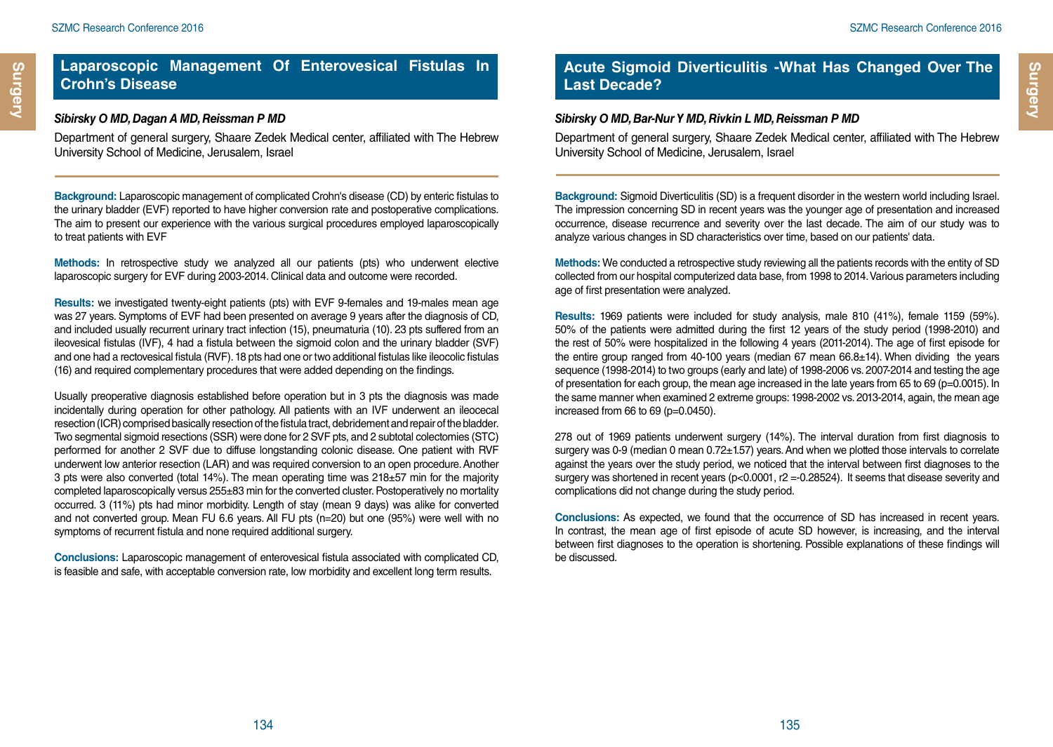## Laparoscopic Management Of Enterovesical Fistulas In Crohn's Disease

***Sibirsky O MD, Dagan A MD, Reissman P MD***

Department of general surgery, Shaare Zedek Medical center, affiliated with The Hebrew University School of Medicine, Jerusalem, Israel

**Background:** Laparoscopic management of complicated Crohn's disease (CD) by enteric fistulas to the urinary bladder (EVF) reported to have higher conversion rate and postoperative complications. The aim to present our experience with the various surgical procedures employed laparoscopically to treat patients with EVF

**Methods:** In retrospective study we analyzed all our patients (pts) who underwent elective laparoscopic surgery for EVF during 2003-2014. Clinical data and outcome were recorded.

**Results:** we investigated twenty-eight patients (pts) with EVF 9-females and 19-males mean age was 27 years. Symptoms of EVF had been presented on average 9 years after the diagnosis of CD, and included usually recurrent urinary tract infection (15), pneumaturia (10). 23 pts suffered from an ileovesical fistulas (IVF), 4 had a fistula between the sigmoid colon and the urinary bladder (SVF) and one had a rectovesical fistula (RVF). 18 pts had one or two additional fistulas like ileocolic fistulas (16) and required complementary procedures that were added depending on the findings.

Usually preoperative diagnosis established before operation but in 3 pts the diagnosis was made incidentally during operation for other pathology. All patients with an IVF underwent an ileocecal resection (ICR) comprised basically resection of the fistula tract, debridement and repair of the bladder. Two segmental sigmoid resections (SSR) were done for 2 SVF pts, and 2 subtotal colectomies (STC) performed for another 2 SVF due to diffuse longstanding colonic disease. One patient with RVF underwent low anterior resection (LAR) and was required conversion to an open procedure. Another 3 pts were also converted (total 14%). The mean operating time was 218±57 min for the majority completed laparoscopically versus 255±83 min for the converted cluster. Postoperatively no mortality occurred. 3 (11%) pts had minor morbidity. Length of stay (mean 9 days) was alike for converted and not converted group. Mean FU 6.6 years. All FU pts (n=20) but one (95%) were well with no symptoms of recurrent fistula and none required additional surgery.

**Conclusions:** Laparoscopic management of enterovesical fistula associated with complicated CD, is feasible and safe, with acceptable conversion rate, low morbidity and excellent long term results.

## Acute Sigmoid Diverticulitis -What Has Changed Over The Last Decade?

***Sibirsky O MD, Bar-Nur Y MD, Rivkin L MD, Reissman P MD***

Department of general surgery, Shaare Zedek Medical center, affiliated with The Hebrew University School of Medicine, Jerusalem, Israel

**Background:** Sigmoid Diverticulitis (SD) is a frequent disorder in the western world including Israel. The impression concerning SD in recent years was the younger age of presentation and increased occurrence, disease recurrence and severity over the last decade. The aim of our study was to analyze various changes in SD characteristics over time, based on our patients' data.

**Methods:** We conducted a retrospective study reviewing all the patients records with the entity of SD collected from our hospital computerized data base, from 1998 to 2014. Various parameters including age of first presentation were analyzed.

**Results:** 1969 patients were included for study analysis, male 810 (41%), female 1159 (59%). 50% of the patients were admitted during the first 12 years of the study period (1998-2010) and the rest of 50% were hospitalized in the following 4 years (2011-2014). The age of first episode for the entire group ranged from 40-100 years (median 67 mean 66.8±14). When dividing the years sequence (1998-2014) to two groups (early and late) of 1998-2006 vs. 2007-2014 and testing the age of presentation for each group, the mean age increased in the late years from 65 to 69 ($p=0.0015$). In the same manner when examined 2 extreme groups: 1998-2002 vs. 2013-2014, again, the mean age increased from 66 to 69 ($p=0.0450$).

278 out of 1969 patients underwent surgery (14%). The interval duration from first diagnosis to surgery was 0-9 (median 0 mean 0.72±1.57) years. And when we plotted those intervals to correlate against the years over the study period, we noticed that the interval between first diagnoses to the surgery was shortened in recent years ($p<0.0001$, $r2 =-0.28524$). It seems that disease severity and complications did not change during the study period.

**Conclusions:** As expected, we found that the occurrence of SD has increased in recent years. In contrast, the mean age of first episode of acute SD however, is increasing, and the interval between first diagnoses to the operation is shortening. Possible explanations of these findings will be discussed.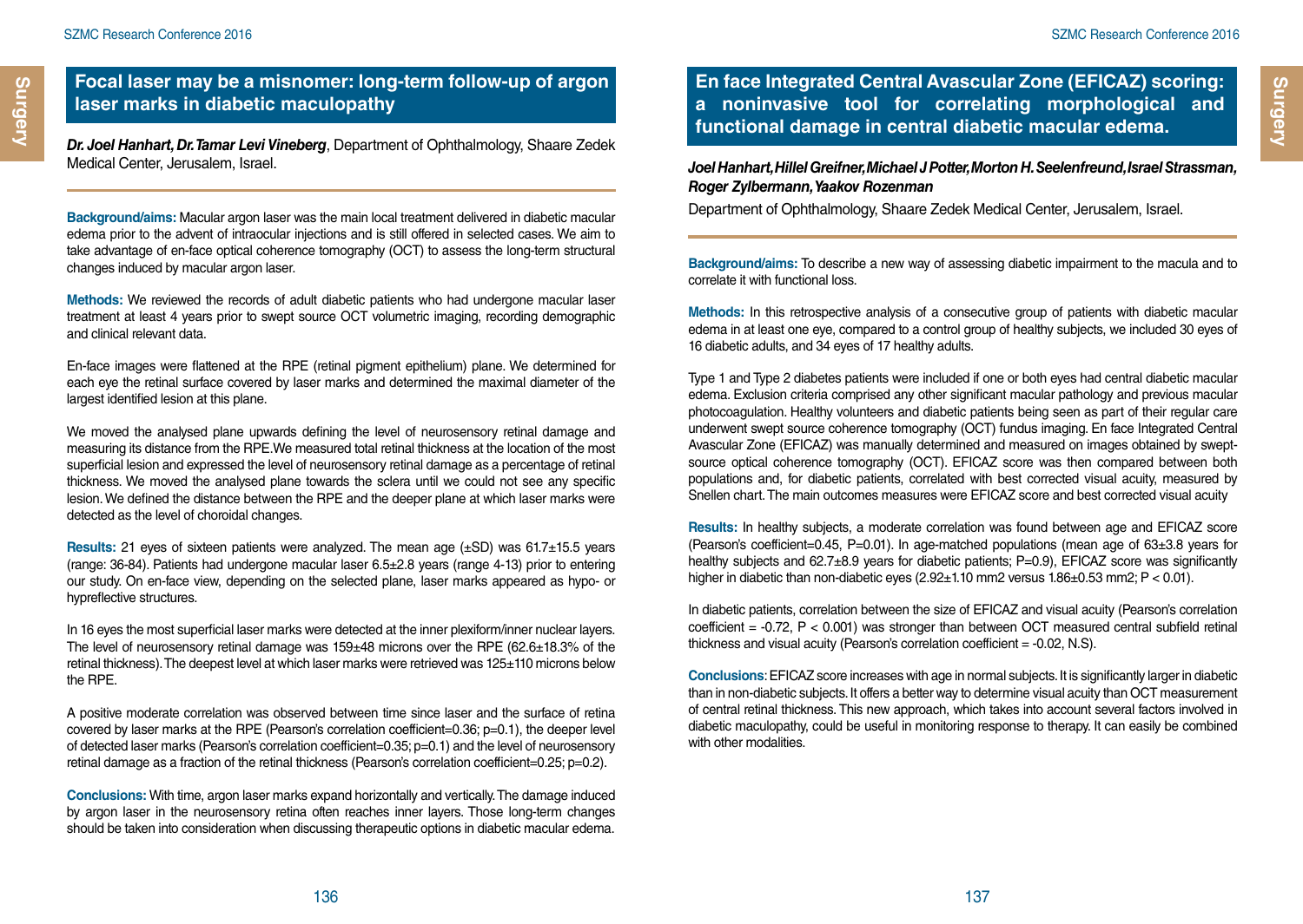## Focal laser may be a misnomer: long-term follow-up of argon laser marks in diabetic maculopathy

***Dr. Joel Hanhart, Dr. Tamar Levi Vineberg***, Department of Ophthalmology, Shaare Zedek Medical Center, Jerusalem, Israel.

**Background/aims:** Macular argon laser was the main local treatment delivered in diabetic macular edema prior to the advent of intraocular injections and is still offered in selected cases. We aim to take advantage of en-face optical coherence tomography (OCT) to assess the long-term structural changes induced by macular argon laser.

**Methods:** We reviewed the records of adult diabetic patients who had undergone macular laser treatment at least 4 years prior to swept source OCT volumetric imaging, recording demographic and clinical relevant data.

En-face images were flattened at the RPE (retinal pigment epithelium) plane. We determined for each eye the retinal surface covered by laser marks and determined the maximal diameter of the largest identified lesion at this plane.

We moved the analysed plane upwards defining the level of neurosensory retinal damage and measuring its distance from the RPE. We measured total retinal thickness at the location of the most superficial lesion and expressed the level of neurosensory retinal damage as a percentage of retinal thickness. We moved the analysed plane towards the sclera until we could not see any specific lesion. We defined the distance between the RPE and the deeper plane at which laser marks were detected as the level of choroidal changes.

**Results:** 21 eyes of sixteen patients were analyzed. The mean age (±SD) was 61.7±15.5 years (range: 36-84). Patients had undergone macular laser 6.5±2.8 years (range 4-13) prior to entering our study. On en-face view, depending on the selected plane, laser marks appeared as hypo- or hypreflective structures.

In 16 eyes the most superficial laser marks were detected at the inner plexiform/inner nuclear layers. The level of neurosensory retinal damage was 159±48 microns over the RPE (62.6±18.3% of the retinal thickness). The deepest level at which laser marks were retrieved was 125±110 microns below the RPE.

A positive moderate correlation was observed between time since laser and the surface of retina covered by laser marks at the RPE (Pearson's correlation coefficient=0.36; p=0.1), the deeper level of detected laser marks (Pearson's correlation coefficient=0.35; p=0.1) and the level of neurosensory retinal damage as a fraction of the retinal thickness (Pearson's correlation coefficient=0.25; p=0.2).

**Conclusions:** With time, argon laser marks expand horizontally and vertically. The damage induced by argon laser in the neurosensory retina often reaches inner layers. Those long-term changes should be taken into consideration when discussing therapeutic options in diabetic macular edema.

## En face Integrated Central Avascular Zone (EFICAZ) scoring: a noninvasive tool for correlating morphological and functional damage in central diabetic macular edema.

***Joel Hanhart, Hillel Greifner, Michael J Potter, Morton H. Seelenfreund, Israel Strassman, Roger Zylbermann, Yaakov Rozenman***

Department of Ophthalmology, Shaare Zedek Medical Center, Jerusalem, Israel.

**Background/aims:** To describe a new way of assessing diabetic impairment to the macula and to correlate it with functional loss.

**Methods:** In this retrospective analysis of a consecutive group of patients with diabetic macular edema in at least one eye, compared to a control group of healthy subjects, we included 30 eyes of 16 diabetic adults, and 34 eyes of 17 healthy adults.

Type 1 and Type 2 diabetes patients were included if one or both eyes had central diabetic macular edema. Exclusion criteria comprised any other significant macular pathology and previous macular photocoagulation. Healthy volunteers and diabetic patients being seen as part of their regular care underwent swept source coherence tomography (OCT) fundus imaging. En face Integrated Central Avascular Zone (EFICAZ) was manually determined and measured on images obtained by swept-source optical coherence tomography (OCT). EFICAZ score was then compared between both populations and, for diabetic patients, correlated with best corrected visual acuity, measured by Snellen chart. The main outcomes measures were EFICAZ score and best corrected visual acuity

**Results:** In healthy subjects, a moderate correlation was found between age and EFICAZ score (Pearson's coefficient=0.45, P=0.01). In age-matched populations (mean age of 63±3.8 years for healthy subjects and 62.7±8.9 years for diabetic patients; P=0.9), EFICAZ score was significantly higher in diabetic than non-diabetic eyes (2.92±1.10 mm2 versus 1.86±0.53 mm2; P < 0.01).

In diabetic patients, correlation between the size of EFICAZ and visual acuity (Pearson's correlation coefficient = -0.72, P < 0.001) was stronger than between OCT measured central subfield retinal thickness and visual acuity (Pearson's correlation coefficient = -0.02, N.S).

**Conclusions**: EFICAZ score increases with age in normal subjects. It is significantly larger in diabetic than in non-diabetic subjects. It offers a better way to determine visual acuity than OCT measurement of central retinal thickness. This new approach, which takes into account several factors involved in diabetic maculopathy, could be useful in monitoring response to therapy. It can easily be combined with other modalities.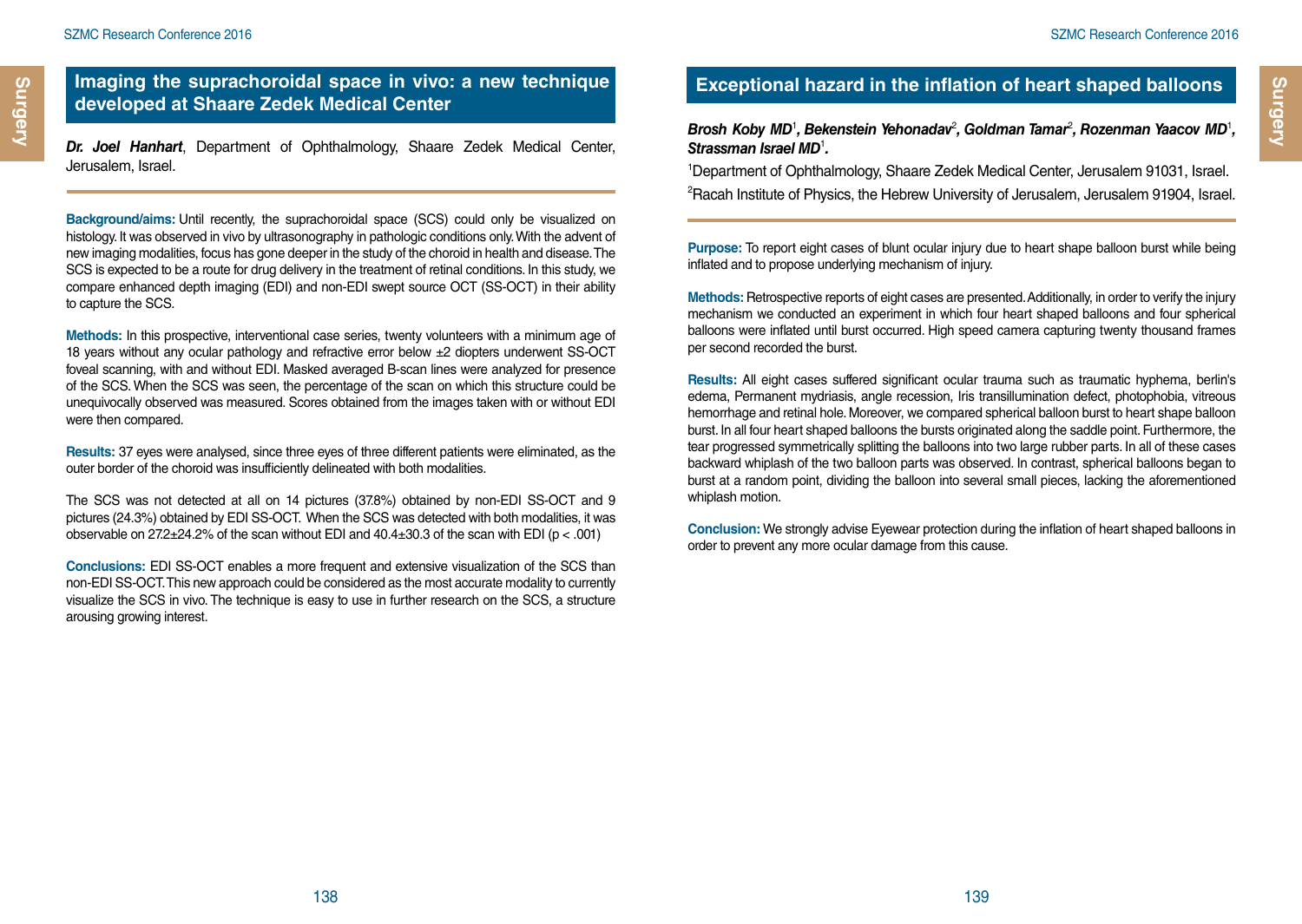## Imaging the suprachoroidal space in vivo: a new technique developed at Shaare Zedek Medical Center

***Dr. Joel Hanhart***, Department of Ophthalmology, Shaare Zedek Medical Center, Jerusalem, Israel.

**Background/aims:** Until recently, the suprachoroidal space (SCS) could only be visualized on histology. It was observed in vivo by ultrasonography in pathologic conditions only. With the advent of new imaging modalities, focus has gone deeper in the study of the choroid in health and disease. The SCS is expected to be a route for drug delivery in the treatment of retinal conditions. In this study, we compare enhanced depth imaging (EDI) and non-EDI swept source OCT (SS-OCT) in their ability to capture the SCS.

**Methods:** In this prospective, interventional case series, twenty volunteers with a minimum age of 18 years without any ocular pathology and refractive error below ±2 diopters underwent SS-OCT foveal scanning, with and without EDI. Masked averaged B-scan lines were analyzed for presence of the SCS. When the SCS was seen, the percentage of the scan on which this structure could be unequivocally observed was measured. Scores obtained from the images taken with or without EDI were then compared.

**Results:** 37 eyes were analysed, since three eyes of three different patients were eliminated, as the outer border of the choroid was insufficiently delineated with both modalities.

The SCS was not detected at all on 14 pictures (37.8%) obtained by non-EDI SS-OCT and 9 pictures (24.3%) obtained by EDI SS-OCT. When the SCS was detected with both modalities, it was observable on 27.2±24.2% of the scan without EDI and 40.4±30.3 of the scan with EDI ($p < .001$)

**Conclusions:** EDI SS-OCT enables a more frequent and extensive visualization of the SCS than non-EDI SS-OCT. This new approach could be considered as the most accurate modality to currently visualize the SCS in vivo. The technique is easy to use in further research on the SCS, a structure arousing growing interest.

## Exceptional hazard in the inflation of heart shaped balloons

***Brosh Koby MD[1], Bekenstein Yehonadav[2], Goldman Tamar[2], Rozenman Yaacov MD[1], Strassman Israel MD[1].***

[1]Department of Ophthalmology, Shaare Zedek Medical Center, Jerusalem 91031, Israel.

[2]Racah Institute of Physics, the Hebrew University of Jerusalem, Jerusalem 91904, Israel.

**Purpose:** To report eight cases of blunt ocular injury due to heart shape balloon burst while being inflated and to propose underlying mechanism of injury.

**Methods:** Retrospective reports of eight cases are presented. Additionally, in order to verify the injury mechanism we conducted an experiment in which four heart shaped balloons and four spherical balloons were inflated until burst occurred. High speed camera capturing twenty thousand frames per second recorded the burst.

**Results:** All eight cases suffered significant ocular trauma such as traumatic hyphema, berlin's edema, Permanent mydriasis, angle recession, Iris transillumination defect, photophobia, vitreous hemorrhage and retinal hole. Moreover, we compared spherical balloon burst to heart shape balloon burst. In all four heart shaped balloons the bursts originated along the saddle point. Furthermore, the tear progressed symmetrically splitting the balloons into two large rubber parts. In all of these cases backward whiplash of the two balloon parts was observed. In contrast, spherical balloons began to burst at a random point, dividing the balloon into several small pieces, lacking the aforementioned whiplash motion.

**Conclusion:** We strongly advise Eyewear protection during the inflation of heart shaped balloons in order to prevent any more ocular damage from this cause.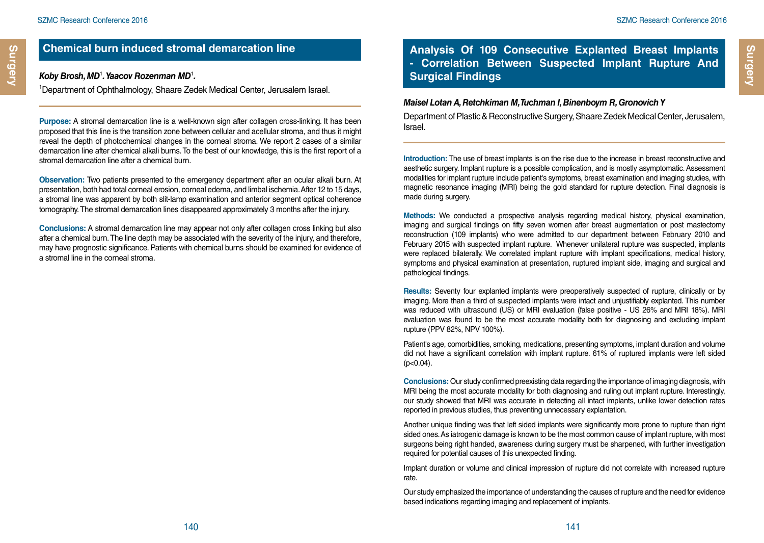## Chemical burn induced stromal demarcation line

***Koby Brosh, MD*[1]*. Yaacov Rozenman MD*[1]*.***

[1]Department of Ophthalmology, Shaare Zedek Medical Center, Jerusalem Israel.

**Purpose:** A stromal demarcation line is a well-known sign after collagen cross-linking. It has been proposed that this line is the transition zone between cellular and acellular stroma, and thus it might reveal the depth of photochemical changes in the corneal stroma. We report 2 cases of a similar demarcation line after chemical alkali burns. To the best of our knowledge, this is the first report of a stromal demarcation line after a chemical burn.

**Observation:** Two patients presented to the emergency department after an ocular alkali burn. At presentation, both had total corneal erosion, corneal edema, and limbal ischemia. After 12 to 15 days, a stromal line was apparent by both slit-lamp examination and anterior segment optical coherence tomography. The stromal demarcation lines disappeared approximately 3 months after the injury.

**Conclusions:** A stromal demarcation line may appear not only after collagen cross linking but also after a chemical burn. The line depth may be associated with the severity of the injury, and therefore, may have prognostic significance. Patients with chemical burns should be examined for evidence of a stromal line in the corneal stroma.

## Analysis Of 109 Consecutive Explanted Breast Implants - Correlation Between Suspected Implant Rupture And Surgical Findings

***Maisel Lotan A, Retchkiman M, Tuchman I, Binenboym R, Gronovich Y***

Department of Plastic & Reconstructive Surgery, Shaare Zedek Medical Center, Jerusalem, Israel.

**Introduction:** The use of breast implants is on the rise due to the increase in breast reconstructive and aesthetic surgery. Implant rupture is a possible complication, and is mostly asymptomatic. Assessment modalities for implant rupture include patient's symptoms, breast examination and imaging studies, with magnetic resonance imaging (MRI) being the gold standard for rupture detection. Final diagnosis is made during surgery.

**Methods:** We conducted a prospective analysis regarding medical history, physical examination, imaging and surgical findings on fifty seven women after breast augmentation or post mastectomy reconstruction (109 implants) who were admitted to our department between February 2010 and February 2015 with suspected implant rupture. Whenever unilateral rupture was suspected, implants were replaced bilaterally. We correlated implant rupture with implant specifications, medical history, symptoms and physical examination at presentation, ruptured implant side, imaging and surgical and pathological findings.

**Results:** Seventy four explanted implants were preoperatively suspected of rupture, clinically or by imaging. More than a third of suspected implants were intact and unjustifiably explanted. This number was reduced with ultrasound (US) or MRI evaluation (false positive - US 26% and MRI 18%). MRI evaluation was found to be the most accurate modality both for diagnosing and excluding implant rupture (PPV 82%, NPV 100%).

Patient's age, comorbidities, smoking, medications, presenting symptoms, implant duration and volume did not have a significant correlation with implant rupture. 61% of ruptured implants were left sided ($p<0.04$).

**Conclusions:** Our study confirmed preexisting data regarding the importance of imaging diagnosis, with MRI being the most accurate modality for both diagnosing and ruling out implant rupture. Interestingly, our study showed that MRI was accurate in detecting all intact implants, unlike lower detection rates reported in previous studies, thus preventing unnecessary explantation.

Another unique finding was that left sided implants were significantly more prone to rupture than right sided ones. As iatrogenic damage is known to be the most common cause of implant rupture, with most surgeons being right handed, awareness during surgery must be sharpened, with further investigation required for potential causes of this unexpected finding.

Implant duration or volume and clinical impression of rupture did not correlate with increased rupture rate.

Our study emphasized the importance of understanding the causes of rupture and the need for evidence based indications regarding imaging and replacement of implants.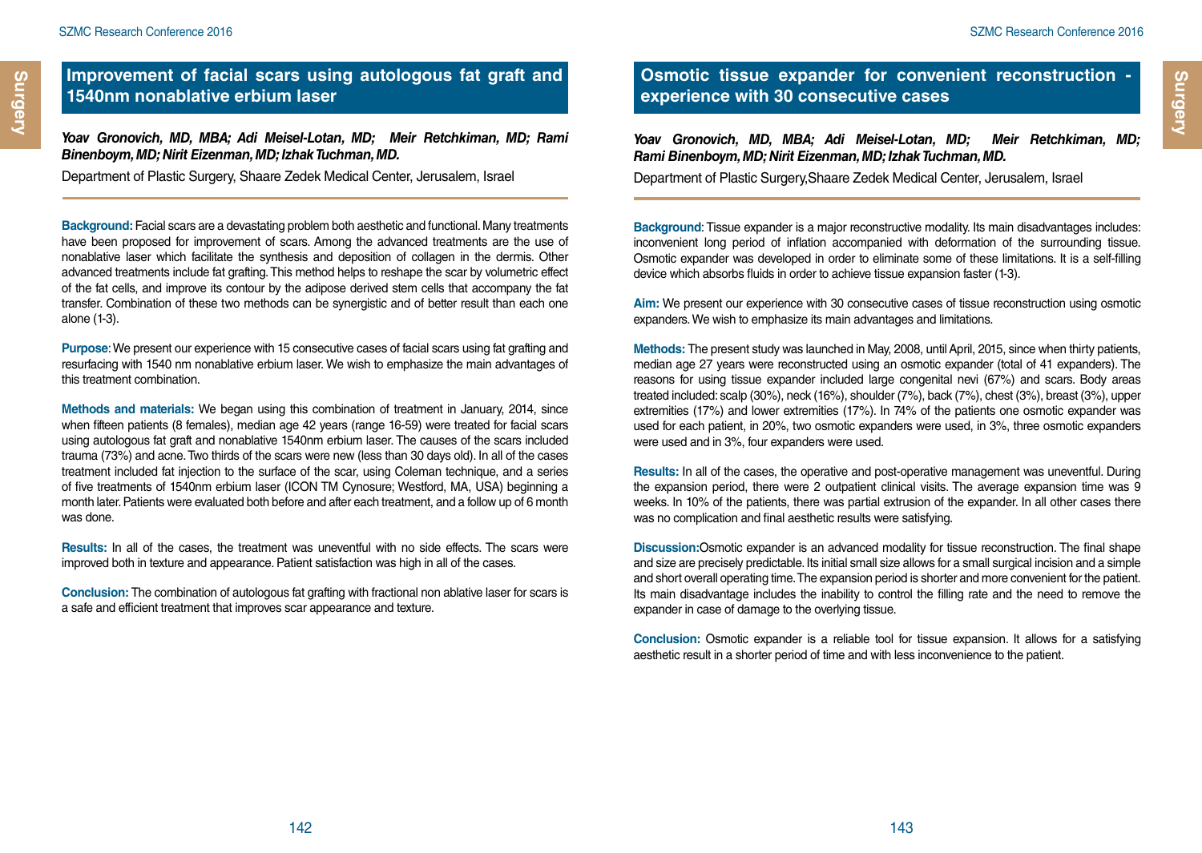## Improvement of facial scars using autologous fat graft and 1540nm nonablative erbium laser

***Yoav Gronovich, MD, MBA; Adi Meisel-Lotan, MD; Meir Retchkiman, MD; Rami Binenboym, MD; Nirit Eizenman, MD; Izhak Tuchman, MD.***

Department of Plastic Surgery, Shaare Zedek Medical Center, Jerusalem, Israel

**Background:** Facial scars are a devastating problem both aesthetic and functional. Many treatments have been proposed for improvement of scars. Among the advanced treatments are the use of nonablative laser which facilitate the synthesis and deposition of collagen in the dermis. Other advanced treatments include fat grafting. This method helps to reshape the scar by volumetric effect of the fat cells, and improve its contour by the adipose derived stem cells that accompany the fat transfer. Combination of these two methods can be synergistic and of better result than each one alone (1-3).

**Purpose**: We present our experience with 15 consecutive cases of facial scars using fat grafting and resurfacing with 1540 nm nonablative erbium laser. We wish to emphasize the main advantages of this treatment combination.

**Methods and materials:** We began using this combination of treatment in January, 2014, since when fifteen patients (8 females), median age 42 years (range 16-59) were treated for facial scars using autologous fat graft and nonablative 1540nm erbium laser. The causes of the scars included trauma (73%) and acne. Two thirds of the scars were new (less than 30 days old). In all of the cases treatment included fat injection to the surface of the scar, using Coleman technique, and a series of five treatments of 1540nm erbium laser (ICON TM Cynosure; Westford, MA, USA) beginning a month later. Patients were evaluated both before and after each treatment, and a follow up of 6 month was done.

**Results:** In all of the cases, the treatment was uneventful with no side effects. The scars were improved both in texture and appearance. Patient satisfaction was high in all of the cases.

**Conclusion:** The combination of autologous fat grafting with fractional non ablative laser for scars is a safe and efficient treatment that improves scar appearance and texture.

## Osmotic tissue expander for convenient reconstruction - experience with 30 consecutive cases

***Yoav Gronovich, MD, MBA; Adi Meisel-Lotan, MD; Meir Retchkiman, MD; Rami Binenboym, MD; Nirit Eizenman, MD; Izhak Tuchman, MD.***

Department of Plastic Surgery,Shaare Zedek Medical Center, Jerusalem, Israel

**Background**: Tissue expander is a major reconstructive modality. Its main disadvantages includes: inconvenient long period of inflation accompanied with deformation of the surrounding tissue. Osmotic expander was developed in order to eliminate some of these limitations. It is a self-filling device which absorbs fluids in order to achieve tissue expansion faster (1-3).

**Aim:** We present our experience with 30 consecutive cases of tissue reconstruction using osmotic expanders. We wish to emphasize its main advantages and limitations.

**Methods:** The present study was launched in May, 2008, until April, 2015, since when thirty patients, median age 27 years were reconstructed using an osmotic expander (total of 41 expanders). The reasons for using tissue expander included large congenital nevi (67%) and scars. Body areas treated included: scalp (30%), neck (16%), shoulder (7%), back (7%), chest (3%), breast (3%), upper extremities (17%) and lower extremities (17%). In 74% of the patients one osmotic expander was used for each patient, in 20%, two osmotic expanders were used, in 3%, three osmotic expanders were used and in 3%, four expanders were used.

**Results:** In all of the cases, the operative and post-operative management was uneventful. During the expansion period, there were 2 outpatient clinical visits. The average expansion time was 9 weeks. In 10% of the patients, there was partial extrusion of the expander. In all other cases there was no complication and final aesthetic results were satisfying.

**Discussion:**Osmotic expander is an advanced modality for tissue reconstruction. The final shape and size are precisely predictable. Its initial small size allows for a small surgical incision and a simple and short overall operating time. The expansion period is shorter and more convenient for the patient. Its main disadvantage includes the inability to control the filling rate and the need to remove the expander in case of damage to the overlying tissue.

**Conclusion:** Osmotic expander is a reliable tool for tissue expansion. It allows for a satisfying aesthetic result in a shorter period of time and with less inconvenience to the patient.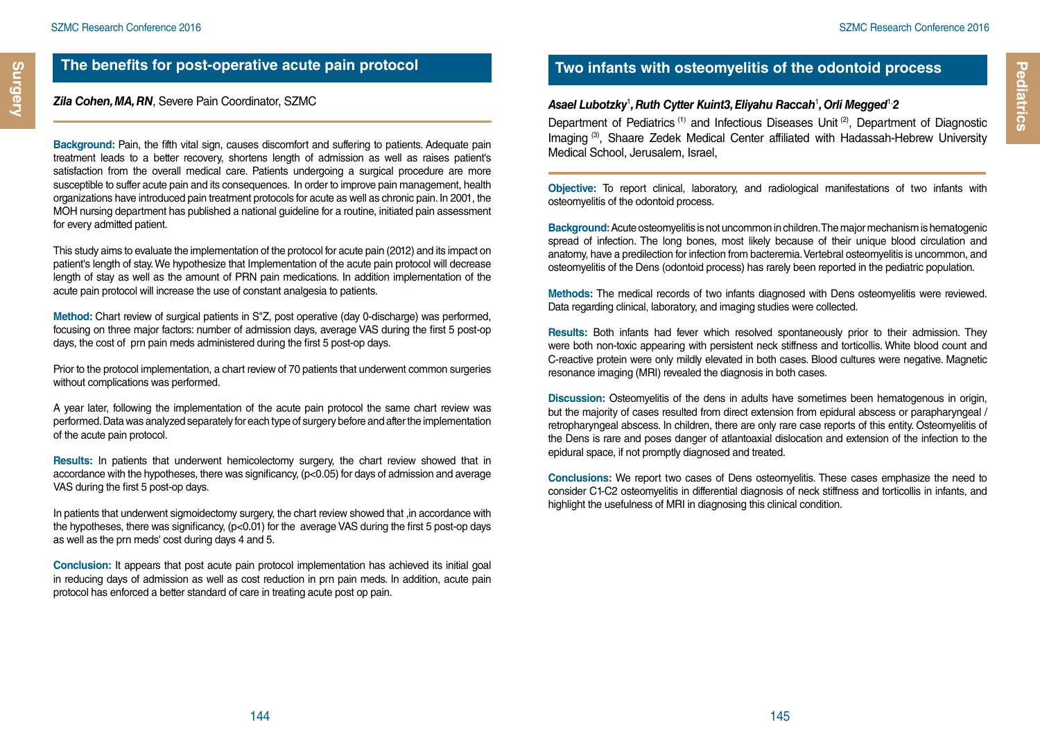## The benefits for post-operative acute pain protocol

***Zila Cohen, MA, RN***, Severe Pain Coordinator, SZMC

**Background:** Pain, the fifth vital sign, causes discomfort and suffering to patients. Adequate pain treatment leads to a better recovery, shortens length of admission as well as raises patient's satisfaction from the overall medical care. Patients undergoing a surgical procedure are more susceptible to suffer acute pain and its consequences. In order to improve pain management, health organizations have introduced pain treatment protocols for acute as well as chronic pain. In 2001, the MOH nursing department has published a national guideline for a routine, initiated pain assessment for every admitted patient.

This study aims to evaluate the implementation of the protocol for acute pain (2012) and its impact on patient's length of stay. We hypothesize that Implementation of the acute pain protocol will decrease length of stay as well as the amount of PRN pain medications. In addition implementation of the acute pain protocol will increase the use of constant analgesia to patients.

**Method:** Chart review of surgical patients in S"Z, post operative (day 0-discharge) was performed, focusing on three major factors: number of admission days, average VAS during the first 5 post-op days, the cost of prn pain meds administered during the first 5 post-op days.

Prior to the protocol implementation, a chart review of 70 patients that underwent common surgeries without complications was performed.

A year later, following the implementation of the acute pain protocol the same chart review was performed. Data was analyzed separately for each type of surgery before and after the implementation of the acute pain protocol.

**Results:** In patients that underwent hemicolectomy surgery, the chart review showed that in accordance with the hypotheses, there was significancy, ($p<0.05$) for days of admission and average VAS during the first 5 post-op days.

In patients that underwent sigmoidectomy surgery, the chart review showed that ,in accordance with the hypotheses, there was significancy, ($p<0.01$) for the average VAS during the first 5 post-op days as well as the prn meds' cost during days 4 and 5.

**Conclusion:** It appears that post acute pain protocol implementation has achieved its initial goal in reducing days of admission as well as cost reduction in prn pain meds. In addition, acute pain protocol has enforced a better standard of care in treating acute post op pain.

## Two infants with osteomyelitis of the odontoid process

***Asael Lubotzky[1], Ruth Cytter Kuint3, Eliyahu Raccah[1], Orli Megged[1,2]***

Department of Pediatrics [(1)] and Infectious Diseases Unit [(2)], Department of Diagnostic Imaging [(3)], Shaare Zedek Medical Center affiliated with Hadassah-Hebrew University Medical School, Jerusalem, Israel,

**Objective:** To report clinical, laboratory, and radiological manifestations of two infants with osteomyelitis of the odontoid process.

**Background:** Acute osteomyelitis is not uncommon in children. The major mechanism is hematogenic spread of infection. The long bones, most likely because of their unique blood circulation and anatomy, have a predilection for infection from bacteremia. Vertebral osteomyelitis is uncommon, and osteomyelitis of the Dens (odontoid process) has rarely been reported in the pediatric population.

**Methods:** The medical records of two infants diagnosed with Dens osteomyelitis were reviewed. Data regarding clinical, laboratory, and imaging studies were collected.

**Results:** Both infants had fever which resolved spontaneously prior to their admission. They were both non-toxic appearing with persistent neck stiffness and torticollis. White blood count and C-reactive protein were only mildly elevated in both cases. Blood cultures were negative. Magnetic resonance imaging (MRI) revealed the diagnosis in both cases.

**Discussion:** Osteomyelitis of the dens in adults have sometimes been hematogenous in origin, but the majority of cases resulted from direct extension from epidural abscess or parapharyngeal / retropharyngeal abscess. In children, there are only rare case reports of this entity. Osteomyelitis of the Dens is rare and poses danger of atlantoaxial dislocation and extension of the infection to the epidural space, if not promptly diagnosed and treated.

**Conclusions:** We report two cases of Dens osteomyelitis. These cases emphasize the need to consider C1-C2 osteomyelitis in differential diagnosis of neck stiffness and torticollis in infants, and highlight the usefulness of MRI in diagnosing this clinical condition.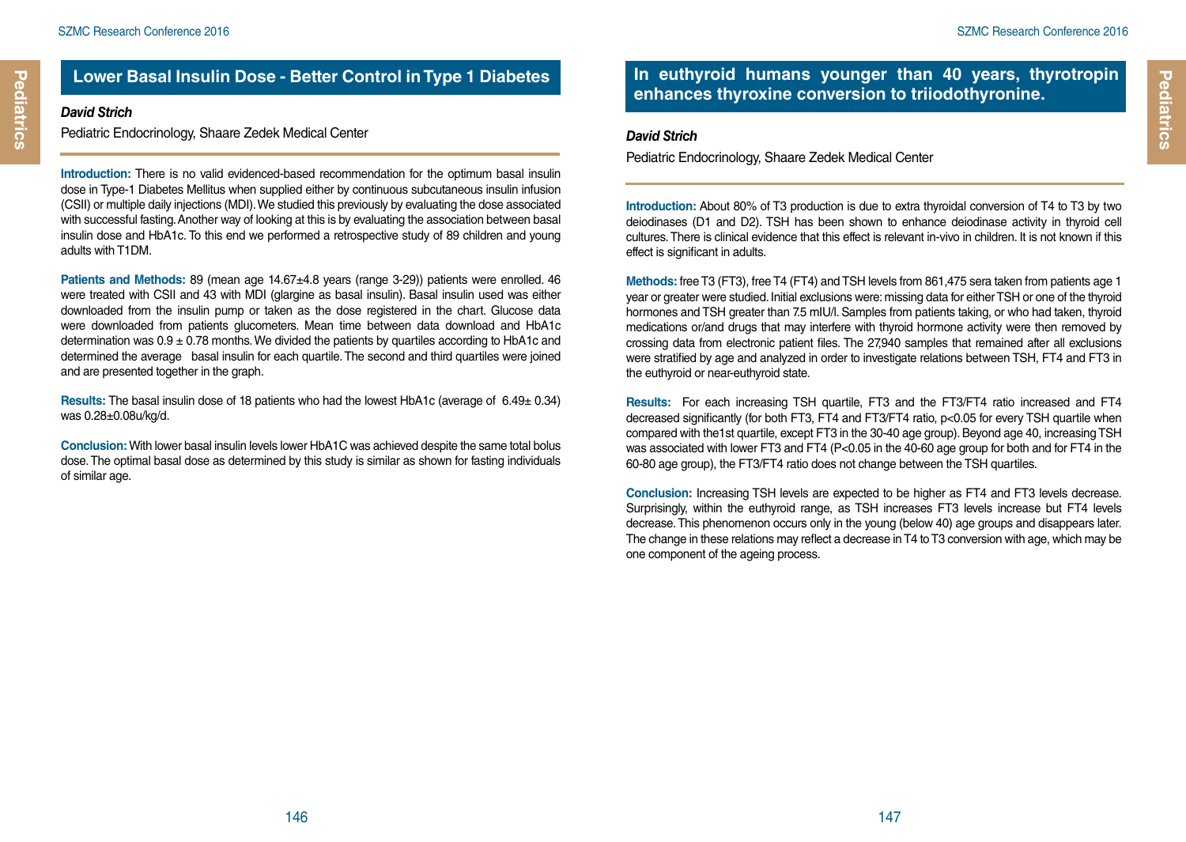## Lower Basal Insulin Dose - Better Control in Type 1 Diabetes

***David Strich***

Pediatric Endocrinology, Shaare Zedek Medical Center

**Introduction:** There is no valid evidenced-based recommendation for the optimum basal insulin dose in Type-1 Diabetes Mellitus when supplied either by continuous subcutaneous insulin infusion (CSII) or multiple daily injections (MDI). We studied this previously by evaluating the dose associated with successful fasting. Another way of looking at this is by evaluating the association between basal insulin dose and HbA1c. To this end we performed a retrospective study of 89 children and young adults with T1DM.

**Patients and Methods:** 89 (mean age 14.67±4.8 years (range 3-29)) patients were enrolled. 46 were treated with CSII and 43 with MDI (glargine as basal insulin). Basal insulin used was either downloaded from the insulin pump or taken as the dose registered in the chart. Glucose data were downloaded from patients glucometers. Mean time between data download and HbA1c determination was 0.9 ± 0.78 months. We divided the patients by quartiles according to HbA1c and determined the average basal insulin for each quartile. The second and third quartiles were joined and are presented together in the graph.

**Results:** The basal insulin dose of 18 patients who had the lowest HbA1c (average of 6.49± 0.34) was 0.28±0.08u/kg/d.

**Conclusion:** With lower basal insulin levels lower HbA1C was achieved despite the same total bolus dose. The optimal basal dose as determined by this study is similar as shown for fasting individuals of similar age.

## In euthyroid humans younger than 40 years, thyrotropin enhances thyroxine conversion to triiodothyronine.

***David Strich***

Pediatric Endocrinology, Shaare Zedek Medical Center

**Introduction:** About 80% of T3 production is due to extra thyroidal conversion of T4 to T3 by two deiodinases (D1 and D2). TSH has been shown to enhance deiodinase activity in thyroid cell cultures. There is clinical evidence that this effect is relevant in-vivo in children. It is not known if this effect is significant in adults.

**Methods:** free T3 (FT3), free T4 (FT4) and TSH levels from 861,475 sera taken from patients age 1 year or greater were studied. Initial exclusions were: missing data for either TSH or one of the thyroid hormones and TSH greater than 7.5 mIU/l. Samples from patients taking, or who had taken, thyroid medications or/and drugs that may interfere with thyroid hormone activity were then removed by crossing data from electronic patient files. The 27,940 samples that remained after all exclusions were stratified by age and analyzed in order to investigate relations between TSH, FT4 and FT3 in the euthyroid or near-euthyroid state.

**Results:** For each increasing TSH quartile, FT3 and the FT3/FT4 ratio increased and FT4 decreased significantly (for both FT3, FT4 and FT3/FT4 ratio, $p<0.05$ for every TSH quartile when compared with the1st quartile, except FT3 in the 30-40 age group). Beyond age 40, increasing TSH was associated with lower FT3 and FT4 ($P<0.05$ in the 40-60 age group for both and for FT4 in the 60-80 age group), the FT3/FT4 ratio does not change between the TSH quartiles.

**Conclusion:** Increasing TSH levels are expected to be higher as FT4 and FT3 levels decrease. Surprisingly, within the euthyroid range, as TSH increases FT3 levels increase but FT4 levels decrease. This phenomenon occurs only in the young (below 40) age groups and disappears later. The change in these relations may reflect a decrease in T4 to T3 conversion with age, which may be one component of the ageing process.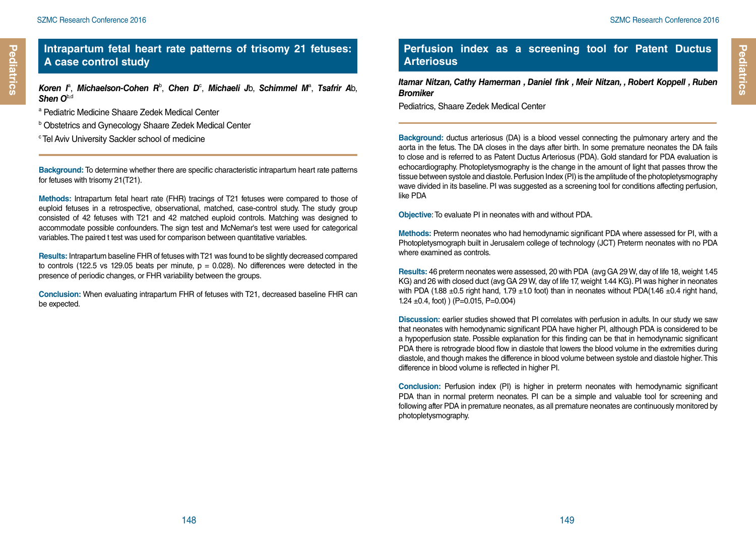## Intrapartum fetal heart rate patterns of trisomy 21 fetuses: A case control study

***Koren I***[a], ***Michaelson-Cohen R***[b], ***Chen D***[c], ***Michaeli J***b, ***Schimmel M***[a], ***Tsafrir A***b, ***Shen O***[b,d]

[a] Pediatric Medicine Shaare Zedek Medical Center

[b] Obstetrics and Gynecology Shaare Zedek Medical Center

[c] Tel Aviv University Sackler school of medicine

**Background:** To determine whether there are specific characteristic intrapartum heart rate patterns for fetuses with trisomy 21(T21).

**Methods:** Intrapartum fetal heart rate (FHR) tracings of T21 fetuses were compared to those of euploid fetuses in a retrospective, observational, matched, case-control study. The study group consisted of 42 fetuses with T21 and 42 matched euploid controls. Matching was designed to accommodate possible confounders. The sign test and McNemar's test were used for categorical variables. The paired t test was used for comparison between quantitative variables.

**Results:** Intrapartum baseline FHR of fetuses with T21 was found to be slightly decreased compared to controls (122.5 vs 129.05 beats per minute, $p = 0.028$). No differences were detected in the presence of periodic changes, or FHR variability between the groups.

**Conclusion:** When evaluating intrapartum FHR of fetuses with T21, decreased baseline FHR can be expected.

## Perfusion index as a screening tool for Patent Ductus Arteriosus

***Itamar Nitzan, Cathy Hammerman , Daniel fink , Meir Nitzan, , Robert Koppell , Ruben Bromiker***

Pediatrics, Shaare Zedek Medical Center

**Background:** ductus arteriosus (DA) is a blood vessel connecting the pulmonary artery and the aorta in the fetus. The DA closes in the days after birth. In some premature neonates the DA fails to close and is referred to as Patent Ductus Arteriosus (PDA). Gold standard for PDA evaluation is echocardiography. Photopletysmography is the change in the amount of light that passes throw the tissue between systole and diastole. Perfusion Index (PI) is the amplitude of the photopletysmography wave divided in its baseline. PI was suggested as a screening tool for conditions affecting perfusion, like PDA

**Objective**: To evaluate PI in neonates with and without PDA.

**Methods:** Preterm neonates who had hemodynamic significant PDA where assessed for PI, with a Photopletysmograph built in Jerusalem college of technology (JCT) Preterm neonates with no PDA where examined as controls.

**Results:** 46 preterm neonates were assessed, 20 with PDA (avg GA 29 W, day of life 18, weight 1.45 KG) and 26 with closed duct (avg GA 29 W, day of life 17, weight 1.44 KG). PI was higher in neonates with PDA (1.88 ±0.5 right hand, 1.79 ±1.0 foot) than in neonates without PDA(1.46 ±0.4 right hand, 1.24 ±0.4, foot) ) ($P=0.015$, $P=0.004$)

**Discussion:** earlier studies showed that PI correlates with perfusion in adults. In our study we saw that neonates with hemodynamic significant PDA have higher PI, although PDA is considered to be a hypoperfusion state. Possible explanation for this finding can be that in hemodynamic significant PDA there is retrograde blood flow in diastole that lowers the blood volume in the extremities during diastole, and though makes the difference in blood volume between systole and diastole higher. This difference in blood volume is reflected in higher PI.

**Conclusion:** Perfusion index (PI) is higher in preterm neonates with hemodynamic significant PDA than in normal preterm neonates. PI can be a simple and valuable tool for screening and following after PDA in premature neonates, as all premature neonates are continuously monitored by photopletysmography.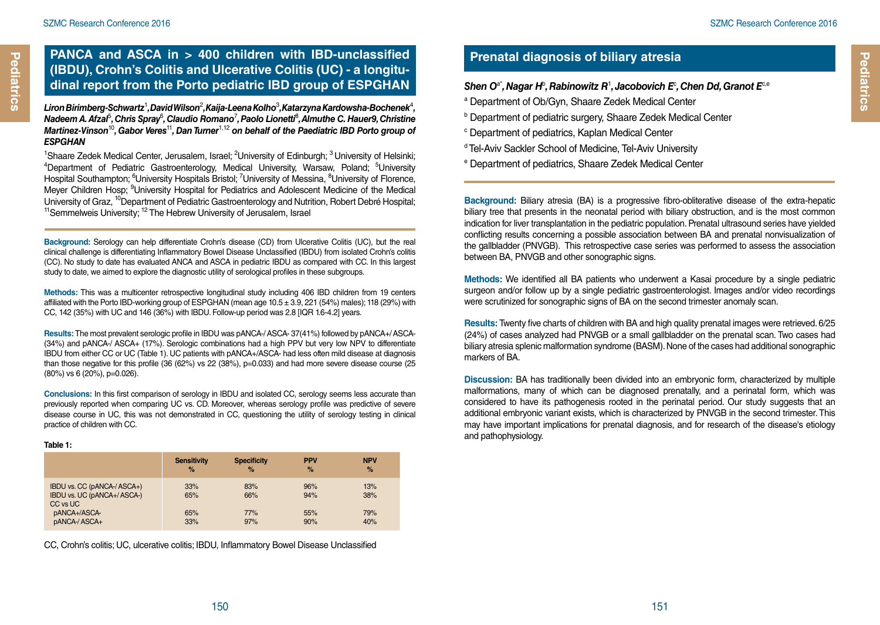## PANCA and ASCA in > 400 children with IBD-unclassified (IBDU), Crohn's Colitis and Ulcerative Colitis (UC) - a longitudinal report from the Porto pediatric IBD group of ESPGHAN

***Liron Birimberg-Schwartz[1], David Wilson[2], Kaija-Leena Kolho[3], Katarzyna Kardowska-Bochenek[4], Nadeem A. Afzal[5], Chris Spray[6], Claudio Romano[7], Paolo Lionetti[8], Almuthe C. Hauer9, Christine Martinez-Vinson[10], Gabor Veres[11], Dan Turner[1,12] on behalf of the Paediatric IBD Porto group of ESPGHAN***

[1]Shaare Zedek Medical Center, Jerusalem, Israel; [2]University of Edinburgh; [3] University of Helsinki; [4]Department of Pediatric Gastroenterology, Medical University, Warsaw, Poland; [5]University Hospital Southampton; [6]University Hospitals Bristol; [7]University of Messina, [8]University of Florence, Meyer Children Hosp; [9]University Hospital for Pediatrics and Adolescent Medicine of the Medical University of Graz, [10]Department of Pediatric Gastroenterology and Nutrition, Robert Debré Hospital; [11]Semmelweis University; [12] The Hebrew University of Jerusalem, Israel

**Background:** Serology can help differentiate Crohn's disease (CD) from Ulcerative Colitis (UC), but the real clinical challenge is differentiating Inflammatory Bowel Disease Unclassified (IBDU) from isolated Crohn's colitis (CC). No study to date has evaluated ANCA and ASCA in pediatric IBDU as compared with CC. In this largest study to date, we aimed to explore the diagnostic utility of serological profiles in these subgroups.

**Methods:** This was a multicenter retrospective longitudinal study including 406 IBD children from 19 centers affiliated with the Porto IBD-working group of ESPGHAN (mean age 10.5 ± 3.9, 221 (54%) males); 118 (29%) with CC, 142 (35%) with UC and 146 (36%) with IBDU. Follow-up period was 2.8 [IQR 1.6-4.2] years.

**Results:** The most prevalent serologic profile in IBDU was pANCA-/ ASCA- 37(41%) followed by pANCA+/ ASCA- (34%) and pANCA-/ ASCA+ (17%). Serologic combinations had a high PPV but very low NPV to differentiate IBDU from either CC or UC (Table 1). UC patients with pANCA+/ASCA- had less often mild disease at diagnosis than those negative for this profile (36 (62%) vs 22 (38%), p=0.033) and had more severe disease course (25 (80%) vs 6 (20%), p=0.026).

**Conclusions:** In this first comparison of serology in IBDU and isolated CC, serology seems less accurate than previously reported when comparing UC vs. CD. Moreover, whereas serology profile was predictive of severe disease course in UC, this was not demonstrated in CC, questioning the utility of serology testing in clinical practice of children with CC.

**Table 1:**

| | Sensitivity % | Specificity % | PPV % | NPV % |
|---|---|---|---|---|
| IBDU vs. CC (pANCA-/ ASCA+) | 33% | 83% | 96% | 13% |
| IBDU vs. UC (pANCA+/ ASCA-) | 65% | 66% | 94% | 38% |
| CC vs UC | | | | |
| pANCA+/ASCA- | 65% | 77% | 55% | 79% |
| pANCA-/ ASCA+ | 33% | 97% | 90% | 40% |

CC, Crohn's colitis; UC, ulcerative colitis; IBDU, Inflammatory Bowel Disease Unclassified

## Prenatal diagnosis of biliary atresia

***Shen O[a*], Nagar H[b], Rabinowitz R[1], Jacobovich E[c], Chen Dd, Granot E[c,e]***

[a] Department of Ob/Gyn, Shaare Zedek Medical Center

[b] Department of pediatric surgery, Shaare Zedek Medical Center

[c] Department of pediatrics, Kaplan Medical Center

[d] Tel-Aviv Sackler School of Medicine, Tel-Aviv University

[e] Department of pediatrics, Shaare Zedek Medical Center

**Background:** Biliary atresia (BA) is a progressive fibro-obliterative disease of the extra-hepatic biliary tree that presents in the neonatal period with biliary obstruction, and is the most common indication for liver transplantation in the pediatric population. Prenatal ultrasound series have yielded conflicting results concerning a possible association between BA and prenatal nonvisualization of the gallbladder (PNVGB). This retrospective case series was performed to assess the association between BA, PNVGB and other sonographic signs.

**Methods:** We identified all BA patients who underwent a Kasai procedure by a single pediatric surgeon and/or follow up by a single pediatric gastroenterologist. Images and/or video recordings were scrutinized for sonographic signs of BA on the second trimester anomaly scan.

**Results:** Twenty five charts of children with BA and high quality prenatal images were retrieved. 6/25 (24%) of cases analyzed had PNVGB or a small gallbladder on the prenatal scan. Two cases had biliary atresia splenic malformation syndrome (BASM). None of the cases had additional sonographic markers of BA.

**Discussion:** BA has traditionally been divided into an embryonic form, characterized by multiple malformations, many of which can be diagnosed prenatally, and a perinatal form, which was considered to have its pathogenesis rooted in the perinatal period. Our study suggests that an additional embryonic variant exists, which is characterized by PNVGB in the second trimester. This may have important implications for prenatal diagnosis, and for research of the disease's etiology and pathophysiology.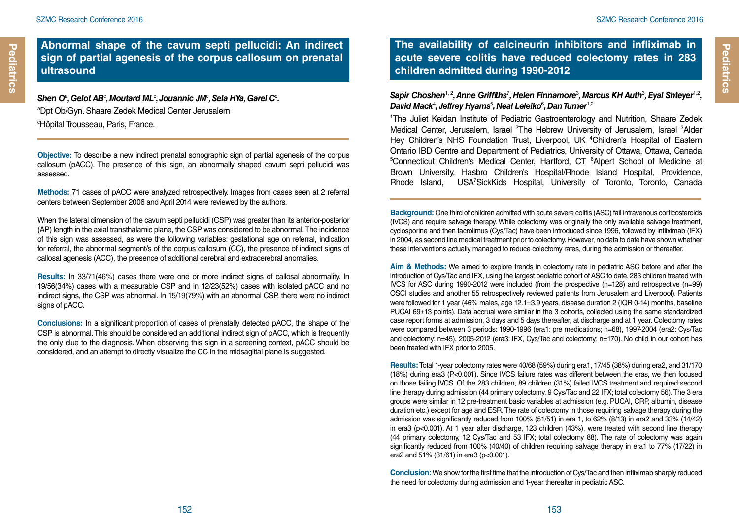## Abnormal shape of the cavum septi pellucidi: An indirect sign of partial agenesis of the corpus callosum on prenatal ultrasound

***Shen O[a], Gelot AB[c], Moutard ML[c], Jouannic JM[c], Sela HYa, Garel C[c].***

[a]Dpt Ob/Gyn. Shaare Zedek Medical Center Jerusalem

[c]Hôpital Trousseau, Paris, France.

**Objective:** To describe a new indirect prenatal sonographic sign of partial agenesis of the corpus callosum (pACC). The presence of this sign, an abnormally shaped cavum septi pellucidi was assessed.

**Methods:** 71 cases of pACC were analyzed retrospectively. Images from cases seen at 2 referral centers between September 2006 and April 2014 were reviewed by the authors.

When the lateral dimension of the cavum septi pellucidi (CSP) was greater than its anterior-posterior (AP) length in the axial transthalamic plane, the CSP was considered to be abnormal. The incidence of this sign was assessed, as were the following variables: gestational age on referral, indication for referral, the abnormal segment/s of the corpus callosum (CC), the presence of indirect signs of callosal agenesis (ACC), the presence of additional cerebral and extracerebral anomalies.

**Results:** In 33/71(46%) cases there were one or more indirect signs of callosal abnormality. In 19/56(34%) cases with a measurable CSP and in 12/23(52%) cases with isolated pACC and no indirect signs, the CSP was abnormal. In 15/19(79%) with an abnormal CSP, there were no indirect signs of pACC.

**Conclusions:** In a significant proportion of cases of prenatally detected pACC, the shape of the CSP is abnormal. This should be considered an additional indirect sign of pACC, which is frequently the only clue to the diagnosis. When observing this sign in a screening context, pACC should be considered, and an attempt to directly visualize the CC in the midsagittal plane is suggested.

## The availability of calcineurin inhibitors and infliximab in acute severe colitis have reduced colectomy rates in 283 children admitted during 1990-2012

***Sapir Choshen[1, 2], Anne Griffiths[7], Helen Finnamore[3], Marcus KH Auth[3], Eyal Shteyer[1,2], David Mack[4], Jeffrey Hyams[5], Neal Leleiko[6], Dan Turner[1,2]***

[1]The Juliet Keidan Institute of Pediatric Gastroenterology and Nutrition, Shaare Zedek Medical Center, Jerusalem, Israel [2]The Hebrew University of Jerusalem, Israel [3]Alder Hey Children's NHS Foundation Trust, Liverpool, UK [4]Children's Hospital of Eastern Ontario IBD Centre and Department of Pediatrics, University of Ottawa, Ottawa, Canada [5]Connecticut Children's Medical Center, Hartford, CT [6]Alpert School of Medicine at Brown University, Hasbro Children's Hospital/Rhode Island Hospital, Providence, Rhode Island, USA[7]SickKids Hospital, University of Toronto, Toronto, Canada

**Background:** One third of children admitted with acute severe colitis (ASC) fail intravenous corticosteroids (IVCS) and require salvage therapy. While colectomy was originally the only available salvage treatment, cyclosporine and then tacrolimus (Cys/Tac) have been introduced since 1996, followed by infliximab (IFX) in 2004, as second line medical treatment prior to colectomy. However, no data to date have shown whether these interventions actually managed to reduce colectomy rates, during the admission or thereafter.

**Aim & Methods:** We aimed to explore trends in colectomy rate in pediatric ASC before and after the introduction of Cys/Tac and IFX, using the largest pediatric cohort of ASC to date. 283 children treated with IVCS for ASC during 1990-2012 were included (from the prospective (n=128) and retrospective (n=99) OSCI studies and another 55 retrospectively reviewed patients from Jerusalem and Liverpool). Patients were followed for 1 year (46% males, age 12.1±3.9 years, disease duration 2 (IQR 0-14) months, baseline PUCAI 69±13 points). Data accrual were similar in the 3 cohorts, collected using the same standardized case report forms at admission, 3 days and 5 days thereafter, at discharge and at 1 year. Colectomy rates were compared between 3 periods: 1990-1996 (era1: pre medications; n=68), 1997-2004 (era2: Cys/Tac and colectomy; n=45), 2005-2012 (era3: IFX, Cys/Tac and colectomy; n=170). No child in our cohort has been treated with IFX prior to 2005.

**Results:** Total 1-year colectomy rates were 40/68 (59%) during era1, 17/45 (38%) during era2, and 31/170 (18%) during era3 (P<0.001). Since IVCS failure rates was different between the eras, we then focused on those failing IVCS. Of the 283 children, 89 children (31%) failed IVCS treatment and required second line therapy during admission (44 primary colectomy, 9 Cys/Tac and 22 IFX; total colectomy 56). The 3 era groups were similar in 12 pre-treatment basic variables at admission (e.g. PUCAI, CRP, albumin, disease duration etc.) except for age and ESR. The rate of colectomy in those requiring salvage therapy during the admission was significantly reduced from 100% (51/51) in era 1, to 62% (8/13) in era2 and 33% (14/42) in era3 (p<0.001). At 1 year after discharge, 123 children (43%), were treated with second line therapy (44 primary colectomy, 12 Cys/Tac and 53 IFX; total colectomy 88). The rate of colectomy was again significantly reduced from 100% (40/40) of children requiring salvage therapy in era1 to 77% (17/22) in era2 and 51% (31/61) in era3 (p<0.001).

**Conclusion:** We show for the first time that the introduction of Cys/Tac and then infliximab sharply reduced the need for colectomy during admission and 1-year thereafter in pediatric ASC.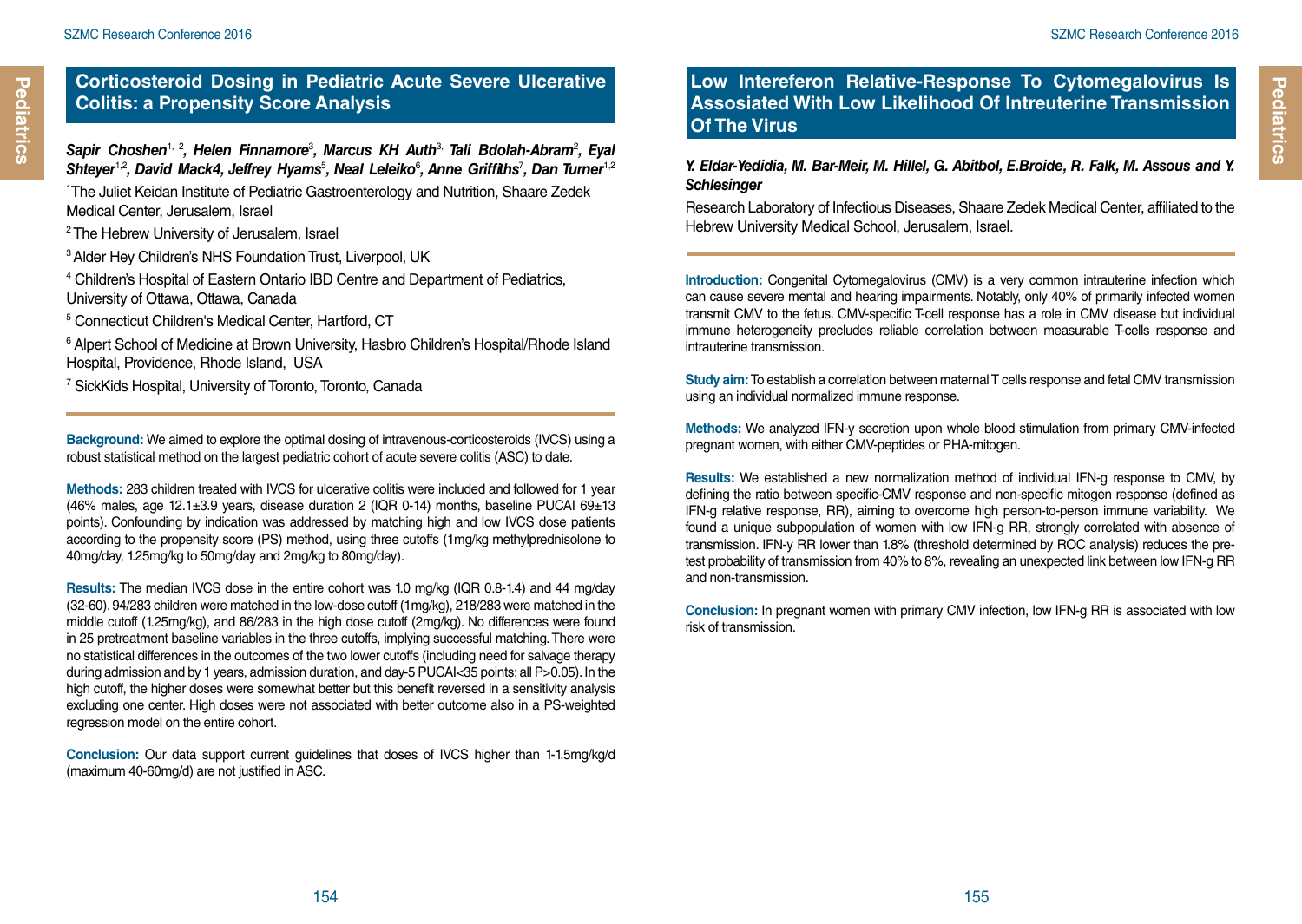## Corticosteroid Dosing in Pediatric Acute Severe Ulcerative Colitis: a Propensity Score Analysis

***Sapir Choshen[1, 2], Helen Finnamore[3], Marcus KH Auth[3], Tali Bdolah-Abram[2], Eyal Shteyer[1,2], David Mack4, Jeffrey Hyams[5], Neal Leleiko[6], Anne Griffiths[7], Dan Turner[1,2]***

[1]The Juliet Keidan Institute of Pediatric Gastroenterology and Nutrition, Shaare Zedek Medical Center, Jerusalem, Israel

[2] The Hebrew University of Jerusalem, Israel

[3] Alder Hey Children's NHS Foundation Trust, Liverpool, UK

[4] Children's Hospital of Eastern Ontario IBD Centre and Department of Pediatrics, University of Ottawa, Ottawa, Canada

[5] Connecticut Children's Medical Center, Hartford, CT

[6] Alpert School of Medicine at Brown University, Hasbro Children's Hospital/Rhode Island Hospital, Providence, Rhode Island, USA

[7] SickKids Hospital, University of Toronto, Toronto, Canada

**Background:** We aimed to explore the optimal dosing of intravenous-corticosteroids (IVCS) using a robust statistical method on the largest pediatric cohort of acute severe colitis (ASC) to date.

**Methods:** 283 children treated with IVCS for ulcerative colitis were included and followed for 1 year (46% males, age 12.1±3.9 years, disease duration 2 (IQR 0-14) months, baseline PUCAI 69±13 points). Confounding by indication was addressed by matching high and low IVCS dose patients according to the propensity score (PS) method, using three cutoffs (1mg/kg methylprednisolone to 40mg/day, 1.25mg/kg to 50mg/day and 2mg/kg to 80mg/day).

**Results:** The median IVCS dose in the entire cohort was 1.0 mg/kg (IQR 0.8-1.4) and 44 mg/day (32-60). 94/283 children were matched in the low-dose cutoff (1mg/kg), 218/283 were matched in the middle cutoff (1.25mg/kg), and 86/283 in the high dose cutoff (2mg/kg). No differences were found in 25 pretreatment baseline variables in the three cutoffs, implying successful matching. There were no statistical differences in the outcomes of the two lower cutoffs (including need for salvage therapy during admission and by 1 years, admission duration, and day-5 PUCAI<35 points; all P>0.05). In the high cutoff, the higher doses were somewhat better but this benefit reversed in a sensitivity analysis excluding one center. High doses were not associated with better outcome also in a PS-weighted regression model on the entire cohort.

**Conclusion:** Our data support current guidelines that doses of IVCS higher than 1-1.5mg/kg/d (maximum 40-60mg/d) are not justified in ASC.

## Low Intereferon Relative-Response To Cytomegalovirus Is Associated With Low Likelihood Of Intreuterine Transmission Of The Virus

***Y. Eldar-Yedidia, M. Bar-Meir, M. Hillel, G. Abitbol, E.Broide, R. Falk, M. Assous and Y. Schlesinger***

Research Laboratory of Infectious Diseases, Shaare Zedek Medical Center, affiliated to the Hebrew University Medical School, Jerusalem, Israel.

**Introduction:** Congenital Cytomegalovirus (CMV) is a very common intrauterine infection which can cause severe mental and hearing impairments. Notably, only 40% of primarily infected women transmit CMV to the fetus. CMV-specific T-cell response has a role in CMV disease but individual immune heterogeneity precludes reliable correlation between measurable T-cells response and intrauterine transmission.

**Study aim:** To establish a correlation between maternal T cells response and fetal CMV transmission using an individual normalized immune response.

**Methods:** We analyzed IFN-y secretion upon whole blood stimulation from primary CMV-infected pregnant women, with either CMV-peptides or PHA-mitogen.

**Results:** We established a new normalization method of individual IFN-g response to CMV, by defining the ratio between specific-CMV response and non-specific mitogen response (defined as IFN-g relative response, RR), aiming to overcome high person-to-person immune variability. We found a unique subpopulation of women with low IFN-g RR, strongly correlated with absence of transmission. IFN-y RR lower than 1.8% (threshold determined by ROC analysis) reduces the pre-test probability of transmission from 40% to 8%, revealing an unexpected link between low IFN-g RR and non-transmission.

**Conclusion:** In pregnant women with primary CMV infection, low IFN-g RR is associated with low risk of transmission.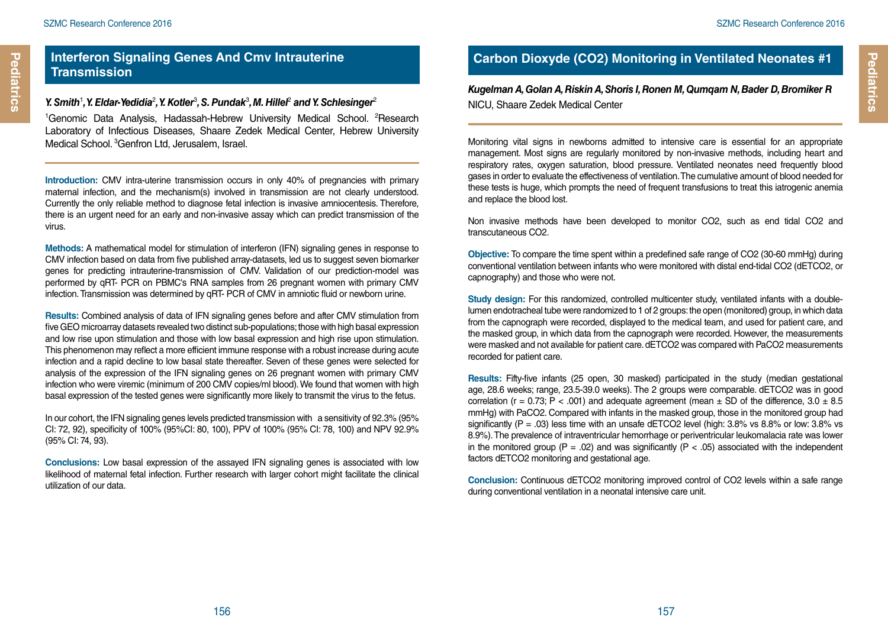## Interferon Signaling Genes And Cmv Intrauterine Transmission

***Y. Smith**[1]**, Y. Eldar-Yedidia**[2]**, Y. Kotler**[3]**, S. Pundak**[3]**, M. Hillel**[2]** and Y. Schlesinger**[2]*

[1]Genomic Data Analysis, Hadassah-Hebrew University Medical School. [2]Research Laboratory of Infectious Diseases, Shaare Zedek Medical Center, Hebrew University Medical School. [3]Genfron Ltd, Jerusalem, Israel.

**Introduction:** CMV intra-uterine transmission occurs in only 40% of pregnancies with primary maternal infection, and the mechanism(s) involved in transmission are not clearly understood. Currently the only reliable method to diagnose fetal infection is invasive amniocentesis. Therefore, there is an urgent need for an early and non-invasive assay which can predict transmission of the virus.

**Methods:** A mathematical model for stimulation of interferon (IFN) signaling genes in response to CMV infection based on data from five published array-datasets, led us to suggest seven biomarker genes for predicting intrauterine-transmission of CMV. Validation of our prediction-model was performed by qRT- PCR on PBMC's RNA samples from 26 pregnant women with primary CMV infection. Transmission was determined by qRT- PCR of CMV in amniotic fluid or newborn urine.

**Results:** Combined analysis of data of IFN signaling genes before and after CMV stimulation from five GEO microarray datasets revealed two distinct sub-populations; those with high basal expression and low rise upon stimulation and those with low basal expression and high rise upon stimulation. This phenomenon may reflect a more efficient immune response with a robust increase during acute infection and a rapid decline to low basal state thereafter. Seven of these genes were selected for analysis of the expression of the IFN signaling genes on 26 pregnant women with primary CMV infection who were viremic (minimum of 200 CMV copies/ml blood). We found that women with high basal expression of the tested genes were significantly more likely to transmit the virus to the fetus.

In our cohort, the IFN signaling genes levels predicted transmission with a sensitivity of 92.3% (95% CI: 72, 92), specificity of 100% (95%CI: 80, 100), PPV of 100% (95% CI: 78, 100) and NPV 92.9% (95% CI: 74, 93).

**Conclusions:** Low basal expression of the assayed IFN signaling genes is associated with low likelihood of maternal fetal infection. Further research with larger cohort might facilitate the clinical utilization of our data.

## Carbon Dioxyde ($CO_2$) Monitoring in Ventilated Neonates #1

***Kugelman A, Golan A, Riskin A, Shoris I, Ronen M, Qumqam N, Bader D, Bromiker R***

NICU, Shaare Zedek Medical Center

Monitoring vital signs in newborns admitted to intensive care is essential for an appropriate management. Most signs are regularly monitored by non-invasive methods, including heart and respiratory rates, oxygen saturation, blood pressure. Ventilated neonates need frequently blood gases in order to evaluate the effectiveness of ventilation. The cumulative amount of blood needed for these tests is huge, which prompts the need of frequent transfusions to treat this iatrogenic anemia and replace the blood lost.

Non invasive methods have been developed to monitor $CO_2$, such as end tidal $CO_2$ and transcutaneous $CO_2$.

**Objective:** To compare the time spent within a predefined safe range of $CO_2$ (30-60 mmHg) during conventional ventilation between infants who were monitored with distal end-tidal $CO_2$ (dETCO2, or capnography) and those who were not.

**Study design:** For this randomized, controlled multicenter study, ventilated infants with a double-lumen endotracheal tube were randomized to 1 of 2 groups: the open (monitored) group, in which data from the capnograph were recorded, displayed to the medical team, and used for patient care, and the masked group, in which data from the capnograph were recorded. However, the measurements were masked and not available for patient care. dETCO2 was compared with PaCO2 measurements recorded for patient care.

**Results:** Fifty-five infants (25 open, 30 masked) participated in the study (median gestational age, 28.6 weeks; range, 23.5-39.0 weeks). The 2 groups were comparable. dETCO2 was in good correlation ($r = 0.73$; $P < .001$) and adequate agreement (mean ± SD of the difference, 3.0 ± 8.5 mmHg) with PaCO2. Compared with infants in the masked group, those in the monitored group had significantly ($P = .03$) less time with an unsafe dETCO2 level (high: 3.8% vs 8.8% or low: 3.8% vs 8.9%). The prevalence of intraventricular hemorrhage or periventricular leukomalacia rate was lower in the monitored group ($P = .02$) and was significantly ($P < .05$) associated with the independent factors dETCO2 monitoring and gestational age.

**Conclusion:** Continuous dETCO2 monitoring improved control of $CO_2$ levels within a safe range during conventional ventilation in a neonatal intensive care unit.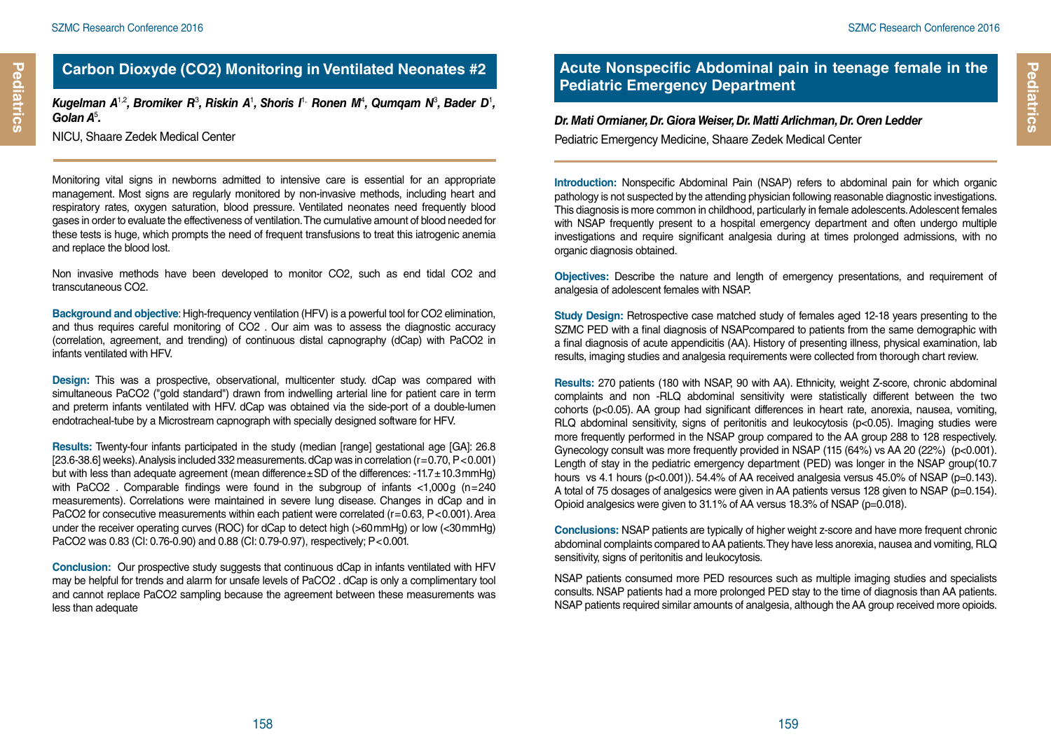# Carbon Dioxyde (CO2) Monitoring in Ventilated Neonates #2

***Kugelman A**[1,2]**, Bromiker R**[3]**, Riskin A**[1]**, Shoris I**[1,]**Ronen M**[4]**, Qumqam N**[3]**, Bader D**[1]**, Golan A**[5]**.***

NICU, Shaare Zedek Medical Center

Monitoring vital signs in newborns admitted to intensive care is essential for an appropriate management. Most signs are regularly monitored by non-invasive methods, including heart and respiratory rates, oxygen saturation, blood pressure. Ventilated neonates need frequently blood gases in order to evaluate the effectiveness of ventilation. The cumulative amount of blood needed for these tests is huge, which prompts the need of frequent transfusions to treat this iatrogenic anemia and replace the blood lost.

Non invasive methods have been developed to monitor CO2, such as end tidal CO2 and transcutaneous CO2.

**Background and objective**: High-frequency ventilation (HFV) is a powerful tool for CO2 elimination, and thus requires careful monitoring of CO2 . Our aim was to assess the diagnostic accuracy (correlation, agreement, and trending) of continuous distal capnography (dCap) with PaCO2 in infants ventilated with HFV.

**Design:** This was a prospective, observational, multicenter study. dCap was compared with simultaneous PaCO2 ("gold standard") drawn from indwelling arterial line for patient care in term and preterm infants ventilated with HFV. dCap was obtained via the side-port of a double-lumen endotracheal-tube by a Microstream capnograph with specially designed software for HFV.

**Results:** Twenty-four infants participated in the study (median [range] gestational age [GA]: 26.8 [23.6-38.6] weeks). Analysis included 332 measurements. dCap was in correlation ($r=0.70$, $P<0.001$) but with less than adequate agreement (mean difference±SD of the differences: $-11.7\pm10.3$ mmHg) with PaCO2 . Comparable findings were found in the subgroup of infants <1,000 g (n=240 measurements). Correlations were maintained in severe lung disease. Changes in dCap and in PaCO2 for consecutive measurements within each patient were correlated ($r=0.63$, $P<0.001$). Area under the receiver operating curves (ROC) for dCap to detect high (>60 mmHg) or low (<30 mmHg) PaCO2 was 0.83 (CI: 0.76-0.90) and 0.88 (CI: 0.79-0.97), respectively; $P<0.001$.

**Conclusion:** Our prospective study suggests that continuous dCap in infants ventilated with HFV may be helpful for trends and alarm for unsafe levels of PaCO2 . dCap is only a complimentary tool and cannot replace PaCO2 sampling because the agreement between these measurements was less than adequate

# Acute Nonspecific Abdominal pain in teenage female in the Pediatric Emergency Department

***Dr. Mati Ormianer, Dr. Giora Weiser, Dr. Matti Arlichman, Dr. Oren Ledder***

Pediatric Emergency Medicine, Shaare Zedek Medical Center

**Introduction:** Nonspecific Abdominal Pain (NSAP) refers to abdominal pain for which organic pathology is not suspected by the attending physician following reasonable diagnostic investigations. This diagnosis is more common in childhood, particularly in female adolescents. Adolescent females with NSAP frequently present to a hospital emergency department and often undergo multiple investigations and require significant analgesia during at times prolonged admissions, with no organic diagnosis obtained.

**Objectives:** Describe the nature and length of emergency presentations, and requirement of analgesia of adolescent females with NSAP.

**Study Design:** Retrospective case matched study of females aged 12-18 years presenting to the SZMC PED with a final diagnosis of NSAPcompared to patients from the same demographic with a final diagnosis of acute appendicitis (AA). History of presenting illness, physical examination, lab results, imaging studies and analgesia requirements were collected from thorough chart review.

**Results:** 270 patients (180 with NSAP, 90 with AA). Ethnicity, weight Z-score, chronic abdominal complaints and non -RLQ abdominal sensitivity were statistically different between the two cohorts ($p<0.05$). AA group had significant differences in heart rate, anorexia, nausea, vomiting, RLQ abdominal sensitivity, signs of peritonitis and leukocytosis ($p<0.05$). Imaging studies were more frequently performed in the NSAP group compared to the AA group 288 to 128 respectively. Gynecology consult was more frequently provided in NSAP (115 (64%) vs AA 20 (22%) ($p<0.001$). Length of stay in the pediatric emergency department (PED) was longer in the NSAP group(10.7 hours vs 4.1 hours ($p<0.001$)). 54.4% of AA received analgesia versus 45.0% of NSAP ($p=0.143$). A total of 75 dosages of analgesics were given in AA patients versus 128 given to NSAP ($p=0.154$). Opioid analgesics were given to 31.1% of AA versus 18.3% of NSAP ($p=0.018$).

**Conclusions:** NSAP patients are typically of higher weight z-score and have more frequent chronic abdominal complaints compared to AA patients. They have less anorexia, nausea and vomiting, RLQ sensitivity, signs of peritonitis and leukocytosis.

NSAP patients consumed more PED resources such as multiple imaging studies and specialists consults. NSAP patients had a more prolonged PED stay to the time of diagnosis than AA patients. NSAP patients required similar amounts of analgesia, although the AA group received more opioids.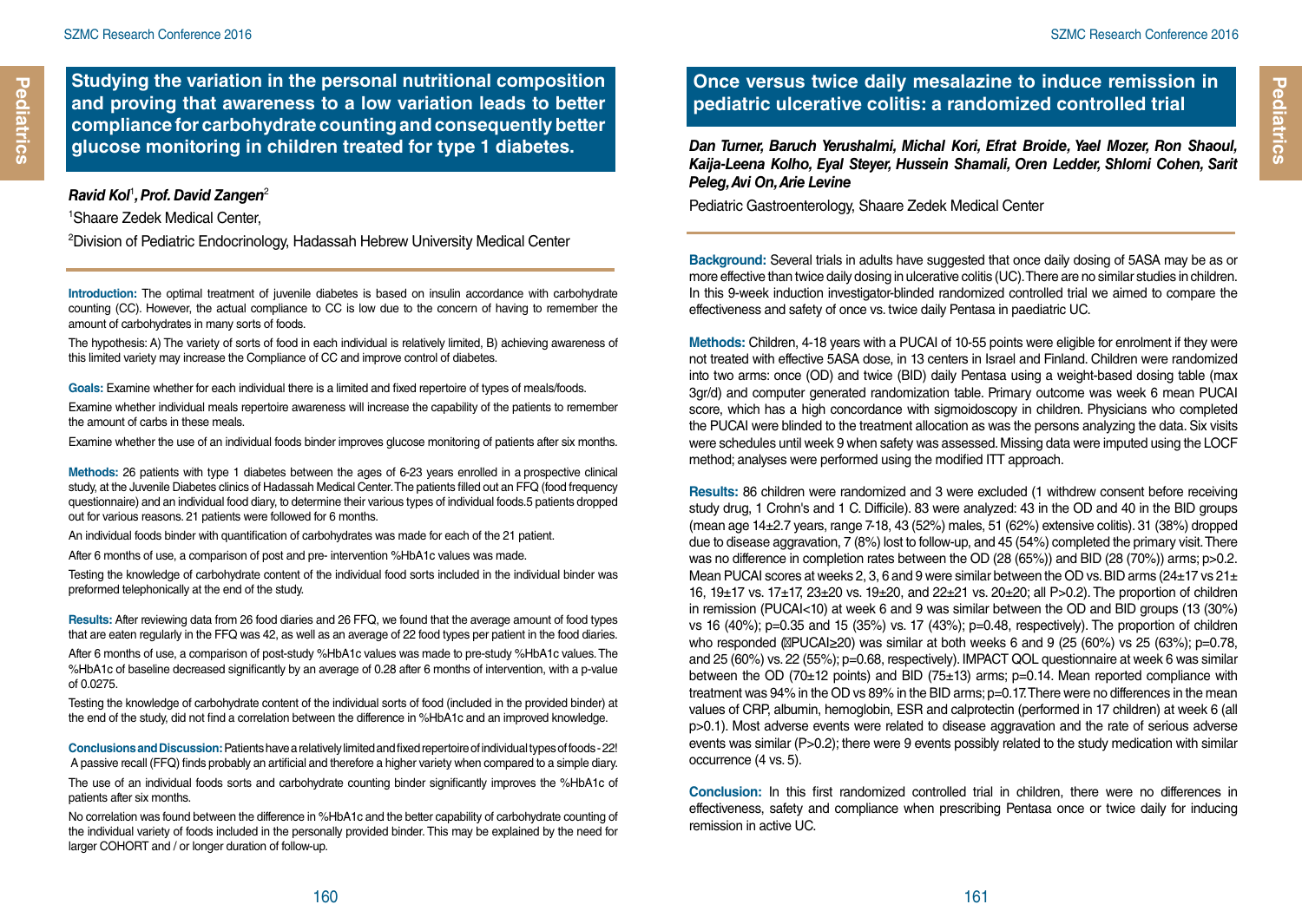## Studying the variation in the personal nutritional composition and proving that awareness to a low variation leads to better compliance for carbohydrate counting and consequently better glucose monitoring in children treated for type 1 diabetes.

***Ravid Kol*[1]*, Prof. David Zangen*[2]**

[1]Shaare Zedek Medical Center,

[2]Division of Pediatric Endocrinology, Hadassah Hebrew University Medical Center

**Introduction:** The optimal treatment of juvenile diabetes is based on insulin accordance with carbohydrate counting (CC). However, the actual compliance to CC is low due to the concern of having to remember the amount of carbohydrates in many sorts of foods.

The hypothesis: A) The variety of sorts of food in each individual is relatively limited, B) achieving awareness of this limited variety may increase the Compliance of CC and improve control of diabetes.

**Goals:** Examine whether for each individual there is a limited and fixed repertoire of types of meals/foods.

Examine whether individual meals repertoire awareness will increase the capability of the patients to remember the amount of carbs in these meals.

Examine whether the use of an individual foods binder improves glucose monitoring of patients after six months.

**Methods:** 26 patients with type 1 diabetes between the ages of 6-23 years enrolled in a prospective clinical study, at the Juvenile Diabetes clinics of Hadassah Medical Center. The patients filled out an FFQ (food frequency questionnaire) and an individual food diary, to determine their various types of individual foods.5 patients dropped out for various reasons. 21 patients were followed for 6 months.

An individual foods binder with quantification of carbohydrates was made for each of the 21 patient.

After 6 months of use, a comparison of post and pre- intervention %HbA1c values was made.

Testing the knowledge of carbohydrate content of the individual food sorts included in the individual binder was preformed telephonically at the end of the study.

**Results:** After reviewing data from 26 food diaries and 26 FFQ, we found that the average amount of food types that are eaten regularly in the FFQ was 42, as well as an average of 22 food types per patient in the food diaries.

After 6 months of use, a comparison of post-study %HbA1c values was made to pre-study %HbA1c values. The %HbA1c of baseline decreased significantly by an average of 0.28 after 6 months of intervention, with a p-value of 0.0275.

Testing the knowledge of carbohydrate content of the individual sorts of food (included in the provided binder) at the end of the study, did not find a correlation between the difference in %HbA1c and an improved knowledge.

**Conclusions and Discussion:** Patients have a relatively limited and fixed repertoire of individual types of foods - 22! A passive recall (FFQ) finds probably an artificial and therefore a higher variety when compared to a simple diary.

The use of an individual foods sorts and carbohydrate counting binder significantly improves the %HbA1c of patients after six months.

No correlation was found between the difference in %HbA1c and the better capability of carbohydrate counting of the individual variety of foods included in the personally provided binder. This may be explained by the need for larger COHORT and / or longer duration of follow-up.

## Once versus twice daily mesalazine to induce remission in pediatric ulcerative colitis: a randomized controlled trial

***Dan Turner, Baruch Yerushalmi, Michal Kori, Efrat Broide, Yael Mozer, Ron Shaoul, Kaija-Leena Kolho, Eyal Steyer, Hussein Shamali, Oren Ledder, Shlomi Cohen, Sarit Peleg, Avi On, Arie Levine***

Pediatric Gastroenterology, Shaare Zedek Medical Center

**Background:** Several trials in adults have suggested that once daily dosing of 5ASA may be as or more effective than twice daily dosing in ulcerative colitis (UC). There are no similar studies in children. In this 9-week induction investigator-blinded randomized controlled trial we aimed to compare the effectiveness and safety of once vs. twice daily Pentasa in paediatric UC.

**Methods:** Children, 4-18 years with a PUCAI of 10-55 points were eligible for enrolment if they were not treated with effective 5ASA dose, in 13 centers in Israel and Finland. Children were randomized into two arms: once (OD) and twice (BID) daily Pentasa using a weight-based dosing table (max 3gr/d) and computer generated randomization table. Primary outcome was week 6 mean PUCAI score, which has a high concordance with sigmoidoscopy in children. Physicians who completed the PUCAI were blinded to the treatment allocation as was the persons analyzing the data. Six visits were schedules until week 9 when safety was assessed. Missing data were imputed using the LOCF method; analyses were performed using the modified ITT approach.

**Results:** 86 children were randomized and 3 were excluded (1 withdrew consent before receiving study drug, 1 Crohn's and 1 C. Difficile). 83 were analyzed: 43 in the OD and 40 in the BID groups (mean age 14±2.7 years, range 7-18, 43 (52%) males, 51 (62%) extensive colitis). 31 (38%) dropped due to disease aggravation, 7 (8%) lost to follow-up, and 45 (54%) completed the primary visit. There was no difference in completion rates between the OD (28 (65%)) and BID (28 (70%)) arms; p>0.2. Mean PUCAI scores at weeks 2, 3, 6 and 9 were similar between the OD vs. BID arms (24±17 vs 21±16, 19±17 vs. 17±17, 23±20 vs. 19±20, and 22±21 vs. 20±20; all P>0.2). The proportion of children in remission (PUCAI<10) at week 6 and 9 was similar between the OD and BID groups (13 (30%) vs 16 (40%); p=0.35 and 15 (35%) vs. 17 (43%); p=0.48, respectively). The proportion of children who responded (ΔPUCAI≥20) was similar at both weeks 6 and 9 (25 (60%) vs 25 (63%); p=0.78, and 25 (60%) vs. 22 (55%); p=0.68, respectively). IMPACT QOL questionnaire at week 6 was similar between the OD (70±12 points) and BID (75±13) arms; p=0.14. Mean reported compliance with treatment was 94% in the OD vs 89% in the BID arms; p=0.17. There were no differences in the mean values of CRP, albumin, hemoglobin, ESR and calprotectin (performed in 17 children) at week 6 (all p>0.1). Most adverse events were related to disease aggravation and the rate of serious adverse events was similar (P>0.2); there were 9 events possibly related to the study medication with similar occurrence (4 vs. 5).

**Conclusion:** In this first randomized controlled trial in children, there were no differences in effectiveness, safety and compliance when prescribing Pentasa once or twice daily for inducing remission in active UC.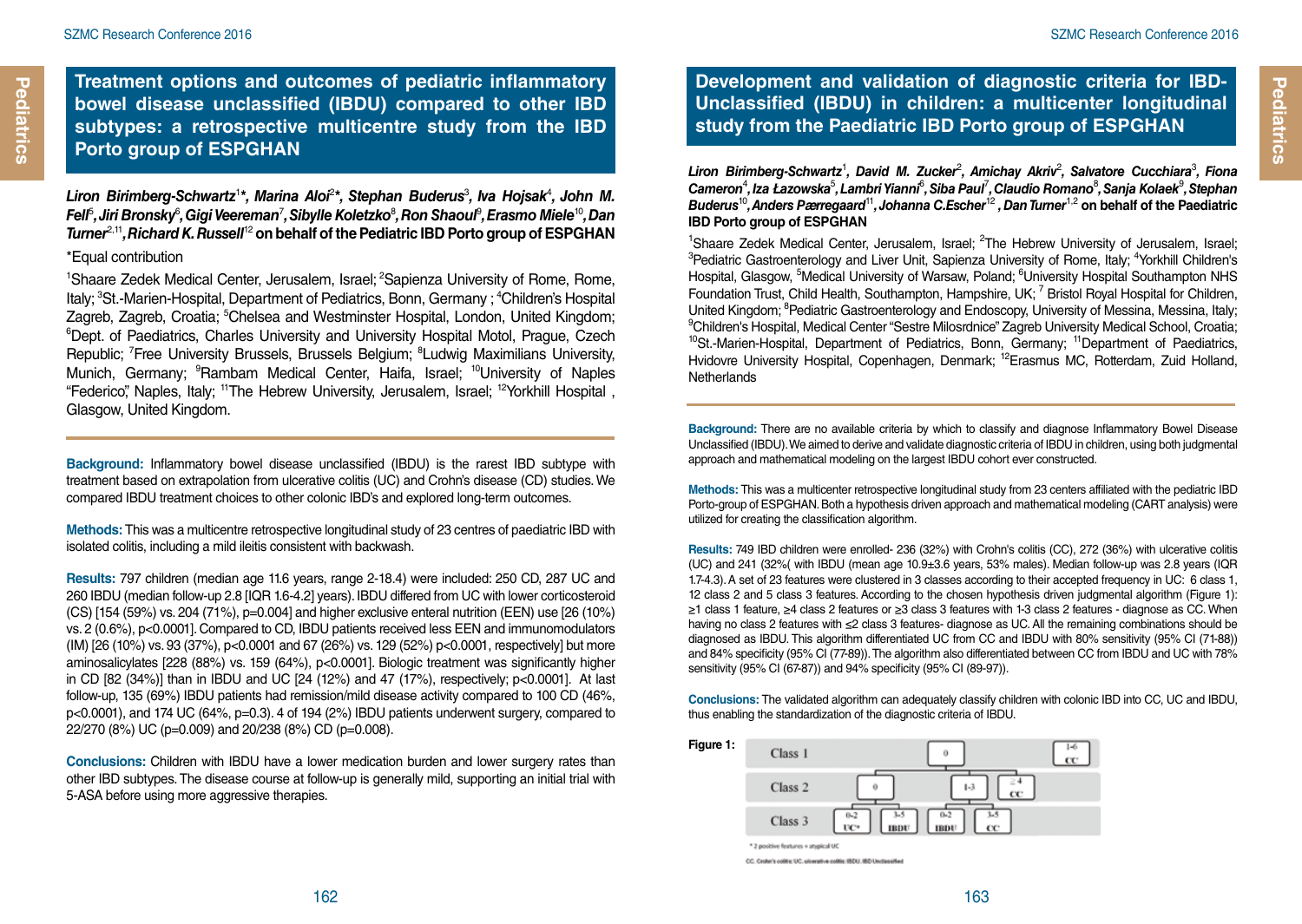## Treatment options and outcomes of pediatric inflammatory bowel disease unclassified (IBDU) compared to other IBD subtypes: a retrospective multicentre study from the IBD Porto group of ESPGHAN

***Liron Birimberg-Schwartz**[1]**\*, Marina Aloi**[2]**\*, Stephan Buderus**[3]**, Iva Hojsak**[4]**, John M. Fell**[5]**, Jiri Bronsky**[6]**, Gigi Veereman**[7]**, Sibylle Koletzko**[8]**, Ron Shaoul**[9]**, Erasmo Miele**[10]**, Dan Turner**[2,11]**, Richard K. Russell**[12]* **on behalf of the Pediatric IBD Porto group of ESPGHAN**

\*Equal contribution

[1]Shaare Zedek Medical Center, Jerusalem, Israel; [2]Sapienza University of Rome, Rome, Italy; [3]St.-Marien-Hospital, Department of Pediatrics, Bonn, Germany ; [4]Children's Hospital Zagreb, Zagreb, Croatia; [5]Chelsea and Westminster Hospital, London, United Kingdom; [6]Dept. of Paediatrics, Charles University and University Hospital Motol, Prague, Czech Republic; [7]Free University Brussels, Brussels Belgium; [8]Ludwig Maximilians University, Munich, Germany; [9]Rambam Medical Center, Haifa, Israel; [10]University of Naples "Federico", Naples, Italy; [11]The Hebrew University, Jerusalem, Israel; [12]Yorkhill Hospital , Glasgow, United Kingdom.

**Background:** Inflammatory bowel disease unclassified (IBDU) is the rarest IBD subtype with treatment based on extrapolation from ulcerative colitis (UC) and Crohn's disease (CD) studies. We compared IBDU treatment choices to other colonic IBD's and explored long-term outcomes.

**Methods:** This was a multicentre retrospective longitudinal study of 23 centres of paediatric IBD with isolated colitis, including a mild ileitis consistent with backwash.

**Results:** 797 children (median age 11.6 years, range 2-18.4) were included: 250 CD, 287 UC and 260 IBDU (median follow-up 2.8 [IQR 1.6-4.2] years). IBDU differed from UC with lower corticosteroid (CS) [154 (59%) vs. 204 (71%), p=0.004] and higher exclusive enteral nutrition (EEN) use [26 (10%) vs. 2 (0.6%), p<0.0001]. Compared to CD, IBDU patients received less EEN and immunomodulators (IM) [26 (10%) vs. 93 (37%), p<0.0001 and 67 (26%) vs. 129 (52%) p<0.0001, respectively] but more aminosalicylates [228 (88%) vs. 159 (64%), p<0.0001]. Biologic treatment was significantly higher in CD [82 (34%)] than in IBDU and UC [24 (12%) and 47 (17%), respectively; p<0.0001]. At last follow-up, 135 (69%) IBDU patients had remission/mild disease activity compared to 100 CD (46%, p<0.0001), and 174 UC (64%, p=0.3). 4 of 194 (2%) IBDU patients underwent surgery, compared to 22/270 (8%) UC (p=0.009) and 20/238 (8%) CD (p=0.008).

**Conclusions:** Children with IBDU have a lower medication burden and lower surgery rates than other IBD subtypes. The disease course at follow-up is generally mild, supporting an initial trial with 5-ASA before using more aggressive therapies.

## Development and validation of diagnostic criteria for IBD-Unclassified (IBDU) in children: a multicenter longitudinal study from the Paediatric IBD Porto group of ESPGHAN

***Liron Birimberg-Schwartz**[1]**, David M. Zucker**[2]**, Amichay Akriv**[2]**, Salvatore Cucchiara**[3]**, Fiona Cameron**[4]**, Iza Łazowska**[5]**, Lambri Yianni**[6]**, Siba Paul**[7]**, Claudio Romano**[8]**, Sanja Kolaek**[9]**, Stephan Buderus**[10]**, Anders Pærregaard**[11]**, Johanna C.Escher**[12]**, Dan Turner**[1,2]* **on behalf of the Paediatric IBD Porto group of ESPGHAN**

[1]Shaare Zedek Medical Center, Jerusalem, Israel; [2]The Hebrew University of Jerusalem, Israel; [3]Pediatric Gastroenterology and Liver Unit, Sapienza University of Rome, Italy; [4]Yorkhill Children's Hospital, Glasgow, [5]Medical University of Warsaw, Poland; [6]University Hospital Southampton NHS Foundation Trust, Child Health, Southampton, Hampshire, UK; [7] Bristol Royal Hospital for Children, United Kingdom; [8]Pediatric Gastroenterology and Endoscopy, University of Messina, Messina, Italy; [9]Children's Hospital, Medical Center "Sestre Milosrdnice" Zagreb University Medical School, Croatia; [10]St.-Marien-Hospital, Department of Pediatrics, Bonn, Germany; [11]Department of Paediatrics, Hvidovre University Hospital, Copenhagen, Denmark; [12]Erasmus MC, Rotterdam, Zuid Holland, Netherlands

**Background:** There are no available criteria by which to classify and diagnose Inflammatory Bowel Disease Unclassified (IBDU). We aimed to derive and validate diagnostic criteria of IBDU in children, using both judgmental approach and mathematical modeling on the largest IBDU cohort ever constructed.

**Methods:** This was a multicenter retrospective longitudinal study from 23 centers affiliated with the pediatric IBD Porto-group of ESPGHAN. Both a hypothesis driven approach and mathematical modeling (CART analysis) were utilized for creating the classification algorithm.

**Results:** 749 IBD children were enrolled- 236 (32%) with Crohn's colitis (CC), 272 (36%) with ulcerative colitis (UC) and 241 (32%( with IBDU (mean age 10.9±3.6 years, 53% males). Median follow-up was 2.8 years (IQR 1.7-4.3). A set of 23 features were clustered in 3 classes according to their accepted frequency in UC: 6 class 1, 12 class 2 and 5 class 3 features. According to the chosen hypothesis driven judgmental algorithm (Figure 1): ≥1 class 1 feature, ≥4 class 2 features or ≥3 class 3 features with 1-3 class 2 features - diagnose as CC. When having no class 2 features with ≤2 class 3 features- diagnose as UC. All the remaining combinations should be diagnosed as IBDU. This algorithm differentiated UC from CC and IBDU with 80% sensitivity (95% CI (71-88)) and 84% specificity (95% CI (77-89)). The algorithm also differentiated between CC from IBDU and UC with 78% sensitivity (95% CI (67-87)) and 94% specificity (95% CI (89-97)).

**Conclusions:** The validated algorithm can adequately classify children with colonic IBD into CC, UC and IBDU, thus enabling the standardization of the diagnostic criteria of IBDU.

**Figure 1:**

| Class | | | | |
|---|---|---|---|---|
| Class 1 | 0 | | | 1-6 CC |
| Class 2 | 0 | | 1-3 | ≥4 CC |
| Class 3 | 0-2 UC\* | 3-5 IBDU | 0-2 IBDU | 3-5 CC |

\* 2 positive features = atypical UC

CC, Crohn's colitis; UC, ulcerative colitis; IBDU, IBD Unclassified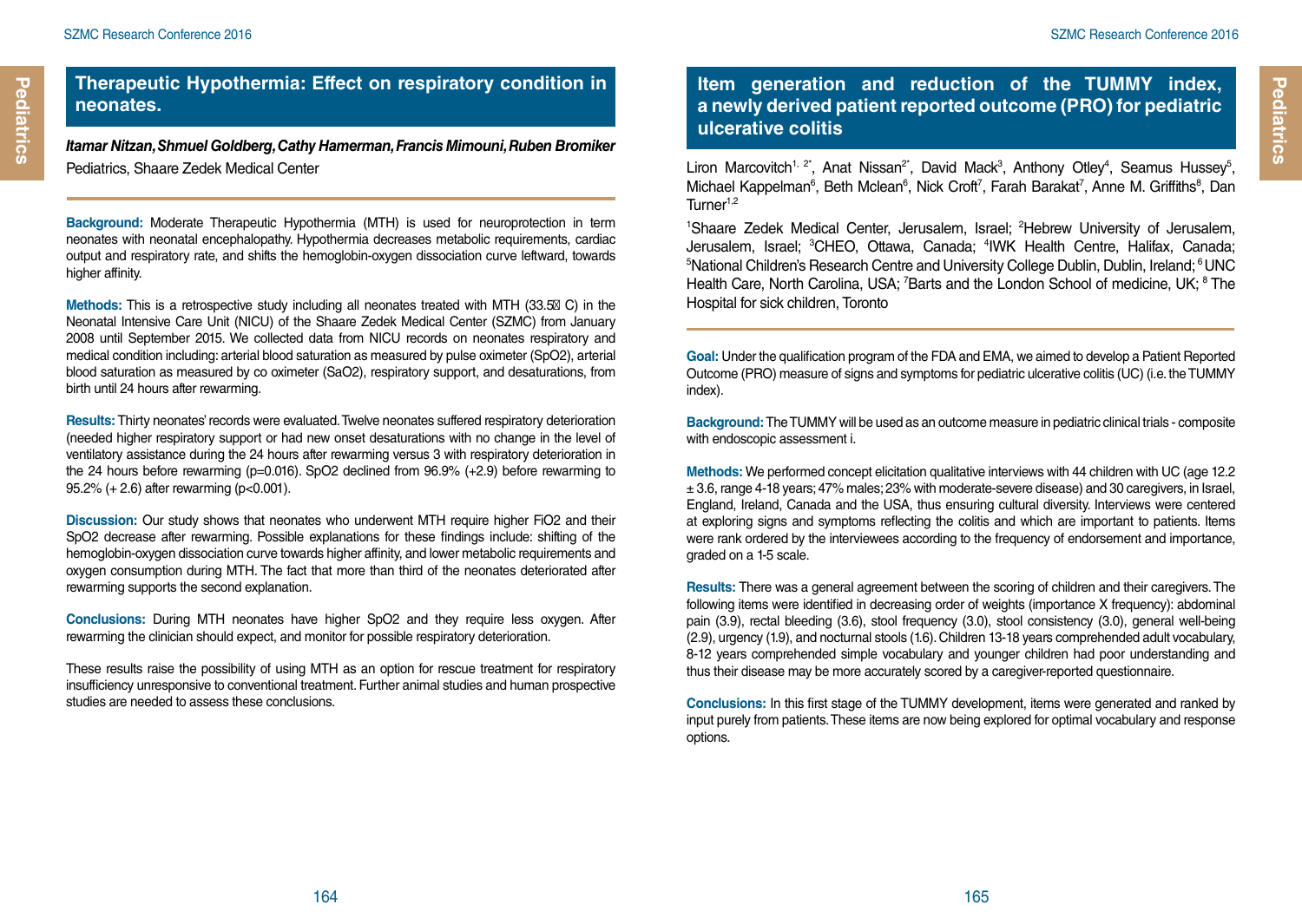## Therapeutic Hypothermia: Effect on respiratory condition in neonates.

***Itamar Nitzan, Shmuel Goldberg, Cathy Hamerman, Francis Mimouni, Ruben Bromiker***

Pediatrics, Shaare Zedek Medical Center

**Background:** Moderate Therapeutic Hypothermia (MTH) is used for neuroprotection in term neonates with neonatal encephalopathy. Hypothermia decreases metabolic requirements, cardiac output and respiratory rate, and shifts the hemoglobin-oxygen dissociation curve leftward, towards higher affinity.

**Methods:** This is a retrospective study including all neonates treated with MTH (33.5 C) in the Neonatal Intensive Care Unit (NICU) of the Shaare Zedek Medical Center (SZMC) from January 2008 until September 2015. We collected data from NICU records on neonates respiratory and medical condition including: arterial blood saturation as measured by pulse oximeter (SpO2), arterial blood saturation as measured by co oximeter (SaO2), respiratory support, and desaturations, from birth until 24 hours after rewarming.

**Results:** Thirty neonates' records were evaluated. Twelve neonates suffered respiratory deterioration (needed higher respiratory support or had new onset desaturations with no change in the level of ventilatory assistance during the 24 hours after rewarming versus 3 with respiratory deterioration in the 24 hours before rewarming ($p=0.016$). SpO2 declined from 96.9% (+2.9) before rewarming to 95.2% (+ 2.6) after rewarming ($p<0.001$).

**Discussion:** Our study shows that neonates who underwent MTH require higher FiO2 and their SpO2 decrease after rewarming. Possible explanations for these findings include: shifting of the hemoglobin-oxygen dissociation curve towards higher affinity, and lower metabolic requirements and oxygen consumption during MTH. The fact that more than third of the neonates deteriorated after rewarming supports the second explanation.

**Conclusions:** During MTH neonates have higher SpO2 and they require less oxygen. After rewarming the clinician should expect, and monitor for possible respiratory deterioration.

These results raise the possibility of using MTH as an option for rescue treatment for respiratory insufficiency unresponsive to conventional treatment. Further animal studies and human prospective studies are needed to assess these conclusions.

## Item generation and reduction of the TUMMY index, a newly derived patient reported outcome (PRO) for pediatric ulcerative colitis

Liron Marcovitch[1, 2*], Anat Nissan[2*], David Mack[3], Anthony Otley[4], Seamus Hussey[5], Michael Kappelman[6], Beth Mclean[6], Nick Croft[7], Farah Barakat[7], Anne M. Griffiths[8], Dan Turner[1,2]

[1]Shaare Zedek Medical Center, Jerusalem, Israel; [2]Hebrew University of Jerusalem, Jerusalem, Israel; [3]CHEO, Ottawa, Canada; [4]IWK Health Centre, Halifax, Canada; [5]National Children's Research Centre and University College Dublin, Dublin, Ireland; [6]UNC Health Care, North Carolina, USA; [7]Barts and the London School of medicine, UK; [8]The Hospital for sick children, Toronto

**Goal:** Under the qualification program of the FDA and EMA, we aimed to develop a Patient Reported Outcome (PRO) measure of signs and symptoms for pediatric ulcerative colitis (UC) (i.e. the TUMMY index).

**Background:** The TUMMY will be used as an outcome measure in pediatric clinical trials - composite with endoscopic assessment i.

**Methods:** We performed concept elicitation qualitative interviews with 44 children with UC (age 12.2 ± 3.6, range 4-18 years; 47% males; 23% with moderate-severe disease) and 30 caregivers, in Israel, England, Ireland, Canada and the USA, thus ensuring cultural diversity. Interviews were centered at exploring signs and symptoms reflecting the colitis and which are important to patients. Items were rank ordered by the interviewees according to the frequency of endorsement and importance, graded on a 1-5 scale.

**Results:** There was a general agreement between the scoring of children and their caregivers. The following items were identified in decreasing order of weights (importance X frequency): abdominal pain (3.9), rectal bleeding (3.6), stool frequency (3.0), stool consistency (3.0), general well-being (2.9), urgency (1.9), and nocturnal stools (1.6). Children 13-18 years comprehended adult vocabulary, 8-12 years comprehended simple vocabulary and younger children had poor understanding and thus their disease may be more accurately scored by a caregiver-reported questionnaire.

**Conclusions:** In this first stage of the TUMMY development, items were generated and ranked by input purely from patients. These items are now being explored for optimal vocabulary and response options.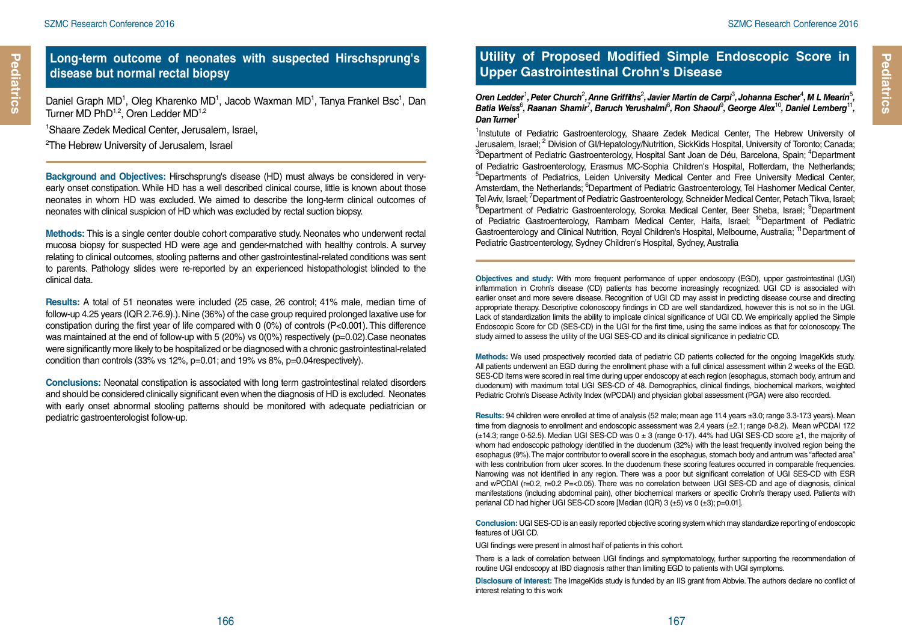## Long-term outcome of neonates with suspected Hirschsprung's disease but normal rectal biopsy

Daniel Graph MD[1], Oleg Kharenko MD[1], Jacob Waxman MD[1], Tanya Frankel Bsc[1], Dan Turner MD PhD[1,2], Oren Ledder MD[1,2]

[1]Shaare Zedek Medical Center, Jerusalem, Israel,

[2]The Hebrew University of Jerusalem, Israel

**Background and Objectives:** Hirschsprung's disease (HD) must always be considered in very-early onset constipation. While HD has a well described clinical course, little is known about those neonates in whom HD was excluded. We aimed to describe the long-term clinical outcomes of neonates with clinical suspicion of HD which was excluded by rectal suction biopsy.

**Methods:** This is a single center double cohort comparative study. Neonates who underwent rectal mucosa biopsy for suspected HD were age and gender-matched with healthy controls. A survey relating to clinical outcomes, stooling patterns and other gastrointestinal-related conditions was sent to parents. Pathology slides were re-reported by an experienced histopathologist blinded to the clinical data.

**Results:** A total of 51 neonates were included (25 case, 26 control; 41% male, median time of follow-up 4.25 years (IQR 2.7-6.9).). Nine (36%) of the case group required prolonged laxative use for constipation during the first year of life compared with 0 (0%) of controls (P<0.001). This difference was maintained at the end of follow-up with 5 (20%) vs 0(0%) respectively (p=0.02).Case neonates were significantly more likely to be hospitalized or be diagnosed with a chronic gastrointestinal-related condition than controls (33% vs 12%, p=0.01; and 19% vs 8%, p=0.04respectively).

**Conclusions:** Neonatal constipation is associated with long term gastrointestinal related disorders and should be considered clinically significant even when the diagnosis of HD is excluded. Neonates with early onset abnormal stooling patterns should be monitored with adequate pediatrician or pediatric gastroenterologist follow-up.

## Utility of Proposed Modified Simple Endoscopic Score in Upper Gastrointestinal Crohn's Disease

***Oren Ledder[1], Peter Church[2], Anne Griffiths[2], Javier Martín de Carpi[3], Johanna Escher[4], M L Mearin[5], Batia Weiss[6], Raanan Shamir[7], Baruch Yerushalmi[8], Ron Shaoul[9], George Alex[10], Daniel Lemberg[11], Dan Turner[1]***

[1]Instutute of Pediatric Gastroenterology, Shaare Zedek Medical Center, The Hebrew University of Jerusalem, Israel; [2] Division of GI/Hepatology/Nutrition, SickKids Hospital, University of Toronto; Canada; [3]Department of Pediatric Gastroenterology, Hospital Sant Joan de Déu, Barcelona, Spain; [4]Department of Pediatric Gastroenterology, Erasmus MC-Sophia Children's Hospital, Rotterdam, the Netherlands; [5]Departments of Pediatrics, Leiden University Medical Center and Free University Medical Center, Amsterdam, the Netherlands; [6]Department of Pediatric Gastroenterology, Tel Hashomer Medical Center, Tel Aviv, Israel; [7]Department of Pediatric Gastroenterology, Schneider Medical Center, Petach Tikva, Israel; [8]Department of Pediatric Gastroenterology, Soroka Medical Center, Beer Sheba, Israel; [9]Department of Pediatric Gastroenterology, Rambam Medical Center, Haifa, Israel; [10]Department of Pediatric Gastroenterology and Clinical Nutrition, Royal Children's Hospital, Melbourne, Australia; [11]Department of Pediatric Gastroenterology, Sydney Children's Hospital, Sydney, Australia

**Objectives and study:** With more frequent performance of upper endoscopy (EGD), upper gastrointestinal (UGI) inflammation in Crohn's disease (CD) patients has become increasingly recognized. UGI CD is associated with earlier onset and more severe disease. Recognition of UGI CD may assist in predicting disease course and directing appropriate therapy. Descriptive colonoscopy findings in CD are well standardized, however this is not so in the UGI. Lack of standardization limits the ability to implicate clinical significance of UGI CD. We empirically applied the Simple Endoscopic Score for CD (SES-CD) in the UGI for the first time, using the same indices as that for colonoscopy. The study aimed to assess the utility of the UGI SES-CD and its clinical significance in pediatric CD.

**Methods:** We used prospectively recorded data of pediatric CD patients collected for the ongoing ImageKids study. All patients underwent an EGD during the enrollment phase with a full clinical assessment within 2 weeks of the EGD. SES-CD items were scored in real time during upper endoscopy at each region (esophagus, stomach body, antrum and duodenum) with maximum total UGI SES-CD of 48. Demographics, clinical findings, biochemical markers, weighted Pediatric Crohn's Disease Activity Index (wPCDAI) and physician global assessment (PGA) were also recorded.

**Results:** 94 children were enrolled at time of analysis (52 male; mean age 11.4 years ±3.0; range 3.3-17.3 years). Mean time from diagnosis to enrollment and endoscopic assessment was 2.4 years (±2.1; range 0-8.2). Mean wPCDAI 17.2 (±14.3; range 0-52.5). Median UGI SES-CD was 0 ± 3 (range 0-17). 44% had UGI SES-CD score ≥1, the majority of whom had endoscopic pathology identified in the duodenum (32%) with the least frequently involved region being the esophagus (9%). The major contributor to overall score in the esophagus, stomach body and antrum was "affected area" with less contribution from ulcer scores. In the duodenum these scoring features occurred in comparable frequencies. Narrowing was not identified in any region. There was a poor but significant correlation of UGI SES-CD with ESR and wPCDAI (r=0.2, r=0.2 P=<0.05). There was no correlation between UGI SES-CD and age of diagnosis, clinical manifestations (including abdominal pain), other biochemical markers or specific Crohn's therapy used. Patients with perianal CD had higher UGI SES-CD score [Median (IQR) 3 (±5) vs 0 (±3); p=0.01].

**Conclusion:** UGI SES-CD is an easily reported objective scoring system which may standardize reporting of endoscopic features of UGI CD.

UGI findings were present in almost half of patients in this cohort.

There is a lack of correlation between UGI findings and symptomatology, further supporting the recommendation of routine UGI endoscopy at IBD diagnosis rather than limiting EGD to patients with UGI symptoms.

**Disclosure of interest:** The ImageKids study is funded by an IIS grant from Abbvie. The authors declare no conflict of interest relating to this work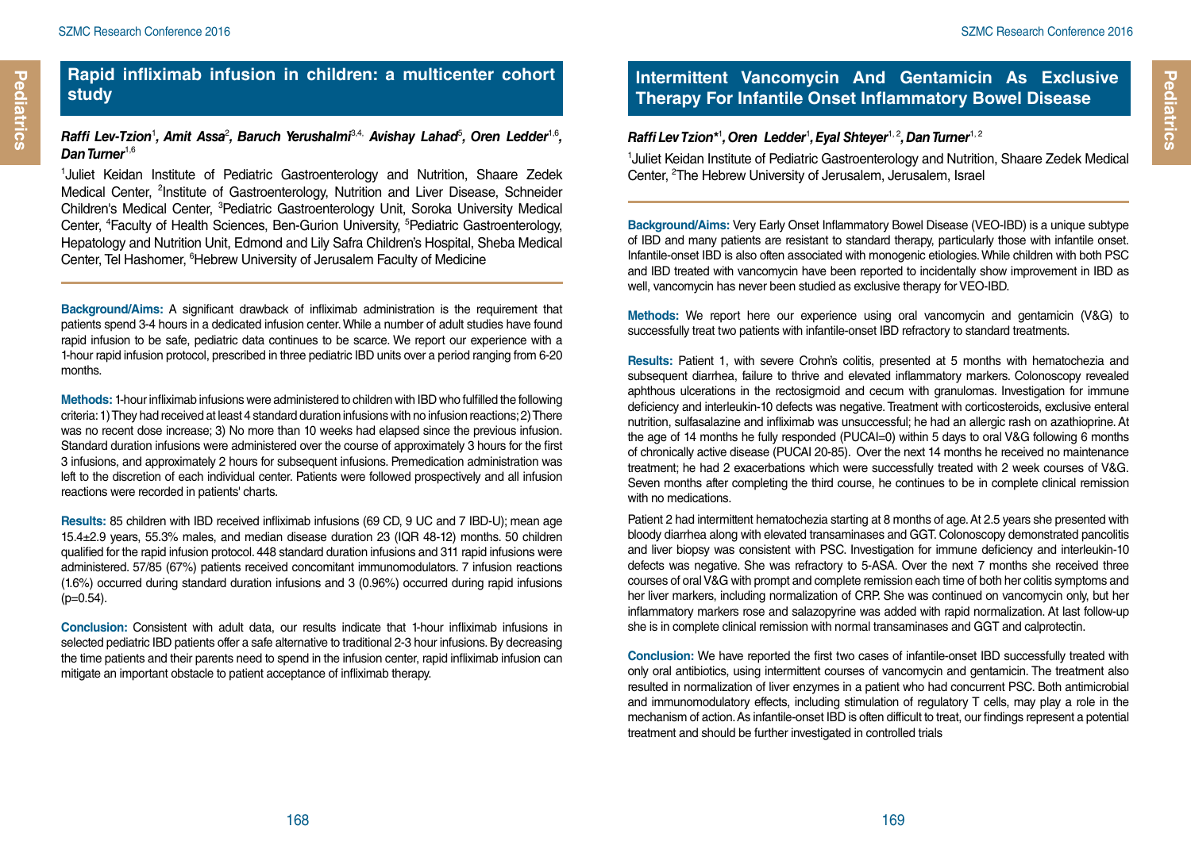## Rapid infliximab infusion in children: a multicenter cohort study

***Raffi Lev-Tzion*[1], *Amit Assa*[2], *Baruch Yerushalmi*[3,4], *Avishay Lahad*[5], *Oren Ledder*[1,6], *Dan Turner*[1,6]**

[1]Juliet Keidan Institute of Pediatric Gastroenterology and Nutrition, Shaare Zedek Medical Center, [2]Institute of Gastroenterology, Nutrition and Liver Disease, Schneider Children's Medical Center, [3]Pediatric Gastroenterology Unit, Soroka University Medical Center, [4]Faculty of Health Sciences, Ben-Gurion University, [5]Pediatric Gastroenterology, Hepatology and Nutrition Unit, Edmond and Lily Safra Children's Hospital, Sheba Medical Center, Tel Hashomer, [6]Hebrew University of Jerusalem Faculty of Medicine

**Background/Aims:** A significant drawback of infliximab administration is the requirement that patients spend 3-4 hours in a dedicated infusion center. While a number of adult studies have found rapid infusion to be safe, pediatric data continues to be scarce. We report our experience with a 1-hour rapid infusion protocol, prescribed in three pediatric IBD units over a period ranging from 6-20 months.

**Methods:** 1-hour infliximab infusions were administered to children with IBD who fulfilled the following criteria: 1) They had received at least 4 standard duration infusions with no infusion reactions; 2) There was no recent dose increase; 3) No more than 10 weeks had elapsed since the previous infusion. Standard duration infusions were administered over the course of approximately 3 hours for the first 3 infusions, and approximately 2 hours for subsequent infusions. Premedication administration was left to the discretion of each individual center. Patients were followed prospectively and all infusion reactions were recorded in patients' charts.

**Results:** 85 children with IBD received infliximab infusions (69 CD, 9 UC and 7 IBD-U); mean age 15.4±2.9 years, 55.3% males, and median disease duration 23 (IQR 48-12) months. 50 children qualified for the rapid infusion protocol. 448 standard duration infusions and 311 rapid infusions were administered. 57/85 (67%) patients received concomitant immunomodulators. 7 infusion reactions (1.6%) occurred during standard duration infusions and 3 (0.96%) occurred during rapid infusions ($p=0.54$).

**Conclusion:** Consistent with adult data, our results indicate that 1-hour infliximab infusions in selected pediatric IBD patients offer a safe alternative to traditional 2-3 hour infusions. By decreasing the time patients and their parents need to spend in the infusion center, rapid infliximab infusion can mitigate an important obstacle to patient acceptance of infliximab therapy.

## Intermittent Vancomycin And Gentamicin As Exclusive Therapy For Infantile Onset Inflammatory Bowel Disease

***Raffi Lev Tzion**[1], *Oren Ledder*[1], *Eyal Shteyer*[1,2], *Dan Turner*[1,2]**

[1]Juliet Keidan Institute of Pediatric Gastroenterology and Nutrition, Shaare Zedek Medical Center, [2]The Hebrew University of Jerusalem, Jerusalem, Israel

**Background/Aims:** Very Early Onset Inflammatory Bowel Disease (VEO-IBD) is a unique subtype of IBD and many patients are resistant to standard therapy, particularly those with infantile onset. Infantile-onset IBD is also often associated with monogenic etiologies. While children with both PSC and IBD treated with vancomycin have been reported to incidentally show improvement in IBD as well, vancomycin has never been studied as exclusive therapy for VEO-IBD.

**Methods:** We report here our experience using oral vancomycin and gentamicin (V&G) to successfully treat two patients with infantile-onset IBD refractory to standard treatments.

**Results:** Patient 1, with severe Crohn's colitis, presented at 5 months with hematochezia and subsequent diarrhea, failure to thrive and elevated inflammatory markers. Colonoscopy revealed aphthous ulcerations in the rectosigmoid and cecum with granulomas. Investigation for immune deficiency and interleukin-10 defects was negative. Treatment with corticosteroids, exclusive enteral nutrition, sulfasalazine and infliximab was unsuccessful; he had an allergic rash on azathioprine. At the age of 14 months he fully responded (PUCAI=0) within 5 days to oral V&G following 6 months of chronically active disease (PUCAI 20-85). Over the next 14 months he received no maintenance treatment; he had 2 exacerbations which were successfully treated with 2 week courses of V&G. Seven months after completing the third course, he continues to be in complete clinical remission with no medications.

Patient 2 had intermittent hematochezia starting at 8 months of age. At 2.5 years she presented with bloody diarrhea along with elevated transaminases and GGT. Colonoscopy demonstrated pancolitis and liver biopsy was consistent with PSC. Investigation for immune deficiency and interleukin-10 defects was negative. She was refractory to 5-ASA. Over the next 7 months she received three courses of oral V&G with prompt and complete remission each time of both her colitis symptoms and her liver markers, including normalization of CRP. She was continued on vancomycin only, but her inflammatory markers rose and salazopyrine was added with rapid normalization. At last follow-up she is in complete clinical remission with normal transaminases and GGT and calprotectin.

**Conclusion:** We have reported the first two cases of infantile-onset IBD successfully treated with only oral antibiotics, using intermittent courses of vancomycin and gentamicin. The treatment also resulted in normalization of liver enzymes in a patient who had concurrent PSC. Both antimicrobial and immunomodulatory effects, including stimulation of regulatory T cells, may play a role in the mechanism of action. As infantile-onset IBD is often difficult to treat, our findings represent a potential treatment and should be further investigated in controlled trials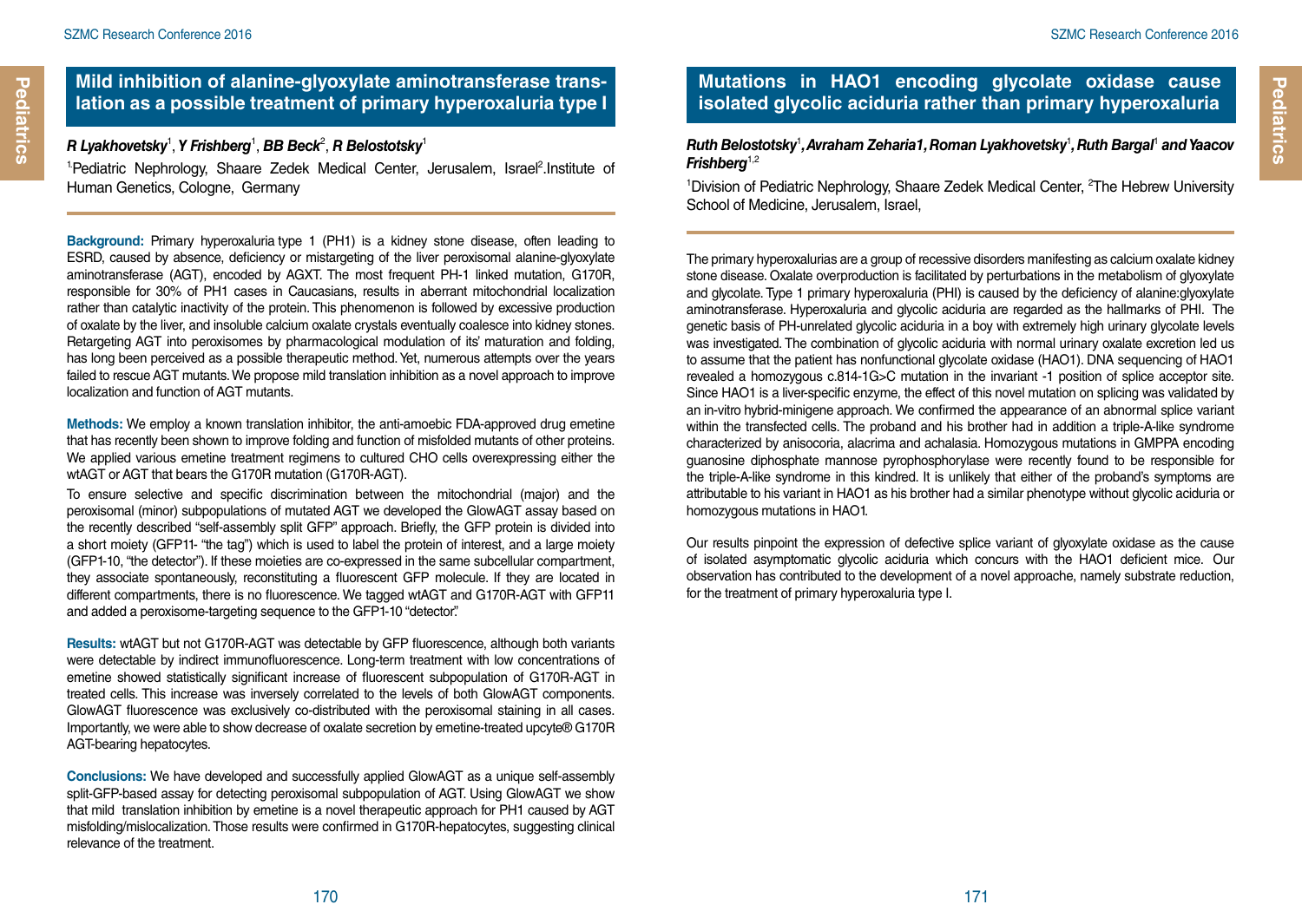## Mild inhibition of alanine-glyoxylate aminotransferase translation as a possible treatment of primary hyperoxaluria type I

***R Lyakhovetsky*[1], *Y Frishberg*[1], *BB Beck*[2], *R Belostotsky*[1]**

[1]Pediatric Nephrology, Shaare Zedek Medical Center, Jerusalem, Israel[2].Institute of Human Genetics, Cologne, Germany

**Background:** Primary hyperoxaluria type 1 (PH1) is a kidney stone disease, often leading to ESRD, caused by absence, deficiency or mistargeting of the liver peroxisomal alanine-glyoxylate aminotransferase (AGT), encoded by AGXT. The most frequent PH-1 linked mutation, G170R, responsible for 30% of PH1 cases in Caucasians, results in aberrant mitochondrial localization rather than catalytic inactivity of the protein. This phenomenon is followed by excessive production of oxalate by the liver, and insoluble calcium oxalate crystals eventually coalesce into kidney stones. Retargeting AGT into peroxisomes by pharmacological modulation of its' maturation and folding, has long been perceived as a possible therapeutic method. Yet, numerous attempts over the years failed to rescue AGT mutants. We propose mild translation inhibition as a novel approach to improve localization and function of AGT mutants.

**Methods:** We employ a known translation inhibitor, the anti-amoebic FDA-approved drug emetine that has recently been shown to improve folding and function of misfolded mutants of other proteins. We applied various emetine treatment regimens to cultured CHO cells overexpressing either the wtAGT or AGT that bears the G170R mutation (G170R-AGT).

To ensure selective and specific discrimination between the mitochondrial (major) and the peroxisomal (minor) subpopulations of mutated AGT we developed the GlowAGT assay based on the recently described "self-assembly split GFP" approach. Briefly, the GFP protein is divided into a short moiety (GFP11- "the tag") which is used to label the protein of interest, and a large moiety (GFP1-10, "the detector"). If these moieties are co-expressed in the same subcellular compartment, they associate spontaneously, reconstituting a fluorescent GFP molecule. If they are located in different compartments, there is no fluorescence. We tagged wtAGT and G170R-AGT with GFP11 and added a peroxisome-targeting sequence to the GFP1-10 "detector".

**Results:** wtAGT but not G170R-AGT was detectable by GFP fluorescence, although both variants were detectable by indirect immunofluorescence. Long-term treatment with low concentrations of emetine showed statistically significant increase of fluorescent subpopulation of G170R-AGT in treated cells. This increase was inversely correlated to the levels of both GlowAGT components. GlowAGT fluorescence was exclusively co-distributed with the peroxisomal staining in all cases. Importantly, we were able to show decrease of oxalate secretion by emetine-treated upcyte® G170R AGT-bearing hepatocytes.

**Conclusions:** We have developed and successfully applied GlowAGT as a unique self-assembly split-GFP-based assay for detecting peroxisomal subpopulation of AGT. Using GlowAGT we show that mild translation inhibition by emetine is a novel therapeutic approach for PH1 caused by AGT misfolding/mislocalization. Those results were confirmed in G170R-hepatocytes, suggesting clinical relevance of the treatment.

## Mutations in HAO1 encoding glycolate oxidase cause isolated glycolic aciduria rather than primary hyperoxaluria

***Ruth Belostotsky*[1], *Avraham Zeharia1*, *Roman Lyakhovetsky*[1], *Ruth Bargal*[1] *and Yaacov Frishberg*[1,2]**

[1]Division of Pediatric Nephrology, Shaare Zedek Medical Center, [2]The Hebrew University School of Medicine, Jerusalem, Israel,

The primary hyperoxalurias are a group of recessive disorders manifesting as calcium oxalate kidney stone disease. Oxalate overproduction is facilitated by perturbations in the metabolism of glyoxylate and glycolate. Type 1 primary hyperoxaluria (PHI) is caused by the deficiency of alanine:glyoxylate aminotransferase. Hyperoxaluria and glycolic aciduria are regarded as the hallmarks of PHI. The genetic basis of PH-unrelated glycolic aciduria in a boy with extremely high urinary glycolate levels was investigated. The combination of glycolic aciduria with normal urinary oxalate excretion led us to assume that the patient has nonfunctional glycolate oxidase (HAO1). DNA sequencing of HAO1 revealed a homozygous c.814-1G>C mutation in the invariant -1 position of splice acceptor site. Since HAO1 is a liver-specific enzyme, the effect of this novel mutation on splicing was validated by an in-vitro hybrid-minigene approach. We confirmed the appearance of an abnormal splice variant within the transfected cells. The proband and his brother had in addition a triple-A-like syndrome characterized by anisocoria, alacrima and achalasia. Homozygous mutations in GMPPA encoding guanosine diphosphate mannose pyrophosphorylase were recently found to be responsible for the triple-A-like syndrome in this kindred. It is unlikely that either of the proband's symptoms are attributable to his variant in HAO1 as his brother had a similar phenotype without glycolic aciduria or homozygous mutations in HAO1.

Our results pinpoint the expression of defective splice variant of glyoxylate oxidase as the cause of isolated asymptomatic glycolic aciduria which concurs with the HAO1 deficient mice. Our observation has contributed to the development of a novel approache, namely substrate reduction, for the treatment of primary hyperoxaluria type I.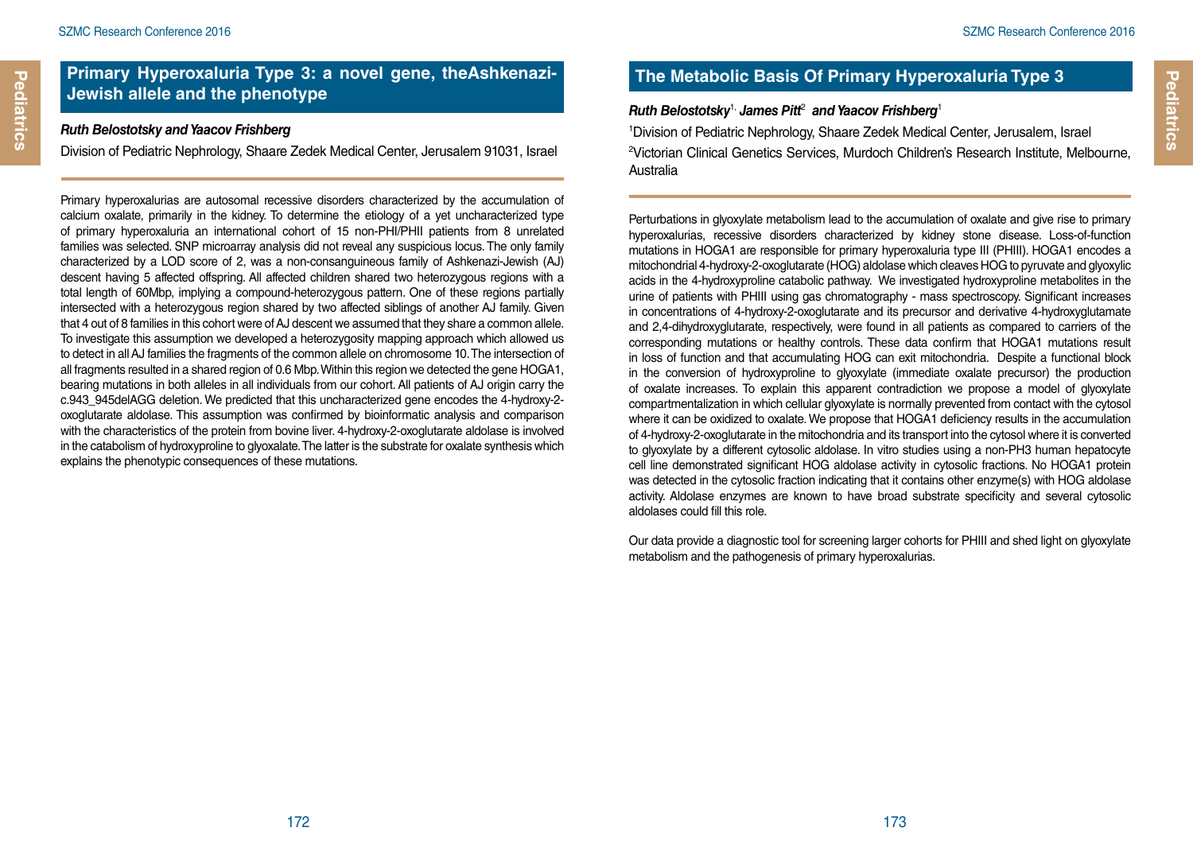## Primary Hyperoxaluria Type 3: a novel gene, theAshkenazi-Jewish allele and the phenotype

***Ruth Belostotsky and Yaacov Frishberg***

Division of Pediatric Nephrology, Shaare Zedek Medical Center, Jerusalem 91031, Israel

Primary hyperoxalurias are autosomal recessive disorders characterized by the accumulation of calcium oxalate, primarily in the kidney. To determine the etiology of a yet uncharacterized type of primary hyperoxaluria an international cohort of 15 non-PHI/PHII patients from 8 unrelated families was selected. SNP microarray analysis did not reveal any suspicious locus. The only family characterized by a LOD score of 2, was a non-consanguineous family of Ashkenazi-Jewish (AJ) descent having 5 affected offspring. All affected children shared two heterozygous regions with a total length of 60Mbp, implying a compound-heterozygous pattern. One of these regions partially intersected with a heterozygous region shared by two affected siblings of another AJ family. Given that 4 out of 8 families in this cohort were of AJ descent we assumed that they share a common allele. To investigate this assumption we developed a heterozygosity mapping approach which allowed us to detect in all AJ families the fragments of the common allele on chromosome 10. The intersection of all fragments resulted in a shared region of 0.6 Mbp. Within this region we detected the gene HOGA1, bearing mutations in both alleles in all individuals from our cohort. All patients of AJ origin carry the c.943_945delAGG deletion. We predicted that this uncharacterized gene encodes the 4-hydroxy-2-oxoglutarate aldolase. This assumption was confirmed by bioinformatic analysis and comparison with the characteristics of the protein from bovine liver. 4-hydroxy-2-oxoglutarate aldolase is involved in the catabolism of hydroxyproline to glyoxalate. The latter is the substrate for oxalate synthesis which explains the phenotypic consequences of these mutations.

## The Metabolic Basis Of Primary Hyperoxaluria Type 3

***Ruth Belostotsky[1], James Pitt[2] and Yaacov Frishberg[1]***

[1]Division of Pediatric Nephrology, Shaare Zedek Medical Center, Jerusalem, Israel

[2]Victorian Clinical Genetics Services, Murdoch Children's Research Institute, Melbourne, Australia

Perturbations in glyoxylate metabolism lead to the accumulation of oxalate and give rise to primary hyperoxalurias, recessive disorders characterized by kidney stone disease. Loss-of-function mutations in HOGA1 are responsible for primary hyperoxaluria type III (PHIII). HOGA1 encodes a mitochondrial 4-hydroxy-2-oxoglutarate (HOG) aldolase which cleaves HOG to pyruvate and glyoxylic acids in the 4-hydroxyproline catabolic pathway. We investigated hydroxyproline metabolites in the urine of patients with PHIII using gas chromatography - mass spectroscopy. Significant increases in concentrations of 4-hydroxy-2-oxoglutarate and its precursor and derivative 4-hydroxyglutamate and 2,4-dihydroxyglutarate, respectively, were found in all patients as compared to carriers of the corresponding mutations or healthy controls. These data confirm that HOGA1 mutations result in loss of function and that accumulating HOG can exit mitochondria. Despite a functional block in the conversion of hydroxyproline to glyoxylate (immediate oxalate precursor) the production of oxalate increases. To explain this apparent contradiction we propose a model of glyoxylate compartmentalization in which cellular glyoxylate is normally prevented from contact with the cytosol where it can be oxidized to oxalate. We propose that HOGA1 deficiency results in the accumulation of 4-hydroxy-2-oxoglutarate in the mitochondria and its transport into the cytosol where it is converted to glyoxylate by a different cytosolic aldolase. In vitro studies using a non-PH3 human hepatocyte cell line demonstrated significant HOG aldolase activity in cytosolic fractions. No HOGA1 protein was detected in the cytosolic fraction indicating that it contains other enzyme(s) with HOG aldolase activity. Aldolase enzymes are known to have broad substrate specificity and several cytosolic aldolases could fill this role.

Our data provide a diagnostic tool for screening larger cohorts for PHIII and shed light on glyoxylate metabolism and the pathogenesis of primary hyperoxalurias.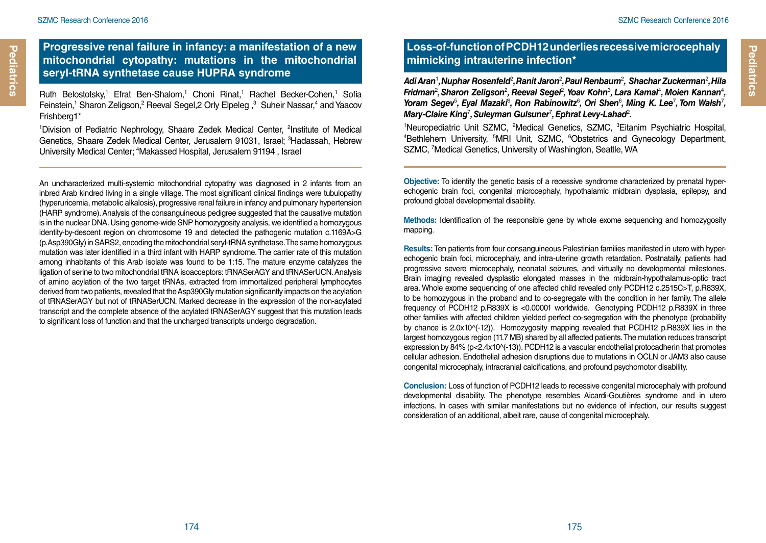## Progressive renal failure in infancy: a manifestation of a new mitochondrial cytopathy: mutations in the mitochondrial seryl-tRNA synthetase cause HUPRA syndrome

Ruth Belostotsky,[1] Efrat Ben-Shalom,[1] Choni Rinat,[1] Rachel Becker-Cohen,[1] Sofia Feinstein,[1] Sharon Zeligson,[2] Reeval Segel,2 Orly Elpeleg ,[3] Suheir Nassar,[4] and Yaacov Frishberg1*

[1]Division of Pediatric Nephrology, Shaare Zedek Medical Center, [2]Institute of Medical Genetics, Shaare Zedek Medical Center, Jerusalem 91031, Israel; [3]Hadassah, Hebrew University Medical Center; [4]Makassed Hospital, Jerusalem 91194 , Israel

An uncharacterized multi-systemic mitochondrial cytopathy was diagnosed in 2 infants from an inbred Arab kindred living in a single village. The most significant clinical findings were tubulopathy (hyperuricemia, metabolic alkalosis), progressive renal failure in infancy and pulmonary hypertension (HARP syndrome). Analysis of the consanguineous pedigree suggested that the causative mutation is in the nuclear DNA. Using genome-wide SNP homozygosity analysis, we identified a homozygous identity-by-descent region on chromosome 19 and detected the pathogenic mutation c.1169A>G (p.Asp390Gly) in SARS2, encoding the mitochondrial seryl-tRNA synthetase. The same homozygous mutation was later identified in a third infant with HARP syndrome. The carrier rate of this mutation among inhabitants of this Arab isolate was found to be 1:15. The mature enzyme catalyzes the ligation of serine to two mitochondrial tRNA isoacceptors: tRNASerAGY and tRNASerUCN. Analysis of amino acylation of the two target tRNAs, extracted from immortalized peripheral lymphocytes derived from two patients, revealed that the Asp390Gly mutation significantly impacts on the acylation of tRNASerAGY but not of tRNASerUCN. Marked decrease in the expression of the non-acylated transcript and the complete absence of the acylated tRNASerAGY suggest that this mutation leads to significant loss of function and that the uncharged transcripts undergo degradation.

## Loss-of-function of PCDH12 underlies recessive microcephaly mimicking intrauterine infection*

***Adi Aran[1], Nuphar Rosenfeld[2], Ranit Jaron[2], Paul Renbaum[2], Shachar Zuckerman[2], Hila Fridman[2], Sharon Zeligson[2], Reeval Segel[2], Yoav Kohn[3], Lara Kamal[4], Moien Kannan[4], Yoram Segev[5], Eyal Mazaki[6], Ron Rabinowitz[6], Ori Shen[6], Ming K. Lee[7], Tom Walsh[7], Mary-Claire King[7], Suleyman Gulsuner[7], Ephrat Levy-Lahad[2].***

[1]Neuropediatric Unit SZMC, [2]Medical Genetics, SZMC, [3]Eitanim Psychiatric Hospital, [4]Bethlehem University, [5]MRI Unit, SZMC, [6]Obstetrics and Gynecology Department, SZMC, [7]Medical Genetics, University of Washington, Seattle, WA

**Objective:** To identify the genetic basis of a recessive syndrome characterized by prenatal hyper-echogenic brain foci, congenital microcephaly, hypothalamic midbrain dysplasia, epilepsy, and profound global developmental disability.

**Methods:** Identification of the responsible gene by whole exome sequencing and homozygosity mapping.

**Results:** Ten patients from four consanguineous Palestinian families manifested in utero with hyper-echogenic brain foci, microcephaly, and intra-uterine growth retardation. Postnatally, patients had progressive severe microcephaly, neonatal seizures, and virtually no developmental milestones. Brain imaging revealed dysplastic elongated masses in the midbrain-hypothalamus-optic tract area. Whole exome sequencing of one affected child revealed only PCDH12 c.2515C>T, p.R839X, to be homozygous in the proband and to co-segregate with the condition in her family. The allele frequency of PCDH12 p.R839X is <0.00001 worldwide. Genotyping PCDH12 p.R839X in three other families with affected children yielded perfect co-segregation with the phenotype (probability by chance is 2.0x10^(-12)). Homozygosity mapping revealed that PCDH12 p.R839X lies in the largest homozygous region (11.7 MB) shared by all affected patients. The mutation reduces transcript expression by 84% (p<2.4x10^(-13)). PCDH12 is a vascular endothelial protocadherin that promotes cellular adhesion. Endothelial adhesion disruptions due to mutations in OCLN or JAM3 also cause congenital microcephaly, intracranial calcifications, and profound psychomotor disability.

**Conclusion:** Loss of function of PCDH12 leads to recessive congenital microcephaly with profound developmental disability. The phenotype resembles Aicardi-Goutières syndrome and in utero infections. In cases with similar manifestations but no evidence of infection, our results suggest consideration of an additional, albeit rare, cause of congenital microcephaly.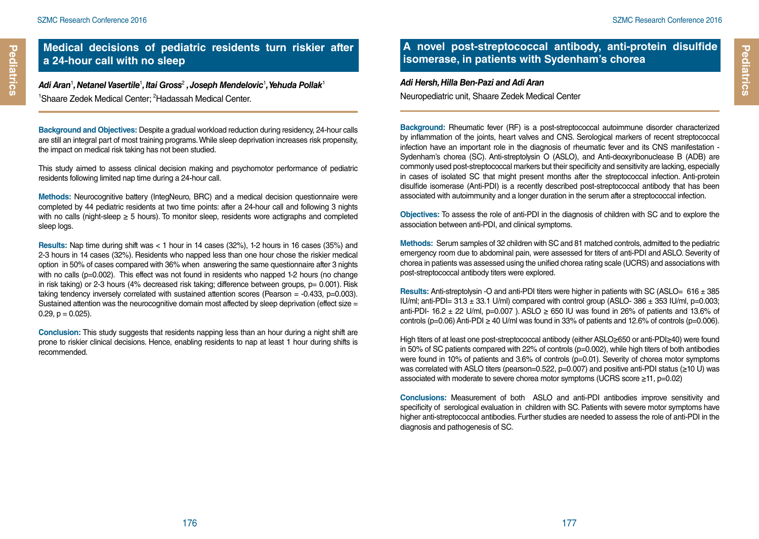## Medical decisions of pediatric residents turn riskier after a 24-hour call with no sleep

***Adi Aran**[1]**, Netanel Vasertile**[1]**, Itai Gross**[2] **, Joseph Mendelovic**[1]**, Yehuda Pollak**[1]*

[1]Shaare Zedek Medical Center; [2]Hadassah Medical Center.

**Background and Objectives:** Despite a gradual workload reduction during residency, 24-hour calls are still an integral part of most training programs. While sleep deprivation increases risk propensity, the impact on medical risk taking has not been studied.

This study aimed to assess clinical decision making and psychomotor performance of pediatric residents following limited nap time during a 24-hour call.

**Methods:** Neurocognitive battery (IntegNeuro, BRC) and a medical decision questionnaire were completed by 44 pediatric residents at two time points: after a 24-hour call and following 3 nights with no calls (night-sleep ≥ 5 hours). To monitor sleep, residents wore actigraphs and completed sleep logs.

**Results:** Nap time during shift was < 1 hour in 14 cases (32%), 1-2 hours in 16 cases (35%) and 2-3 hours in 14 cases (32%). Residents who napped less than one hour chose the riskier medical option in 50% of cases compared with 36% when answering the same questionnaire after 3 nights with no calls (p=0.002). This effect was not found in residents who napped 1-2 hours (no change in risk taking) or 2-3 hours (4% decreased risk taking; difference between groups, p= 0.001). Risk taking tendency inversely correlated with sustained attention scores (Pearson = -0.433, p=0.003). Sustained attention was the neurocognitive domain most affected by sleep deprivation (effect size = 0.29, p = 0.025).

**Conclusion:** This study suggests that residents napping less than an hour during a night shift are prone to riskier clinical decisions. Hence, enabling residents to nap at least 1 hour during shifts is recommended.

## A novel post-streptococcal antibody, anti-protein disulfide isomerase, in patients with Sydenham's chorea

***Adi Hersh, Hilla Ben-Pazi and Adi Aran***

Neuropediatric unit, Shaare Zedek Medical Center

**Background:** Rheumatic fever (RF) is a post-streptococcal autoimmune disorder characterized by inflammation of the joints, heart valves and CNS. Serological markers of recent streptococcal infection have an important role in the diagnosis of rheumatic fever and its CNS manifestation - Sydenham's chorea (SC). Anti-streptolysin O (ASLO), and Anti-deoxyribonuclease B (ADB) are commonly used post-streptococcal markers but their specificity and sensitivity are lacking, especially in cases of isolated SC that might present months after the streptococcal infection. Anti-protein disulfide isomerase (Anti-PDI) is a recently described post-streptococcal antibody that has been associated with autoimmunity and a longer duration in the serum after a streptococcal infection.

**Objectives:** To assess the role of anti-PDI in the diagnosis of children with SC and to explore the association between anti-PDI, and clinical symptoms.

**Methods:** Serum samples of 32 children with SC and 81 matched controls, admitted to the pediatric emergency room due to abdominal pain, were assessed for titers of anti-PDI and ASLO. Severity of chorea in patients was assessed using the unified chorea rating scale (UCRS) and associations with post-streptococcal antibody titers were explored.

**Results:** Anti-streptolysin -O and anti-PDI titers were higher in patients with SC (ASLO= 616 ± 385 IU/ml; anti-PDI= 31.3 ± 33.1 U/ml) compared with control group (ASLO- 386 ± 353 IU/ml, p=0.003; anti-PDI- 16.2 ± 22 U/ml, p=0.007 ). ASLO ≥ 650 IU was found in 26% of patients and 13.6% of controls (p=0.06) Anti-PDI ≥ 40 U/ml was found in 33% of patients and 12.6% of controls (p=0.006).

High titers of at least one post-streptococcal antibody (either ASLO≥650 or anti-PDI≥40) were found in 50% of SC patients compared with 22% of controls (p=0.002), while high titers of both antibodies were found in 10% of patients and 3.6% of controls (p=0.01). Severity of chorea motor symptoms was correlated with ASLO titers (pearson=0.522, p=0.007) and positive anti-PDI status (≥10 U) was associated with moderate to severe chorea motor symptoms (UCRS score ≥11, p=0.02)

**Conclusions:** Measurement of both ASLO and anti-PDI antibodies improve sensitivity and specificity of serological evaluation in children with SC. Patients with severe motor symptoms have higher anti-streptococcal antibodies. Further studies are needed to assess the role of anti-PDI in the diagnosis and pathogenesis of SC.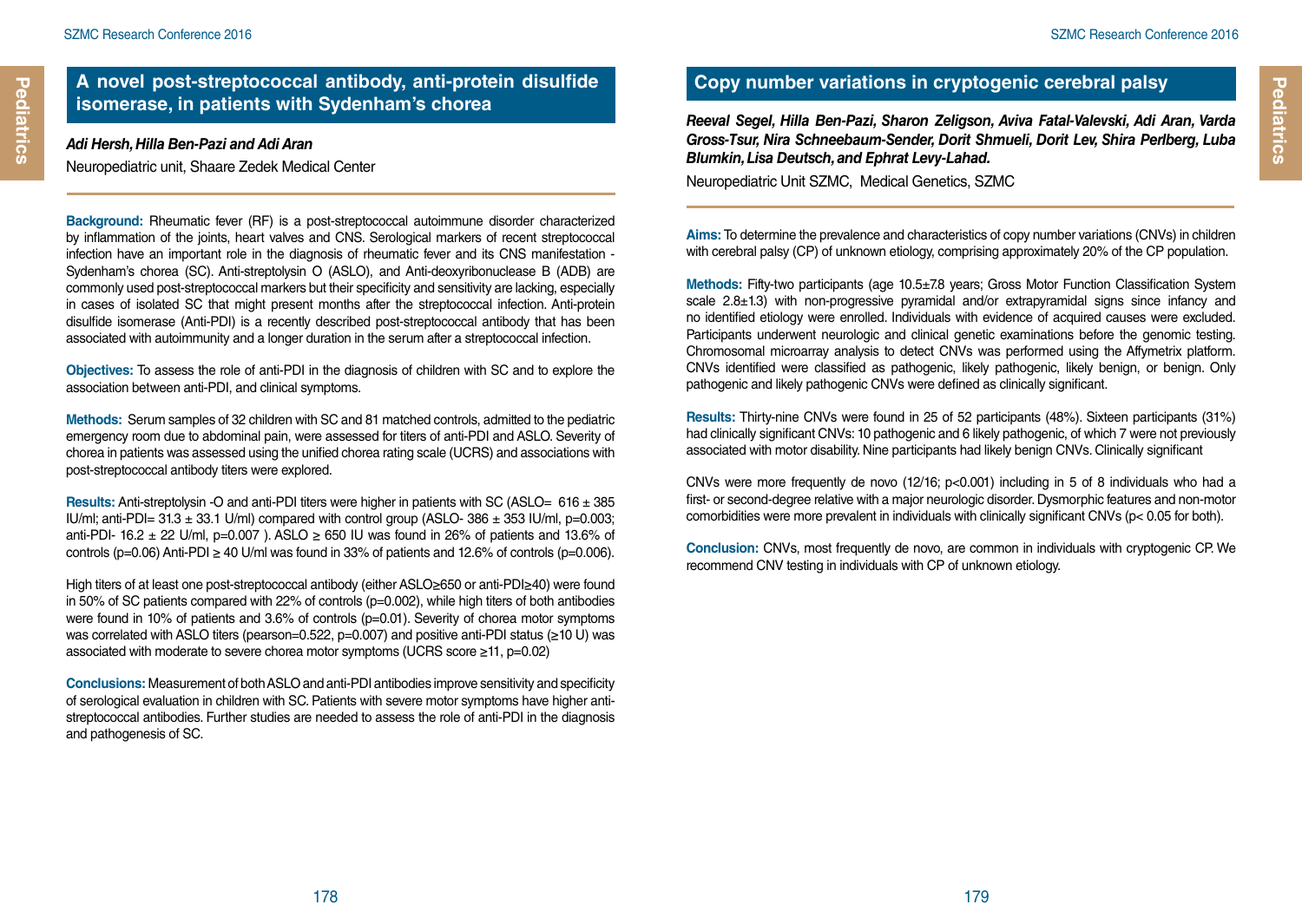## A novel post-streptococcal antibody, anti-protein disulfide isomerase, in patients with Sydenham's chorea

***Adi Hersh, Hilla Ben-Pazi and Adi Aran***

Neuropediatric unit, Shaare Zedek Medical Center

**Background:** Rheumatic fever (RF) is a post-streptococcal autoimmune disorder characterized by inflammation of the joints, heart valves and CNS. Serological markers of recent streptococcal infection have an important role in the diagnosis of rheumatic fever and its CNS manifestation - Sydenham's chorea (SC). Anti-streptolysin O (ASLO), and Anti-deoxyribonuclease B (ADB) are commonly used post-streptococcal markers but their specificity and sensitivity are lacking, especially in cases of isolated SC that might present months after the streptococcal infection. Anti-protein disulfide isomerase (Anti-PDI) is a recently described post-streptococcal antibody that has been associated with autoimmunity and a longer duration in the serum after a streptococcal infection.

**Objectives:** To assess the role of anti-PDI in the diagnosis of children with SC and to explore the association between anti-PDI, and clinical symptoms.

**Methods:** Serum samples of 32 children with SC and 81 matched controls, admitted to the pediatric emergency room due to abdominal pain, were assessed for titers of anti-PDI and ASLO. Severity of chorea in patients was assessed using the unified chorea rating scale (UCRS) and associations with post-streptococcal antibody titers were explored.

**Results:** Anti-streptolysin -O and anti-PDI titers were higher in patients with SC (ASLO= 616 ± 385 IU/ml; anti-PDI= 31.3 ± 33.1 U/ml) compared with control group (ASLO- 386 ± 353 IU/ml, p=0.003; anti-PDI- 16.2 ± 22 U/ml, p=0.007 ). ASLO ≥ 650 IU was found in 26% of patients and 13.6% of controls (p=0.06) Anti-PDI ≥ 40 U/ml was found in 33% of patients and 12.6% of controls (p=0.006).

High titers of at least one post-streptococcal antibody (either ASLO≥650 or anti-PDI≥40) were found in 50% of SC patients compared with 22% of controls (p=0.002), while high titers of both antibodies were found in 10% of patients and 3.6% of controls (p=0.01). Severity of chorea motor symptoms was correlated with ASLO titers (pearson=0.522, p=0.007) and positive anti-PDI status (≥10 U) was associated with moderate to severe chorea motor symptoms (UCRS score ≥11, p=0.02)

**Conclusions:** Measurement of both ASLO and anti-PDI antibodies improve sensitivity and specificity of serological evaluation in children with SC. Patients with severe motor symptoms have higher anti-streptococcal antibodies. Further studies are needed to assess the role of anti-PDI in the diagnosis and pathogenesis of SC.

## Copy number variations in cryptogenic cerebral palsy

***Reeval Segel, Hilla Ben-Pazi, Sharon Zeligson, Aviva Fatal-Valevski, Adi Aran, Varda Gross-Tsur, Nira Schneebaum-Sender, Dorit Shmueli, Dorit Lev, Shira Perlberg, Luba Blumkin, Lisa Deutsch, and Ephrat Levy-Lahad.***

Neuropediatric Unit SZMC, Medical Genetics, SZMC

**Aims:** To determine the prevalence and characteristics of copy number variations (CNVs) in children with cerebral palsy (CP) of unknown etiology, comprising approximately 20% of the CP population.

**Methods:** Fifty-two participants (age 10.5±7.8 years; Gross Motor Function Classification System scale 2.8±1.3) with non-progressive pyramidal and/or extrapyramidal signs since infancy and no identified etiology were enrolled. Individuals with evidence of acquired causes were excluded. Participants underwent neurologic and clinical genetic examinations before the genomic testing. Chromosomal microarray analysis to detect CNVs was performed using the Affymetrix platform. CNVs identified were classified as pathogenic, likely pathogenic, likely benign, or benign. Only pathogenic and likely pathogenic CNVs were defined as clinically significant.

**Results:** Thirty-nine CNVs were found in 25 of 52 participants (48%). Sixteen participants (31%) had clinically significant CNVs: 10 pathogenic and 6 likely pathogenic, of which 7 were not previously associated with motor disability. Nine participants had likely benign CNVs. Clinically significant

CNVs were more frequently de novo (12/16; p<0.001) including in 5 of 8 individuals who had a first- or second-degree relative with a major neurologic disorder. Dysmorphic features and non-motor comorbidities were more prevalent in individuals with clinically significant CNVs (p< 0.05 for both).

**Conclusion:** CNVs, most frequently de novo, are common in individuals with cryptogenic CP. We recommend CNV testing in individuals with CP of unknown etiology.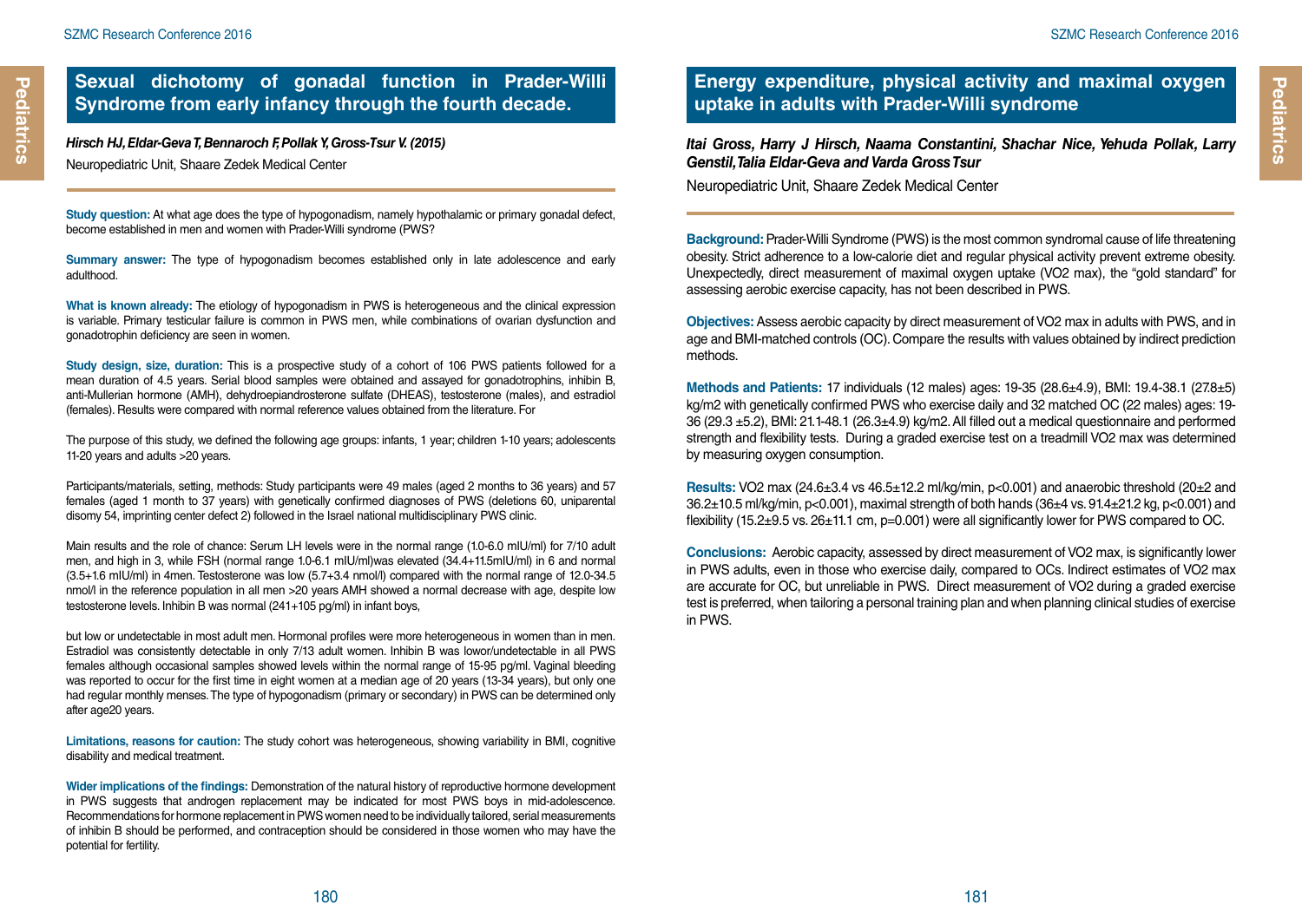## Sexual dichotomy of gonadal function in Prader-Willi Syndrome from early infancy through the fourth decade.

***Hirsch HJ, Eldar-Geva T, Bennaroch F, Pollak Y, Gross-Tsur V. (2015)***

Neuropediatric Unit, Shaare Zedek Medical Center

**Study question:** At what age does the type of hypogonadism, namely hypothalamic or primary gonadal defect, become established in men and women with Prader-Willi syndrome (PWS?

**Summary answer:** The type of hypogonadism becomes established only in late adolescence and early adulthood.

**What is known already:** The etiology of hypogonadism in PWS is heterogeneous and the clinical expression is variable. Primary testicular failure is common in PWS men, while combinations of ovarian dysfunction and gonadotrophin deficiency are seen in women.

**Study design, size, duration:** This is a prospective study of a cohort of 106 PWS patients followed for a mean duration of 4.5 years. Serial blood samples were obtained and assayed for gonadotrophins, inhibin B, anti-Mullerian hormone (AMH), dehydroepiandrosterone sulfate (DHEAS), testosterone (males), and estradiol (females). Results were compared with normal reference values obtained from the literature. For

The purpose of this study, we defined the following age groups: infants, 1 year; children 1-10 years; adolescents 11-20 years and adults >20 years.

Participants/materials, setting, methods: Study participants were 49 males (aged 2 months to 36 years) and 57 females (aged 1 month to 37 years) with genetically confirmed diagnoses of PWS (deletions 60, uniparental disomy 54, imprinting center defect 2) followed in the Israel national multidisciplinary PWS clinic.

Main results and the role of chance: Serum LH levels were in the normal range (1.0-6.0 mIU/ml) for 7/10 adult men, and high in 3, while FSH (normal range 1.0-6.1 mIU/ml)was elevated (34.4+11.5mIU/ml) in 6 and normal (3.5+1.6 mIU/ml) in 4men. Testosterone was low (5.7+3.4 nmol/l) compared with the normal range of 12.0-34.5 nmol/l in the reference population in all men >20 years AMH showed a normal decrease with age, despite low testosterone levels. Inhibin B was normal (241+105 pg/ml) in infant boys,

but low or undetectable in most adult men. Hormonal profiles were more heterogeneous in women than in men. Estradiol was consistently detectable in only 7/13 adult women. Inhibin B was lowor/undetectable in all PWS females although occasional samples showed levels within the normal range of 15-95 pg/ml. Vaginal bleeding was reported to occur for the first time in eight women at a median age of 20 years (13-34 years), but only one had regular monthly menses. The type of hypogonadism (primary or secondary) in PWS can be determined only after age20 years.

**Limitations, reasons for caution:** The study cohort was heterogeneous, showing variability in BMI, cognitive disability and medical treatment.

**Wider implications of the findings:** Demonstration of the natural history of reproductive hormone development in PWS suggests that androgen replacement may be indicated for most PWS boys in mid-adolescence. Recommendations for hormone replacement in PWS women need to be individually tailored, serial measurements of inhibin B should be performed, and contraception should be considered in those women who may have the potential for fertility.

## Energy expenditure, physical activity and maximal oxygen uptake in adults with Prader-Willi syndrome

***Itai Gross, Harry J Hirsch, Naama Constantini, Shachar Nice, Yehuda Pollak, Larry Genstil, Talia Eldar-Geva and Varda Gross Tsur***

Neuropediatric Unit, Shaare Zedek Medical Center

**Background:** Prader-Willi Syndrome (PWS) is the most common syndromal cause of life threatening obesity. Strict adherence to a low-calorie diet and regular physical activity prevent extreme obesity. Unexpectedly, direct measurement of maximal oxygen uptake (VO2 max), the "gold standard" for assessing aerobic exercise capacity, has not been described in PWS.

**Objectives:** Assess aerobic capacity by direct measurement of VO2 max in adults with PWS, and in age and BMI-matched controls (OC). Compare the results with values obtained by indirect prediction methods.

**Methods and Patients:** 17 individuals (12 males) ages: 19-35 (28.6±4.9), BMI: 19.4-38.1 (27.8±5) kg/m2 with genetically confirmed PWS who exercise daily and 32 matched OC (22 males) ages: 19-36 (29.3 ±5.2), BMI: 21.1-48.1 (26.3±4.9) kg/m2. All filled out a medical questionnaire and performed strength and flexibility tests. During a graded exercise test on a treadmill VO2 max was determined by measuring oxygen consumption.

**Results:** VO2 max (24.6±3.4 vs 46.5±12.2 ml/kg/min, $p<0.001$) and anaerobic threshold (20±2 and 36.2±10.5 ml/kg/min, $p<0.001$), maximal strength of both hands (36±4 vs. 91.4±21.2 kg, $p<0.001$) and flexibility (15.2±9.5 vs. 26±11.1 cm, $p=0.001$) were all significantly lower for PWS compared to OC.

**Conclusions:** Aerobic capacity, assessed by direct measurement of VO2 max, is significantly lower in PWS adults, even in those who exercise daily, compared to OCs. Indirect estimates of VO2 max are accurate for OC, but unreliable in PWS. Direct measurement of VO2 during a graded exercise test is preferred, when tailoring a personal training plan and when planning clinical studies of exercise in PWS.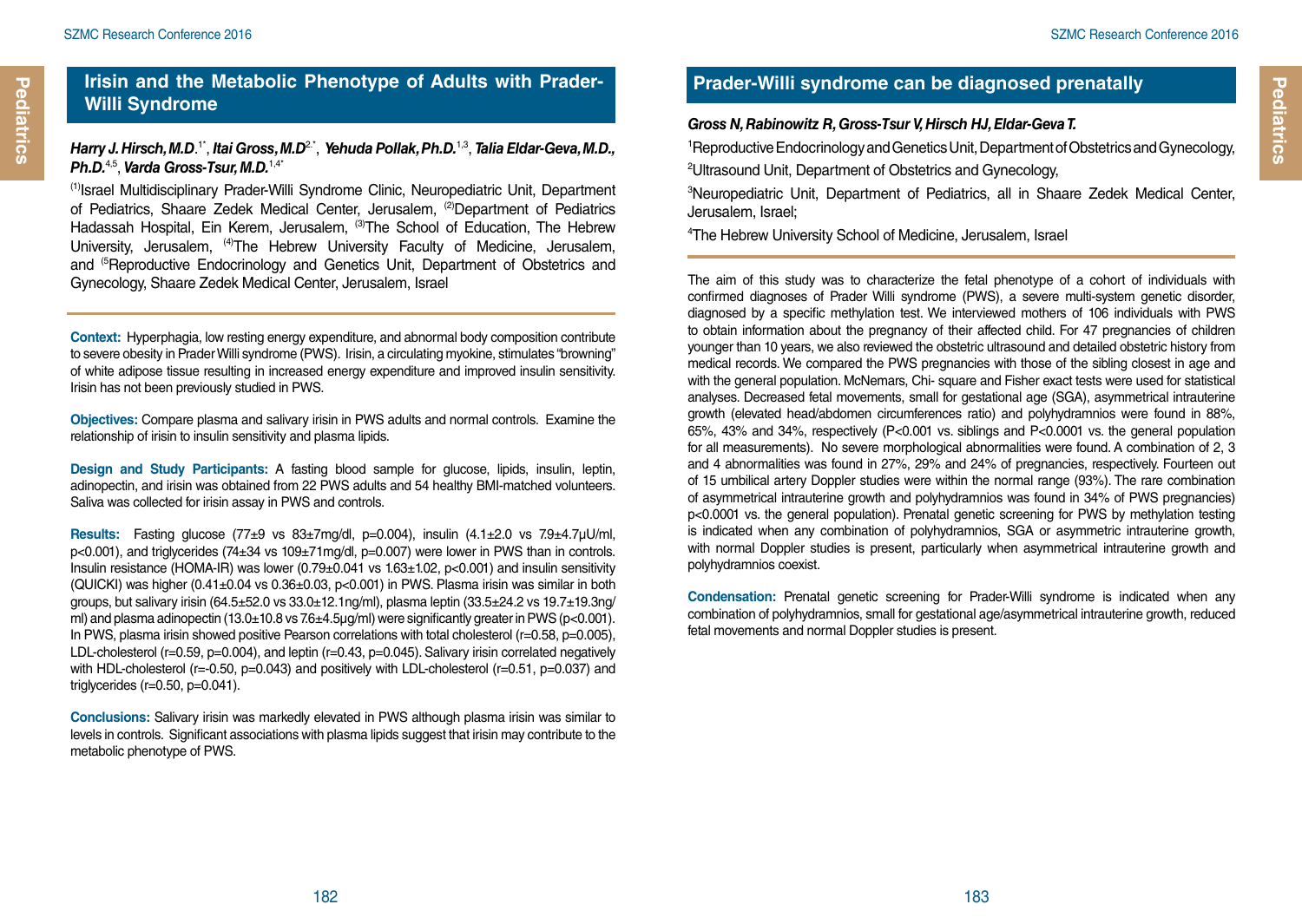## Irisin and the Metabolic Phenotype of Adults with Prader-Willi Syndrome

***Harry J. Hirsch, M.D***.[1*], ***Itai Gross, M.D***[2,*], ***Yehuda Pollak, Ph.D.***[1,3], ***Talia Eldar-Geva, M.D., Ph.D.***[4,5], ***Varda Gross-Tsur, M.D.***[1,4*]

[(1)]Israel Multidisciplinary Prader-Willi Syndrome Clinic, Neuropediatric Unit, Department of Pediatrics, Shaare Zedek Medical Center, Jerusalem, [(2)]Department of Pediatrics Hadassah Hospital, Ein Kerem, Jerusalem, [(3)]The School of Education, The Hebrew University, Jerusalem, [(4)]The Hebrew University Faculty of Medicine, Jerusalem, and [(5]Reproductive Endocrinology and Genetics Unit, Department of Obstetrics and Gynecology, Shaare Zedek Medical Center, Jerusalem, Israel

**Context:** Hyperphagia, low resting energy expenditure, and abnormal body composition contribute to severe obesity in Prader Willi syndrome (PWS). Irisin, a circulating myokine, stimulates "browning" of white adipose tissue resulting in increased energy expenditure and improved insulin sensitivity. Irisin has not been previously studied in PWS.

**Objectives:** Compare plasma and salivary irisin in PWS adults and normal controls. Examine the relationship of irisin to insulin sensitivity and plasma lipids.

**Design and Study Participants:** A fasting blood sample for glucose, lipids, insulin, leptin, adinopectin, and irisin was obtained from 22 PWS adults and 54 healthy BMI-matched volunteers. Saliva was collected for irisin assay in PWS and controls.

**Results:** Fasting glucose (77±9 vs 83±7mg/dl, p=0.004), insulin (4.1±2.0 vs 7.9±4.7μU/ml, p<0.001), and triglycerides (74±34 vs 109±71mg/dl, p=0.007) were lower in PWS than in controls. Insulin resistance (HOMA-IR) was lower (0.79±0.041 vs 1.63±1.02, p<0.001) and insulin sensitivity (QUICKI) was higher (0.41±0.04 vs 0.36±0.03, p<0.001) in PWS. Plasma irisin was similar in both groups, but salivary irisin (64.5±52.0 vs 33.0±12.1ng/ml), plasma leptin (33.5±24.2 vs 19.7±19.3ng/ml) and plasma adinopectin (13.0±10.8 vs 7.6±4.5μg/ml) were significantly greater in PWS (p<0.001). In PWS, plasma irisin showed positive Pearson correlations with total cholesterol (r=0.58, p=0.005), LDL-cholesterol (r=0.59, p=0.004), and leptin (r=0.43, p=0.045). Salivary irisin correlated negatively with HDL-cholesterol (r=-0.50, p=0.043) and positively with LDL-cholesterol (r=0.51, p=0.037) and triglycerides (r=0.50, p=0.041).

**Conclusions:** Salivary irisin was markedly elevated in PWS although plasma irisin was similar to levels in controls. Significant associations with plasma lipids suggest that irisin may contribute to the metabolic phenotype of PWS.

## Prader-Willi syndrome can be diagnosed prenatally

***Gross N, Rabinowitz R, Gross-Tsur V, Hirsch HJ, Eldar-Geva T.***

[1]Reproductive Endocrinology and Genetics Unit, Department of Obstetrics and Gynecology,

[2]Ultrasound Unit, Department of Obstetrics and Gynecology,

[3]Neuropediatric Unit, Department of Pediatrics, all in Shaare Zedek Medical Center, Jerusalem, Israel;

[4]The Hebrew University School of Medicine, Jerusalem, Israel

The aim of this study was to characterize the fetal phenotype of a cohort of individuals with confirmed diagnoses of Prader Willi syndrome (PWS), a severe multi-system genetic disorder, diagnosed by a specific methylation test. We interviewed mothers of 106 individuals with PWS to obtain information about the pregnancy of their affected child. For 47 pregnancies of children younger than 10 years, we also reviewed the obstetric ultrasound and detailed obstetric history from medical records. We compared the PWS pregnancies with those of the sibling closest in age and with the general population. McNemars, Chi- square and Fisher exact tests were used for statistical analyses. Decreased fetal movements, small for gestational age (SGA), asymmetrical intrauterine growth (elevated head/abdomen circumferences ratio) and polyhydramnios were found in 88%, 65%, 43% and 34%, respectively (P<0.001 vs. siblings and P<0.0001 vs. the general population for all measurements). No severe morphological abnormalities were found. A combination of 2, 3 and 4 abnormalities was found in 27%, 29% and 24% of pregnancies, respectively. Fourteen out of 15 umbilical artery Doppler studies were within the normal range (93%). The rare combination of asymmetrical intrauterine growth and polyhydramnios was found in 34% of PWS pregnancies) p<0.0001 vs. the general population). Prenatal genetic screening for PWS by methylation testing is indicated when any combination of polyhydramnios, SGA or asymmetric intrauterine growth, with normal Doppler studies is present, particularly when asymmetrical intrauterine growth and polyhydramnios coexist.

**Condensation:** Prenatal genetic screening for Prader-Willi syndrome is indicated when any combination of polyhydramnios, small for gestational age/asymmetrical intrauterine growth, reduced fetal movements and normal Doppler studies is present.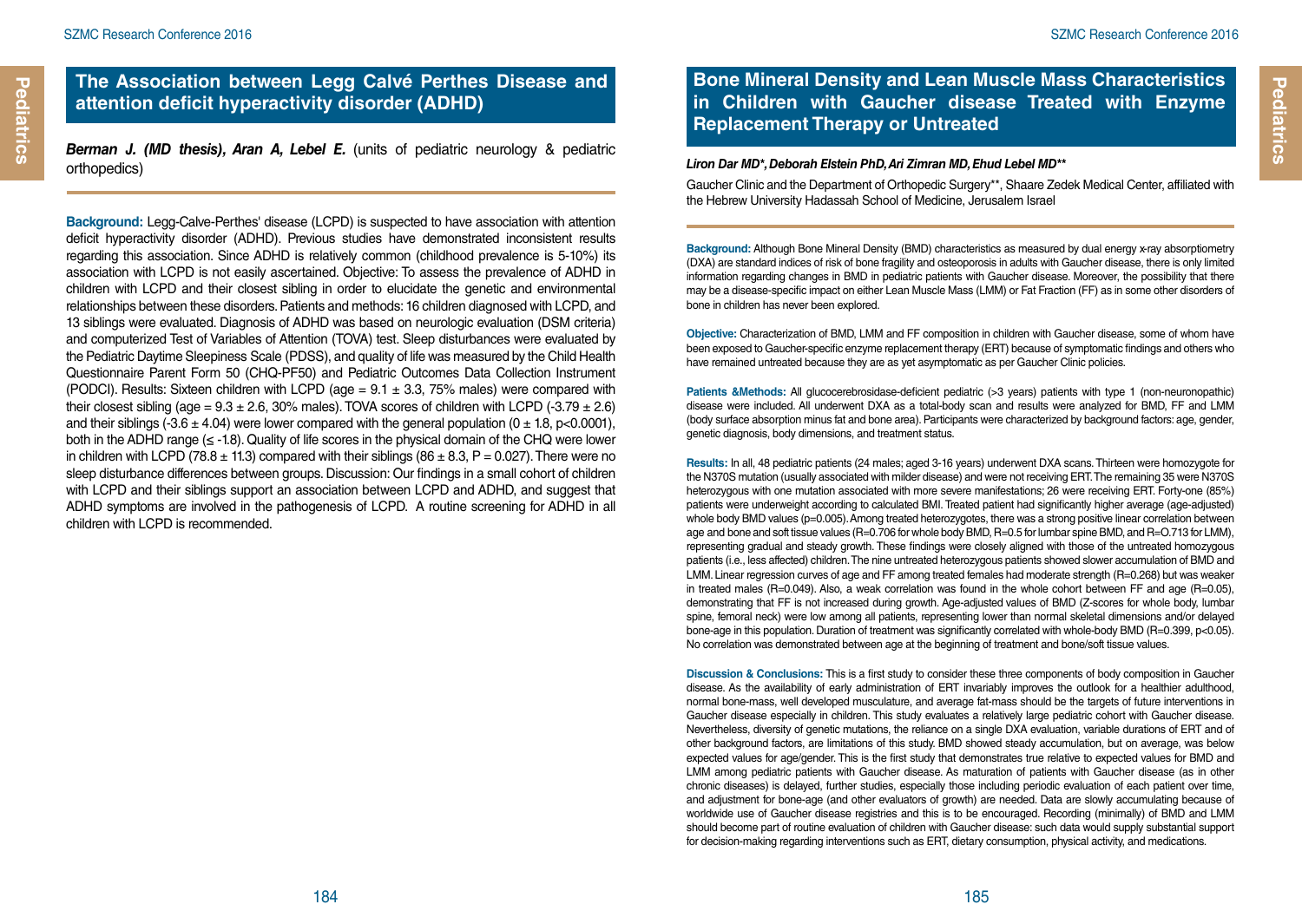## The Association between Legg Calvé Perthes Disease and attention deficit hyperactivity disorder (ADHD)

***Berman J. (MD thesis), Aran A, Lebel E.*** (units of pediatric neurology & pediatric orthopedics)

**Background:** Legg-Calve-Perthes' disease (LCPD) is suspected to have association with attention deficit hyperactivity disorder (ADHD). Previous studies have demonstrated inconsistent results regarding this association. Since ADHD is relatively common (childhood prevalence is 5-10%) its association with LCPD is not easily ascertained. Objective: To assess the prevalence of ADHD in children with LCPD and their closest sibling in order to elucidate the genetic and environmental relationships between these disorders. Patients and methods: 16 children diagnosed with LCPD, and 13 siblings were evaluated. Diagnosis of ADHD was based on neurologic evaluation (DSM criteria) and computerized Test of Variables of Attention (TOVA) test. Sleep disturbances were evaluated by the Pediatric Daytime Sleepiness Scale (PDSS), and quality of life was measured by the Child Health Questionnaire Parent Form 50 (CHQ-PF50) and Pediatric Outcomes Data Collection Instrument (PODCI). Results: Sixteen children with LCPD (age = $9.1 \pm 3.3$, 75% males) were compared with their closest sibling (age = $9.3 \pm 2.6$, 30% males). TOVA scores of children with LCPD ($-3.79 \pm 2.6$) and their siblings ($-3.6 \pm 4.04$) were lower compared with the general population ($0 \pm 1.8$, $p<0.0001$), both in the ADHD range ($\leq -1.8$). Quality of life scores in the physical domain of the CHQ were lower in children with LCPD ($78.8 \pm 11.3$) compared with their siblings ($86 \pm 8.3$, $P = 0.027$). There were no sleep disturbance differences between groups. Discussion: Our findings in a small cohort of children with LCPD and their siblings support an association between LCPD and ADHD, and suggest that ADHD symptoms are involved in the pathogenesis of LCPD. A routine screening for ADHD in all children with LCPD is recommended.

## Bone Mineral Density and Lean Muscle Mass Characteristics in Children with Gaucher disease Treated with Enzyme Replacement Therapy or Untreated

***Liron Dar MD\*, Deborah Elstein PhD, Ari Zimran MD, Ehud Lebel MD\*\****

Gaucher Clinic and the Department of Orthopedic Surgery\*\*, Shaare Zedek Medical Center, affiliated with the Hebrew University Hadassah School of Medicine, Jerusalem Israel

**Background:** Although Bone Mineral Density (BMD) characteristics as measured by dual energy x-ray absorptiometry (DXA) are standard indices of risk of bone fragility and osteoporosis in adults with Gaucher disease, there is only limited information regarding changes in BMD in pediatric patients with Gaucher disease. Moreover, the possibility that there may be a disease-specific impact on either Lean Muscle Mass (LMM) or Fat Fraction (FF) as in some other disorders of bone in children has never been explored.

**Objective:** Characterization of BMD, LMM and FF composition in children with Gaucher disease, some of whom have been exposed to Gaucher-specific enzyme replacement therapy (ERT) because of symptomatic findings and others who have remained untreated because they are as yet asymptomatic as per Gaucher Clinic policies.

**Patients &Methods:** All glucocerebrosidase-deficient pediatric (>3 years) patients with type 1 (non-neuronopathic) disease were included. All underwent DXA as a total-body scan and results were analyzed for BMD, FF and LMM (body surface absorption minus fat and bone area). Participants were characterized by background factors: age, gender, genetic diagnosis, body dimensions, and treatment status.

**Results:** In all, 48 pediatric patients (24 males; aged 3-16 years) underwent DXA scans. Thirteen were homozygote for the N370S mutation (usually associated with milder disease) and were not receiving ERT. The remaining 35 were N370S heterozygous with one mutation associated with more severe manifestations; 26 were receiving ERT. Forty-one (85%) patients were underweight according to calculated BMI. Treated patient had significantly higher average (age-adjusted) whole body BMD values ($p=0.005$). Among treated heterozygotes, there was a strong positive linear correlation between age and bone and soft tissue values ($R=0.706$ for whole body BMD, $R=0.5$ for lumbar spine BMD, and R=O.713 for LMM), representing gradual and steady growth. These findings were closely aligned with those of the untreated homozygous patients (i.e., less affected) children. The nine untreated heterozygous patients showed slower accumulation of BMD and LMM. Linear regression curves of age and FF among treated females had moderate strength ($R=0.268$) but was weaker in treated males ($R=0.049$). Also, a weak correlation was found in the whole cohort between FF and age ($R=0.05$), demonstrating that FF is not increased during growth. Age-adjusted values of BMD (Z-scores for whole body, lumbar spine, femoral neck) were low among all patients, representing lower than normal skeletal dimensions and/or delayed bone-age in this population. Duration of treatment was significantly correlated with whole-body BMD ($R=0.399$, $p<0.05$). No correlation was demonstrated between age at the beginning of treatment and bone/soft tissue values.

**Discussion & Conclusions:** This is a first study to consider these three components of body composition in Gaucher disease. As the availability of early administration of ERT invariably improves the outlook for a healthier adulthood, normal bone-mass, well developed musculature, and average fat-mass should be the targets of future interventions in Gaucher disease especially in children. This study evaluates a relatively large pediatric cohort with Gaucher disease. Nevertheless, diversity of genetic mutations, the reliance on a single DXA evaluation, variable durations of ERT and of other background factors, are limitations of this study. BMD showed steady accumulation, but on average, was below expected values for age/gender. This is the first study that demonstrates true relative to expected values for BMD and LMM among pediatric patients with Gaucher disease. As maturation of patients with Gaucher disease (as in other chronic diseases) is delayed, further studies, especially those including periodic evaluation of each patient over time, and adjustment for bone-age (and other evaluators of growth) are needed. Data are slowly accumulating because of worldwide use of Gaucher disease registries and this is to be encouraged. Recording (minimally) of BMD and LMM should become part of routine evaluation of children with Gaucher disease: such data would supply substantial support for decision-making regarding interventions such as ERT, dietary consumption, physical activity, and medications.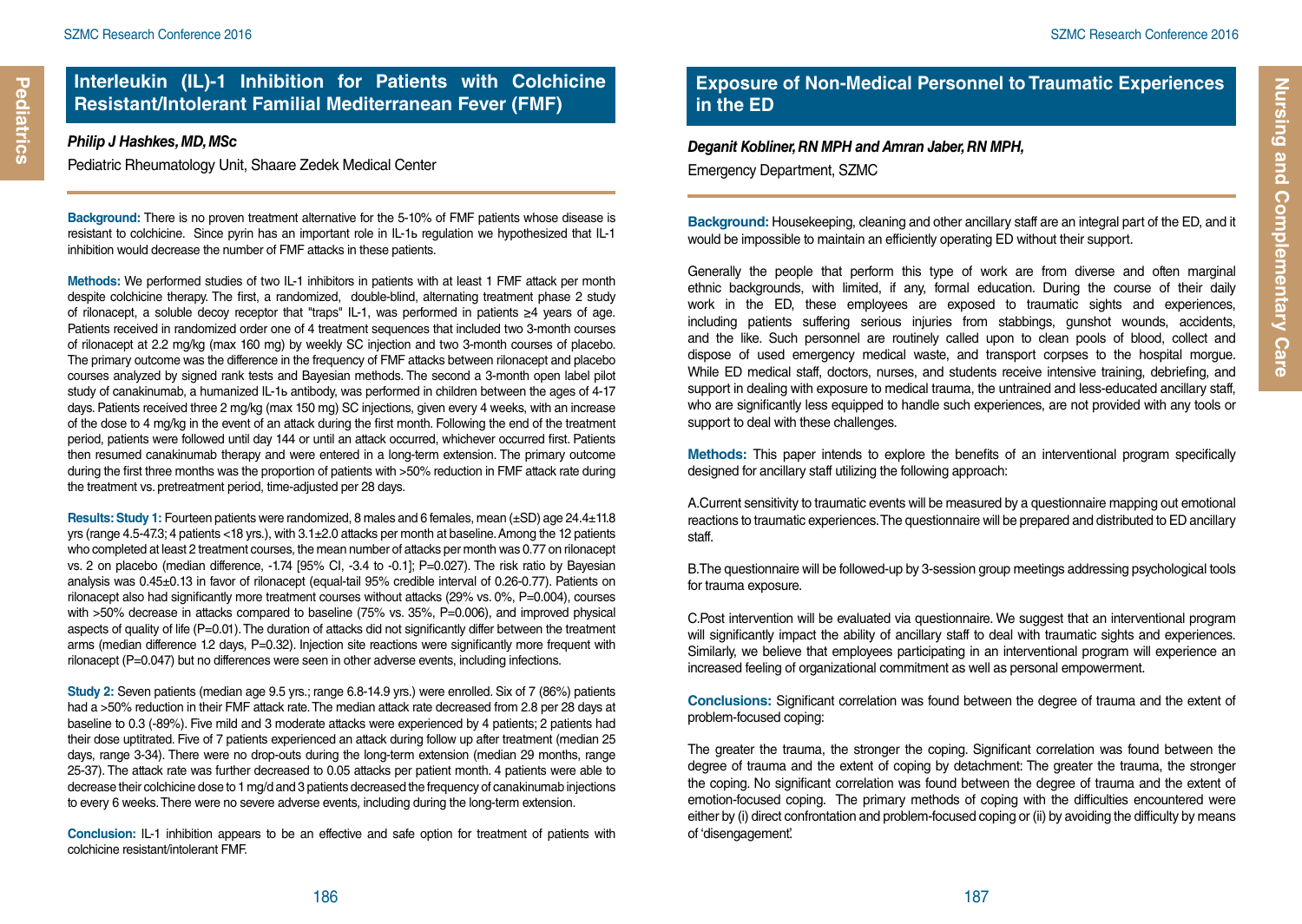# Interleukin (IL)-1 Inhibition for Patients with Colchicine Resistant/Intolerant Familial Mediterranean Fever (FMF)

***Philip J Hashkes, MD, MSc***

Pediatric Rheumatology Unit, Shaare Zedek Medical Center

**Background:** There is no proven treatment alternative for the 5-10% of FMF patients whose disease is resistant to colchicine. Since pyrin has an important role in IL-1ь regulation we hypothesized that IL-1 inhibition would decrease the number of FMF attacks in these patients.

**Methods:** We performed studies of two IL-1 inhibitors in patients with at least 1 FMF attack per month despite colchicine therapy. The first, a randomized, double-blind, alternating treatment phase 2 study of rilonacept, a soluble decoy receptor that "traps" IL-1, was performed in patients ≥4 years of age. Patients received in randomized order one of 4 treatment sequences that included two 3-month courses of rilonacept at 2.2 mg/kg (max 160 mg) by weekly SC injection and two 3-month courses of placebo. The primary outcome was the difference in the frequency of FMF attacks between rilonacept and placebo courses analyzed by signed rank tests and Bayesian methods. The second a 3-month open label pilot study of canakinumab, a humanized IL-1ь antibody, was performed in children between the ages of 4-17 days. Patients received three 2 mg/kg (max 150 mg) SC injections, given every 4 weeks, with an increase of the dose to 4 mg/kg in the event of an attack during the first month. Following the end of the treatment period, patients were followed until day 144 or until an attack occurred, whichever occurred first. Patients then resumed canakinumab therapy and were entered in a long-term extension. The primary outcome during the first three months was the proportion of patients with >50% reduction in FMF attack rate during the treatment vs. pretreatment period, time-adjusted per 28 days.

**Results: Study 1:** Fourteen patients were randomized, 8 males and 6 females, mean (±SD) age 24.4±11.8 yrs (range 4.5-47.3; 4 patients <18 yrs.), with 3.1±2.0 attacks per month at baseline. Among the 12 patients who completed at least 2 treatment courses, the mean number of attacks per month was 0.77 on rilonacept vs. 2 on placebo (median difference, -1.74 [95% CI, -3.4 to -0.1]; P=0.027). The risk ratio by Bayesian analysis was 0.45±0.13 in favor of rilonacept (equal-tail 95% credible interval of 0.26-0.77). Patients on rilonacept also had significantly more treatment courses without attacks (29% vs. 0%, P=0.004), courses with >50% decrease in attacks compared to baseline (75% vs. 35%, P=0.006), and improved physical aspects of quality of life (P=0.01). The duration of attacks did not significantly differ between the treatment arms (median difference 1.2 days, P=0.32). Injection site reactions were significantly more frequent with rilonacept (P=0.047) but no differences were seen in other adverse events, including infections.

**Study 2:** Seven patients (median age 9.5 yrs.; range 6.8-14.9 yrs.) were enrolled. Six of 7 (86%) patients had a >50% reduction in their FMF attack rate. The median attack rate decreased from 2.8 per 28 days at baseline to 0.3 (-89%). Five mild and 3 moderate attacks were experienced by 4 patients; 2 patients had their dose uptitrated. Five of 7 patients experienced an attack during follow up after treatment (median 25 days, range 3-34). There were no drop-outs during the long-term extension (median 29 months, range 25-37). The attack rate was further decreased to 0.05 attacks per patient month. 4 patients were able to decrease their colchicine dose to 1 mg/d and 3 patients decreased the frequency of canakinumab injections to every 6 weeks. There were no severe adverse events, including during the long-term extension.

**Conclusion:** IL-1 inhibition appears to be an effective and safe option for treatment of patients with colchicine resistant/intolerant FMF.

# Exposure of Non-Medical Personnel to Traumatic Experiences in the ED

***Deganit Kobliner, RN MPH and Amran Jaber, RN MPH,***

Emergency Department, SZMC

**Background:** Housekeeping, cleaning and other ancillary staff are an integral part of the ED, and it would be impossible to maintain an efficiently operating ED without their support.

Generally the people that perform this type of work are from diverse and often marginal ethnic backgrounds, with limited, if any, formal education. During the course of their daily work in the ED, these employees are exposed to traumatic sights and experiences, including patients suffering serious injuries from stabbings, gunshot wounds, accidents, and the like. Such personnel are routinely called upon to clean pools of blood, collect and dispose of used emergency medical waste, and transport corpses to the hospital morgue. While ED medical staff, doctors, nurses, and students receive intensive training, debriefing, and support in dealing with exposure to medical trauma, the untrained and less-educated ancillary staff, who are significantly less equipped to handle such experiences, are not provided with any tools or support to deal with these challenges.

**Methods:** This paper intends to explore the benefits of an interventional program specifically designed for ancillary staff utilizing the following approach:

A.Current sensitivity to traumatic events will be measured by a questionnaire mapping out emotional reactions to traumatic experiences. The questionnaire will be prepared and distributed to ED ancillary staff.

B.The questionnaire will be followed-up by 3-session group meetings addressing psychological tools for trauma exposure.

C.Post intervention will be evaluated via questionnaire. We suggest that an interventional program will significantly impact the ability of ancillary staff to deal with traumatic sights and experiences. Similarly, we believe that employees participating in an interventional program will experience an increased feeling of organizational commitment as well as personal empowerment.

**Conclusions:** Significant correlation was found between the degree of trauma and the extent of problem-focused coping:

The greater the trauma, the stronger the coping. Significant correlation was found between the degree of trauma and the extent of coping by detachment: The greater the trauma, the stronger the coping. No significant correlation was found between the degree of trauma and the extent of emotion-focused coping. The primary methods of coping with the difficulties encountered were either by (i) direct confrontation and problem-focused coping or (ii) by avoiding the difficulty by means of 'disengagement'.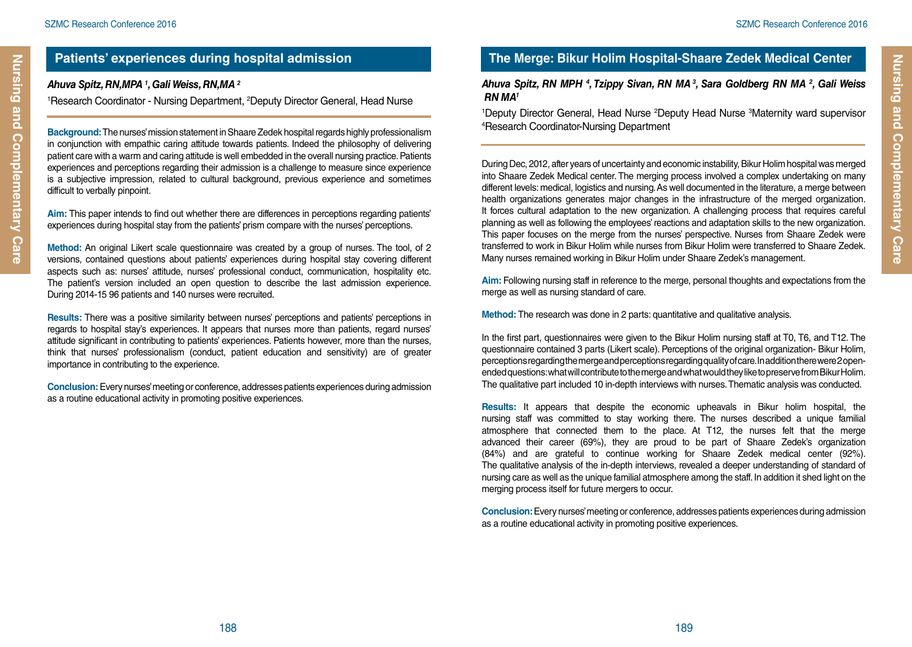## Patients' experiences during hospital admission

***Ahuva Spitz, RN,MPA [1], Gali Weiss, RN,MA [2]***

[1]Research Coordinator - Nursing Department, [2]Deputy Director General, Head Nurse

**Background:** The nurses' mission statement in Shaare Zedek hospital regards highly professionalism in conjunction with empathic caring attitude towards patients. Indeed the philosophy of delivering patient care with a warm and caring attitude is well embedded in the overall nursing practice. Patients experiences and perceptions regarding their admission is a challenge to measure since experience is a subjective impression, related to cultural background, previous experience and sometimes difficult to verbally pinpoint.

**Aim:** This paper intends to find out whether there are differences in perceptions regarding patients' experiences during hospital stay from the patients' prism compare with the nurses' perceptions.

**Method:** An original Likert scale questionnaire was created by a group of nurses. The tool, of 2 versions, contained questions about patients' experiences during hospital stay covering different aspects such as: nurses' attitude, nurses' professional conduct, communication, hospitality etc. The patient's version included an open question to describe the last admission experience. During 2014-15 96 patients and 140 nurses were recruited.

**Results:** There was a positive similarity between nurses' perceptions and patients' perceptions in regards to hospital stay's experiences. It appears that nurses more than patients, regard nurses' attitude significant in contributing to patients' experiences. Patients however, more than the nurses, think that nurses' professionalism (conduct, patient education and sensitivity) are of greater importance in contributing to the experience.

**Conclusion:** Every nurses' meeting or conference, addresses patients experiences during admission as a routine educational activity in promoting positive experiences.

## The Merge: Bikur Holim Hospital-Shaare Zedek Medical Center

***Ahuva Spitz, RN MPH [4], Tzippy Sivan, RN MA [3], Sara Goldberg RN MA [2], Gali Weiss RN MA[1]***

[1]Deputy Director General, Head Nurse [2]Deputy Head Nurse [3]Maternity ward supervisor [4]Research Coordinator-Nursing Department

During Dec, 2012, after years of uncertainty and economic instability, Bikur Holim hospital was merged into Shaare Zedek Medical center. The merging process involved a complex undertaking on many different levels: medical, logistics and nursing. As well documented in the literature, a merge between health organizations generates major changes in the infrastructure of the merged organization. It forces cultural adaptation to the new organization. A challenging process that requires careful planning as well as following the employees' reactions and adaptation skills to the new organization. This paper focuses on the merge from the nurses' perspective. Nurses from Shaare Zedek were transferred to work in Bikur Holim while nurses from Bikur Holim were transferred to Shaare Zedek. Many nurses remained working in Bikur Holim under Shaare Zedek's management.

**Aim:** Following nursing staff in reference to the merge, personal thoughts and expectations from the merge as well as nursing standard of care.

**Method:** The research was done in 2 parts: quantitative and qualitative analysis.

In the first part, questionnaires were given to the Bikur Holim nursing staff at T0, T6, and T12. The questionnaire contained 3 parts (Likert scale). Perceptions of the original organization- Bikur Holim, perceptions regarding the merge and perceptions regarding quality of care. In addition there were 2 open-ended questions: what will contribute to the merge and what would they like to preserve from Bikur Holim. The qualitative part included 10 in-depth interviews with nurses. Thematic analysis was conducted.

**Results:** It appears that despite the economic upheavals in Bikur holim hospital, the nursing staff was committed to stay working there. The nurses described a unique familial atmosphere that connected them to the place. At T12, the nurses felt that the merge advanced their career (69%), they are proud to be part of Shaare Zedek's organization (84%) and are grateful to continue working for Shaare Zedek medical center (92%). The qualitative analysis of the in-depth interviews, revealed a deeper understanding of standard of nursing care as well as the unique familial atmosphere among the staff. In addition it shed light on the merging process itself for future mergers to occur.

**Conclusion:** Every nurses' meeting or conference, addresses patients experiences during admission as a routine educational activity in promoting positive experiences.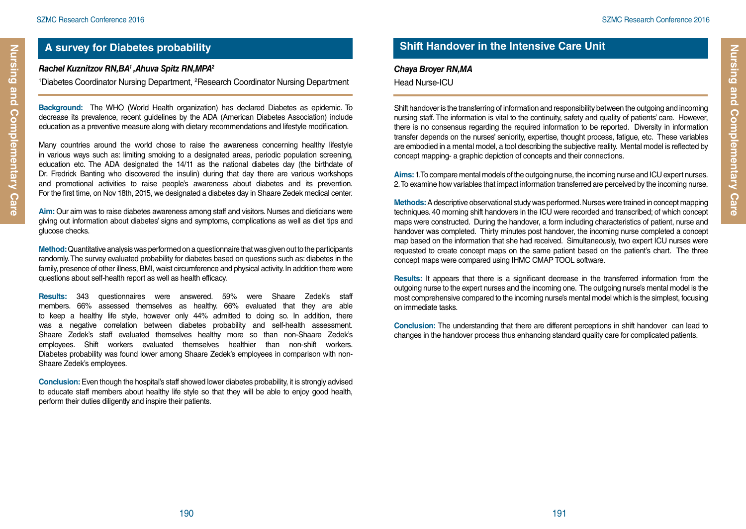## A survey for Diabetes probability

***Rachel Kuznitzov RN,BA[1] ,Ahuva Spitz RN,MPA[2]***

[1]Diabetes Coordinator Nursing Department, [2]Research Coordinator Nursing Department

**Background:** The WHO (World Health organization) has declared Diabetes as epidemic. To decrease its prevalence, recent guidelines by the ADA (American Diabetes Association) include education as a preventive measure along with dietary recommendations and lifestyle modification.

Many countries around the world chose to raise the awareness concerning healthy lifestyle in various ways such as: limiting smoking to a designated areas, periodic population screening, education etc. The ADA designated the 14/11 as the national diabetes day (the birthdate of Dr. Fredrick Banting who discovered the insulin) during that day there are various workshops and promotional activities to raise people's awareness about diabetes and its prevention. For the first time, on Nov 18th, 2015, we designated a diabetes day in Shaare Zedek medical center.

**Aim:** Our aim was to raise diabetes awareness among staff and visitors. Nurses and dieticians were giving out information about diabetes' signs and symptoms, complications as well as diet tips and glucose checks.

**Method:** Quantitative analysis was performed on a questionnaire that was given out to the participants randomly. The survey evaluated probability for diabetes based on questions such as: diabetes in the family, presence of other illness, BMI, waist circumference and physical activity. In addition there were questions about self-health report as well as health efficacy.

**Results:** 343 questionnaires were answered. 59% were Shaare Zedek's staff members. 66% assessed themselves as healthy. 66% evaluated that they are able to keep a healthy life style, however only 44% admitted to doing so. In addition, there was a negative correlation between diabetes probability and self-health assessment. Shaare Zedek's staff evaluated themselves healthy more so than non-Shaare Zedek's employees. Shift workers evaluated themselves healthier than non-shift workers. Diabetes probability was found lower among Shaare Zedek's employees in comparison with non-Shaare Zedek's employees.

**Conclusion:** Even though the hospital's staff showed lower diabetes probability, it is strongly advised to educate staff members about healthy life style so that they will be able to enjoy good health, perform their duties diligently and inspire their patients.

## Shift Handover in the Intensive Care Unit

***Chaya Broyer RN,MA***

Head Nurse-ICU

Shift handover is the transferring of information and responsibility between the outgoing and incoming nursing staff. The information is vital to the continuity, safety and quality of patients' care. However, there is no consensus regarding the required information to be reported. Diversity in information transfer depends on the nurses' seniority, expertise, thought process, fatigue, etc. These variables are embodied in a mental model, a tool describing the subjective reality. Mental model is reflected by concept mapping- a graphic depiction of concepts and their connections.

**Aims:** 1. To compare mental models of the outgoing nurse, the incoming nurse and ICU expert nurses. 2. To examine how variables that impact information transferred are perceived by the incoming nurse.

**Methods:** A descriptive observational study was performed. Nurses were trained in concept mapping techniques. 40 morning shift handovers in the ICU were recorded and transcribed; of which concept maps were constructed. During the handover, a form including characteristics of patient, nurse and handover was completed. Thirty minutes post handover, the incoming nurse completed a concept map based on the information that she had received. Simultaneously, two expert ICU nurses were requested to create concept maps on the same patient based on the patient's chart. The three concept maps were compared using IHMC CMAP TOOL software.

**Results:** It appears that there is a significant decrease in the transferred information from the outgoing nurse to the expert nurses and the incoming one. The outgoing nurse's mental model is the most comprehensive compared to the incoming nurse's mental model which is the simplest, focusing on immediate tasks.

**Conclusion:** The understanding that there are different perceptions in shift handover can lead to changes in the handover process thus enhancing standard quality care for complicated patients.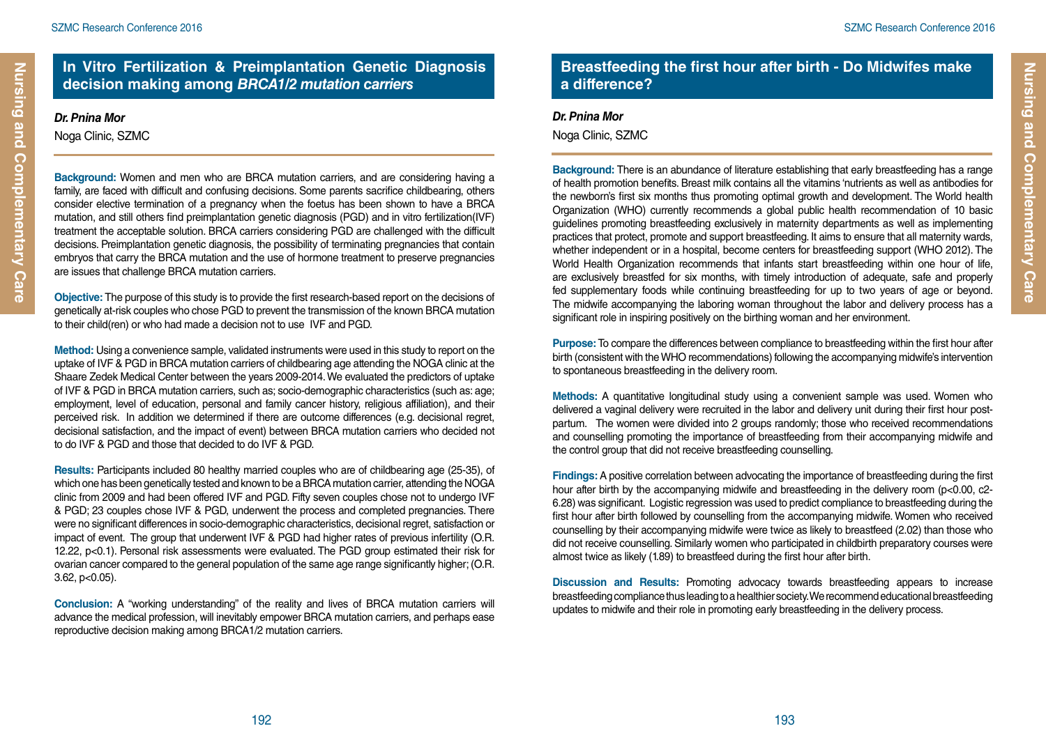## In Vitro Fertilization & Preimplantation Genetic Diagnosis decision making among *BRCA1/2 mutation carriers*

***Dr. Pnina Mor***

Noga Clinic, SZMC

**Background:** Women and men who are BRCA mutation carriers, and are considering having a family, are faced with difficult and confusing decisions. Some parents sacrifice childbearing, others consider elective termination of a pregnancy when the foetus has been shown to have a BRCA mutation, and still others find preimplantation genetic diagnosis (PGD) and in vitro fertilization(IVF) treatment the acceptable solution. BRCA carriers considering PGD are challenged with the difficult decisions. Preimplantation genetic diagnosis, the possibility of terminating pregnancies that contain embryos that carry the BRCA mutation and the use of hormone treatment to preserve pregnancies are issues that challenge BRCA mutation carriers.

**Objective:** The purpose of this study is to provide the first research-based report on the decisions of genetically at-risk couples who chose PGD to prevent the transmission of the known BRCA mutation to their child(ren) or who had made a decision not to use IVF and PGD.

**Method:** Using a convenience sample, validated instruments were used in this study to report on the uptake of IVF & PGD in BRCA mutation carriers of childbearing age attending the NOGA clinic at the Shaare Zedek Medical Center between the years 2009-2014. We evaluated the predictors of uptake of IVF & PGD in BRCA mutation carriers, such as; socio-demographic characteristics (such as: age; employment, level of education, personal and family cancer history, religious affiliation), and their perceived risk. In addition we determined if there are outcome differences (e.g. decisional regret, decisional satisfaction, and the impact of event) between BRCA mutation carriers who decided not to do IVF & PGD and those that decided to do IVF & PGD.

**Results:** Participants included 80 healthy married couples who are of childbearing age (25-35), of which one has been genetically tested and known to be a BRCA mutation carrier, attending the NOGA clinic from 2009 and had been offered IVF and PGD. Fifty seven couples chose not to undergo IVF & PGD; 23 couples chose IVF & PGD, underwent the process and completed pregnancies. There were no significant differences in socio-demographic characteristics, decisional regret, satisfaction or impact of event. The group that underwent IVF & PGD had higher rates of previous infertility (O.R. 12.22, $p<0.1$). Personal risk assessments were evaluated. The PGD group estimated their risk for ovarian cancer compared to the general population of the same age range significantly higher; (O.R. 3.62, $p<0.05$).

**Conclusion:** A "working understanding" of the reality and lives of BRCA mutation carriers will advance the medical profession, will inevitably empower BRCA mutation carriers, and perhaps ease reproductive decision making among BRCA1/2 mutation carriers.

## Breastfeeding the first hour after birth - Do Midwifes make a difference?

***Dr. Pnina Mor***

Noga Clinic, SZMC

**Background:** There is an abundance of literature establishing that early breastfeeding has a range of health promotion benefits. Breast milk contains all the vitamins 'nutrients as well as antibodies for the newborn's first six months thus promoting optimal growth and development. The World health Organization (WHO) currently recommends a global public health recommendation of 10 basic guidelines promoting breastfeeding exclusively in maternity departments as well as implementing practices that protect, promote and support breastfeeding. It aims to ensure that all maternity wards, whether independent or in a hospital, become centers for breastfeeding support (WHO 2012). The World Health Organization recommends that infants start breastfeeding within one hour of life, are exclusively breastfed for six months, with timely introduction of adequate, safe and properly fed supplementary foods while continuing breastfeeding for up to two years of age or beyond. The midwife accompanying the laboring woman throughout the labor and delivery process has a significant role in inspiring positively on the birthing woman and her environment.

**Purpose:** To compare the differences between compliance to breastfeeding within the first hour after birth (consistent with the WHO recommendations) following the accompanying midwife's intervention to spontaneous breastfeeding in the delivery room.

**Methods:** A quantitative longitudinal study using a convenient sample was used. Women who delivered a vaginal delivery were recruited in the labor and delivery unit during their first hour post-partum. The women were divided into 2 groups randomly; those who received recommendations and counselling promoting the importance of breastfeeding from their accompanying midwife and the control group that did not receive breastfeeding counselling.

**Findings:** A positive correlation between advocating the importance of breastfeeding during the first hour after birth by the accompanying midwife and breastfeeding in the delivery room ($p<0.00$, c2-6.28) was significant. Logistic regression was used to predict compliance to breastfeeding during the first hour after birth followed by counselling from the accompanying midwife. Women who received counselling by their accompanying midwife were twice as likely to breastfeed (2.02) than those who did not receive counselling. Similarly women who participated in childbirth preparatory courses were almost twice as likely (1.89) to breastfeed during the first hour after birth.

**Discussion and Results:** Promoting advocacy towards breastfeeding appears to increase breastfeeding compliance thus leading to a healthier society. We recommend educational breastfeeding updates to midwife and their role in promoting early breastfeeding in the delivery process.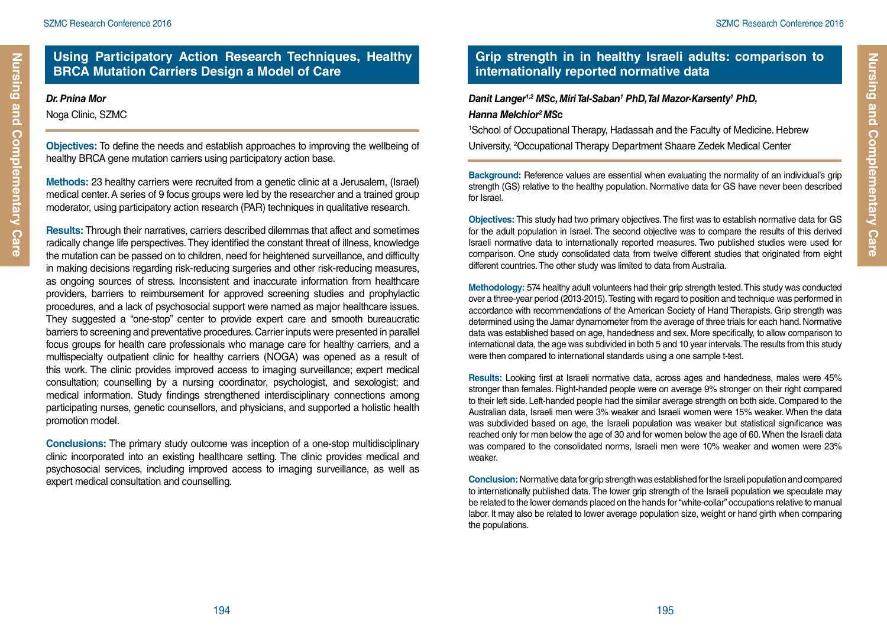## Using Participatory Action Research Techniques, Healthy BRCA Mutation Carriers Design a Model of Care

***Dr. Pnina Mor***

Noga Clinic, SZMC

**Objectives:** To define the needs and establish approaches to improving the wellbeing of healthy BRCA gene mutation carriers using participatory action base.

**Methods:** 23 healthy carriers were recruited from a genetic clinic at a Jerusalem, (Israel) medical center. A series of 9 focus groups were led by the researcher and a trained group moderator, using participatory action research (PAR) techniques in qualitative research.

**Results:** Through their narratives, carriers described dilemmas that affect and sometimes radically change life perspectives. They identified the constant threat of illness, knowledge the mutation can be passed on to children, need for heightened surveillance, and difficulty in making decisions regarding risk-reducing surgeries and other risk-reducing measures, as ongoing sources of stress. Inconsistent and inaccurate information from healthcare providers, barriers to reimbursement for approved screening studies and prophylactic procedures, and a lack of psychosocial support were named as major healthcare issues. They suggested a "one-stop" center to provide expert care and smooth bureaucratic barriers to screening and preventative procedures. Carrier inputs were presented in parallel focus groups for health care professionals who manage care for healthy carriers, and a multispecialty outpatient clinic for healthy carriers (NOGA) was opened as a result of this work. The clinic provides improved access to imaging surveillance; expert medical consultation; counselling by a nursing coordinator, psychologist, and sexologist; and medical information. Study findings strengthened interdisciplinary connections among participating nurses, genetic counsellors, and physicians, and supported a holistic health promotion model.

**Conclusions:** The primary study outcome was inception of a one-stop multidisciplinary clinic incorporated into an existing healthcare setting. The clinic provides medical and psychosocial services, including improved access to imaging surveillance, as well as expert medical consultation and counselling.

## Grip strength in in healthy Israeli adults: comparison to internationally reported normative data

***Danit Langer[1,2] MSc, Miri Tal-Saban[1] PhD, Tal Mazor-Karsenty[1] PhD, Hanna Melchior[2] MSc***

[1]School of Occupational Therapy, Hadassah and the Faculty of Medicine. Hebrew University, [2]Occupational Therapy Department Shaare Zedek Medical Center

**Background:** Reference values are essential when evaluating the normality of an individual's grip strength (GS) relative to the healthy population. Normative data for GS have never been described for Israel.

**Objectives:** This study had two primary objectives. The first was to establish normative data for GS for the adult population in Israel. The second objective was to compare the results of this derived Israeli normative data to internationally reported measures. Two published studies were used for comparison. One study consolidated data from twelve different studies that originated from eight different countries. The other study was limited to data from Australia.

**Methodology:** 574 healthy adult volunteers had their grip strength tested. This study was conducted over a three-year period (2013-2015). Testing with regard to position and technique was performed in accordance with recommendations of the American Society of Hand Therapists. Grip strength was determined using the Jamar dynamometer from the average of three trials for each hand. Normative data was established based on age, handedness and sex. More specifically, to allow comparison to international data, the age was subdivided in both 5 and 10 year intervals. The results from this study were then compared to international standards using a one sample t-test.

**Results:** Looking first at Israeli normative data, across ages and handedness, males were 45% stronger than females. Right-handed people were on average 9% stronger on their right compared to their left side. Left-handed people had the similar average strength on both side. Compared to the Australian data, Israeli men were 3% weaker and Israeli women were 15% weaker. When the data was subdivided based on age, the Israeli population was weaker but statistical significance was reached only for men below the age of 30 and for women below the age of 60. When the Israeli data was compared to the consolidated norms, Israeli men were 10% weaker and women were 23% weaker.

**Conclusion:** Normative data for grip strength was established for the Israeli population and compared to internationally published data. The lower grip strength of the Israeli population we speculate may be related to the lower demands placed on the hands for "white-collar" occupations relative to manual labor. It may also be related to lower average population size, weight or hand girth when comparing the populations.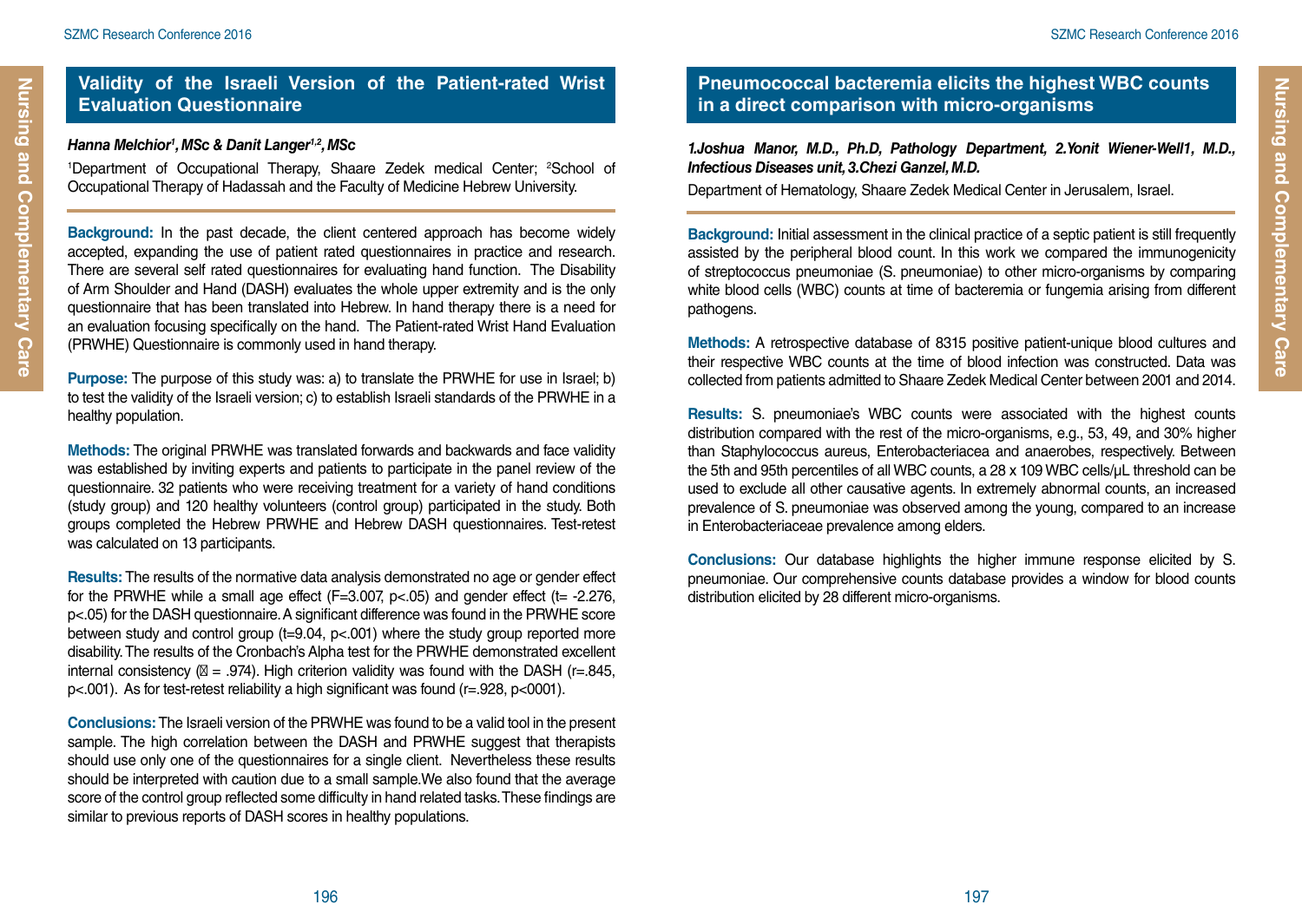## Validity of the Israeli Version of the Patient-rated Wrist Evaluation Questionnaire

***Hanna Melchior[1], MSc & Danit Langer[1,2], MSc***

[1]Department of Occupational Therapy, Shaare Zedek medical Center; [2]School of Occupational Therapy of Hadassah and the Faculty of Medicine Hebrew University.

**Background:** In the past decade, the client centered approach has become widely accepted, expanding the use of patient rated questionnaires in practice and research. There are several self rated questionnaires for evaluating hand function. The Disability of Arm Shoulder and Hand (DASH) evaluates the whole upper extremity and is the only questionnaire that has been translated into Hebrew. In hand therapy there is a need for an evaluation focusing specifically on the hand. The Patient-rated Wrist Hand Evaluation (PRWHE) Questionnaire is commonly used in hand therapy.

**Purpose:** The purpose of this study was: a) to translate the PRWHE for use in Israel; b) to test the validity of the Israeli version; c) to establish Israeli standards of the PRWHE in a healthy population.

**Methods:** The original PRWHE was translated forwards and backwards and face validity was established by inviting experts and patients to participate in the panel review of the questionnaire. 32 patients who were receiving treatment for a variety of hand conditions (study group) and 120 healthy volunteers (control group) participated in the study. Both groups completed the Hebrew PRWHE and Hebrew DASH questionnaires. Test-retest was calculated on 13 participants.

**Results:** The results of the normative data analysis demonstrated no age or gender effect for the PRWHE while a small age effect ($F=3.007$, $p<.05$) and gender effect ($t= -2.276$, $p<.05$) for the DASH questionnaire. A significant difference was found in the PRWHE score between study and control group ($t=9.04$, $p<.001$) where the study group reported more disability. The results of the Cronbach's Alpha test for the PRWHE demonstrated excellent internal consistency ($\alpha = .974$). High criterion validity was found with the DASH ($r=.845$, $p<.001$). As for test-retest reliability a high significant was found ($r=.928$, $p<0001$).

**Conclusions:** The Israeli version of the PRWHE was found to be a valid tool in the present sample. The high correlation between the DASH and PRWHE suggest that therapists should use only one of the questionnaires for a single client. Nevertheless these results should be interpreted with caution due to a small sample. We also found that the average score of the control group reflected some difficulty in hand related tasks. These findings are similar to previous reports of DASH scores in healthy populations.

## Pneumococcal bacteremia elicits the highest WBC counts in a direct comparison with micro-organisms

***1.Joshua Manor, M.D., Ph.D, Pathology Department, 2.Yonit Wiener-Well1, M.D., Infectious Diseases unit, 3.Chezi Ganzel, M.D.***

Department of Hematology, Shaare Zedek Medical Center in Jerusalem, Israel.

**Background:** Initial assessment in the clinical practice of a septic patient is still frequently assisted by the peripheral blood count. In this work we compared the immunogenicity of streptococcus pneumoniae (S. pneumoniae) to other micro-organisms by comparing white blood cells (WBC) counts at time of bacteremia or fungemia arising from different pathogens.

**Methods:** A retrospective database of 8315 positive patient-unique blood cultures and their respective WBC counts at the time of blood infection was constructed. Data was collected from patients admitted to Shaare Zedek Medical Center between 2001 and 2014.

**Results:** S. pneumoniae's WBC counts were associated with the highest counts distribution compared with the rest of the micro-organisms, e.g., 53, 49, and 30% higher than Staphylococcus aureus, Enterobacteriacea and anaerobes, respectively. Between the 5th and 95th percentiles of all WBC counts, a 28 x 109 WBC cells/μL threshold can be used to exclude all other causative agents. In extremely abnormal counts, an increased prevalence of S. pneumoniae was observed among the young, compared to an increase in Enterobacteriaceae prevalence among elders.

**Conclusions:** Our database highlights the higher immune response elicited by S. pneumoniae. Our comprehensive counts database provides a window for blood counts distribution elicited by 28 different micro-organisms.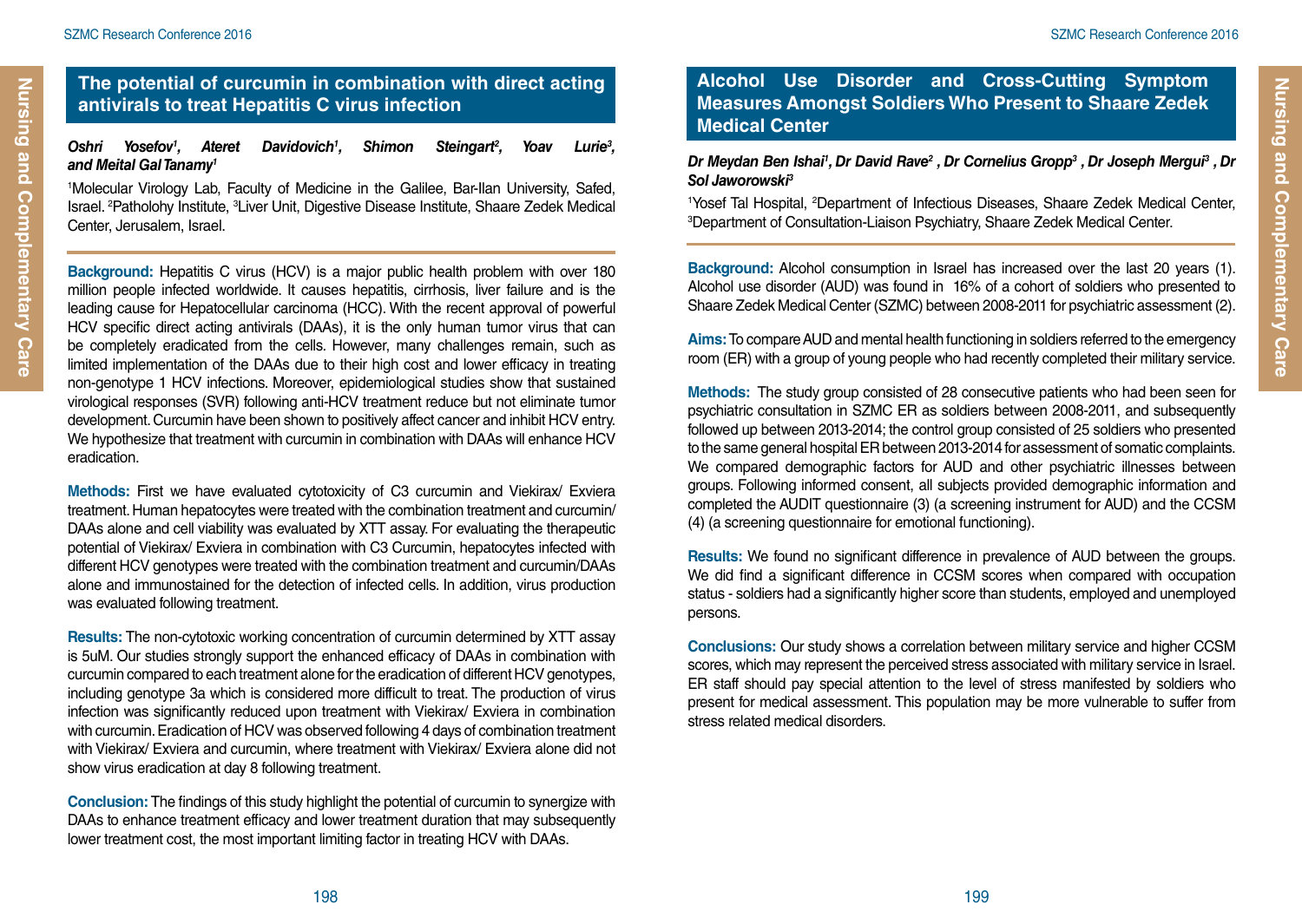## The potential of curcumin in combination with direct acting antivirals to treat Hepatitis C virus infection

***Oshri Yosefov[1], Ateret Davidovich[1], Shimon Steingart[2], Yoav Lurie[3], and Meital Gal Tanamy[1]***

[1]Molecular Virology Lab, Faculty of Medicine in the Galilee, Bar-Ilan University, Safed, Israel. [2]Patholohy Institute, [3]Liver Unit, Digestive Disease Institute, Shaare Zedek Medical Center, Jerusalem, Israel.

**Background:** Hepatitis C virus (HCV) is a major public health problem with over 180 million people infected worldwide. It causes hepatitis, cirrhosis, liver failure and is the leading cause for Hepatocellular carcinoma (HCC). With the recent approval of powerful HCV specific direct acting antivirals (DAAs), it is the only human tumor virus that can be completely eradicated from the cells. However, many challenges remain, such as limited implementation of the DAAs due to their high cost and lower efficacy in treating non-genotype 1 HCV infections. Moreover, epidemiological studies show that sustained virological responses (SVR) following anti-HCV treatment reduce but not eliminate tumor development. Curcumin have been shown to positively affect cancer and inhibit HCV entry. We hypothesize that treatment with curcumin in combination with DAAs will enhance HCV eradication.

**Methods:** First we have evaluated cytotoxicity of C3 curcumin and Viekirax/ Exviera treatment. Human hepatocytes were treated with the combination treatment and curcumin/ DAAs alone and cell viability was evaluated by XTT assay. For evaluating the therapeutic potential of Viekirax/ Exviera in combination with C3 Curcumin, hepatocytes infected with different HCV genotypes were treated with the combination treatment and curcumin/DAAs alone and immunostained for the detection of infected cells. In addition, virus production was evaluated following treatment.

**Results:** The non-cytotoxic working concentration of curcumin determined by XTT assay is 5uM. Our studies strongly support the enhanced efficacy of DAAs in combination with curcumin compared to each treatment alone for the eradication of different HCV genotypes, including genotype 3a which is considered more difficult to treat. The production of virus infection was significantly reduced upon treatment with Viekirax/ Exviera in combination with curcumin. Eradication of HCV was observed following 4 days of combination treatment with Viekirax/ Exviera and curcumin, where treatment with Viekirax/ Exviera alone did not show virus eradication at day 8 following treatment.

**Conclusion:** The findings of this study highlight the potential of curcumin to synergize with DAAs to enhance treatment efficacy and lower treatment duration that may subsequently lower treatment cost, the most important limiting factor in treating HCV with DAAs.

## Alcohol Use Disorder and Cross-Cutting Symptom Measures Amongst Soldiers Who Present to Shaare Zedek Medical Center

***Dr Meydan Ben Ishai[1], Dr David Rave[2], Dr Cornelius Gropp[3], Dr Joseph Mergui[3], Dr Sol Jaworowski[3]***

[1]Yosef Tal Hospital, [2]Department of Infectious Diseases, Shaare Zedek Medical Center, [3]Department of Consultation-Liaison Psychiatry, Shaare Zedek Medical Center.

**Background:** Alcohol consumption in Israel has increased over the last 20 years (1). Alcohol use disorder (AUD) was found in 16% of a cohort of soldiers who presented to Shaare Zedek Medical Center (SZMC) between 2008-2011 for psychiatric assessment (2).

**Aims:** To compare AUD and mental health functioning in soldiers referred to the emergency room (ER) with a group of young people who had recently completed their military service.

**Methods:** The study group consisted of 28 consecutive patients who had been seen for psychiatric consultation in SZMC ER as soldiers between 2008-2011, and subsequently followed up between 2013-2014; the control group consisted of 25 soldiers who presented to the same general hospital ER between 2013-2014 for assessment of somatic complaints. We compared demographic factors for AUD and other psychiatric illnesses between groups. Following informed consent, all subjects provided demographic information and completed the AUDIT questionnaire (3) (a screening instrument for AUD) and the CCSM (4) (a screening questionnaire for emotional functioning).

**Results:** We found no significant difference in prevalence of AUD between the groups. We did find a significant difference in CCSM scores when compared with occupation status - soldiers had a significantly higher score than students, employed and unemployed persons.

**Conclusions:** Our study shows a correlation between military service and higher CCSM scores, which may represent the perceived stress associated with military service in Israel. ER staff should pay special attention to the level of stress manifested by soldiers who present for medical assessment. This population may be more vulnerable to suffer from stress related medical disorders.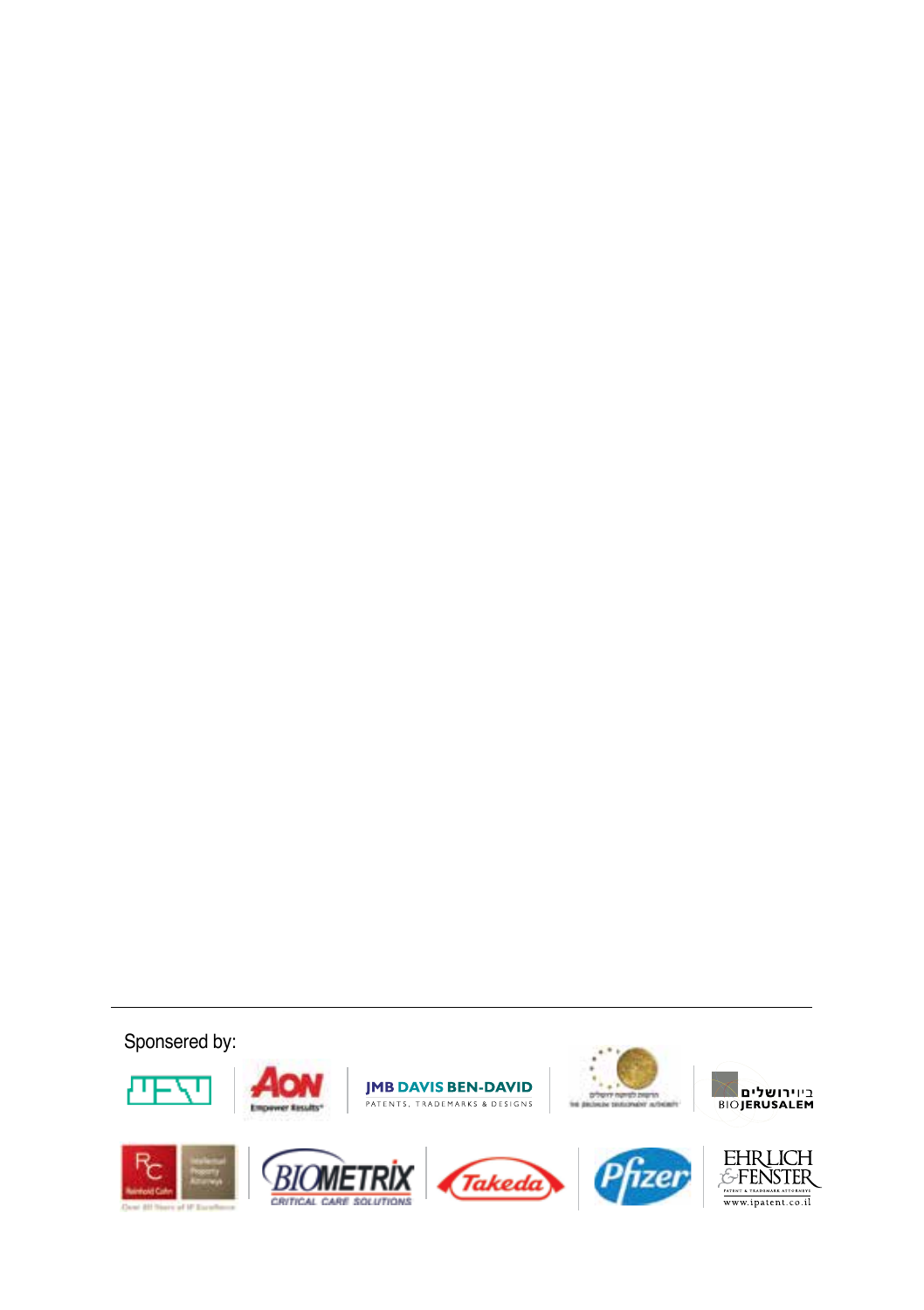Sponsored by:

AON
Empower Results

JMB DAVIS BEN-DAVID
PATENTS, TRADEMARKS & DESIGNS

ביוירושלים
BIOJERUSALEM

Reinhold Cohn
Intellectual Property Attorneys

BIOMETRIX
CRITICAL CARE SOLUTIONS

Takeda

Pfizer

EHRLICH & FENSTER
PATENT & TRADEMARK ATTORNEYS
www.ipatent.co.il